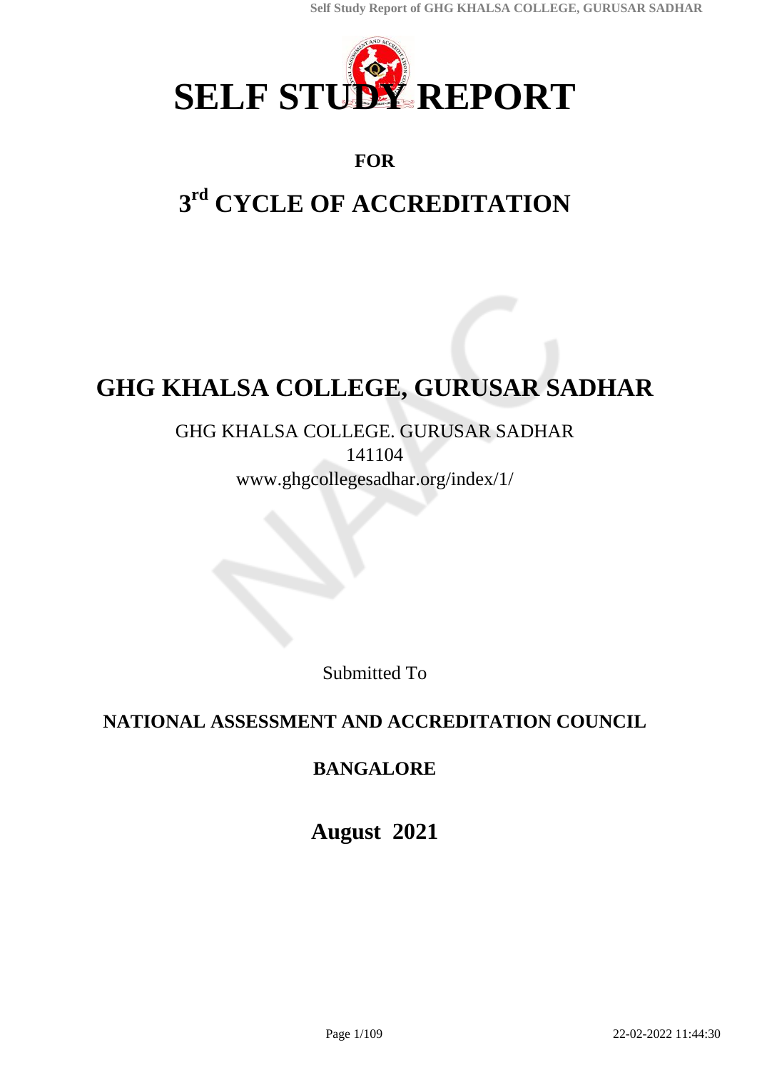# SELF STUDY REPORT

**FOR**

## 3rd CYCLE OF ACCREDITATION

# GHG KHALSA COLLEGE, GURUSAR SADHAR

GHG KHALSA COLLEGE. GURUSAR SADHAR
141104
www.ghgcollegesadhar.org/index/1/

Submitted To

**NATIONAL ASSESSMENT AND ACCREDITATION COUNCIL**

**BANGALORE**

**August 2021**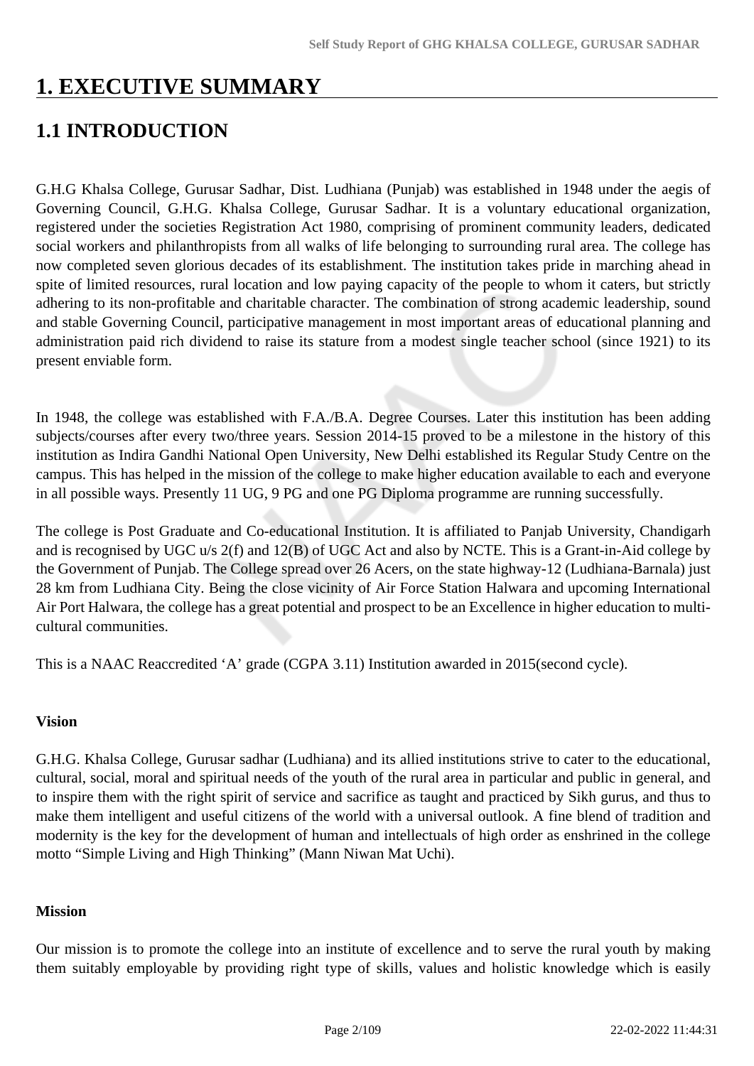# 1. EXECUTIVE SUMMARY

## 1.1 INTRODUCTION

G.H.G Khalsa College, Gurusar Sadhar, Dist. Ludhiana (Punjab) was established in 1948 under the aegis of Governing Council, G.H.G. Khalsa College, Gurusar Sadhar. It is a voluntary educational organization, registered under the societies Registration Act 1980, comprising of prominent community leaders, dedicated social workers and philanthropists from all walks of life belonging to surrounding rural area. The college has now completed seven glorious decades of its establishment. The institution takes pride in marching ahead in spite of limited resources, rural location and low paying capacity of the people to whom it caters, but strictly adhering to its non-profitable and charitable character. The combination of strong academic leadership, sound and stable Governing Council, participative management in most important areas of educational planning and administration paid rich dividend to raise its stature from a modest single teacher school (since 1921) to its present enviable form.

In 1948, the college was established with F.A./B.A. Degree Courses. Later this institution has been adding subjects/courses after every two/three years. Session 2014-15 proved to be a milestone in the history of this institution as Indira Gandhi National Open University, New Delhi established its Regular Study Centre on the campus. This has helped in the mission of the college to make higher education available to each and everyone in all possible ways. Presently 11 UG, 9 PG and one PG Diploma programme are running successfully.

The college is Post Graduate and Co-educational Institution. It is affiliated to Panjab University, Chandigarh and is recognised by UGC u/s 2(f) and 12(B) of UGC Act and also by NCTE. This is a Grant-in-Aid college by the Government of Punjab. The College spread over 26 Acers, on the state highway-12 (Ludhiana-Barnala) just 28 km from Ludhiana City. Being the close vicinity of Air Force Station Halwara and upcoming International Air Port Halwara, the college has a great potential and prospect to be an Excellence in higher education to multi-cultural communities.

This is a NAAC Reaccredited 'A' grade (CGPA 3.11) Institution awarded in 2015(second cycle).

**Vision**

G.H.G. Khalsa College, Gurusar sadhar (Ludhiana) and its allied institutions strive to cater to the educational, cultural, social, moral and spiritual needs of the youth of the rural area in particular and public in general, and to inspire them with the right spirit of service and sacrifice as taught and practiced by Sikh gurus, and thus to make them intelligent and useful citizens of the world with a universal outlook. A fine blend of tradition and modernity is the key for the development of human and intellectuals of high order as enshrined in the college motto "Simple Living and High Thinking" (Mann Niwan Mat Uchi).

**Mission**

Our mission is to promote the college into an institute of excellence and to serve the rural youth by making them suitably employable by providing right type of skills, values and holistic knowledge which is easily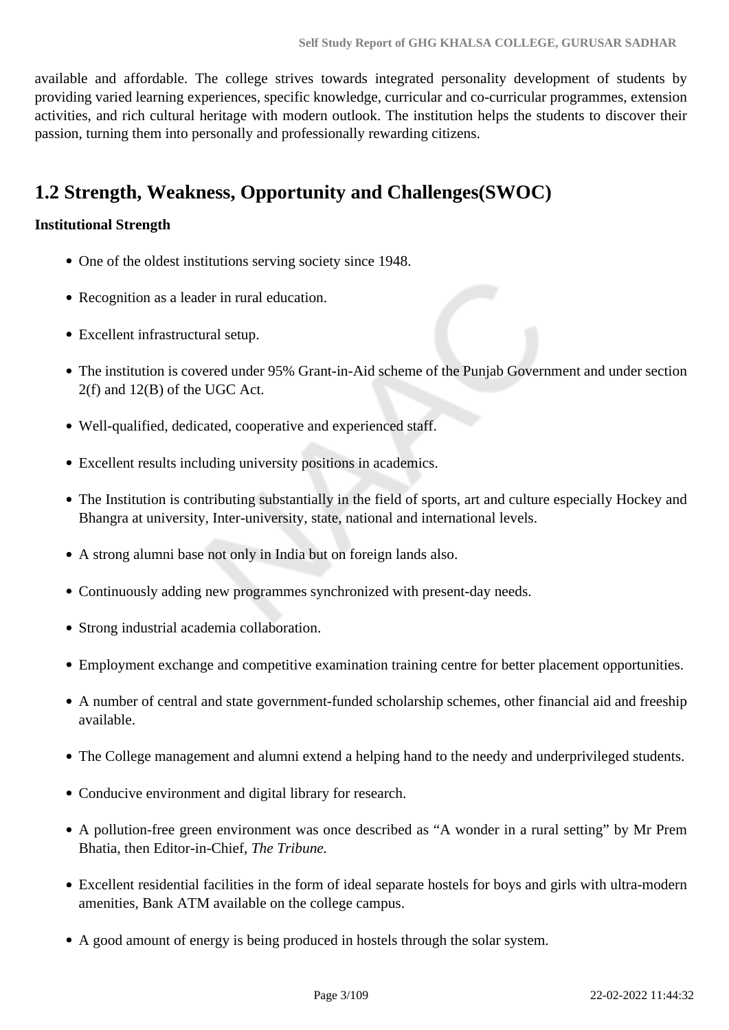available and affordable. The college strives towards integrated personality development of students by providing varied learning experiences, specific knowledge, curricular and co-curricular programmes, extension activities, and rich cultural heritage with modern outlook. The institution helps the students to discover their passion, turning them into personally and professionally rewarding citizens.

## 1.2 Strength, Weakness, Opportunity and Challenges(SWOC)

**Institutional Strength**

- One of the oldest institutions serving society since 1948.
- Recognition as a leader in rural education.
- Excellent infrastructural setup.
- The institution is covered under 95% Grant-in-Aid scheme of the Punjab Government and under section 2(f) and 12(B) of the UGC Act.
- Well-qualified, dedicated, cooperative and experienced staff.
- Excellent results including university positions in academics.
- The Institution is contributing substantially in the field of sports, art and culture especially Hockey and Bhangra at university, Inter-university, state, national and international levels.
- A strong alumni base not only in India but on foreign lands also.
- Continuously adding new programmes synchronized with present-day needs.
- Strong industrial academia collaboration.
- Employment exchange and competitive examination training centre for better placement opportunities.
- A number of central and state government-funded scholarship schemes, other financial aid and freeship available.
- The College management and alumni extend a helping hand to the needy and underprivileged students.
- Conducive environment and digital library for research.
- A pollution-free green environment was once described as "A wonder in a rural setting" by Mr Prem Bhatia, then Editor-in-Chief, *The Tribune.*
- Excellent residential facilities in the form of ideal separate hostels for boys and girls with ultra-modern amenities, Bank ATM available on the college campus.
- A good amount of energy is being produced in hostels through the solar system.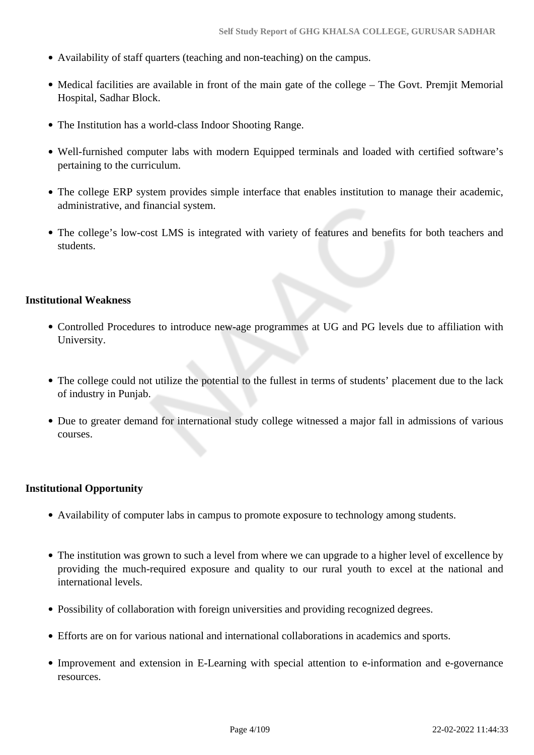- Availability of staff quarters (teaching and non-teaching) on the campus.
- Medical facilities are available in front of the main gate of the college – The Govt. Premjit Memorial Hospital, Sadhar Block.
- The Institution has a world-class Indoor Shooting Range.
- Well-furnished computer labs with modern Equipped terminals and loaded with certified software's pertaining to the curriculum.
- The college ERP system provides simple interface that enables institution to manage their academic, administrative, and financial system.
- The college's low-cost LMS is integrated with variety of features and benefits for both teachers and students.

**Institutional Weakness**

- Controlled Procedures to introduce new-age programmes at UG and PG levels due to affiliation with University.
- The college could not utilize the potential to the fullest in terms of students' placement due to the lack of industry in Punjab.
- Due to greater demand for international study college witnessed a major fall in admissions of various courses.

**Institutional Opportunity**

- Availability of computer labs in campus to promote exposure to technology among students.
- The institution was grown to such a level from where we can upgrade to a higher level of excellence by providing the much-required exposure and quality to our rural youth to excel at the national and international levels.
- Possibility of collaboration with foreign universities and providing recognized degrees.
- Efforts are on for various national and international collaborations in academics and sports.
- Improvement and extension in E-Learning with special attention to e-information and e-governance resources.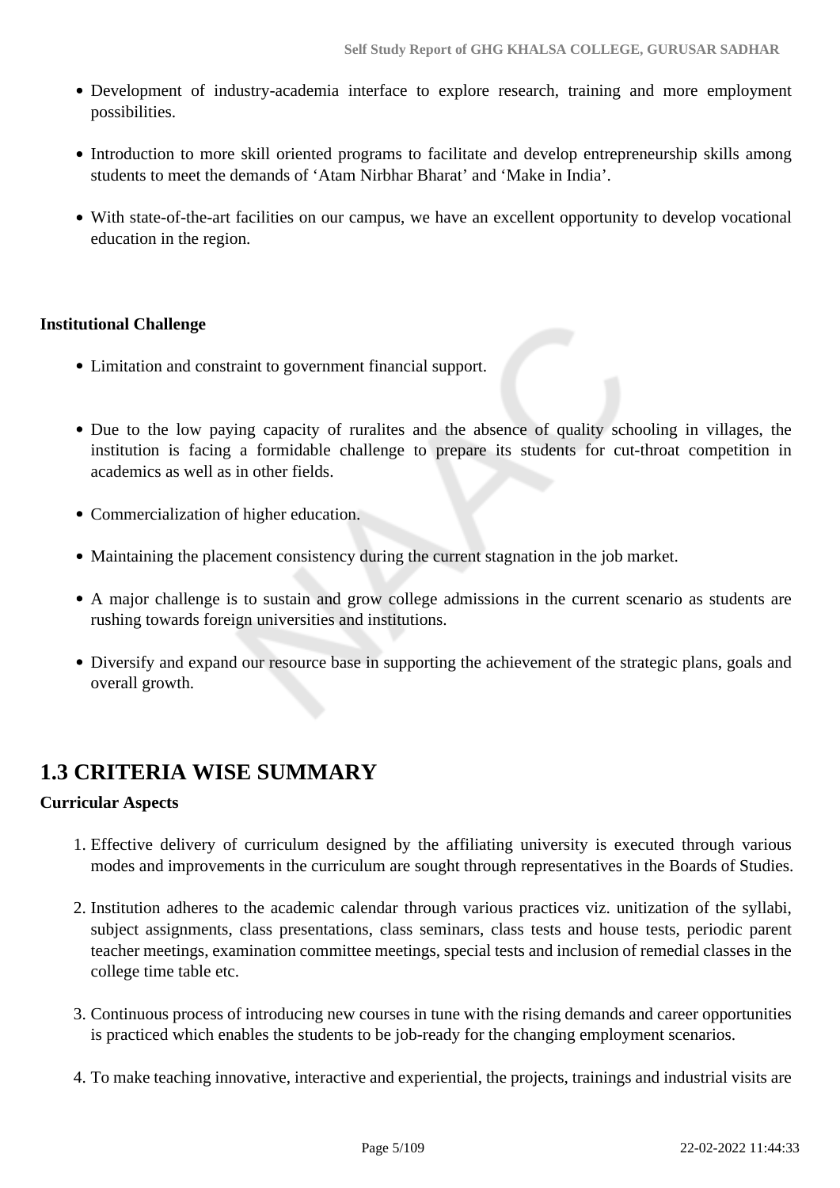- Development of industry-academia interface to explore research, training and more employment possibilities.
- Introduction to more skill oriented programs to facilitate and develop entrepreneurship skills among students to meet the demands of 'Atam Nirbhar Bharat' and 'Make in India'.
- With state-of-the-art facilities on our campus, we have an excellent opportunity to develop vocational education in the region.

**Institutional Challenge**

- Limitation and constraint to government financial support.
- Due to the low paying capacity of ruralites and the absence of quality schooling in villages, the institution is facing a formidable challenge to prepare its students for cut-throat competition in academics as well as in other fields.
- Commercialization of higher education.
- Maintaining the placement consistency during the current stagnation in the job market.
- A major challenge is to sustain and grow college admissions in the current scenario as students are rushing towards foreign universities and institutions.
- Diversify and expand our resource base in supporting the achievement of the strategic plans, goals and overall growth.

## 1.3 CRITERIA WISE SUMMARY

**Curricular Aspects**

1. Effective delivery of curriculum designed by the affiliating university is executed through various modes and improvements in the curriculum are sought through representatives in the Boards of Studies.
2. Institution adheres to the academic calendar through various practices viz. unitization of the syllabi, subject assignments, class presentations, class seminars, class tests and house tests, periodic parent teacher meetings, examination committee meetings, special tests and inclusion of remedial classes in the college time table etc.
3. Continuous process of introducing new courses in tune with the rising demands and career opportunities is practiced which enables the students to be job-ready for the changing employment scenarios.
4. To make teaching innovative, interactive and experiential, the projects, trainings and industrial visits are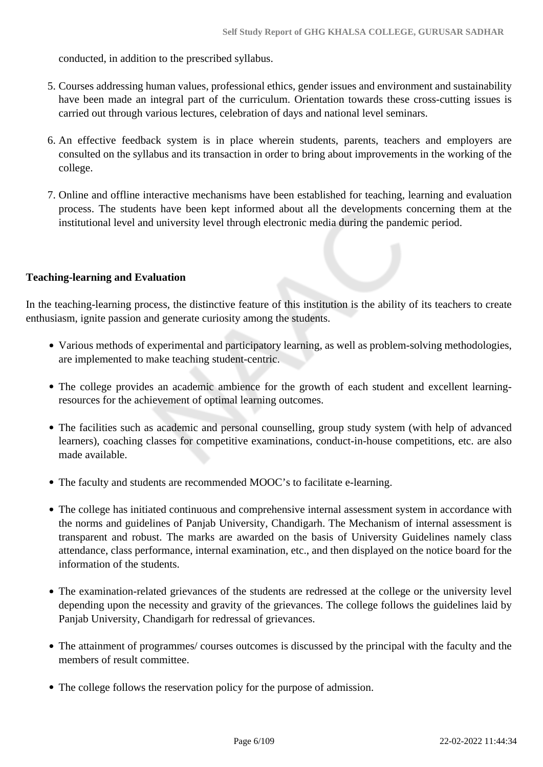conducted, in addition to the prescribed syllabus.

5. Courses addressing human values, professional ethics, gender issues and environment and sustainability have been made an integral part of the curriculum. Orientation towards these cross-cutting issues is carried out through various lectures, celebration of days and national level seminars.
6. An effective feedback system is in place wherein students, parents, teachers and employers are consulted on the syllabus and its transaction in order to bring about improvements in the working of the college.
7. Online and offline interactive mechanisms have been established for teaching, learning and evaluation process. The students have been kept informed about all the developments concerning them at the institutional level and university level through electronic media during the pandemic period.

**Teaching-learning and Evaluation**

In the teaching-learning process, the distinctive feature of this institution is the ability of its teachers to create enthusiasm, ignite passion and generate curiosity among the students.

- Various methods of experimental and participatory learning, as well as problem-solving methodologies, are implemented to make teaching student-centric.
- The college provides an academic ambience for the growth of each student and excellent learning-resources for the achievement of optimal learning outcomes.
- The facilities such as academic and personal counselling, group study system (with help of advanced learners), coaching classes for competitive examinations, conduct-in-house competitions, etc. are also made available.
- The faculty and students are recommended MOOC's to facilitate e-learning.
- The college has initiated continuous and comprehensive internal assessment system in accordance with the norms and guidelines of Panjab University, Chandigarh. The Mechanism of internal assessment is transparent and robust. The marks are awarded on the basis of University Guidelines namely class attendance, class performance, internal examination, etc., and then displayed on the notice board for the information of the students.
- The examination-related grievances of the students are redressed at the college or the university level depending upon the necessity and gravity of the grievances. The college follows the guidelines laid by Panjab University, Chandigarh for redressal of grievances.
- The attainment of programmes/ courses outcomes is discussed by the principal with the faculty and the members of result committee.
- The college follows the reservation policy for the purpose of admission.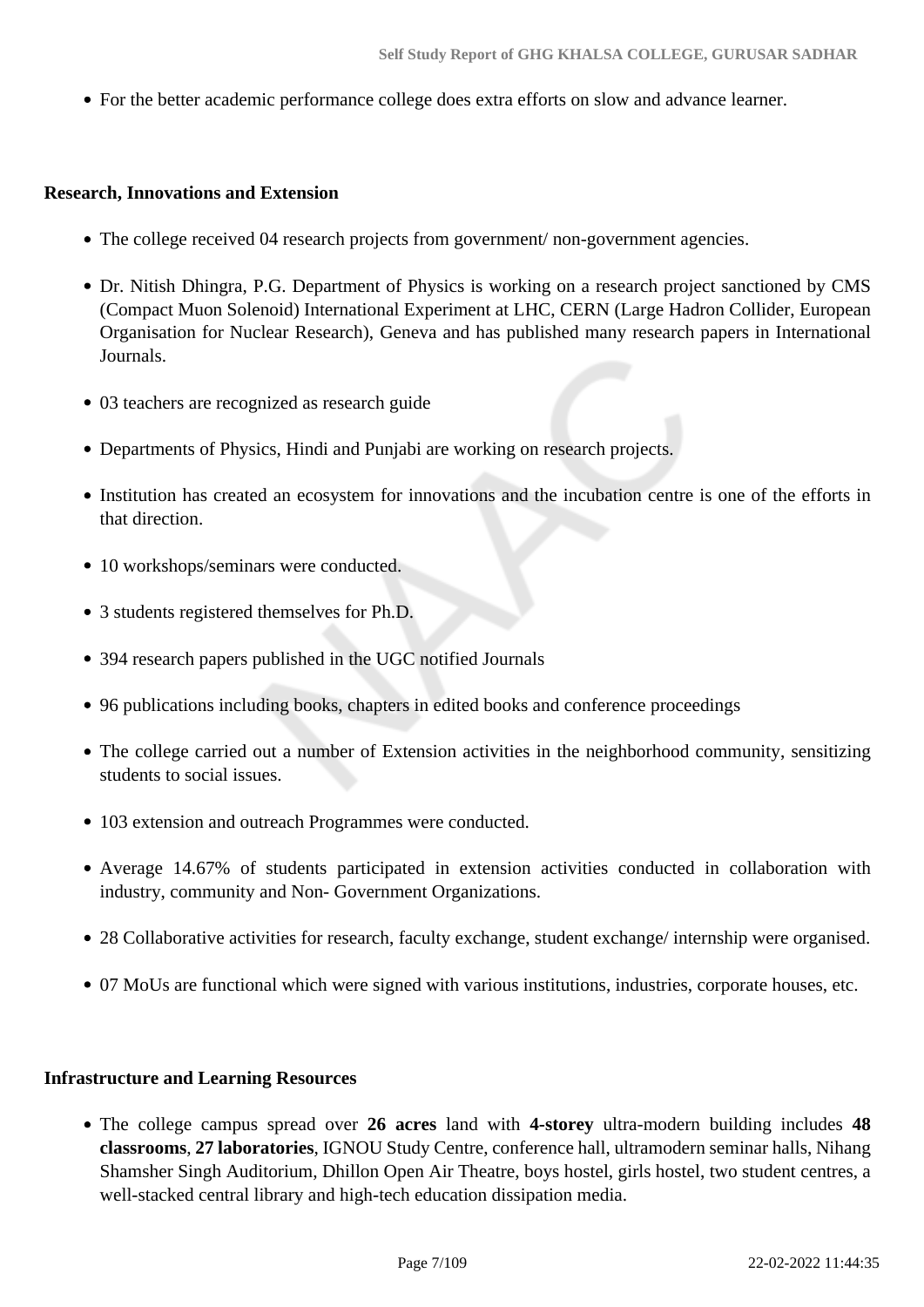- For the better academic performance college does extra efforts on slow and advance learner.

**Research, Innovations and Extension**

- The college received 04 research projects from government/ non-government agencies.
- Dr. Nitish Dhingra, P.G. Department of Physics is working on a research project sanctioned by CMS (Compact Muon Solenoid) International Experiment at LHC, CERN (Large Hadron Collider, European Organisation for Nuclear Research), Geneva and has published many research papers in International Journals.
- 03 teachers are recognized as research guide
- Departments of Physics, Hindi and Punjabi are working on research projects.
- Institution has created an ecosystem for innovations and the incubation centre is one of the efforts in that direction.
- 10 workshops/seminars were conducted.
- 3 students registered themselves for Ph.D.
- 394 research papers published in the UGC notified Journals
- 96 publications including books, chapters in edited books and conference proceedings
- The college carried out a number of Extension activities in the neighborhood community, sensitizing students to social issues.
- 103 extension and outreach Programmes were conducted.
- Average 14.67% of students participated in extension activities conducted in collaboration with industry, community and Non- Government Organizations.
- 28 Collaborative activities for research, faculty exchange, student exchange/ internship were organised.
- 07 MoUs are functional which were signed with various institutions, industries, corporate houses, etc.

**Infrastructure and Learning Resources**

- The college campus spread over **26 acres** land with **4-storey** ultra-modern building includes **48 classrooms**, **27 laboratories**, IGNOU Study Centre, conference hall, ultramodern seminar halls, Nihang Shamsher Singh Auditorium, Dhillon Open Air Theatre, boys hostel, girls hostel, two student centres, a well-stacked central library and high-tech education dissipation media.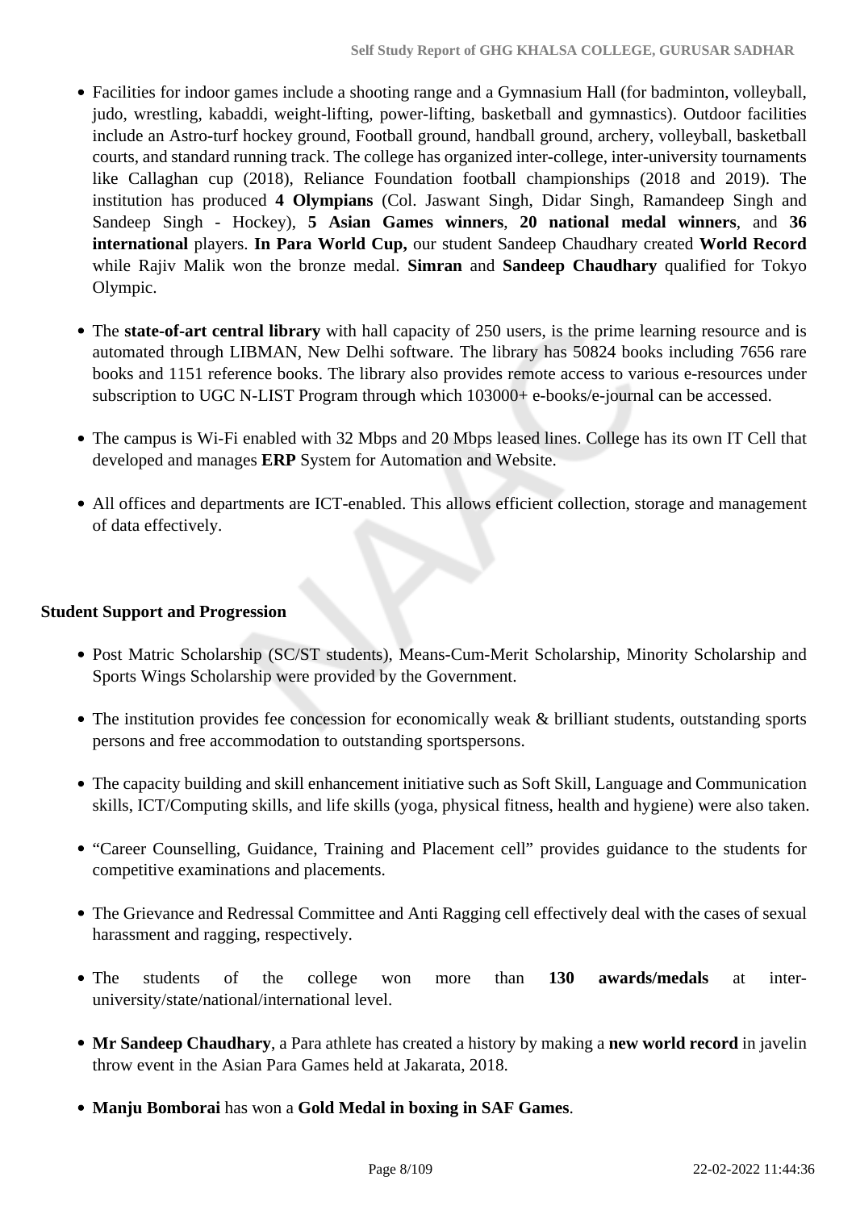- Facilities for indoor games include a shooting range and a Gymnasium Hall (for badminton, volleyball, judo, wrestling, kabaddi, weight-lifting, power-lifting, basketball and gymnastics). Outdoor facilities include an Astro-turf hockey ground, Football ground, handball ground, archery, volleyball, basketball courts, and standard running track. The college has organized inter-college, inter-university tournaments like Callaghan cup (2018), Reliance Foundation football championships (2018 and 2019). The institution has produced **4 Olympians** (Col. Jaswant Singh, Didar Singh, Ramandeep Singh and Sandeep Singh - Hockey), **5 Asian Games winners**, **20 national medal winners**, and **36 international** players. **In Para World Cup,** our student Sandeep Chaudhary created **World Record** while Rajiv Malik won the bronze medal. **Simran** and **Sandeep Chaudhary** qualified for Tokyo Olympic.

- The **state-of-art central library** with hall capacity of 250 users, is the prime learning resource and is automated through LIBMAN, New Delhi software. The library has 50824 books including 7656 rare books and 1151 reference books. The library also provides remote access to various e-resources under subscription to UGC N-LIST Program through which 103000+ e-books/e-journal can be accessed.

- The campus is Wi-Fi enabled with 32 Mbps and 20 Mbps leased lines. College has its own IT Cell that developed and manages **ERP** System for Automation and Website.

- All offices and departments are ICT-enabled. This allows efficient collection, storage and management of data effectively.

**Student Support and Progression**

- Post Matric Scholarship (SC/ST students), Means-Cum-Merit Scholarship, Minority Scholarship and Sports Wings Scholarship were provided by the Government.

- The institution provides fee concession for economically weak & brilliant students, outstanding sports persons and free accommodation to outstanding sportspersons.

- The capacity building and skill enhancement initiative such as Soft Skill, Language and Communication skills, ICT/Computing skills, and life skills (yoga, physical fitness, health and hygiene) were also taken.

- "Career Counselling, Guidance, Training and Placement cell" provides guidance to the students for competitive examinations and placements.

- The Grievance and Redressal Committee and Anti Ragging cell effectively deal with the cases of sexual harassment and ragging, respectively.

- The students of the college won more than **130 awards/medals** at inter-university/state/national/international level.

- **Mr Sandeep Chaudhary**, a Para athlete has created a history by making a **new world record** in javelin throw event in the Asian Para Games held at Jakarata, 2018.

- **Manju Bomborai** has won a **Gold Medal in boxing in SAF Games**.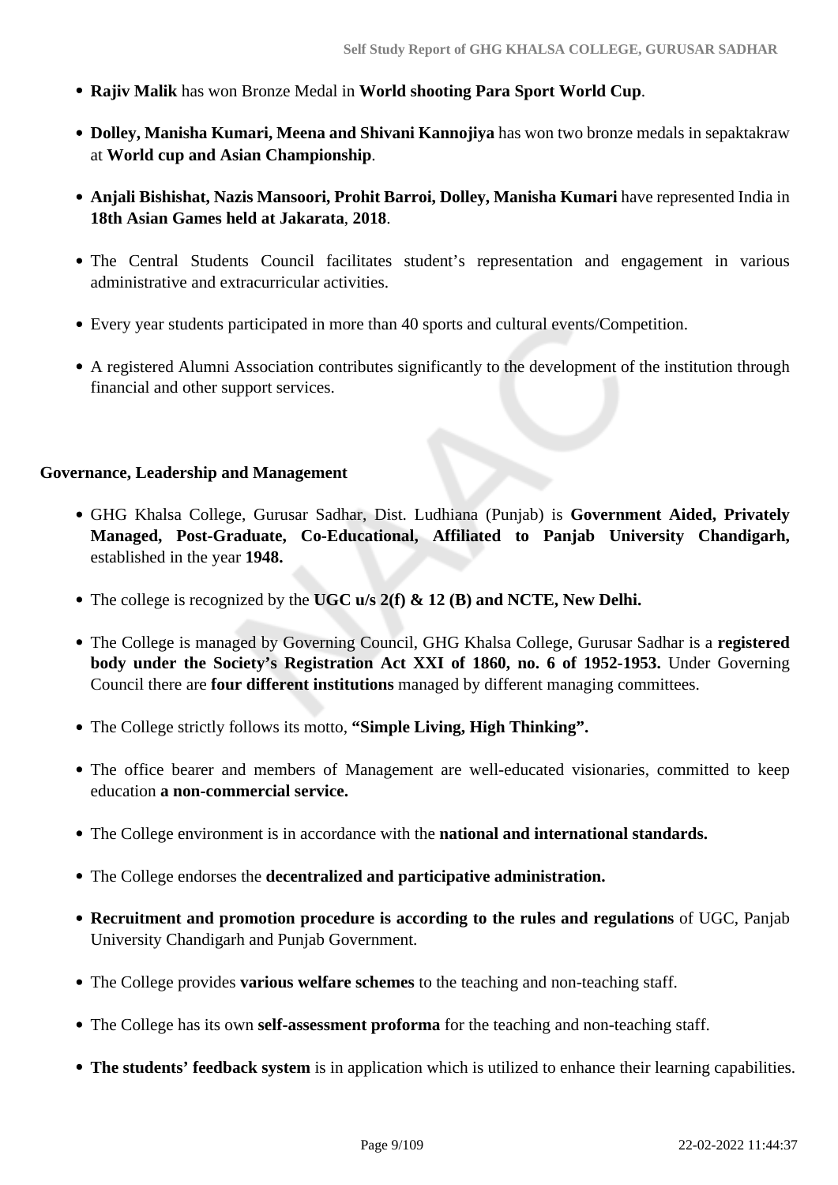- **Rajiv Malik** has won Bronze Medal in **World shooting Para Sport World Cup**.
- **Dolley, Manisha Kumari, Meena and Shivani Kannojiya** has won two bronze medals in sepaktakraw at **World cup and Asian Championship**.
- **Anjali Bishishat, Nazis Mansoori, Prohit Barroi, Dolley, Manisha Kumari** have represented India in **18th Asian Games held at Jakarata**, **2018**.
- The Central Students Council facilitates student's representation and engagement in various administrative and extracurricular activities.
- Every year students participated in more than 40 sports and cultural events/Competition.
- A registered Alumni Association contributes significantly to the development of the institution through financial and other support services.

**Governance, Leadership and Management**

- GHG Khalsa College, Gurusar Sadhar, Dist. Ludhiana (Punjab) is **Government Aided, Privately Managed, Post-Graduate, Co-Educational, Affiliated to Panjab University Chandigarh,** established in the year **1948.**
- The college is recognized by the **UGC u/s 2(f) & 12 (B) and NCTE, New Delhi.**
- The College is managed by Governing Council, GHG Khalsa College, Gurusar Sadhar is a **registered body under the Society's Registration Act XXI of 1860, no. 6 of 1952-1953.** Under Governing Council there are **four different institutions** managed by different managing committees.
- The College strictly follows its motto, **"Simple Living, High Thinking".**
- The office bearer and members of Management are well-educated visionaries, committed to keep education **a non-commercial service.**
- The College environment is in accordance with the **national and international standards.**
- The College endorses the **decentralized and participative administration.**
- **Recruitment and promotion procedure is according to the rules and regulations** of UGC, Panjab University Chandigarh and Punjab Government.
- The College provides **various welfare schemes** to the teaching and non-teaching staff.
- The College has its own **self-assessment proforma** for the teaching and non-teaching staff.
- **The students' feedback system** is in application which is utilized to enhance their learning capabilities.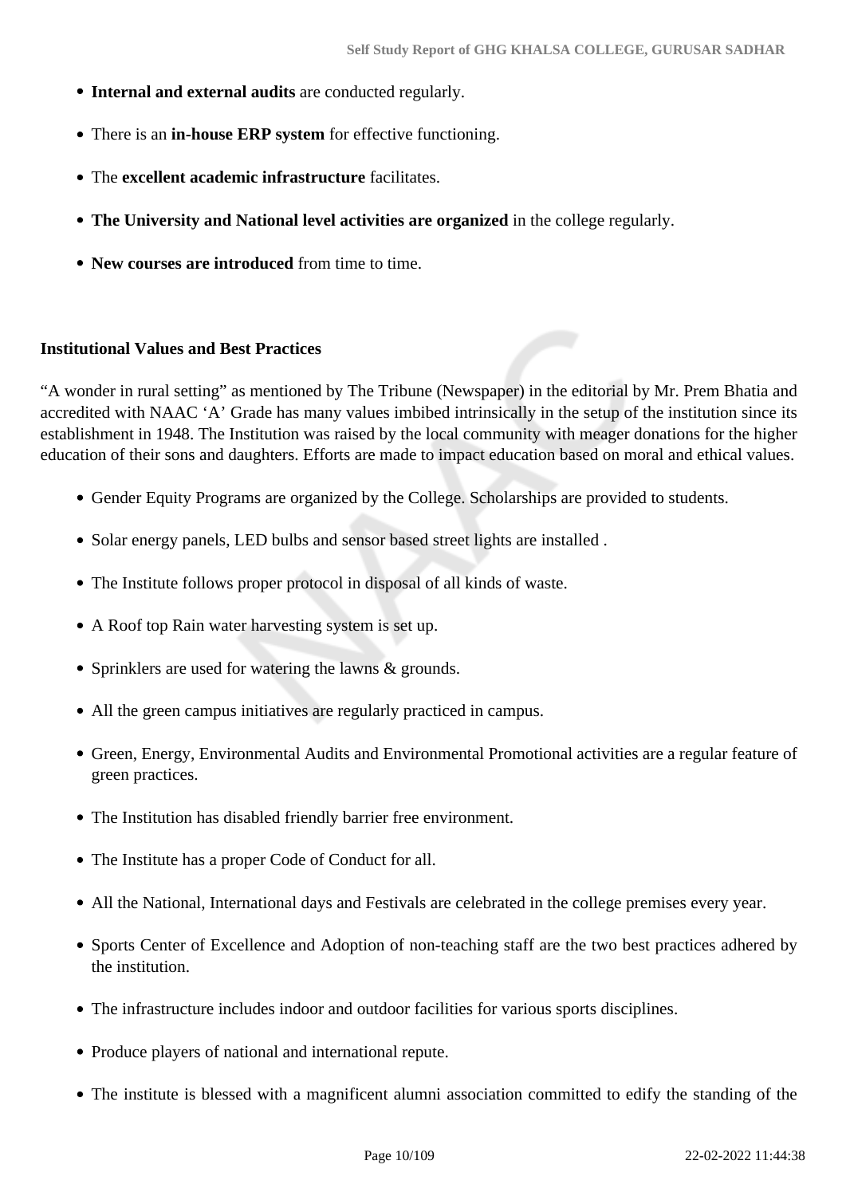- **Internal and external audits** are conducted regularly.
- There is an **in-house ERP system** for effective functioning.
- The **excellent academic infrastructure** facilitates.
- **The University and National level activities are organized** in the college regularly.
- **New courses are introduced** from time to time.

**Institutional Values and Best Practices**

"A wonder in rural setting" as mentioned by The Tribune (Newspaper) in the editorial by Mr. Prem Bhatia and accredited with NAAC 'A' Grade has many values imbibed intrinsically in the setup of the institution since its establishment in 1948. The Institution was raised by the local community with meager donations for the higher education of their sons and daughters. Efforts are made to impact education based on moral and ethical values.

- Gender Equity Programs are organized by the College. Scholarships are provided to students.
- Solar energy panels, LED bulbs and sensor based street lights are installed .
- The Institute follows proper protocol in disposal of all kinds of waste.
- A Roof top Rain water harvesting system is set up.
- Sprinklers are used for watering the lawns & grounds.
- All the green campus initiatives are regularly practiced in campus.
- Green, Energy, Environmental Audits and Environmental Promotional activities are a regular feature of green practices.
- The Institution has disabled friendly barrier free environment.
- The Institute has a proper Code of Conduct for all.
- All the National, International days and Festivals are celebrated in the college premises every year.
- Sports Center of Excellence and Adoption of non-teaching staff are the two best practices adhered by the institution.
- The infrastructure includes indoor and outdoor facilities for various sports disciplines.
- Produce players of national and international repute.
- The institute is blessed with a magnificent alumni association committed to edify the standing of the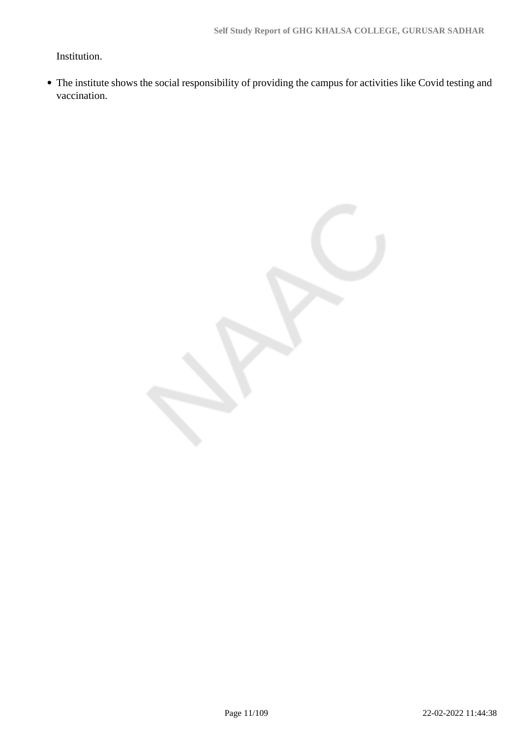Institution.

- The institute shows the social responsibility of providing the campus for activities like Covid testing and vaccination.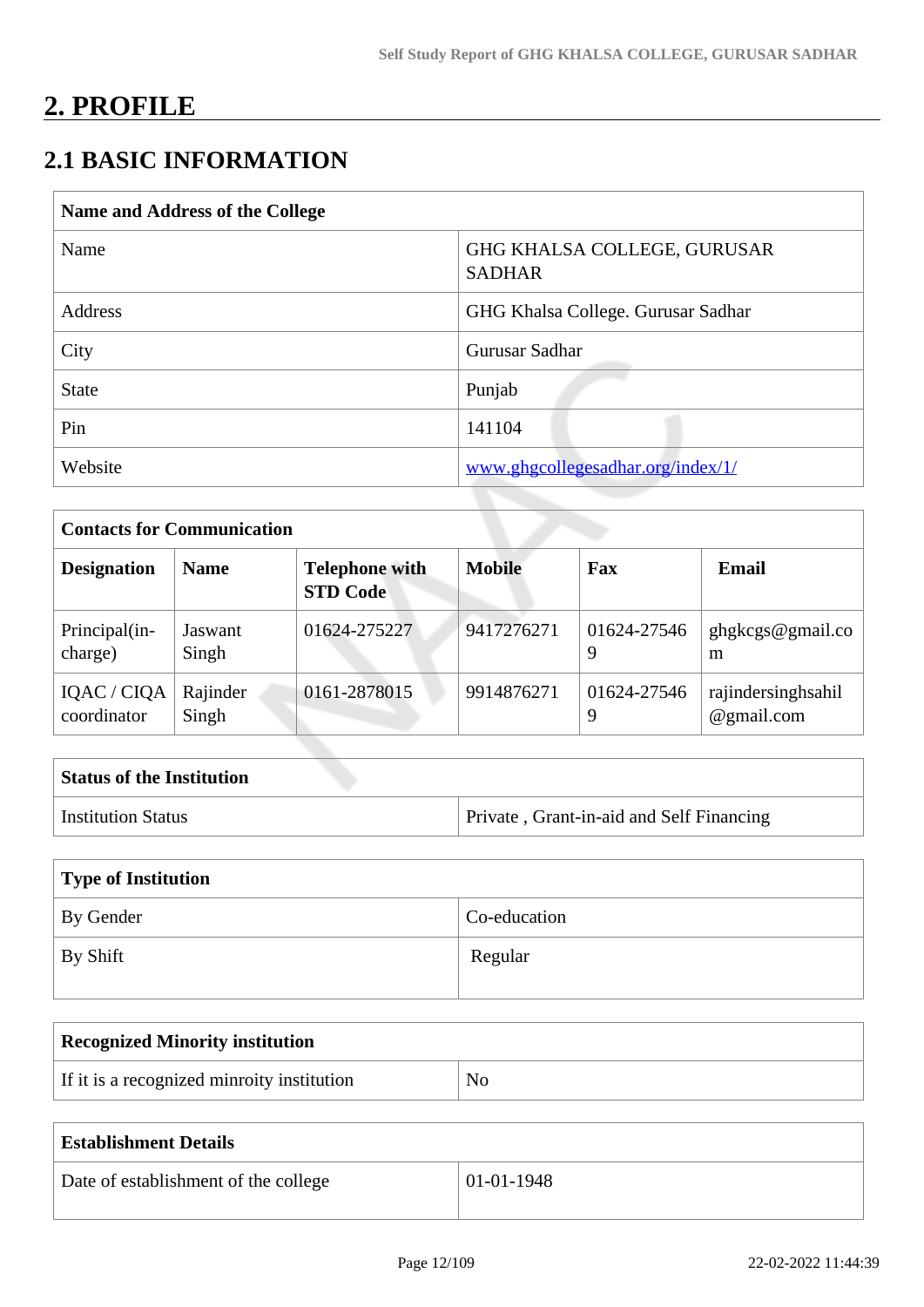# 2. PROFILE

## 2.1 BASIC INFORMATION

| Name and Address of the College | |
|---|---|
| Name | GHG KHALSA COLLEGE, GURUSAR SADHAR |
| Address | GHG Khalsa College. Gurusar Sadhar |
| City | Gurusar Sadhar |
| State | Punjab |
| Pin | 141104 |
| Website | www.ghgcollegesadhar.org/index/1/ |

| Contacts for Communication | | | | | |
|---|---|---|---|---|---|
| **Designation** | **Name** | **Telephone with STD Code** | **Mobile** | **Fax** | **Email** |
| Principal(in-charge) | Jaswant Singh | 01624-275227 | 9417276271 | 01624-275469 | ghgkcgs@gmail.com |
| IQAC / CIQA coordinator | Rajinder Singh | 0161-2878015 | 9914876271 | 01624-275469 | rajindersinghsahil@gmail.com |

| Status of the Institution | |
|---|---|
| Institution Status | Private , Grant-in-aid and Self Financing |

| Type of Institution | |
|---|---|
| By Gender | Co-education |
| By Shift | Regular |

| Recognized Minority institution | |
|---|---|
| If it is a recognized minroity institution | No |

| Establishment Details | |
|---|---|
| Date of establishment of the college | 01-01-1948 |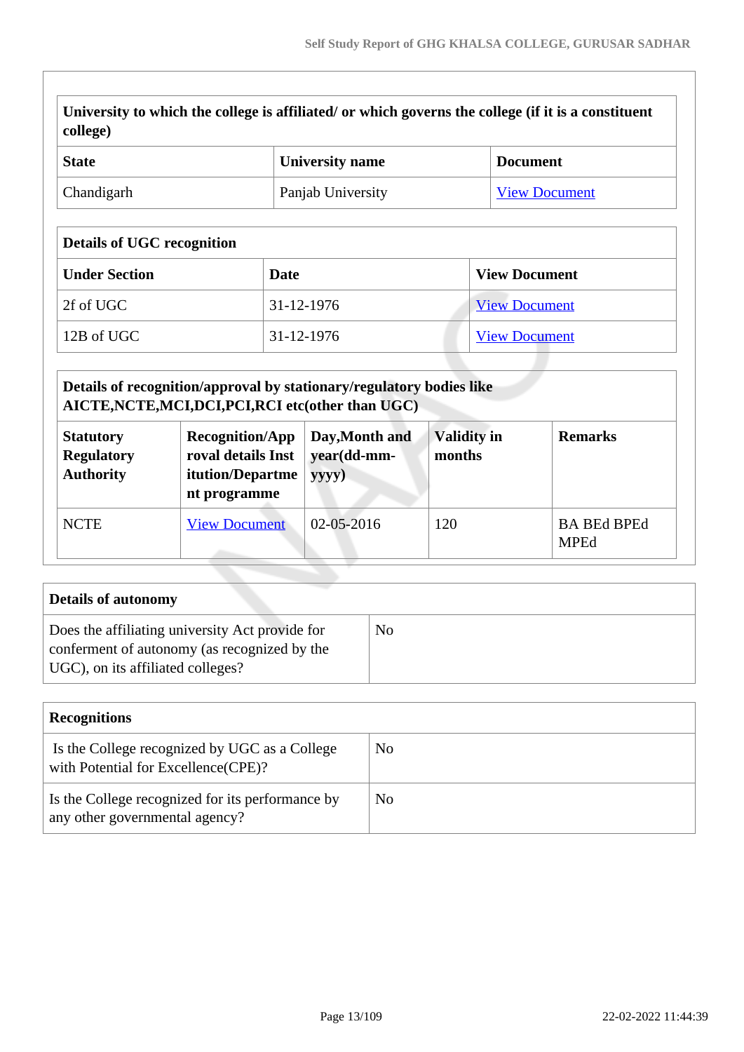| University to which the college is affiliated/ or which governs the college (if it is a constituent college) | | |
|---|---|---|
| **State** | **University name** | **Document** |
| Chandigarh | Panjab University | View Document |

| Details of UGC recognition | | |
|---|---|---|
| **Under Section** | **Date** | **View Document** |
| 2f of UGC | 31-12-1976 | View Document |
| 12B of UGC | 31-12-1976 | View Document |

| Details of recognition/approval by stationary/regulatory bodies like AICTE,NCTE,MCI,DCI,PCI,RCI etc(other than UGC) | | | | |
|---|---|---|---|---|
| **Statutory Regulatory Authority** | **Recognition/Approval details Institution/Department programme** | **Day,Month and year(dd-mm-yyyy)** | **Validity in months** | **Remarks** |
| NCTE | View Document | 02-05-2016 | 120 | BA BEd BPEd MPEd |

| Details of autonomy | |
|---|---|
| Does the affiliating university Act provide for conferment of autonomy (as recognized by the UGC), on its affiliated colleges? | No |

| Recognitions | |
|---|---|
| Is the College recognized by UGC as a College with Potential for Excellence(CPE)? | No |
| Is the College recognized for its performance by any other governmental agency? | No |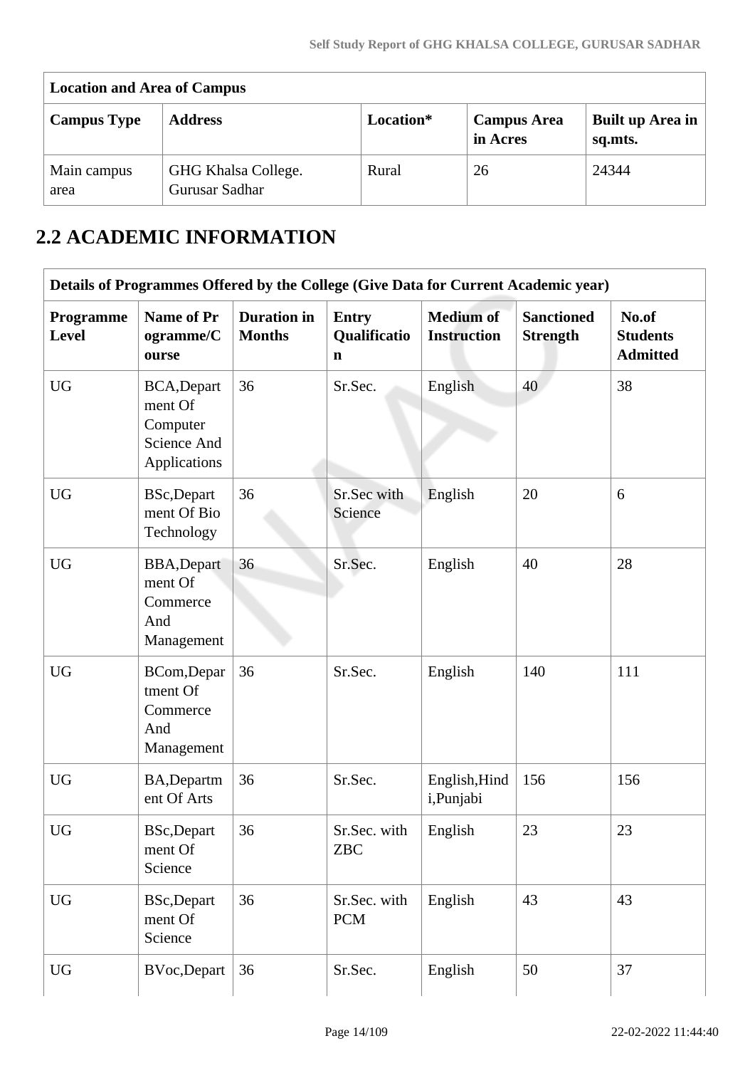| Location and Area of Campus | | | | |
|---|---|---|---|---|
| **Campus Type** | **Address** | **Location*** | **Campus Area in Acres** | **Built up Area in sq.mts.** |
| Main campus area | GHG Khalsa College. Gurusar Sadhar | Rural | 26 | 24344 |

## 2.2 ACADEMIC INFORMATION

| Details of Programmes Offered by the College (Give Data for Current Academic year) | | | | | | |
|---|---|---|---|---|---|---|
| **Programme Level** | **Name of Programme/Course** | **Duration in Months** | **Entry Qualification** | **Medium of Instruction** | **Sanctioned Strength** | **No.of Students Admitted** |
| UG | BCA,Department Of Computer Science And Applications | 36 | Sr.Sec. | English | 40 | 38 |
| UG | BSc,Department Of Bio Technology | 36 | Sr.Sec with Science | English | 20 | 6 |
| UG | BBA,Department Of Commerce And Management | 36 | Sr.Sec. | English | 40 | 28 |
| UG | BCom,Department Of Commerce And Management | 36 | Sr.Sec. | English | 140 | 111 |
| UG | BA,Department Of Arts | 36 | Sr.Sec. | English,Hindi,Punjabi | 156 | 156 |
| UG | BSc,Department Of Science | 36 | Sr.Sec. with ZBC | English | 23 | 23 |
| UG | BSc,Department Of Science | 36 | Sr.Sec. with PCM | English | 43 | 43 |
| UG | BVoc,Depart | 36 | Sr.Sec. | English | 50 | 37 |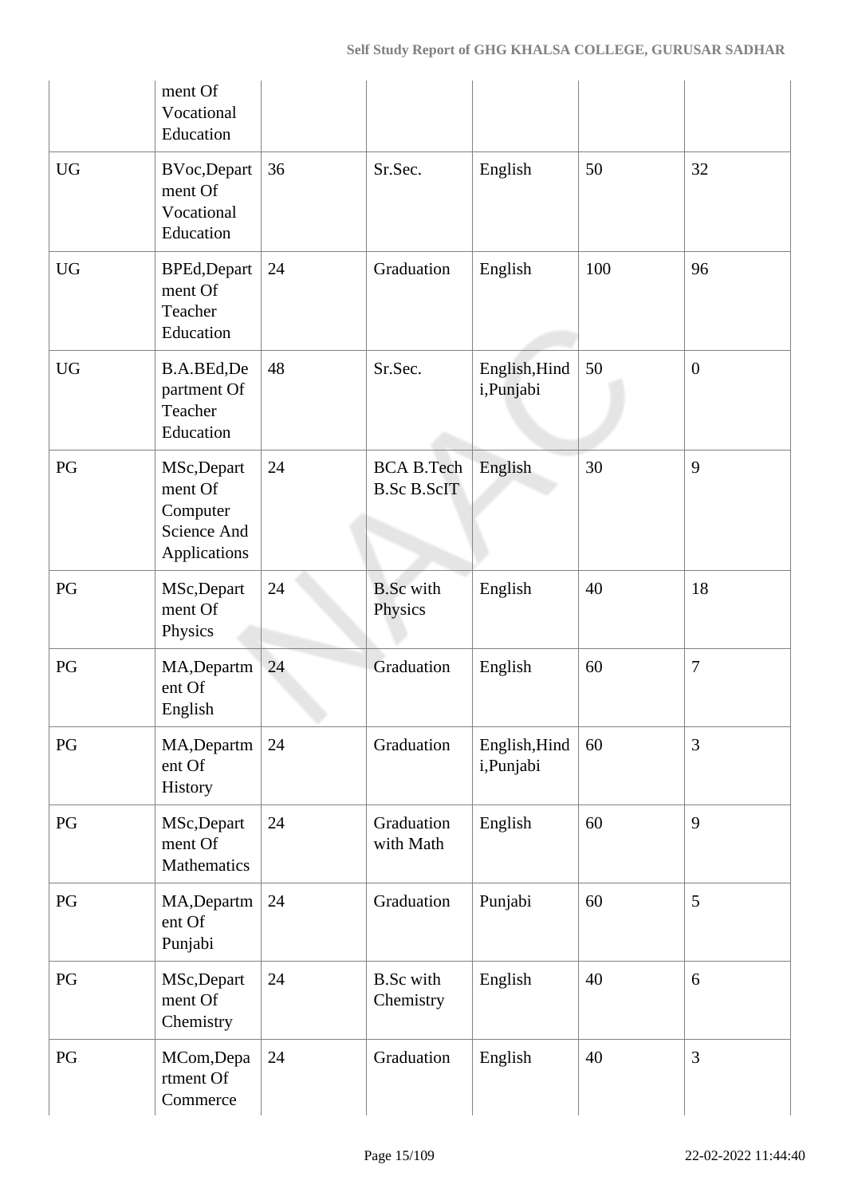| | ment Of Vocational Education | | | | | |
|---|---|---|---|---|---|---|
| UG | BVoc,Department Of Vocational Education | 36 | Sr.Sec. | English | 50 | 32 |
| UG | BPEd,Department Of Teacher Education | 24 | Graduation | English | 100 | 96 |
| UG | B.A.BEd,Department Of Teacher Education | 48 | Sr.Sec. | English,Hindi,Punjabi | 50 | 0 |
| PG | MSc,Department Of Computer Science And Applications | 24 | BCA B.Tech B.Sc B.ScIT | English | 30 | 9 |
| PG | MSc,Department Of Physics | 24 | B.Sc with Physics | English | 40 | 18 |
| PG | MA,Department Of English | 24 | Graduation | English | 60 | 7 |
| PG | MA,Department Of History | 24 | Graduation | English,Hindi,Punjabi | 60 | 3 |
| PG | MSc,Department Of Mathematics | 24 | Graduation with Math | English | 60 | 9 |
| PG | MA,Department Of Punjabi | 24 | Graduation | Punjabi | 60 | 5 |
| PG | MSc,Department Of Chemistry | 24 | B.Sc with Chemistry | English | 40 | 6 |
| PG | MCom,Department Of Commerce | 24 | Graduation | English | 40 | 3 |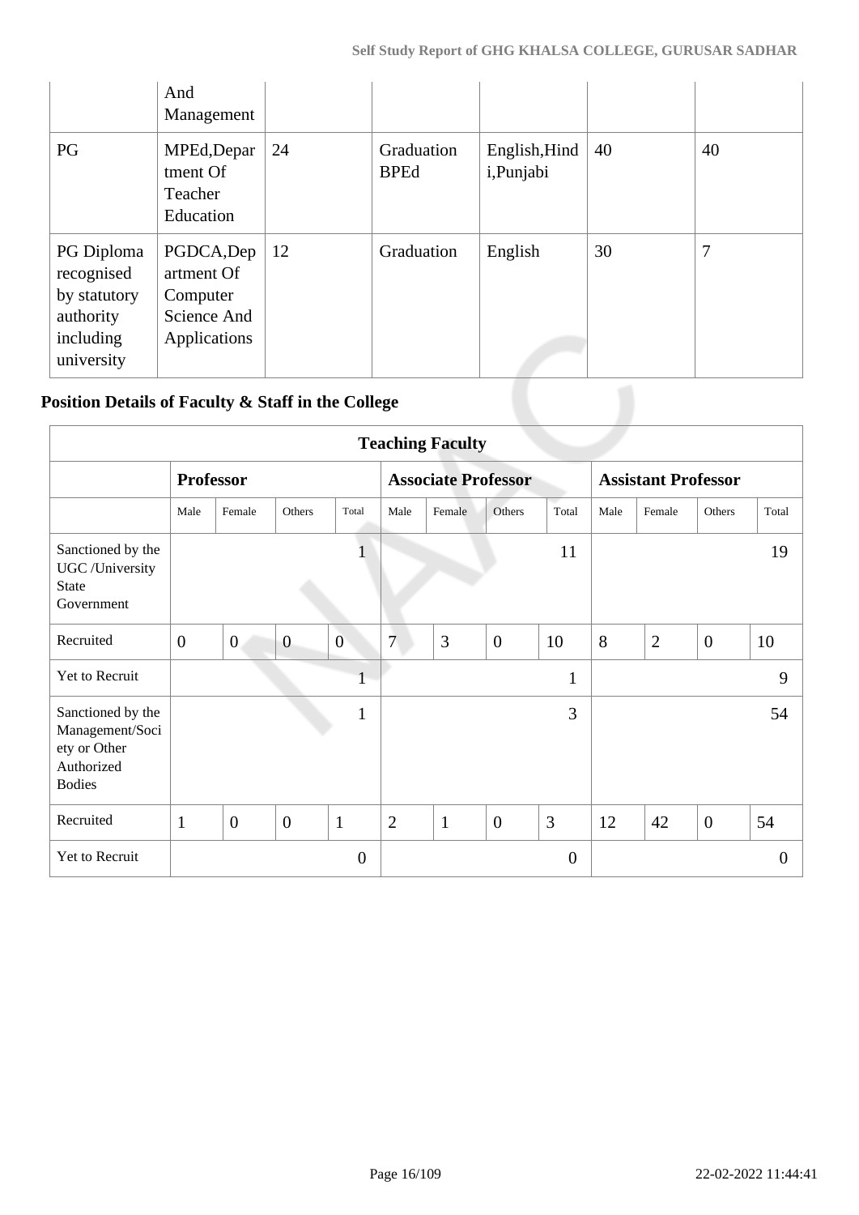| | And Management | | | | | |
|---|---|---|---|---|---|---|
| PG | MPEd,Department Of Teacher Education | 24 | Graduation BPEd | English,Hindi,Punjabi | 40 | 40 |
| PG Diploma recognised by statutory authority including university | PGDCA,Department Of Computer Science And Applications | 12 | Graduation | English | 30 | 7 |

## Position Details of Faculty & Staff in the College

| Teaching Faculty | | | | | | | | | | | | |
|---|---|---|---|---|---|---|---|---|---|---|---|---|
| | **Professor** | | | | **Associate Professor** | | | | **Assistant Professor** | | | |
| | Male | Female | Others | Total | Male | Female | Others | Total | Male | Female | Others | Total |
| Sanctioned by the UGC /University State Government | | | | 1 | | | | 11 | | | | 19 |
| Recruited | 0 | 0 | 0 | 0 | 7 | 3 | 0 | 10 | 8 | 2 | 0 | 10 |
| Yet to Recruit | | | | 1 | | | | 1 | | | | 9 |
| Sanctioned by the Management/Society or Other Authorized Bodies | | | | 1 | | | | 3 | | | | 54 |
| Recruited | 1 | 0 | 0 | 1 | 2 | 1 | 0 | 3 | 12 | 42 | 0 | 54 |
| Yet to Recruit | | | | 0 | | | | 0 | | | | 0 |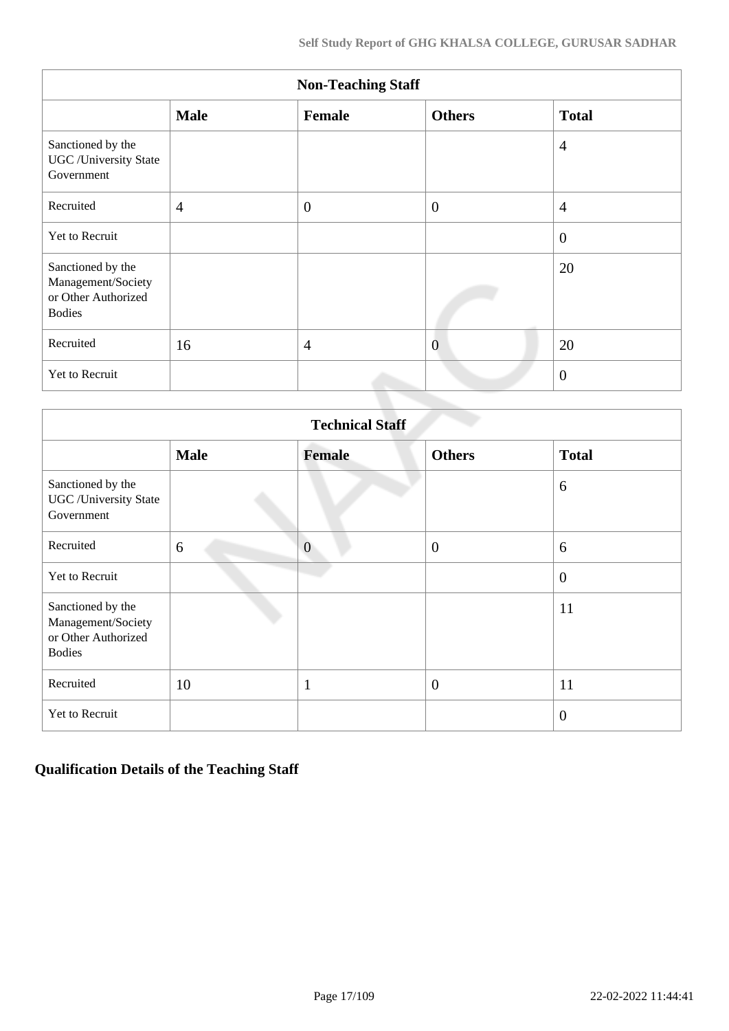| Non-Teaching Staff | | | | |
|---|---|---|---|---|
| | **Male** | **Female** | **Others** | **Total** |
| Sanctioned by the UGC /University State Government | | | | 4 |
| Recruited | 4 | 0 | 0 | 4 |
| Yet to Recruit | | | | 0 |
| Sanctioned by the Management/Society or Other Authorized Bodies | | | | 20 |
| Recruited | 16 | 4 | 0 | 20 |
| Yet to Recruit | | | | 0 |

| Technical Staff | | | | |
|---|---|---|---|---|
| | **Male** | **Female** | **Others** | **Total** |
| Sanctioned by the UGC /University State Government | | | | 6 |
| Recruited | 6 | 0 | 0 | 6 |
| Yet to Recruit | | | | 0 |
| Sanctioned by the Management/Society or Other Authorized Bodies | | | | 11 |
| Recruited | 10 | 1 | 0 | 11 |
| Yet to Recruit | | | | 0 |

## Qualification Details of the Teaching Staff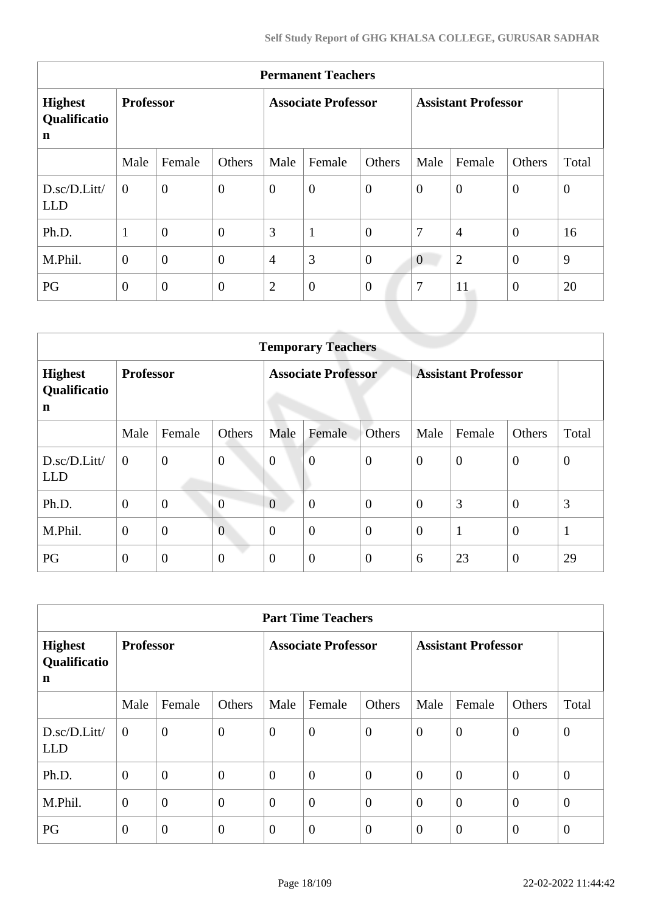| Permanent Teachers | | | | | | | | | | |
|---|---|---|---|---|---|---|---|---|---|---|
| **Highest Qualification** | **Professor** | | | **Associate Professor** | | | **Assistant Professor** | | | |
| | Male | Female | Others | Male | Female | Others | Male | Female | Others | Total |
| D.sc/D.Litt/LLD | 0 | 0 | 0 | 0 | 0 | 0 | 0 | 0 | 0 | 0 |
| Ph.D. | 1 | 0 | 0 | 3 | 1 | 0 | 7 | 4 | 0 | 16 |
| M.Phil. | 0 | 0 | 0 | 4 | 3 | 0 | 0 | 2 | 0 | 9 |
| PG | 0 | 0 | 0 | 2 | 0 | 0 | 7 | 11 | 0 | 20 |

| Temporary Teachers | | | | | | | | | | |
|---|---|---|---|---|---|---|---|---|---|---|
| **Highest Qualification** | **Professor** | | | **Associate Professor** | | | **Assistant Professor** | | | |
| | Male | Female | Others | Male | Female | Others | Male | Female | Others | Total |
| D.sc/D.Litt/LLD | 0 | 0 | 0 | 0 | 0 | 0 | 0 | 0 | 0 | 0 |
| Ph.D. | 0 | 0 | 0 | 0 | 0 | 0 | 0 | 3 | 0 | 3 |
| M.Phil. | 0 | 0 | 0 | 0 | 0 | 0 | 0 | 1 | 0 | 1 |
| PG | 0 | 0 | 0 | 0 | 0 | 0 | 6 | 23 | 0 | 29 |

| Part Time Teachers | | | | | | | | | | |
|---|---|---|---|---|---|---|---|---|---|---|
| **Highest Qualification** | **Professor** | | | **Associate Professor** | | | **Assistant Professor** | | | |
| | Male | Female | Others | Male | Female | Others | Male | Female | Others | Total |
| D.sc/D.Litt/LLD | 0 | 0 | 0 | 0 | 0 | 0 | 0 | 0 | 0 | 0 |
| Ph.D. | 0 | 0 | 0 | 0 | 0 | 0 | 0 | 0 | 0 | 0 |
| M.Phil. | 0 | 0 | 0 | 0 | 0 | 0 | 0 | 0 | 0 | 0 |
| PG | 0 | 0 | 0 | 0 | 0 | 0 | 0 | 0 | 0 | 0 |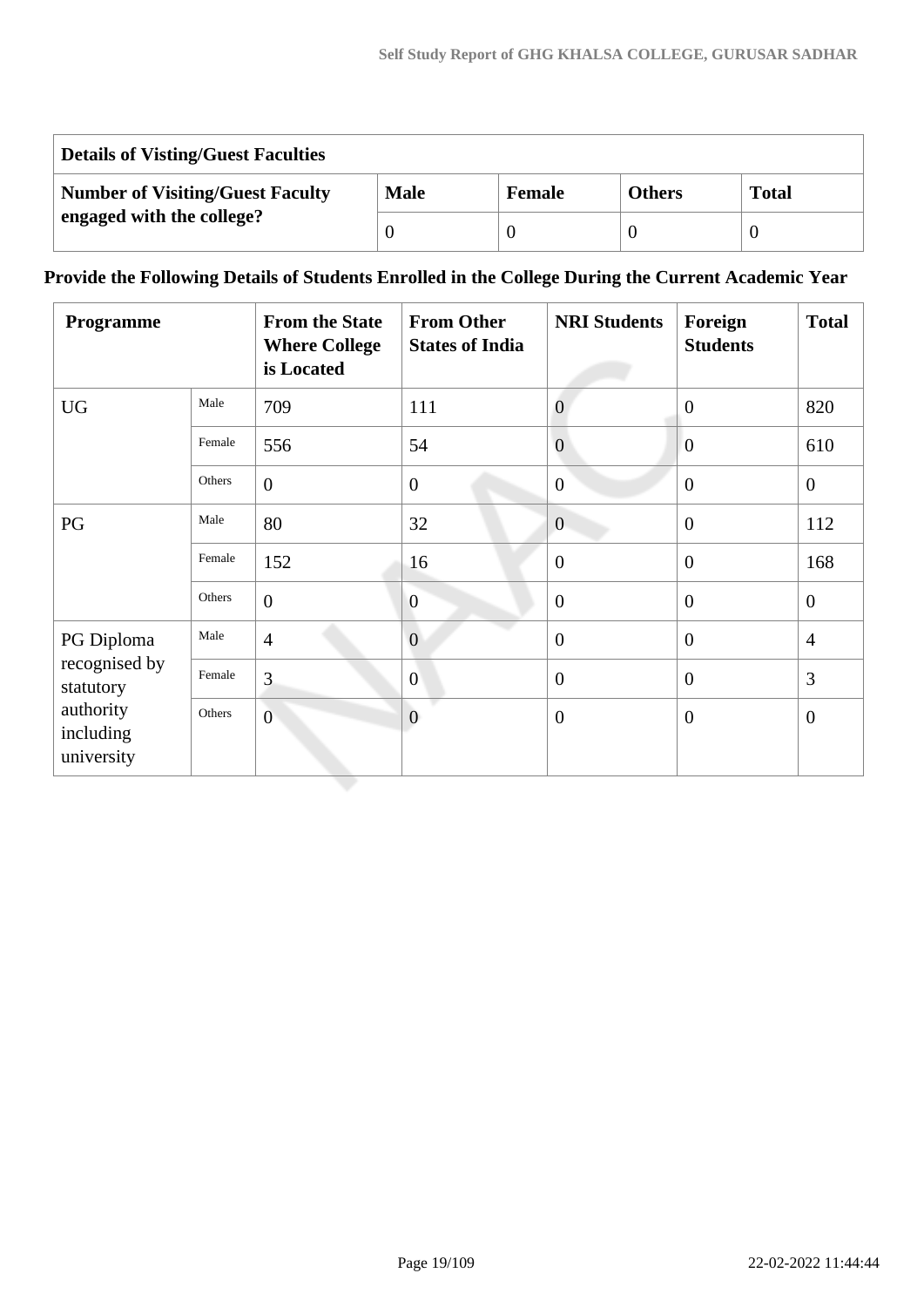| Details of Visting/Guest Faculties | | | | |
|---|---|---|---|---|
| **Number of Visiting/Guest Faculty engaged with the college?** | **Male** | **Female** | **Others** | **Total** |
| | 0 | 0 | 0 | 0 |

**Provide the Following Details of Students Enrolled in the College During the Current Academic Year**

| Programme | | From the State Where College is Located | From Other States of India | NRI Students | Foreign Students | Total |
|---|---|---|---|---|---|---|
| UG | Male | 709 | 111 | 0 | 0 | 820 |
| | Female | 556 | 54 | 0 | 0 | 610 |
| | Others | 0 | 0 | 0 | 0 | 0 |
| PG | Male | 80 | 32 | 0 | 0 | 112 |
| | Female | 152 | 16 | 0 | 0 | 168 |
| | Others | 0 | 0 | 0 | 0 | 0 |
| PG Diploma recognised by statutory authority including university | Male | 4 | 0 | 0 | 0 | 4 |
| | Female | 3 | 0 | 0 | 0 | 3 |
| | Others | 0 | 0 | 0 | 0 | 0 |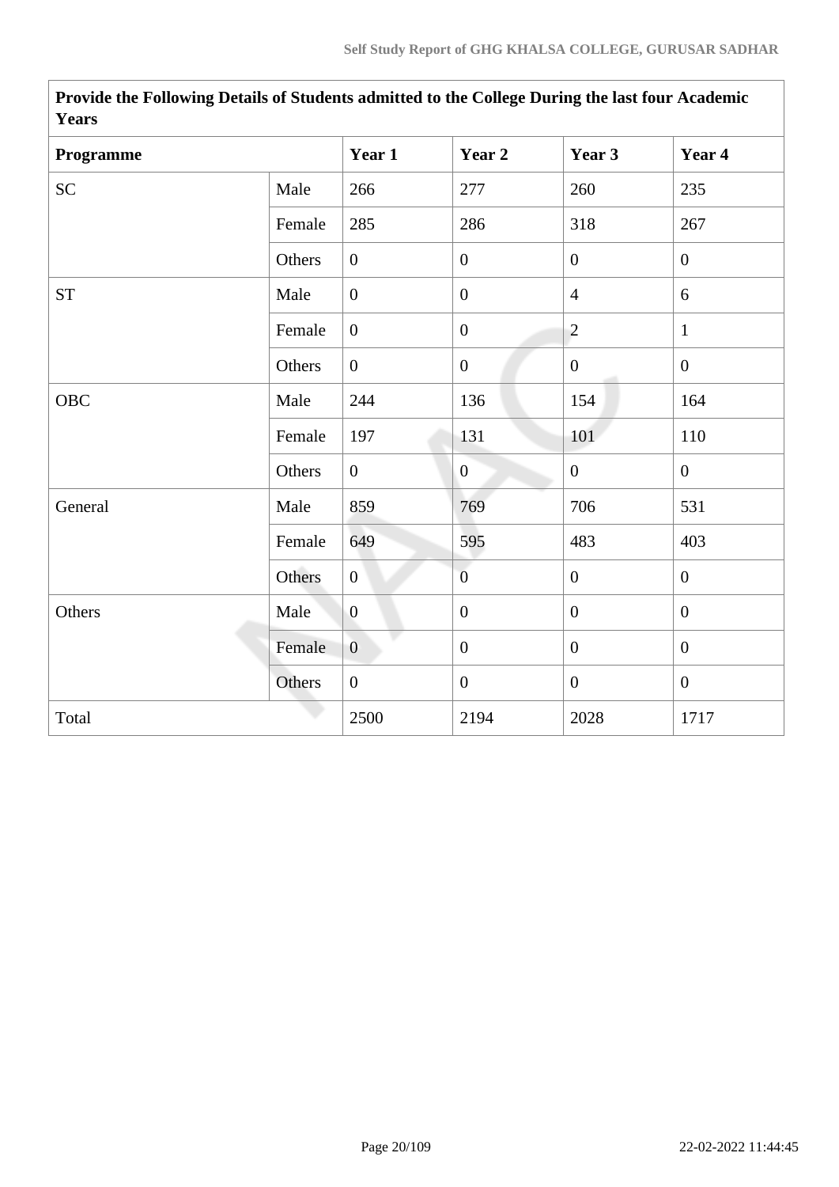| Provide the Following Details of Students admitted to the College During the last four Academic Years | | | | | |
|---|---|---|---|---|---|
| **Programme** | | **Year 1** | **Year 2** | **Year 3** | **Year 4** |
| SC | Male | 266 | 277 | 260 | 235 |
| | Female | 285 | 286 | 318 | 267 |
| | Others | 0 | 0 | 0 | 0 |
| ST | Male | 0 | 0 | 4 | 6 |
| | Female | 0 | 0 | 2 | 1 |
| | Others | 0 | 0 | 0 | 0 |
| OBC | Male | 244 | 136 | 154 | 164 |
| | Female | 197 | 131 | 101 | 110 |
| | Others | 0 | 0 | 0 | 0 |
| General | Male | 859 | 769 | 706 | 531 |
| | Female | 649 | 595 | 483 | 403 |
| | Others | 0 | 0 | 0 | 0 |
| Others | Male | 0 | 0 | 0 | 0 |
| | Female | 0 | 0 | 0 | 0 |
| | Others | 0 | 0 | 0 | 0 |
| Total | | 2500 | 2194 | 2028 | 1717 |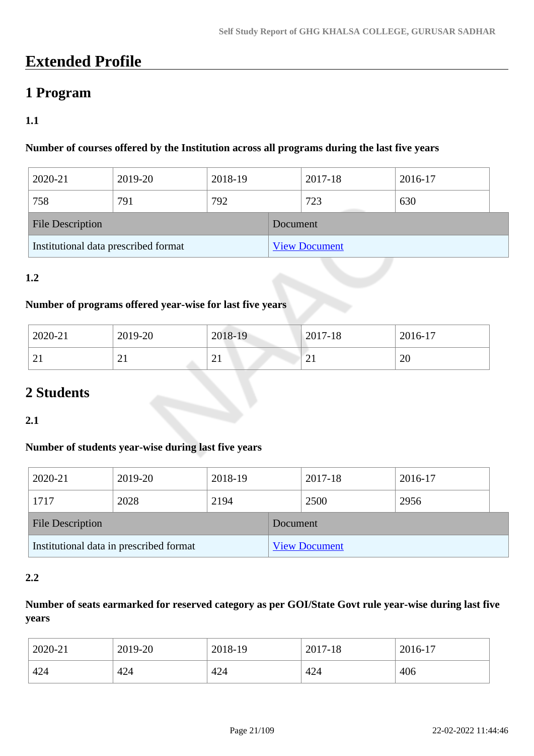# Extended Profile

## 1 Program

### 1.1

**Number of courses offered by the Institution across all programs during the last five years**

| 2020-21 | 2019-20 | 2018-19 | 2017-18 | 2016-17 |
|---|---|---|---|---|
| 758 | 791 | 792 | 723 | 630 |

| File Description | Document |
|---|---|
| Institutional data prescribed format | View Document |

### 1.2

**Number of programs offered year-wise for last five years**

| 2020-21 | 2019-20 | 2018-19 | 2017-18 | 2016-17 |
|---|---|---|---|---|
| 21 | 21 | 21 | 21 | 20 |

## 2 Students

### 2.1

**Number of students year-wise during last five years**

| 2020-21 | 2019-20 | 2018-19 | 2017-18 | 2016-17 |
|---|---|---|---|---|
| 1717 | 2028 | 2194 | 2500 | 2956 |

| File Description | Document |
|---|---|
| Institutional data in prescribed format | View Document |

### 2.2

**Number of seats earmarked for reserved category as per GOI/State Govt rule year-wise during last five years**

| 2020-21 | 2019-20 | 2018-19 | 2017-18 | 2016-17 |
|---|---|---|---|---|
| 424 | 424 | 424 | 424 | 406 |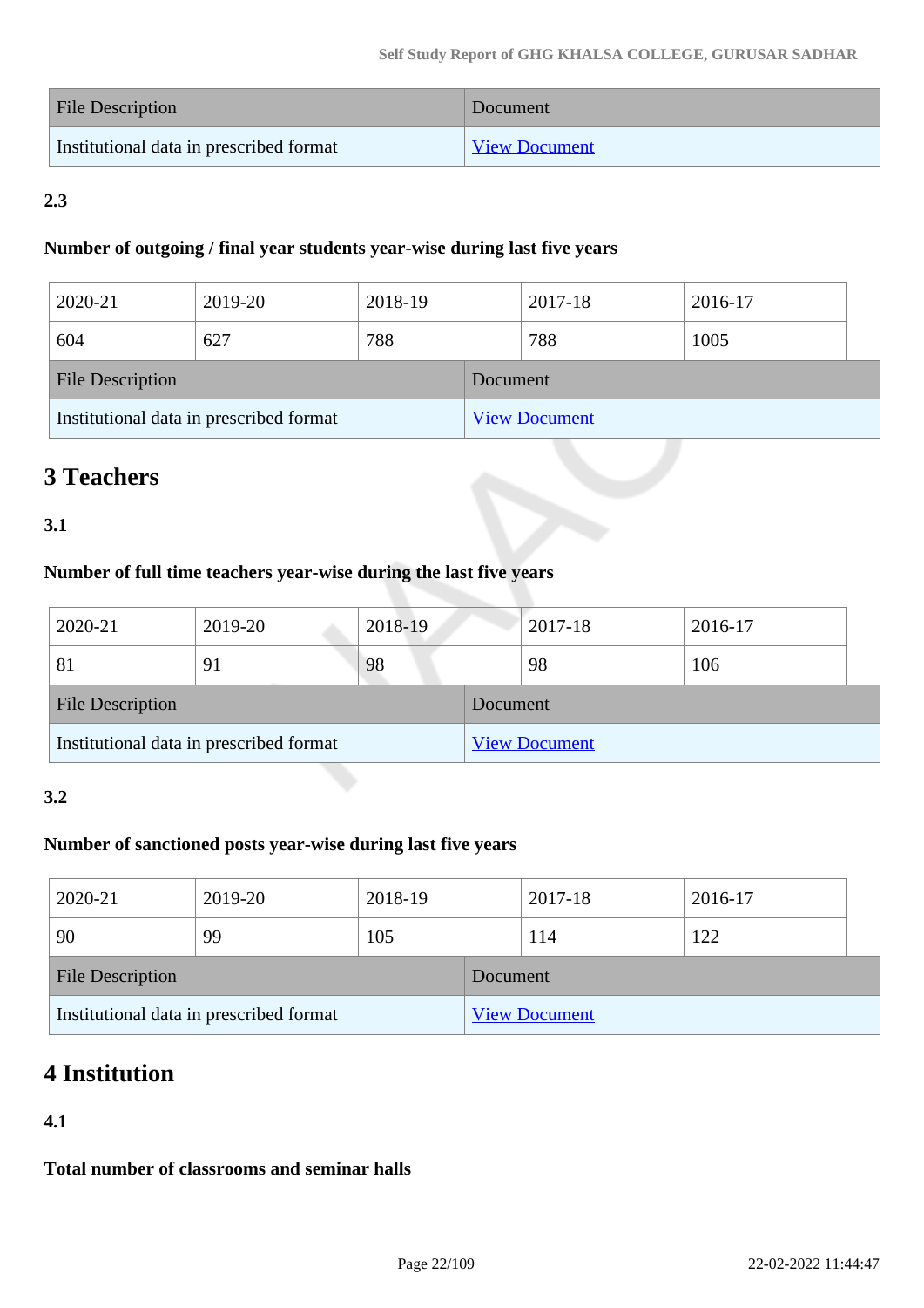| File Description | Document |
|---|---|
| Institutional data in prescribed format | View Document |

**2.3**

**Number of outgoing / final year students year-wise during last five years**

| 2020-21 | 2019-20 | 2018-19 | 2017-18 | 2016-17 |
|---|---|---|---|---|
| 604 | 627 | 788 | 788 | 1005 |

| File Description | Document |
|---|---|
| Institutional data in prescribed format | View Document |

# 3 Teachers

**3.1**

**Number of full time teachers year-wise during the last five years**

| 2020-21 | 2019-20 | 2018-19 | 2017-18 | 2016-17 |
|---|---|---|---|---|
| 81 | 91 | 98 | 98 | 106 |

| File Description | Document |
|---|---|
| Institutional data in prescribed format | View Document |

**3.2**

**Number of sanctioned posts year-wise during last five years**

| 2020-21 | 2019-20 | 2018-19 | 2017-18 | 2016-17 |
|---|---|---|---|---|
| 90 | 99 | 105 | 114 | 122 |

| File Description | Document |
|---|---|
| Institutional data in prescribed format | View Document |

# 4 Institution

**4.1**

**Total number of classrooms and seminar halls**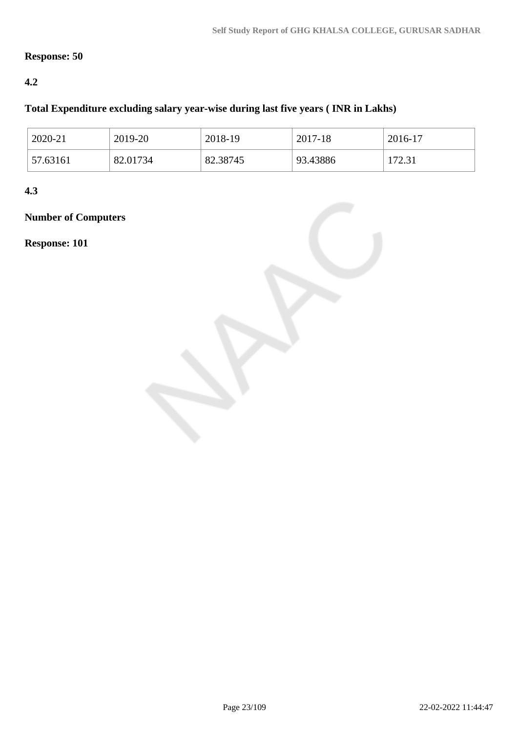**Response: 50**

**4.2**

**Total Expenditure excluding salary year-wise during last five years ( INR in Lakhs)**

| 2020-21 | 2019-20 | 2018-19 | 2017-18 | 2016-17 |
|---|---|---|---|---|
| 57.63161 | 82.01734 | 82.38745 | 93.43886 | 172.31 |

**4.3**

**Number of Computers**

**Response: 101**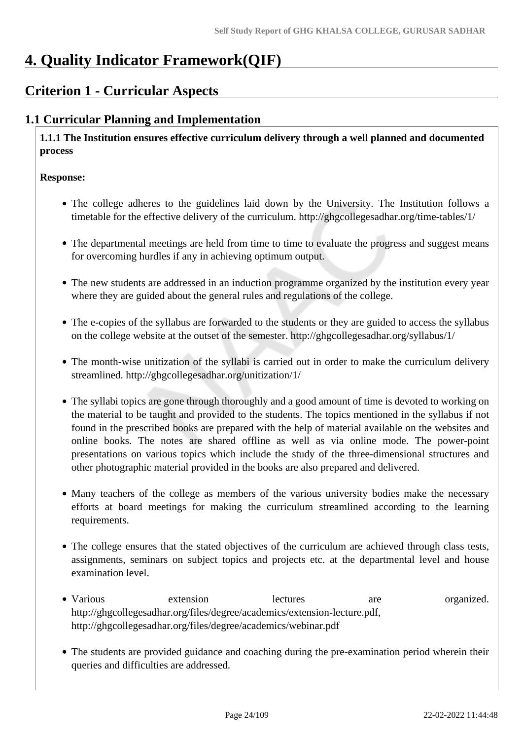# 4. Quality Indicator Framework(QIF)

## Criterion 1 - Curricular Aspects

### 1.1 Curricular Planning and Implementation

**1.1.1 The Institution ensures effective curriculum delivery through a well planned and documented process**

**Response:**

- The college adheres to the guidelines laid down by the University. The Institution follows a timetable for the effective delivery of the curriculum. http://ghgcollegesadhar.org/time-tables/1/
- The departmental meetings are held from time to time to evaluate the progress and suggest means for overcoming hurdles if any in achieving optimum output.
- The new students are addressed in an induction programme organized by the institution every year where they are guided about the general rules and regulations of the college.
- The e-copies of the syllabus are forwarded to the students or they are guided to access the syllabus on the college website at the outset of the semester. http://ghgcollegesadhar.org/syllabus/1/
- The month-wise unitization of the syllabi is carried out in order to make the curriculum delivery streamlined. http://ghgcollegesadhar.org/unitization/1/
- The syllabi topics are gone through thoroughly and a good amount of time is devoted to working on the material to be taught and provided to the students. The topics mentioned in the syllabus if not found in the prescribed books are prepared with the help of material available on the websites and online books. The notes are shared offline as well as via online mode. The power-point presentations on various topics which include the study of the three-dimensional structures and other photographic material provided in the books are also prepared and delivered.
- Many teachers of the college as members of the various university bodies make the necessary efforts at board meetings for making the curriculum streamlined according to the learning requirements.
- The college ensures that the stated objectives of the curriculum are achieved through class tests, assignments, seminars on subject topics and projects etc. at the departmental level and house examination level.
- Various extension lectures are organized. http://ghgcollegesadhar.org/files/degree/academics/extension-lecture.pdf, http://ghgcollegesadhar.org/files/degree/academics/webinar.pdf
- The students are provided guidance and coaching during the pre-examination period wherein their queries and difficulties are addressed.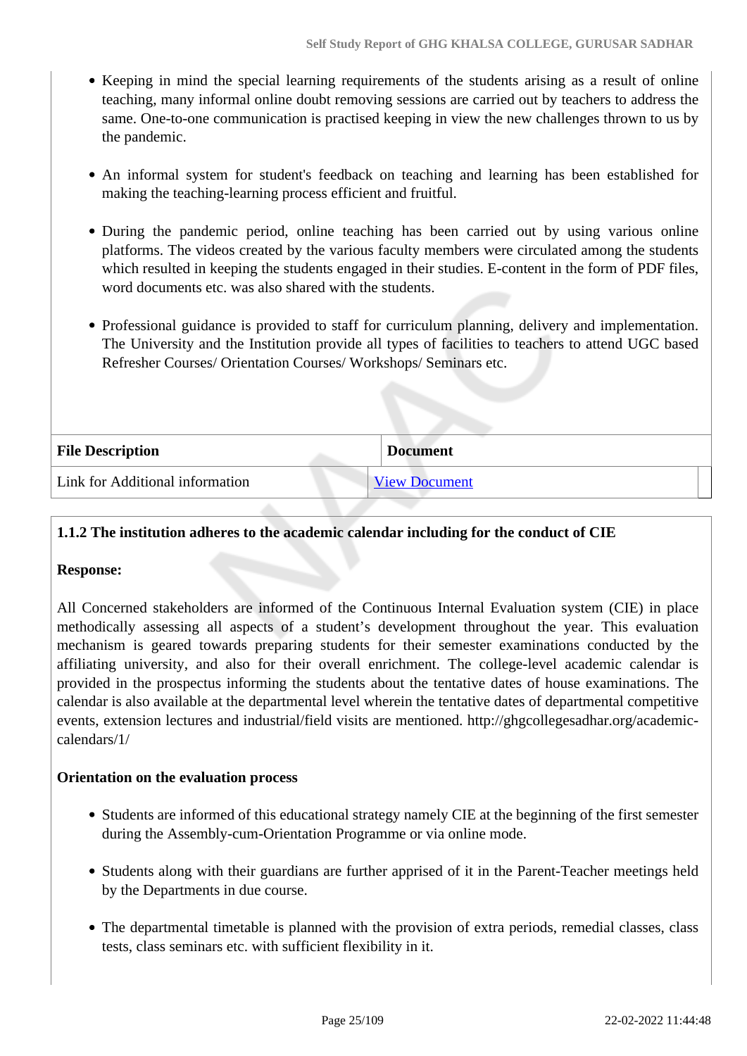- Keeping in mind the special learning requirements of the students arising as a result of online teaching, many informal online doubt removing sessions are carried out by teachers to address the same. One-to-one communication is practised keeping in view the new challenges thrown to us by the pandemic.
- An informal system for student's feedback on teaching and learning has been established for making the teaching-learning process efficient and fruitful.
- During the pandemic period, online teaching has been carried out by using various online platforms. The videos created by the various faculty members were circulated among the students which resulted in keeping the students engaged in their studies. E-content in the form of PDF files, word documents etc. was also shared with the students.
- Professional guidance is provided to staff for curriculum planning, delivery and implementation. The University and the Institution provide all types of facilities to teachers to attend UGC based Refresher Courses/ Orientation Courses/ Workshops/ Seminars etc.

| File Description | Document |
|---|---|
| Link for Additional information | View Document |

**1.1.2 The institution adheres to the academic calendar including for the conduct of CIE**

**Response:**

All Concerned stakeholders are informed of the Continuous Internal Evaluation system (CIE) in place methodically assessing all aspects of a student's development throughout the year. This evaluation mechanism is geared towards preparing students for their semester examinations conducted by the affiliating university, and also for their overall enrichment. The college-level academic calendar is provided in the prospectus informing the students about the tentative dates of house examinations. The calendar is also available at the departmental level wherein the tentative dates of departmental competitive events, extension lectures and industrial/field visits are mentioned. http://ghgcollegesadhar.org/academic-calendars/1/

**Orientation on the evaluation process**

- Students are informed of this educational strategy namely CIE at the beginning of the first semester during the Assembly-cum-Orientation Programme or via online mode.
- Students along with their guardians are further apprised of it in the Parent-Teacher meetings held by the Departments in due course.
- The departmental timetable is planned with the provision of extra periods, remedial classes, class tests, class seminars etc. with sufficient flexibility in it.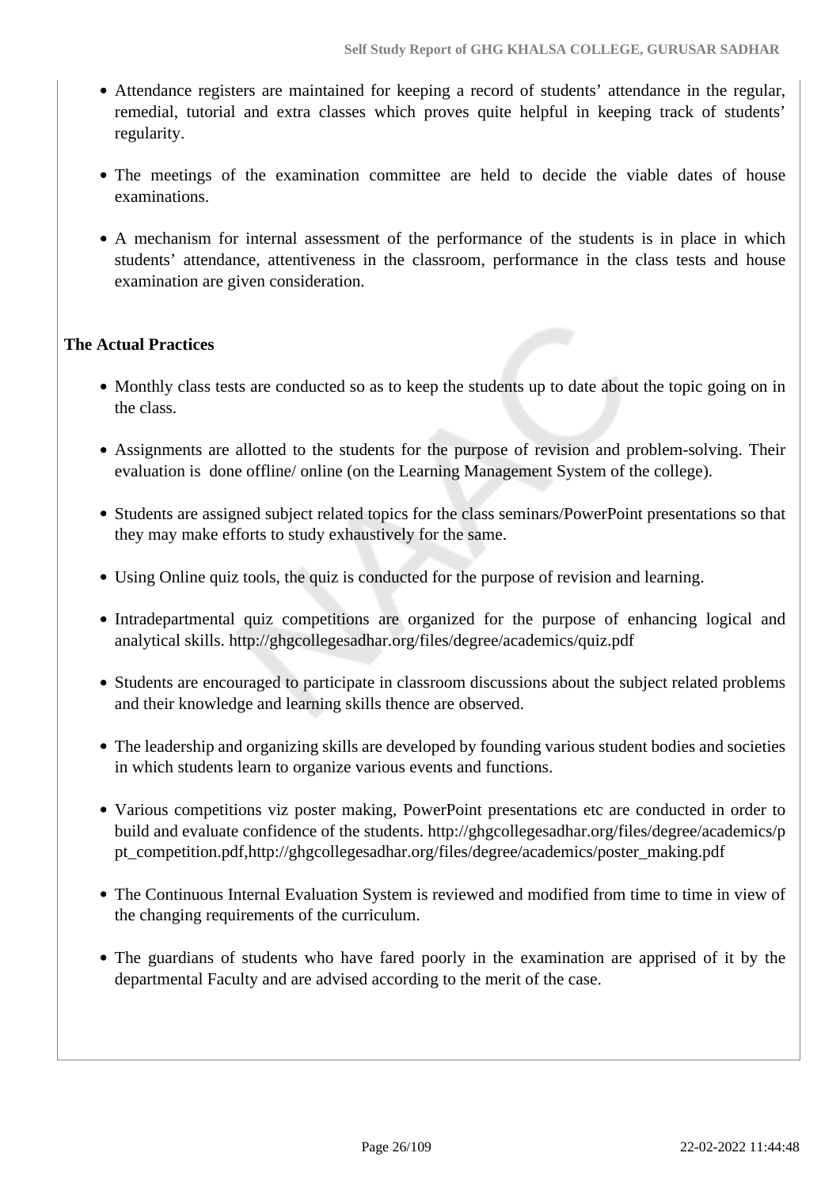- Attendance registers are maintained for keeping a record of students' attendance in the regular, remedial, tutorial and extra classes which proves quite helpful in keeping track of students' regularity.
- The meetings of the examination committee are held to decide the viable dates of house examinations.
- A mechanism for internal assessment of the performance of the students is in place in which students' attendance, attentiveness in the classroom, performance in the class tests and house examination are given consideration.

**The Actual Practices**

- Monthly class tests are conducted so as to keep the students up to date about the topic going on in the class.
- Assignments are allotted to the students for the purpose of revision and problem-solving. Their evaluation is done offline/ online (on the Learning Management System of the college).
- Students are assigned subject related topics for the class seminars/PowerPoint presentations so that they may make efforts to study exhaustively for the same.
- Using Online quiz tools, the quiz is conducted for the purpose of revision and learning.
- Intradepartmental quiz competitions are organized for the purpose of enhancing logical and analytical skills. http://ghgcollegesadhar.org/files/degree/academics/quiz.pdf
- Students are encouraged to participate in classroom discussions about the subject related problems and their knowledge and learning skills thence are observed.
- The leadership and organizing skills are developed by founding various student bodies and societies in which students learn to organize various events and functions.
- Various competitions viz poster making, PowerPoint presentations etc are conducted in order to build and evaluate confidence of the students. http://ghgcollegesadhar.org/files/degree/academics/ppt_competition.pdf,http://ghgcollegesadhar.org/files/degree/academics/poster_making.pdf
- The Continuous Internal Evaluation System is reviewed and modified from time to time in view of the changing requirements of the curriculum.
- The guardians of students who have fared poorly in the examination are apprised of it by the departmental Faculty and are advised according to the merit of the case.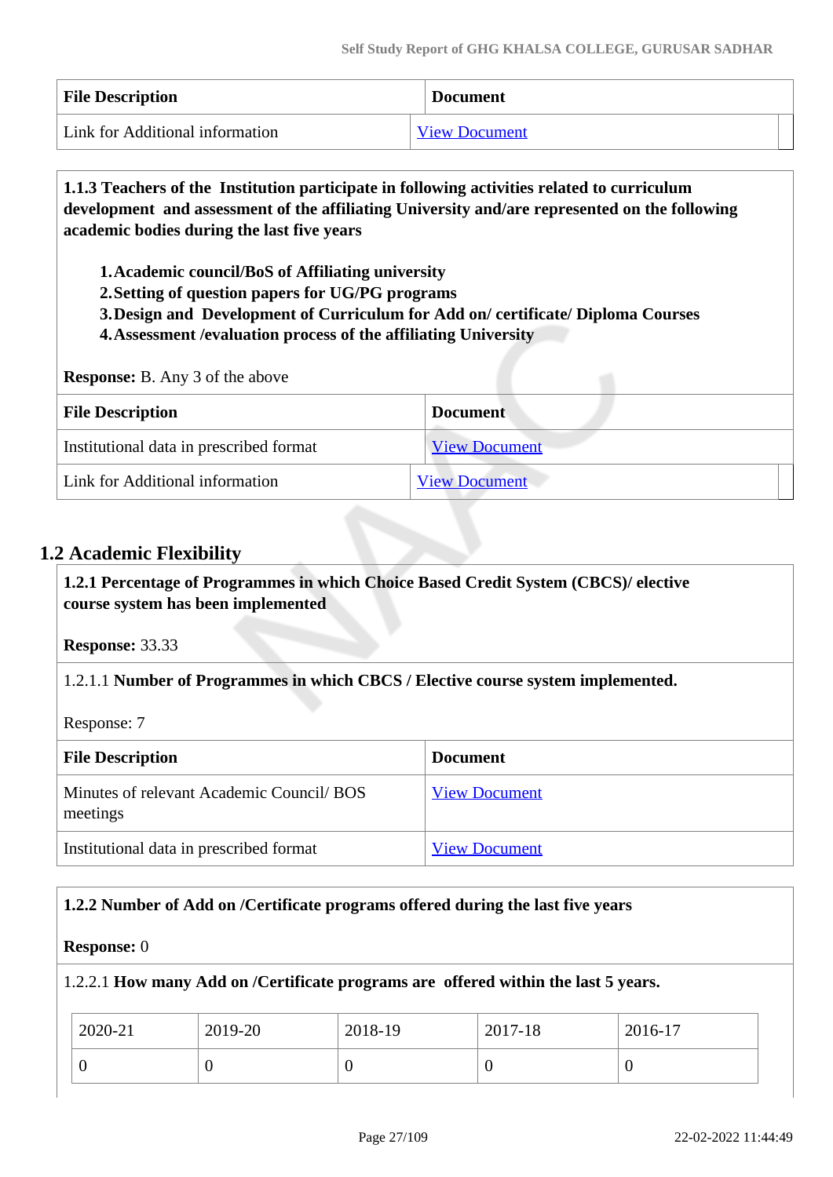| File Description | Document |
|---|---|
| Link for Additional information | View Document |

**1.1.3 Teachers of the Institution participate in following activities related to curriculum development and assessment of the affiliating University and/are represented on the following academic bodies during the last five years**

1. **Academic council/BoS of Affiliating university**
2. **Setting of question papers for UG/PG programs**
3. **Design and Development of Curriculum for Add on/ certificate/ Diploma Courses**
4. **Assessment /evaluation process of the affiliating University**

**Response:** B. Any 3 of the above

| File Description | Document |
|---|---|
| Institutional data in prescribed format | View Document |
| Link for Additional information | View Document |

## 1.2 Academic Flexibility

**1.2.1 Percentage of Programmes in which Choice Based Credit System (CBCS)/ elective course system has been implemented**

**Response:** 33.33

1.2.1.1 **Number of Programmes in which CBCS / Elective course system implemented.**

Response: 7

| File Description | Document |
|---|---|
| Minutes of relevant Academic Council/ BOS meetings | View Document |
| Institutional data in prescribed format | View Document |

**1.2.2 Number of Add on /Certificate programs offered during the last five years**

**Response:** 0

1.2.2.1 **How many Add on /Certificate programs are offered within the last 5 years.**

| 2020-21 | 2019-20 | 2018-19 | 2017-18 | 2016-17 |
|---|---|---|---|---|
| 0 | 0 | 0 | 0 | 0 |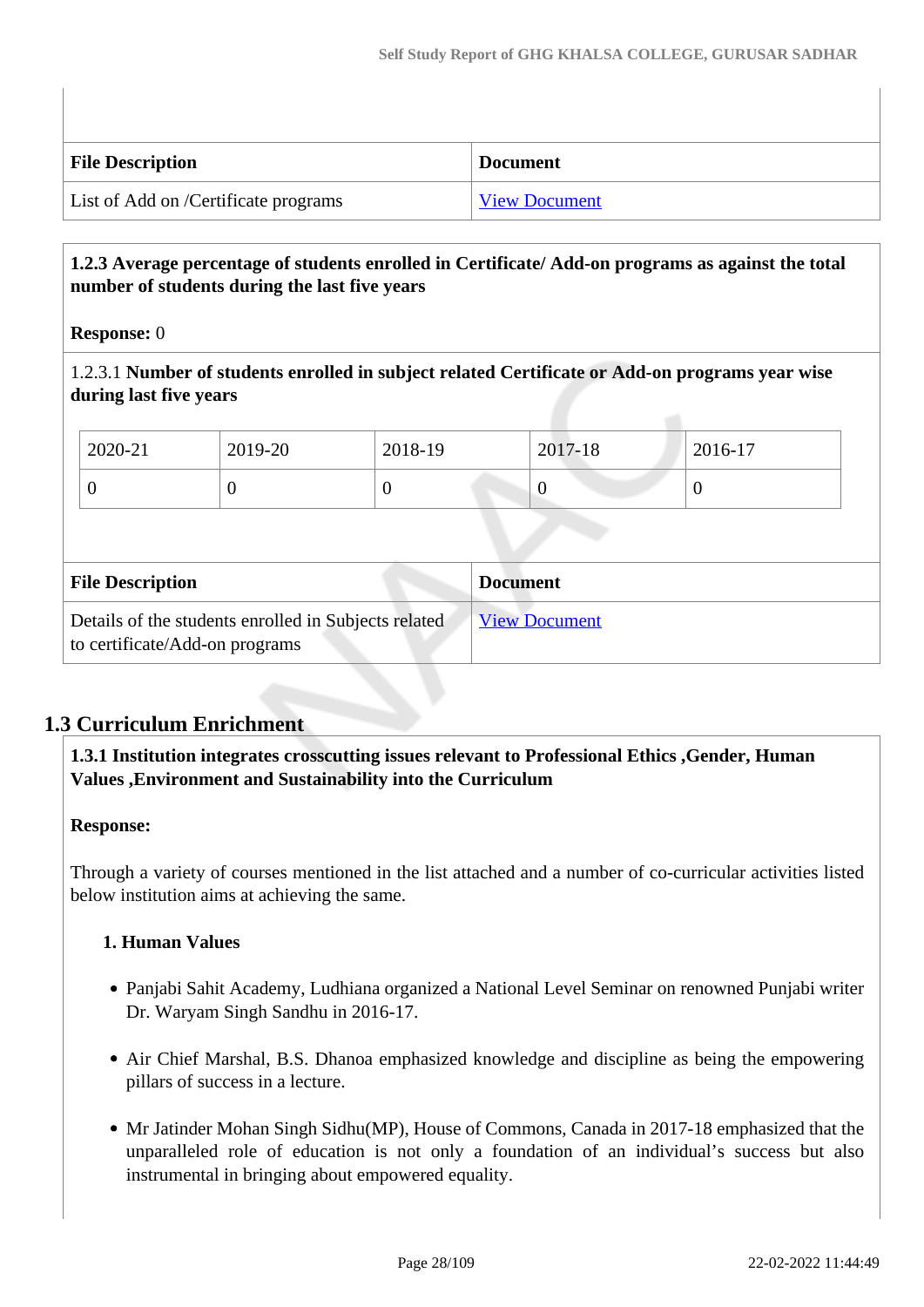| File Description | Document |
|---|---|
| List of Add on /Certificate programs | View Document |

**1.2.3 Average percentage of students enrolled in Certificate/ Add-on programs as against the total number of students during the last five years**

**Response:** 0

1.2.3.1 **Number of students enrolled in subject related Certificate or Add-on programs year wise during last five years**

| 2020-21 | 2019-20 | 2018-19 | 2017-18 | 2016-17 |
|---|---|---|---|---|
| 0 | 0 | 0 | 0 | 0 |

| File Description | Document |
|---|---|
| Details of the students enrolled in Subjects related to certificate/Add-on programs | View Document |

## 1.3 Curriculum Enrichment

**1.3.1 Institution integrates crosscutting issues relevant to Professional Ethics ,Gender, Human Values ,Environment and Sustainability into the Curriculum**

**Response:**

Through a variety of courses mentioned in the list attached and a number of co-curricular activities listed below institution aims at achieving the same.

**1. Human Values**

- Panjabi Sahit Academy, Ludhiana organized a National Level Seminar on renowned Punjabi writer Dr. Waryam Singh Sandhu in 2016-17.
- Air Chief Marshal, B.S. Dhanoa emphasized knowledge and discipline as being the empowering pillars of success in a lecture.
- Mr Jatinder Mohan Singh Sidhu(MP), House of Commons, Canada in 2017-18 emphasized that the unparalleled role of education is not only a foundation of an individual's success but also instrumental in bringing about empowered equality.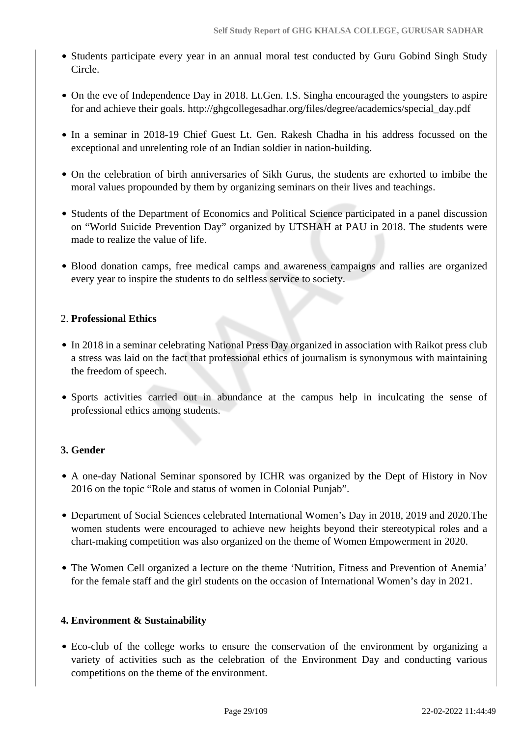- Students participate every year in an annual moral test conducted by Guru Gobind Singh Study Circle.
- On the eve of Independence Day in 2018. Lt.Gen. I.S. Singha encouraged the youngsters to aspire for and achieve their goals. http://ghgcollegesadhar.org/files/degree/academics/special_day.pdf
- In a seminar in 2018-19 Chief Guest Lt. Gen. Rakesh Chadha in his address focussed on the exceptional and unrelenting role of an Indian soldier in nation-building.
- On the celebration of birth anniversaries of Sikh Gurus, the students are exhorted to imbibe the moral values propounded by them by organizing seminars on their lives and teachings.
- Students of the Department of Economics and Political Science participated in a panel discussion on “World Suicide Prevention Day” organized by UTSHAH at PAU in 2018. The students were made to realize the value of life.
- Blood donation camps, free medical camps and awareness campaigns and rallies are organized every year to inspire the students to do selfless service to society.

2. **Professional Ethics**

- In 2018 in a seminar celebrating National Press Day organized in association with Raikot press club a stress was laid on the fact that professional ethics of journalism is synonymous with maintaining the freedom of speech.
- Sports activities carried out in abundance at the campus help in inculcating the sense of professional ethics among students.

**3. Gender**

- A one-day National Seminar sponsored by ICHR was organized by the Dept of History in Nov 2016 on the topic “Role and status of women in Colonial Punjab”.
- Department of Social Sciences celebrated International Women’s Day in 2018, 2019 and 2020.The women students were encouraged to achieve new heights beyond their stereotypical roles and a chart-making competition was also organized on the theme of Women Empowerment in 2020.
- The Women Cell organized a lecture on the theme ‘Nutrition, Fitness and Prevention of Anemia’ for the female staff and the girl students on the occasion of International Women’s day in 2021.

**4. Environment & Sustainability**

- Eco-club of the college works to ensure the conservation of the environment by organizing a variety of activities such as the celebration of the Environment Day and conducting various competitions on the theme of the environment.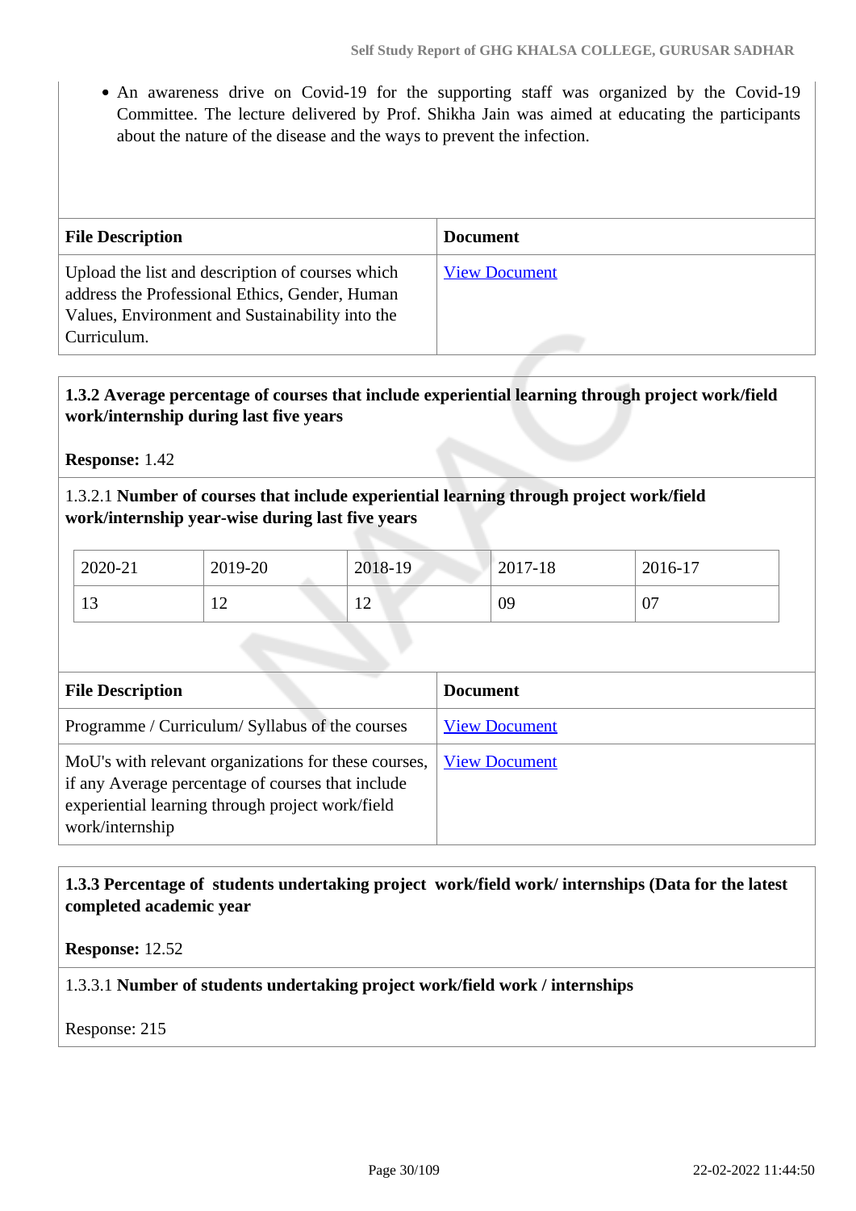- An awareness drive on Covid-19 for the supporting staff was organized by the Covid-19 Committee. The lecture delivered by Prof. Shikha Jain was aimed at educating the participants about the nature of the disease and the ways to prevent the infection.

| File Description | Document |
| --- | --- |
| Upload the list and description of courses which address the Professional Ethics, Gender, Human Values, Environment and Sustainability into the Curriculum. | View Document |

**1.3.2 Average percentage of courses that include experiential learning through project work/field work/internship during last five years**

**Response:** 1.42

1.3.2.1 **Number of courses that include experiential learning through project work/field work/internship year-wise during last five years**

| 2020-21 | 2019-20 | 2018-19 | 2017-18 | 2016-17 |
| --- | --- | --- | --- | --- |
| 13 | 12 | 12 | 09 | 07 |

| File Description | Document |
| --- | --- |
| Programme / Curriculum/ Syllabus of the courses | View Document |
| MoU's with relevant organizations for these courses, if any Average percentage of courses that include experiential learning through project work/field work/internship | View Document |

**1.3.3 Percentage of students undertaking project work/field work/ internships (Data for the latest completed academic year**

**Response:** 12.52

1.3.3.1 **Number of students undertaking project work/field work / internships**

Response: 215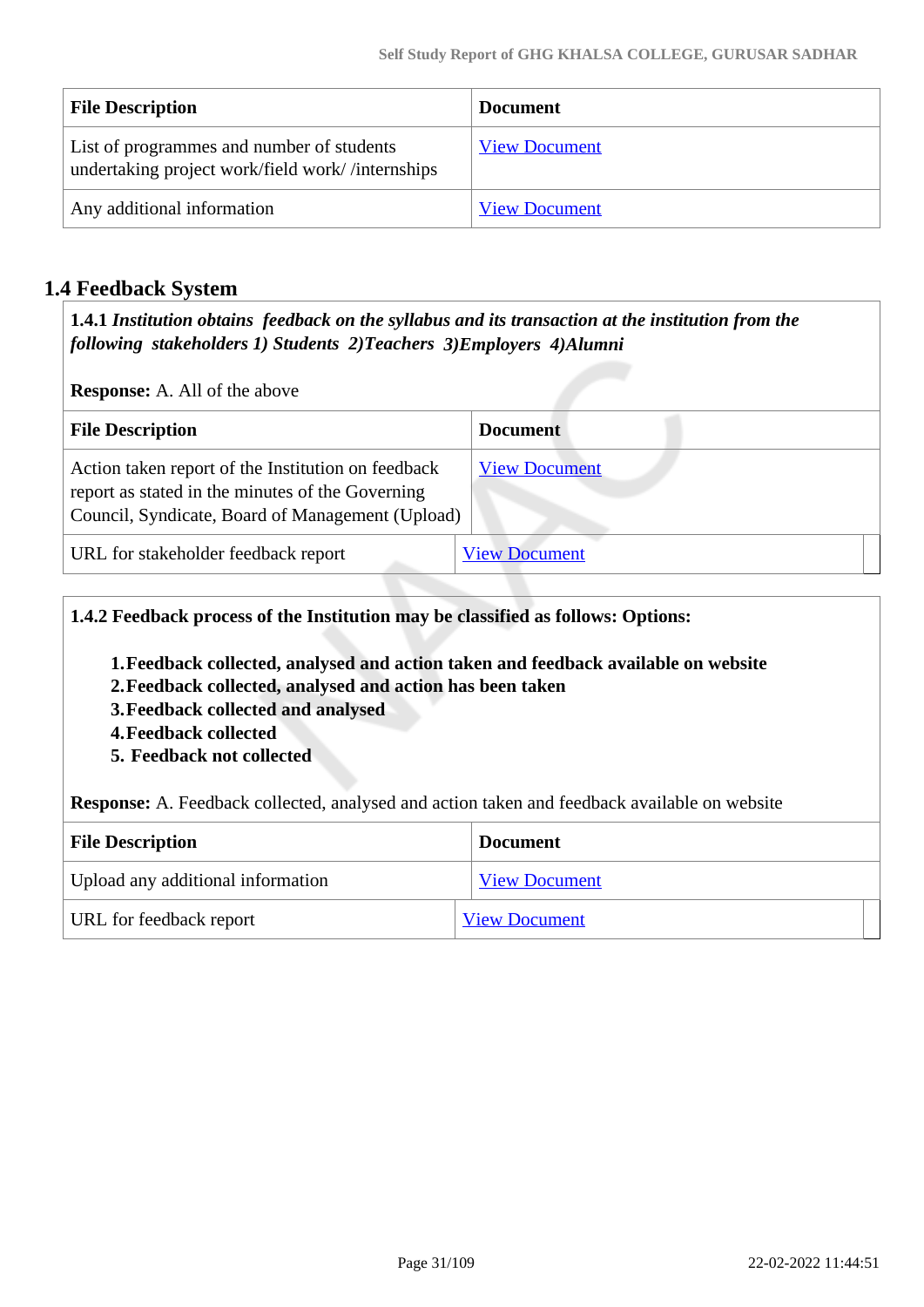| File Description | Document |
| --- | --- |
| List of programmes and number of students undertaking project work/field work/ /internships | View Document |
| Any additional information | View Document |

## 1.4 Feedback System

**1.4.1** ***Institution obtains feedback on the syllabus and its transaction at the institution from the following stakeholders 1) Students 2)Teachers 3)Employers 4)Alumni***

**Response:** A. All of the above

| File Description | Document |
| --- | --- |
| Action taken report of the Institution on feedback report as stated in the minutes of the Governing Council, Syndicate, Board of Management (Upload) | View Document |
| URL for stakeholder feedback report | View Document |

**1.4.2 Feedback process of the Institution may be classified as follows: Options:**

1. **Feedback collected, analysed and action taken and feedback available on website**
2. **Feedback collected, analysed and action has been taken**
3. **Feedback collected and analysed**
4. **Feedback collected**
5. **Feedback not collected**

**Response:** A. Feedback collected, analysed and action taken and feedback available on website

| File Description | Document |
| --- | --- |
| Upload any additional information | View Document |
| URL for feedback report | View Document |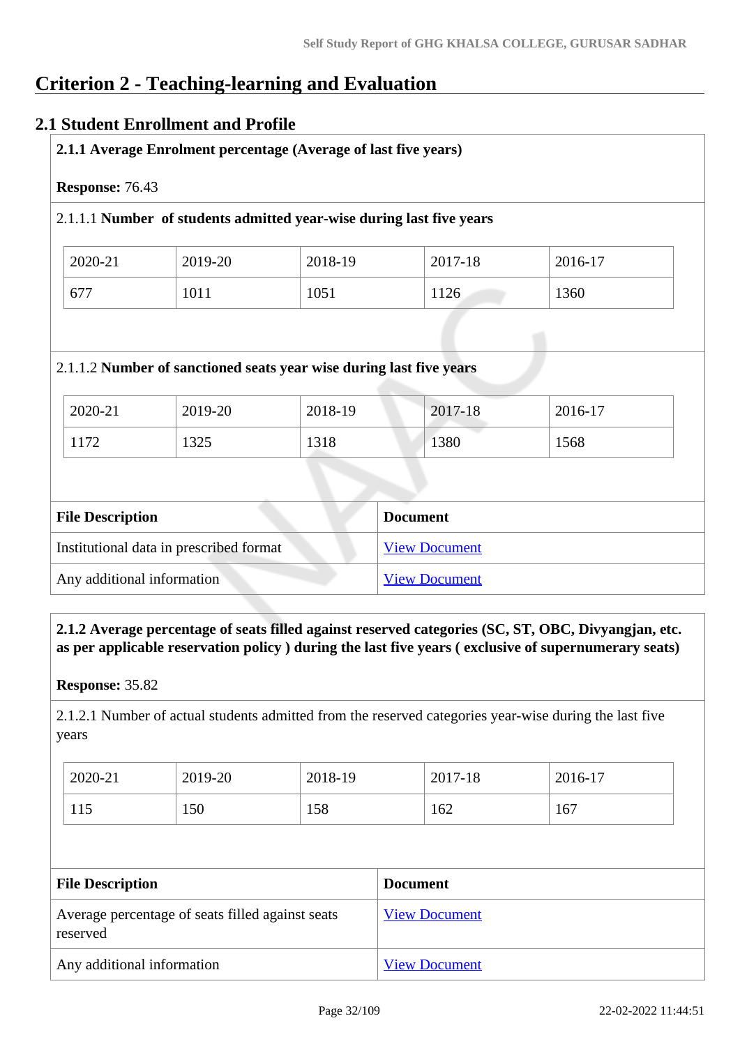# Criterion 2 - Teaching-learning and Evaluation

## 2.1 Student Enrollment and Profile

**2.1.1 Average Enrolment percentage (Average of last five years)**

**Response:** 76.43

2.1.1.1 **Number of students admitted year-wise during last five years**

| 2020-21 | 2019-20 | 2018-19 | 2017-18 | 2016-17 |
|---|---|---|---|---|
| 677 | 1011 | 1051 | 1126 | 1360 |

2.1.1.2 **Number of sanctioned seats year wise during last five years**

| 2020-21 | 2019-20 | 2018-19 | 2017-18 | 2016-17 |
|---|---|---|---|---|
| 1172 | 1325 | 1318 | 1380 | 1568 |

| File Description | Document |
|---|---|
| Institutional data in prescribed format | View Document |
| Any additional information | View Document |

**2.1.2 Average percentage of seats filled against reserved categories (SC, ST, OBC, Divyangjan, etc. as per applicable reservation policy ) during the last five years ( exclusive of supernumerary seats)**

**Response:** 35.82

2.1.2.1 Number of actual students admitted from the reserved categories year-wise during the last five years

| 2020-21 | 2019-20 | 2018-19 | 2017-18 | 2016-17 |
|---|---|---|---|---|
| 115 | 150 | 158 | 162 | 167 |

| File Description | Document |
|---|---|
| Average percentage of seats filled against seats reserved | View Document |
| Any additional information | View Document |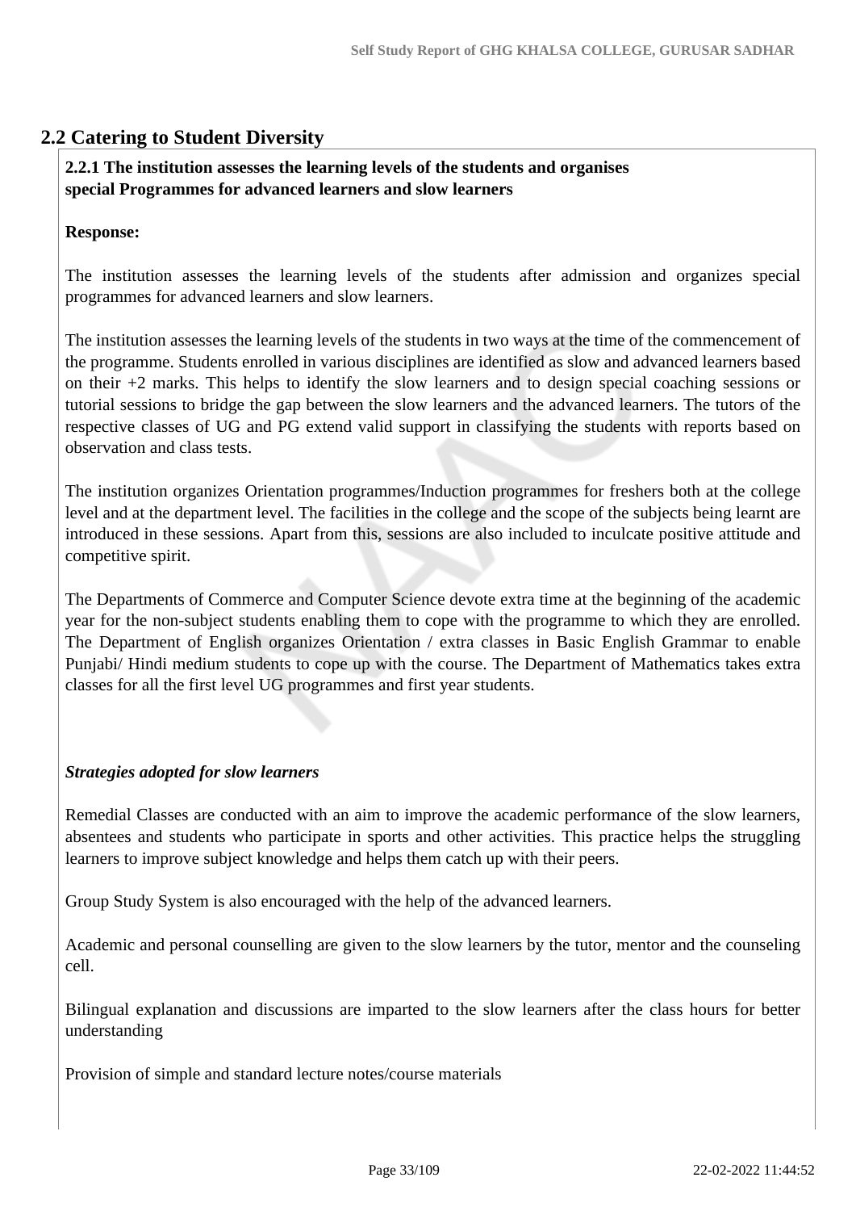## 2.2 Catering to Student Diversity

**2.2.1 The institution assesses the learning levels of the students and organises special Programmes for advanced learners and slow learners**

**Response:**

The institution assesses the learning levels of the students after admission and organizes special programmes for advanced learners and slow learners.

The institution assesses the learning levels of the students in two ways at the time of the commencement of the programme. Students enrolled in various disciplines are identified as slow and advanced learners based on their +2 marks. This helps to identify the slow learners and to design special coaching sessions or tutorial sessions to bridge the gap between the slow learners and the advanced learners. The tutors of the respective classes of UG and PG extend valid support in classifying the students with reports based on observation and class tests.

The institution organizes Orientation programmes/Induction programmes for freshers both at the college level and at the department level. The facilities in the college and the scope of the subjects being learnt are introduced in these sessions. Apart from this, sessions are also included to inculcate positive attitude and competitive spirit.

The Departments of Commerce and Computer Science devote extra time at the beginning of the academic year for the non-subject students enabling them to cope with the programme to which they are enrolled. The Department of English organizes Orientation / extra classes in Basic English Grammar to enable Punjabi/ Hindi medium students to cope up with the course. The Department of Mathematics takes extra classes for all the first level UG programmes and first year students.

***Strategies adopted for slow learners***

Remedial Classes are conducted with an aim to improve the academic performance of the slow learners, absentees and students who participate in sports and other activities. This practice helps the struggling learners to improve subject knowledge and helps them catch up with their peers.

Group Study System is also encouraged with the help of the advanced learners.

Academic and personal counselling are given to the slow learners by the tutor, mentor and the counseling cell.

Bilingual explanation and discussions are imparted to the slow learners after the class hours for better understanding

Provision of simple and standard lecture notes/course materials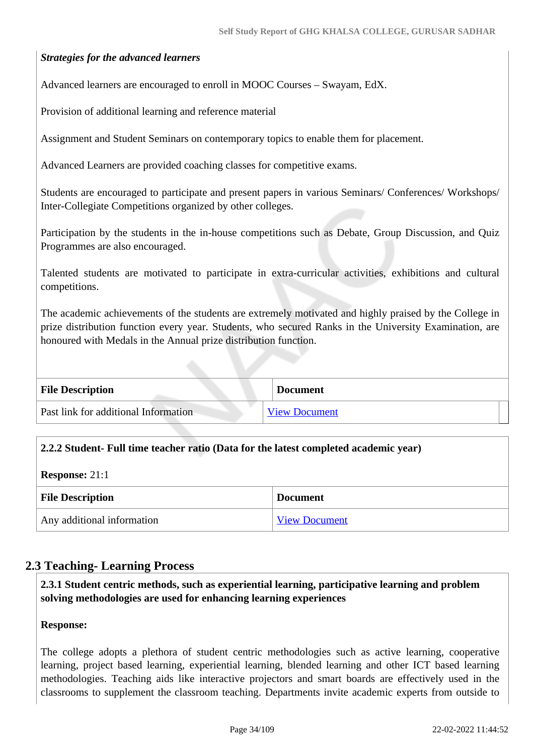***Strategies for the advanced learners***

Advanced learners are encouraged to enroll in MOOC Courses – Swayam, EdX.

Provision of additional learning and reference material

Assignment and Student Seminars on contemporary topics to enable them for placement.

Advanced Learners are provided coaching classes for competitive exams.

Students are encouraged to participate and present papers in various Seminars/ Conferences/ Workshops/ Inter-Collegiate Competitions organized by other colleges.

Participation by the students in the in-house competitions such as Debate, Group Discussion, and Quiz Programmes are also encouraged.

Talented students are motivated to participate in extra-curricular activities, exhibitions and cultural competitions.

The academic achievements of the students are extremely motivated and highly praised by the College in prize distribution function every year. Students, who secured Ranks in the University Examination, are honoured with Medals in the Annual prize distribution function.

| File Description | Document |
|---|---|
| Past link for additional Information | View Document |

**2.2.2 Student- Full time teacher ratio (Data for the latest completed academic year)**

**Response:** 21:1

| File Description | Document |
|---|---|
| Any additional information | View Document |

## 2.3 Teaching- Learning Process

**2.3.1 Student centric methods, such as experiential learning, participative learning and problem solving methodologies are used for enhancing learning experiences**

**Response:**

The college adopts a plethora of student centric methodologies such as active learning, cooperative learning, project based learning, experiential learning, blended learning and other ICT based learning methodologies. Teaching aids like interactive projectors and smart boards are effectively used in the classrooms to supplement the classroom teaching. Departments invite academic experts from outside to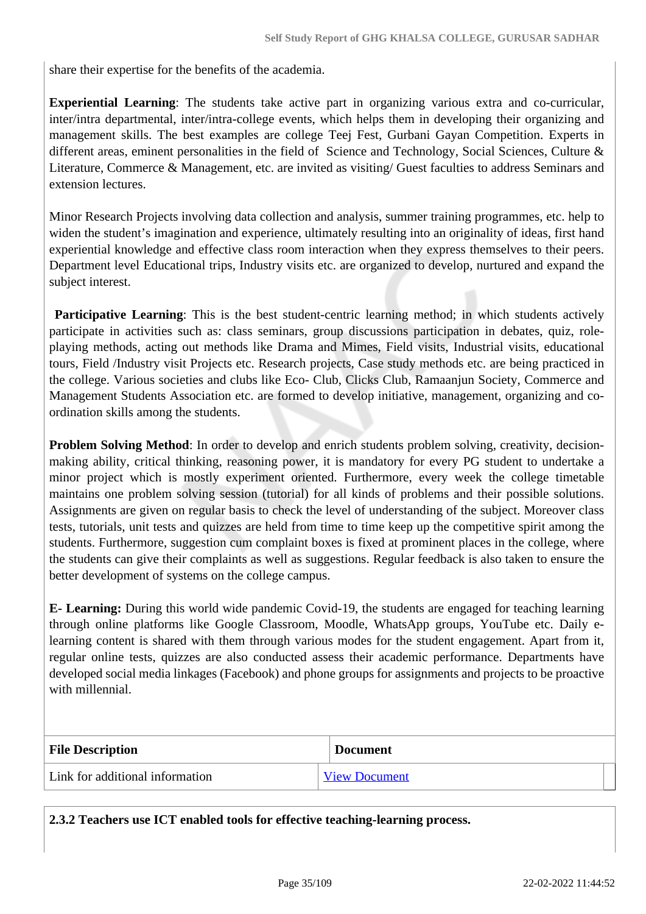share their expertise for the benefits of the academia.

**Experiential Learning**: The students take active part in organizing various extra and co-curricular, inter/intra departmental, inter/intra-college events, which helps them in developing their organizing and management skills. The best examples are college Teej Fest, Gurbani Gayan Competition. Experts in different areas, eminent personalities in the field of Science and Technology, Social Sciences, Culture & Literature, Commerce & Management, etc. are invited as visiting/ Guest faculties to address Seminars and extension lectures.

Minor Research Projects involving data collection and analysis, summer training programmes, etc. help to widen the student's imagination and experience, ultimately resulting into an originality of ideas, first hand experiential knowledge and effective class room interaction when they express themselves to their peers. Department level Educational trips, Industry visits etc. are organized to develop, nurtured and expand the subject interest.

**Participative Learning**: This is the best student-centric learning method; in which students actively participate in activities such as: class seminars, group discussions participation in debates, quiz, role-playing methods, acting out methods like Drama and Mimes, Field visits, Industrial visits, educational tours, Field /Industry visit Projects etc. Research projects, Case study methods etc. are being practiced in the college. Various societies and clubs like Eco- Club, Clicks Club, Ramaanjun Society, Commerce and Management Students Association etc. are formed to develop initiative, management, organizing and co-ordination skills among the students.

**Problem Solving Method**: In order to develop and enrich students problem solving, creativity, decision-making ability, critical thinking, reasoning power, it is mandatory for every PG student to undertake a minor project which is mostly experiment oriented. Furthermore, every week the college timetable maintains one problem solving session (tutorial) for all kinds of problems and their possible solutions. Assignments are given on regular basis to check the level of understanding of the subject. Moreover class tests, tutorials, unit tests and quizzes are held from time to time keep up the competitive spirit among the students. Furthermore, suggestion cum complaint boxes is fixed at prominent places in the college, where the students can give their complaints as well as suggestions. Regular feedback is also taken to ensure the better development of systems on the college campus.

**E- Learning:** During this world wide pandemic Covid-19, the students are engaged for teaching learning through online platforms like Google Classroom, Moodle, WhatsApp groups, YouTube etc. Daily e-learning content is shared with them through various modes for the student engagement. Apart from it, regular online tests, quizzes are also conducted assess their academic performance. Departments have developed social media linkages (Facebook) and phone groups for assignments and projects to be proactive with millennial.

| File Description | Document |
|---|---|
| Link for additional information | View Document |

**2.3.2 Teachers use ICT enabled tools for effective teaching-learning process.**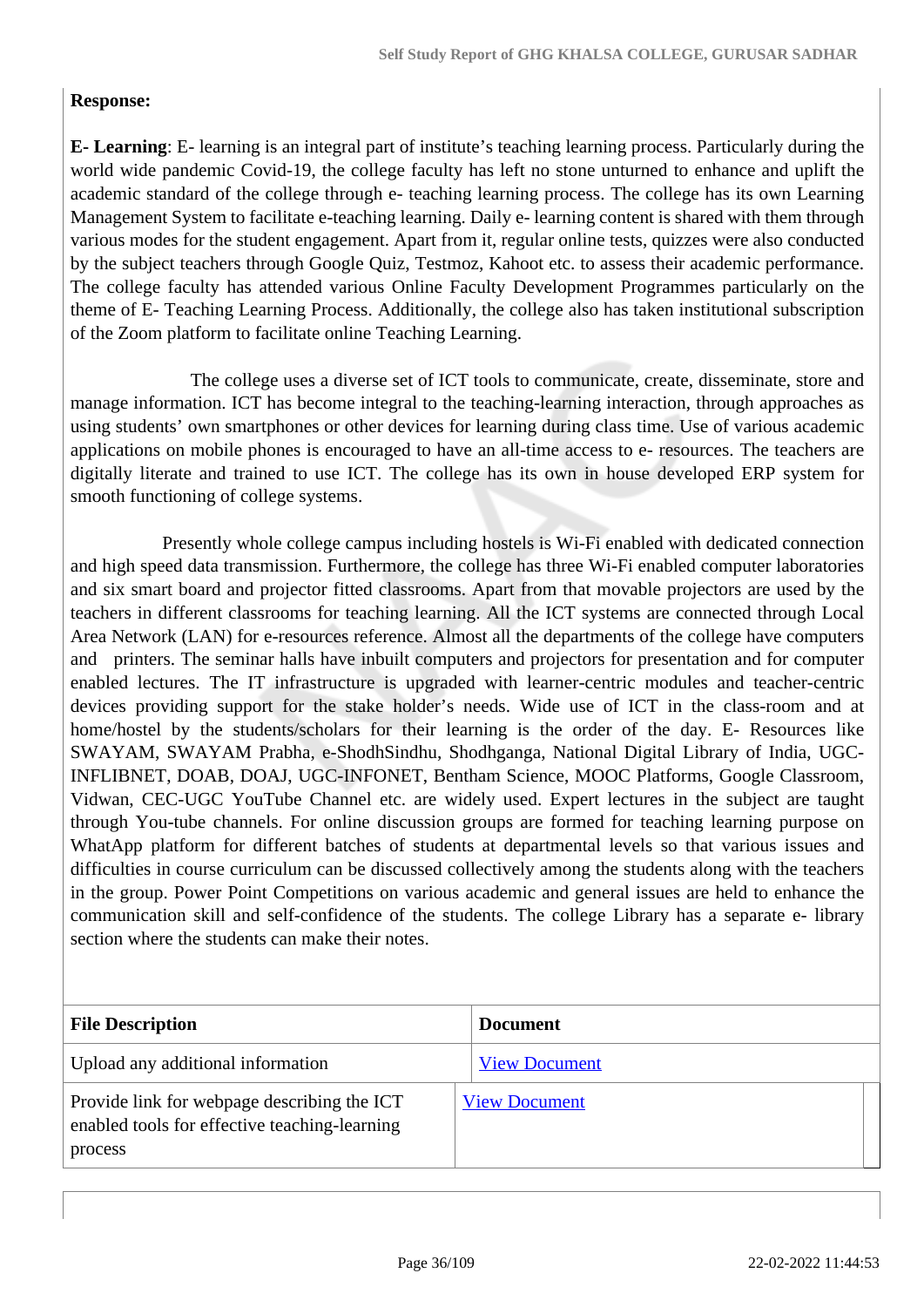**Response:**

**E- Learning**: E- learning is an integral part of institute's teaching learning process. Particularly during the world wide pandemic Covid-19, the college faculty has left no stone unturned to enhance and uplift the academic standard of the college through e- teaching learning process. The college has its own Learning Management System to facilitate e-teaching learning. Daily e- learning content is shared with them through various modes for the student engagement. Apart from it, regular online tests, quizzes were also conducted by the subject teachers through Google Quiz, Testmoz, Kahoot etc. to assess their academic performance. The college faculty has attended various Online Faculty Development Programmes particularly on the theme of E- Teaching Learning Process. Additionally, the college also has taken institutional subscription of the Zoom platform to facilitate online Teaching Learning.

The college uses a diverse set of ICT tools to communicate, create, disseminate, store and manage information. ICT has become integral to the teaching-learning interaction, through approaches as using students' own smartphones or other devices for learning during class time. Use of various academic applications on mobile phones is encouraged to have an all-time access to e- resources. The teachers are digitally literate and trained to use ICT. The college has its own in house developed ERP system for smooth functioning of college systems.

Presently whole college campus including hostels is Wi-Fi enabled with dedicated connection and high speed data transmission. Furthermore, the college has three Wi-Fi enabled computer laboratories and six smart board and projector fitted classrooms. Apart from that movable projectors are used by the teachers in different classrooms for teaching learning. All the ICT systems are connected through Local Area Network (LAN) for e-resources reference. Almost all the departments of the college have computers and printers. The seminar halls have inbuilt computers and projectors for presentation and for computer enabled lectures. The IT infrastructure is upgraded with learner-centric modules and teacher-centric devices providing support for the stake holder's needs. Wide use of ICT in the class-room and at home/hostel by the students/scholars for their learning is the order of the day. E- Resources like SWAYAM, SWAYAM Prabha, e-ShodhSindhu, Shodhganga, National Digital Library of India, UGC-INFLIBNET, DOAB, DOAJ, UGC-INFONET, Bentham Science, MOOC Platforms, Google Classroom, Vidwan, CEC-UGC YouTube Channel etc. are widely used. Expert lectures in the subject are taught through You-tube channels. For online discussion groups are formed for teaching learning purpose on WhatApp platform for different batches of students at departmental levels so that various issues and difficulties in course curriculum can be discussed collectively among the students along with the teachers in the group. Power Point Competitions on various academic and general issues are held to enhance the communication skill and self-confidence of the students. The college Library has a separate e- library section where the students can make their notes.

| File Description | Document |
|---|---|
| Upload any additional information | View Document |
| Provide link for webpage describing the ICT enabled tools for effective teaching-learning process | View Document |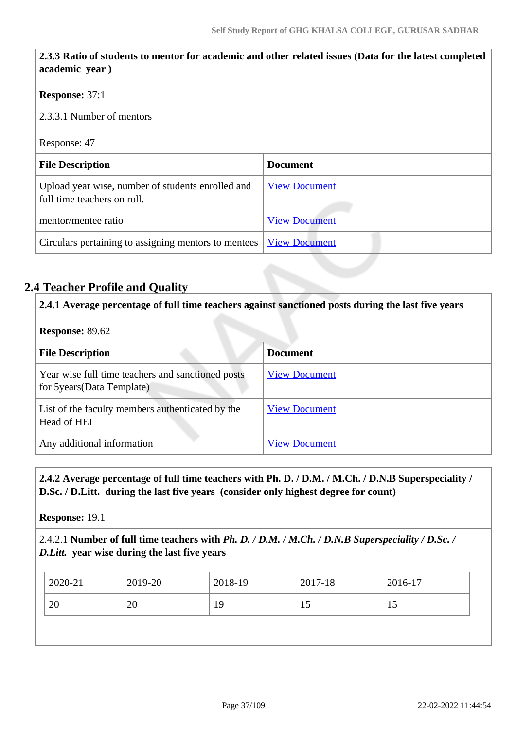**2.3.3 Ratio of students to mentor for academic and other related issues (Data for the latest completed academic year )**

**Response:** 37:1

2.3.3.1 Number of mentors

Response: 47

| **File Description** | **Document** |
|---|---|
| Upload year wise, number of students enrolled and full time teachers on roll. | View Document |
| mentor/mentee ratio | View Document |
| Circulars pertaining to assigning mentors to mentees | View Document |

## 2.4 Teacher Profile and Quality

**2.4.1 Average percentage of full time teachers against sanctioned posts during the last five years**

**Response:** 89.62

| **File Description** | **Document** |
|---|---|
| Year wise full time teachers and sanctioned posts for 5years(Data Template) | View Document |
| List of the faculty members authenticated by the Head of HEI | View Document |
| Any additional information | View Document |

**2.4.2 Average percentage of full time teachers with Ph. D. / D.M. / M.Ch. / D.N.B Superspeciality / D.Sc. / D.Litt. during the last five years (consider only highest degree for count)**

**Response:** 19.1

2.4.2.1 **Number of full time teachers with *Ph. D. / D.M. / M.Ch. / D.N.B Superspeciality / D.Sc. / D.Litt.* year wise during the last five years**

| 2020-21 | 2019-20 | 2018-19 | 2017-18 | 2016-17 |
|---|---|---|---|---|
| 20 | 20 | 19 | 15 | 15 |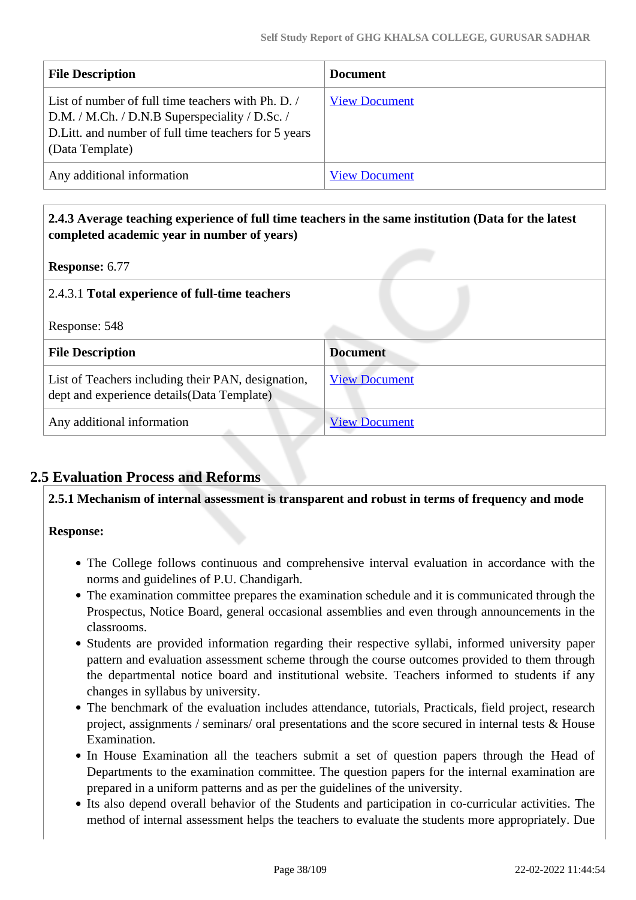| File Description | Document |
|---|---|
| List of number of full time teachers with Ph. D. / D.M. / M.Ch. / D.N.B Superspeciality / D.Sc. / D.Litt. and number of full time teachers for 5 years (Data Template) | View Document |
| Any additional information | View Document |

**2.4.3 Average teaching experience of full time teachers in the same institution (Data for the latest completed academic year in number of years)**

**Response:** 6.77

2.4.3.1 **Total experience of full-time teachers**

Response: 548

| File Description | Document |
|---|---|
| List of Teachers including their PAN, designation, dept and experience details(Data Template) | View Document |
| Any additional information | View Document |

## 2.5 Evaluation Process and Reforms

**2.5.1 Mechanism of internal assessment is transparent and robust in terms of frequency and mode**

**Response:**

- The College follows continuous and comprehensive interval evaluation in accordance with the norms and guidelines of P.U. Chandigarh.
- The examination committee prepares the examination schedule and it is communicated through the Prospectus, Notice Board, general occasional assemblies and even through announcements in the classrooms.
- Students are provided information regarding their respective syllabi, informed university paper pattern and evaluation assessment scheme through the course outcomes provided to them through the departmental notice board and institutional website. Teachers informed to students if any changes in syllabus by university.
- The benchmark of the evaluation includes attendance, tutorials, Practicals, field project, research project, assignments / seminars/ oral presentations and the score secured in internal tests & House Examination.
- In House Examination all the teachers submit a set of question papers through the Head of Departments to the examination committee. The question papers for the internal examination are prepared in a uniform patterns and as per the guidelines of the university.
- Its also depend overall behavior of the Students and participation in co-curricular activities. The method of internal assessment helps the teachers to evaluate the students more appropriately. Due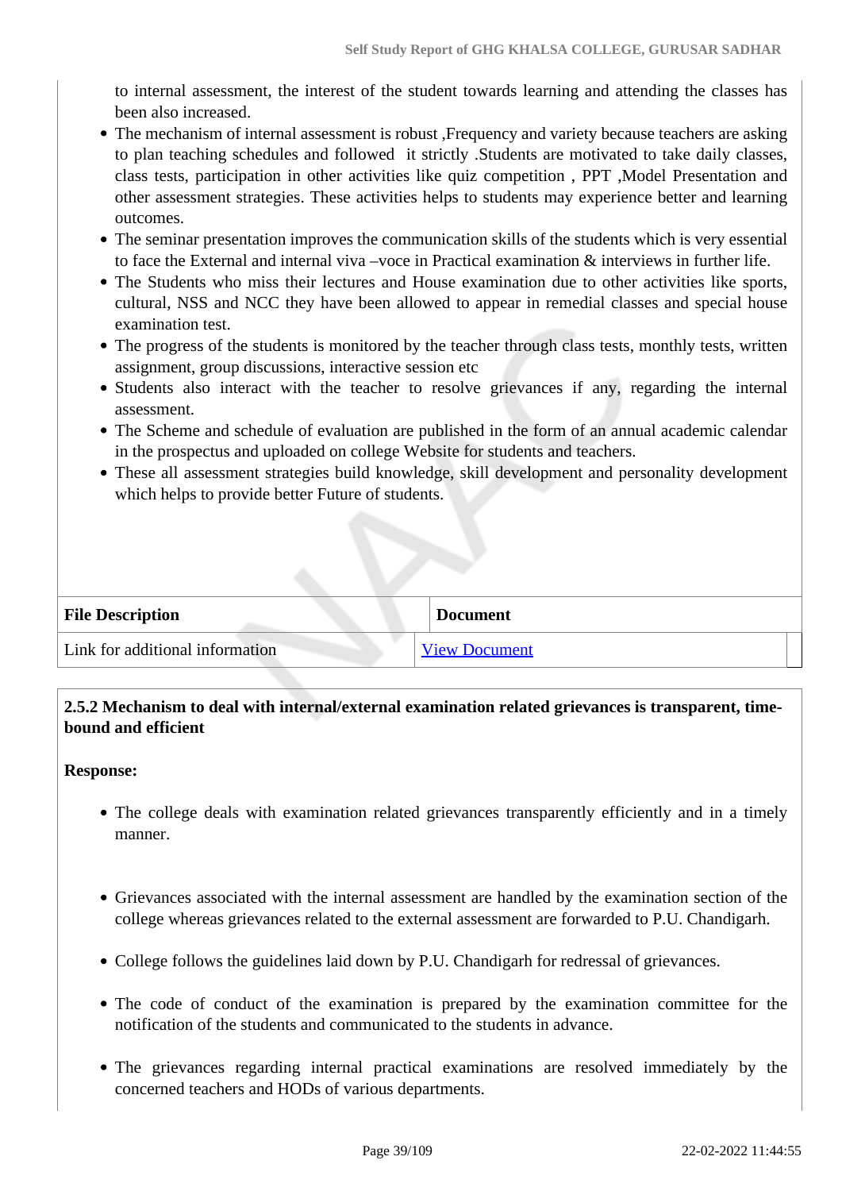to internal assessment, the interest of the student towards learning and attending the classes has been also increased.

- The mechanism of internal assessment is robust ,Frequency and variety because teachers are asking to plan teaching schedules and followed it strictly .Students are motivated to take daily classes, class tests, participation in other activities like quiz competition , PPT ,Model Presentation and other assessment strategies. These activities helps to students may experience better and learning outcomes.
- The seminar presentation improves the communication skills of the students which is very essential to face the External and internal viva –voce in Practical examination & interviews in further life.
- The Students who miss their lectures and House examination due to other activities like sports, cultural, NSS and NCC they have been allowed to appear in remedial classes and special house examination test.
- The progress of the students is monitored by the teacher through class tests, monthly tests, written assignment, group discussions, interactive session etc
- Students also interact with the teacher to resolve grievances if any, regarding the internal assessment.
- The Scheme and schedule of evaluation are published in the form of an annual academic calendar in the prospectus and uploaded on college Website for students and teachers.
- These all assessment strategies build knowledge, skill development and personality development which helps to provide better Future of students.

| File Description | Document |
|---|---|
| Link for additional information | View Document |

**2.5.2 Mechanism to deal with internal/external examination related grievances is transparent, time-bound and efficient**

**Response:**

- The college deals with examination related grievances transparently efficiently and in a timely manner.
- Grievances associated with the internal assessment are handled by the examination section of the college whereas grievances related to the external assessment are forwarded to P.U. Chandigarh.
- College follows the guidelines laid down by P.U. Chandigarh for redressal of grievances.
- The code of conduct of the examination is prepared by the examination committee for the notification of the students and communicated to the students in advance.
- The grievances regarding internal practical examinations are resolved immediately by the concerned teachers and HODs of various departments.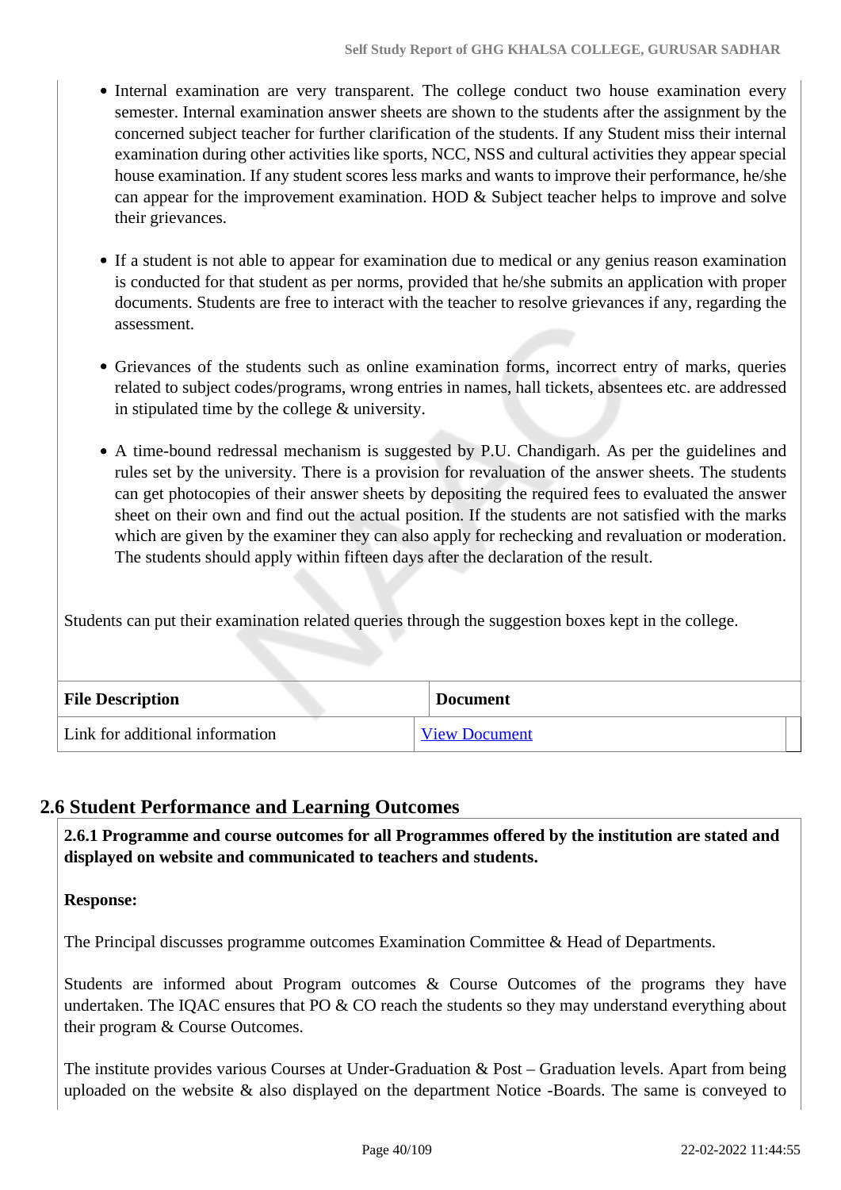- Internal examination are very transparent. The college conduct two house examination every semester. Internal examination answer sheets are shown to the students after the assignment by the concerned subject teacher for further clarification of the students. If any Student miss their internal examination during other activities like sports, NCC, NSS and cultural activities they appear special house examination. If any student scores less marks and wants to improve their performance, he/she can appear for the improvement examination. HOD & Subject teacher helps to improve and solve their grievances.
- If a student is not able to appear for examination due to medical or any genius reason examination is conducted for that student as per norms, provided that he/she submits an application with proper documents. Students are free to interact with the teacher to resolve grievances if any, regarding the assessment.
- Grievances of the students such as online examination forms, incorrect entry of marks, queries related to subject codes/programs, wrong entries in names, hall tickets, absentees etc. are addressed in stipulated time by the college & university.
- A time-bound redressal mechanism is suggested by P.U. Chandigarh. As per the guidelines and rules set by the university. There is a provision for revaluation of the answer sheets. The students can get photocopies of their answer sheets by depositing the required fees to evaluated the answer sheet on their own and find out the actual position. If the students are not satisfied with the marks which are given by the examiner they can also apply for rechecking and revaluation or moderation. The students should apply within fifteen days after the declaration of the result.

Students can put their examination related queries through the suggestion boxes kept in the college.

| File Description | Document |
|---|---|
| Link for additional information | View Document |

## 2.6 Student Performance and Learning Outcomes

**2.6.1 Programme and course outcomes for all Programmes offered by the institution are stated and displayed on website and communicated to teachers and students.**

**Response:**

The Principal discusses programme outcomes Examination Committee & Head of Departments.

Students are informed about Program outcomes & Course Outcomes of the programs they have undertaken. The IQAC ensures that PO & CO reach the students so they may understand everything about their program & Course Outcomes.

The institute provides various Courses at Under-Graduation & Post – Graduation levels. Apart from being uploaded on the website & also displayed on the department Notice -Boards. The same is conveyed to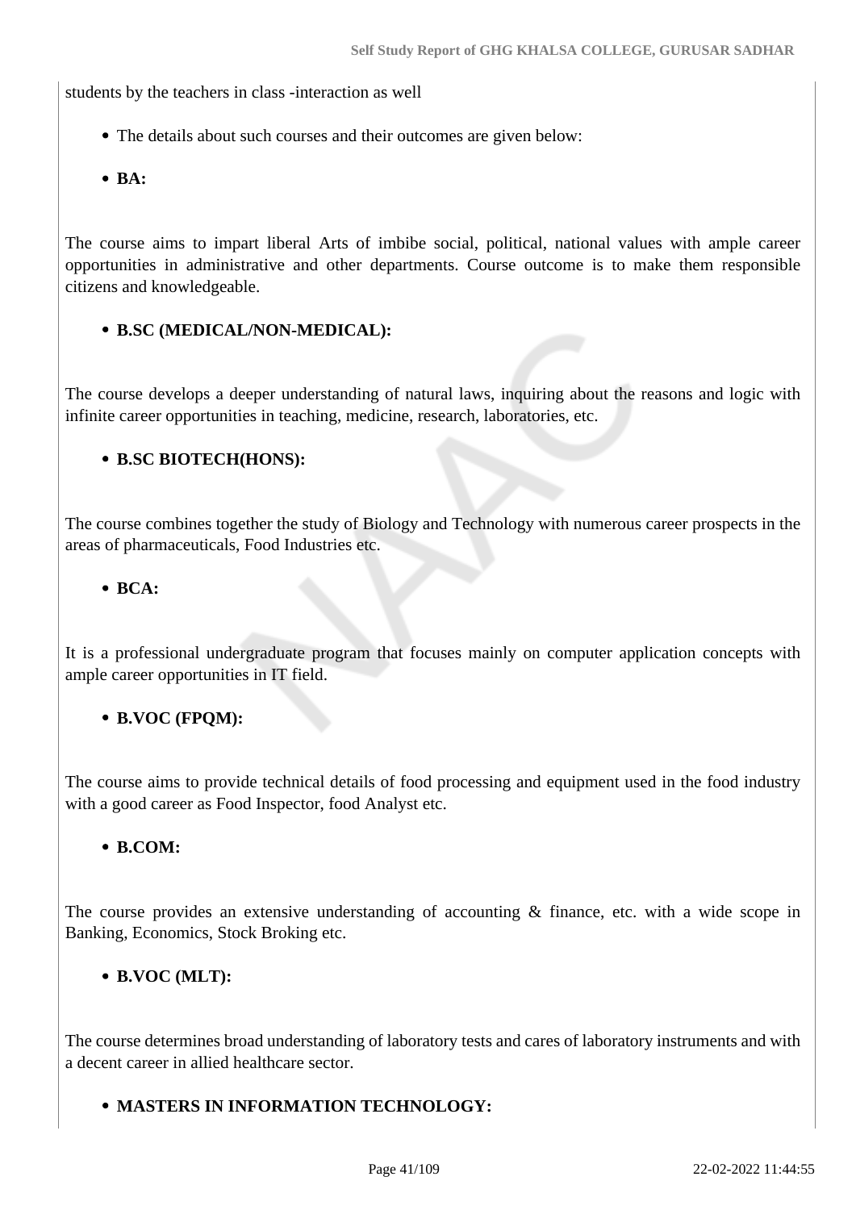students by the teachers in class -interaction as well

- The details about such courses and their outcomes are given below:
- **BA:**

The course aims to impart liberal Arts of imbibe social, political, national values with ample career opportunities in administrative and other departments. Course outcome is to make them responsible citizens and knowledgeable.

- **B.SC (MEDICAL/NON-MEDICAL):**

The course develops a deeper understanding of natural laws, inquiring about the reasons and logic with infinite career opportunities in teaching, medicine, research, laboratories, etc.

- **B.SC BIOTECH(HONS):**

The course combines together the study of Biology and Technology with numerous career prospects in the areas of pharmaceuticals, Food Industries etc.

- **BCA:**

It is a professional undergraduate program that focuses mainly on computer application concepts with ample career opportunities in IT field.

- **B.VOC (FPQM):**

The course aims to provide technical details of food processing and equipment used in the food industry with a good career as Food Inspector, food Analyst etc.

- **B.COM:**

The course provides an extensive understanding of accounting & finance, etc. with a wide scope in Banking, Economics, Stock Broking etc.

- **B.VOC (MLT):**

The course determines broad understanding of laboratory tests and cares of laboratory instruments and with a decent career in allied healthcare sector.

- **MASTERS IN INFORMATION TECHNOLOGY:**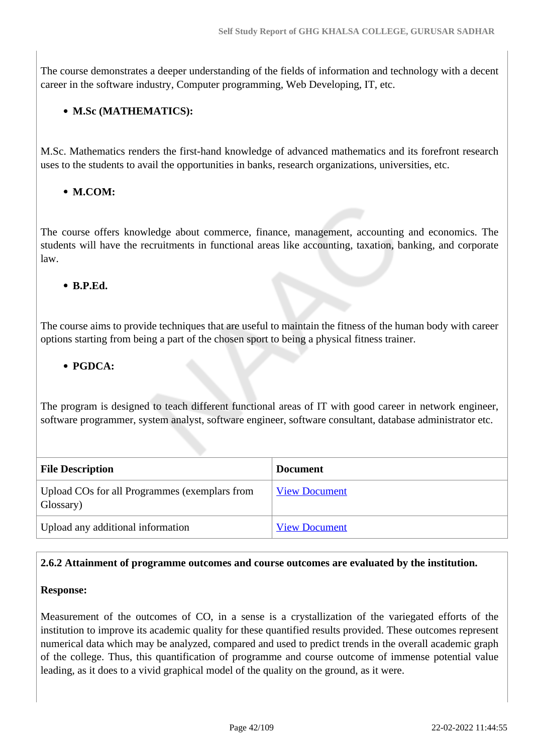The course demonstrates a deeper understanding of the fields of information and technology with a decent career in the software industry, Computer programming, Web Developing, IT, etc.

- **M.Sc (MATHEMATICS):**

M.Sc. Mathematics renders the first-hand knowledge of advanced mathematics and its forefront research uses to the students to avail the opportunities in banks, research organizations, universities, etc.

- **M.COM:**

The course offers knowledge about commerce, finance, management, accounting and economics. The students will have the recruitments in functional areas like accounting, taxation, banking, and corporate law.

- **B.P.Ed.**

The course aims to provide techniques that are useful to maintain the fitness of the human body with career options starting from being a part of the chosen sport to being a physical fitness trainer.

- **PGDCA:**

The program is designed to teach different functional areas of IT with good career in network engineer, software programmer, system analyst, software engineer, software consultant, database administrator etc.

| File Description | Document |
|---|---|
| Upload COs for all Programmes (exemplars from Glossary) | View Document |
| Upload any additional information | View Document |

**2.6.2 Attainment of programme outcomes and course outcomes are evaluated by the institution.**

**Response:**

Measurement of the outcomes of CO, in a sense is a crystallization of the variegated efforts of the institution to improve its academic quality for these quantified results provided. These outcomes represent numerical data which may be analyzed, compared and used to predict trends in the overall academic graph of the college. Thus, this quantification of programme and course outcome of immense potential value leading, as it does to a vivid graphical model of the quality on the ground, as it were.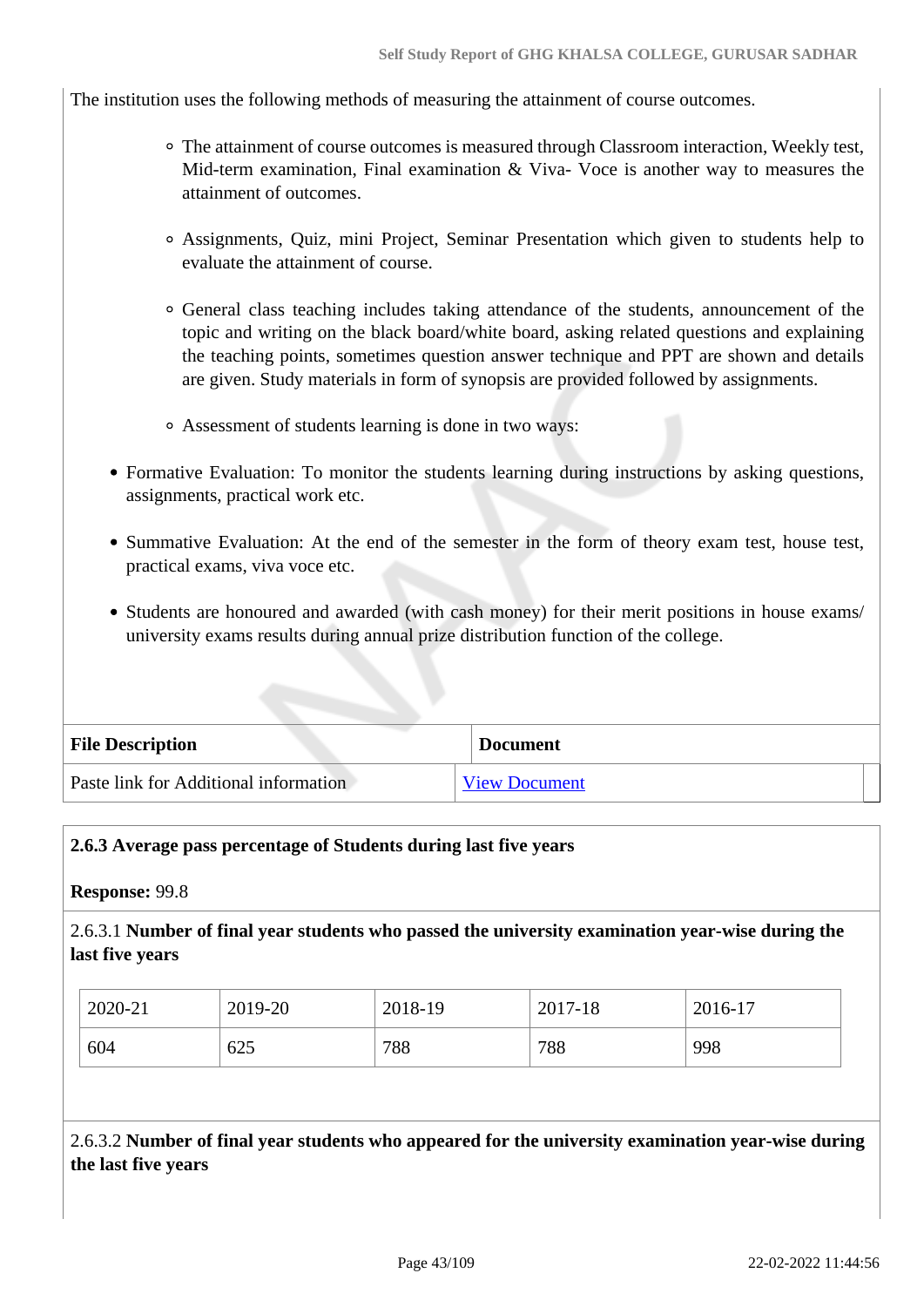The institution uses the following methods of measuring the attainment of course outcomes.

- The attainment of course outcomes is measured through Classroom interaction, Weekly test, Mid-term examination, Final examination & Viva- Voce is another way to measures the attainment of outcomes.
- Assignments, Quiz, mini Project, Seminar Presentation which given to students help to evaluate the attainment of course.
- General class teaching includes taking attendance of the students, announcement of the topic and writing on the black board/white board, asking related questions and explaining the teaching points, sometimes question answer technique and PPT are shown and details are given. Study materials in form of synopsis are provided followed by assignments.
- Assessment of students learning is done in two ways:

- Formative Evaluation: To monitor the students learning during instructions by asking questions, assignments, practical work etc.
- Summative Evaluation: At the end of the semester in the form of theory exam test, house test, practical exams, viva voce etc.
- Students are honoured and awarded (with cash money) for their merit positions in house exams/ university exams results during annual prize distribution function of the college.

| File Description | Document |
|---|---|
| Paste link for Additional information | View Document |

**2.6.3 Average pass percentage of Students during last five years**

**Response:** 99.8

2.6.3.1 **Number of final year students who passed the university examination year-wise during the last five years**

| 2020-21 | 2019-20 | 2018-19 | 2017-18 | 2016-17 |
|---|---|---|---|---|
| 604 | 625 | 788 | 788 | 998 |

2.6.3.2 **Number of final year students who appeared for the university examination year-wise during the last five years**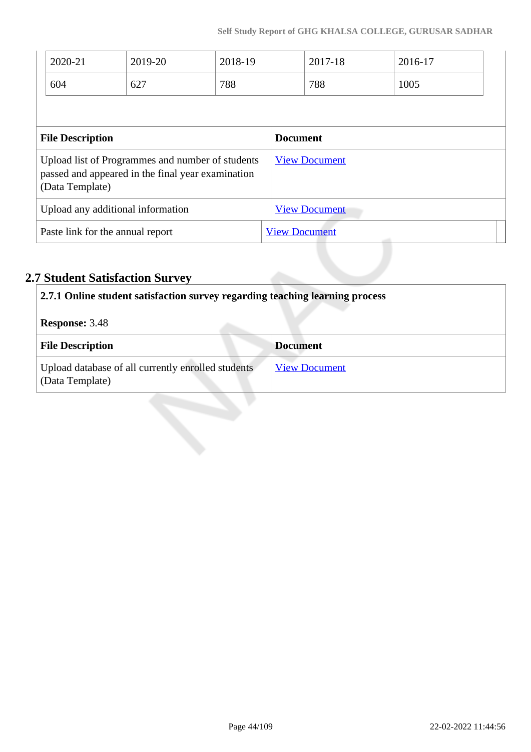| 2020-21 | 2019-20 | 2018-19 | 2017-18 | 2016-17 |
|---|---|---|---|---|
| 604 | 627 | 788 | 788 | 1005 |

| File Description | Document |
|---|---|
| Upload list of Programmes and number of students passed and appeared in the final year examination (Data Template) | View Document |
| Upload any additional information | View Document |
| Paste link for the annual report | View Document |

## 2.7 Student Satisfaction Survey

**2.7.1 Online student satisfaction survey regarding teaching learning process**

**Response:** 3.48

| File Description | Document |
|---|---|
| Upload database of all currently enrolled students (Data Template) | View Document |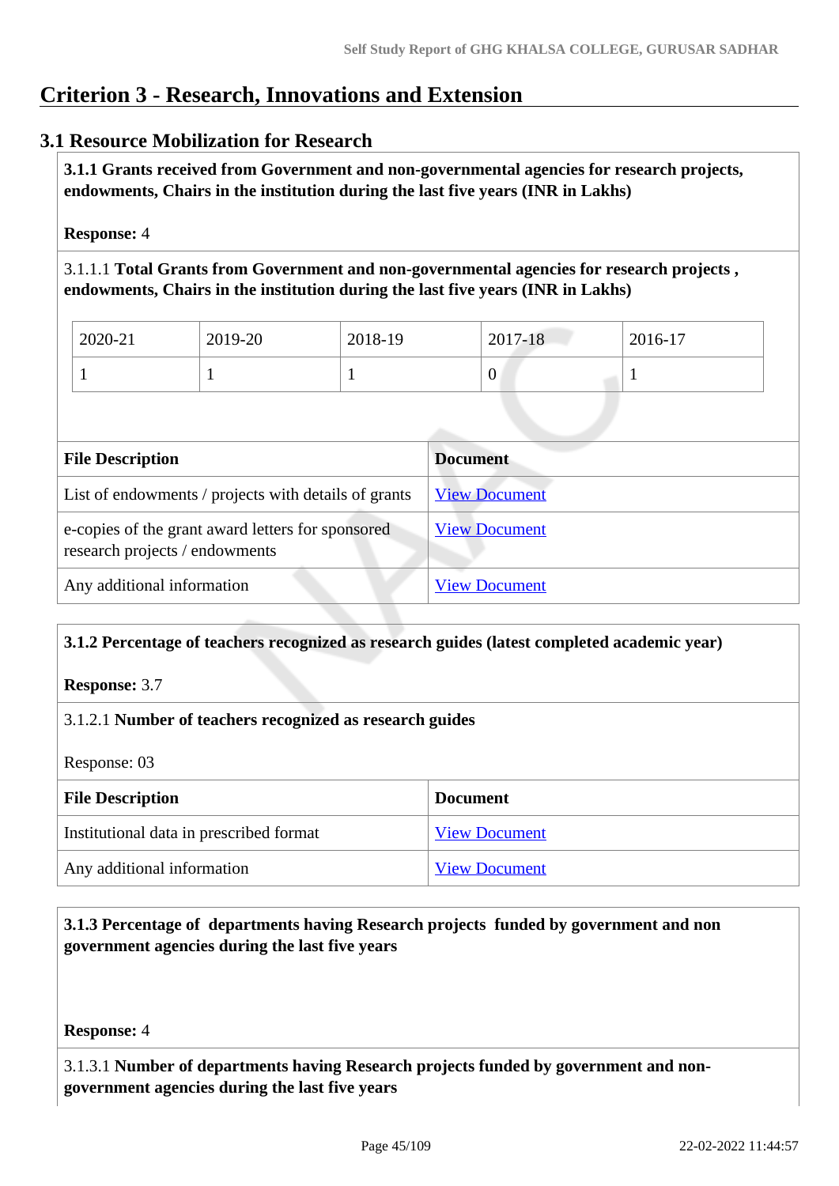# Criterion 3 - Research, Innovations and Extension

## 3.1 Resource Mobilization for Research

**3.1.1 Grants received from Government and non-governmental agencies for research projects, endowments, Chairs in the institution during the last five years (INR in Lakhs)**

**Response:** 4

3.1.1.1 **Total Grants from Government and non-governmental agencies for research projects , endowments, Chairs in the institution during the last five years (INR in Lakhs)**

| 2020-21 | 2019-20 | 2018-19 | 2017-18 | 2016-17 |
|---|---|---|---|---|
| 1 | 1 | 1 | 0 | 1 |

| File Description | Document |
|---|---|
| List of endowments / projects with details of grants | View Document |
| e-copies of the grant award letters for sponsored research projects / endowments | View Document |
| Any additional information | View Document |

**3.1.2 Percentage of teachers recognized as research guides (latest completed academic year)**

**Response:** 3.7

3.1.2.1 **Number of teachers recognized as research guides**

Response: 03

| File Description | Document |
|---|---|
| Institutional data in prescribed format | View Document |
| Any additional information | View Document |

**3.1.3 Percentage of departments having Research projects funded by government and non government agencies during the last five years**

**Response:** 4

3.1.3.1 **Number of departments having Research projects funded by government and non-government agencies during the last five years**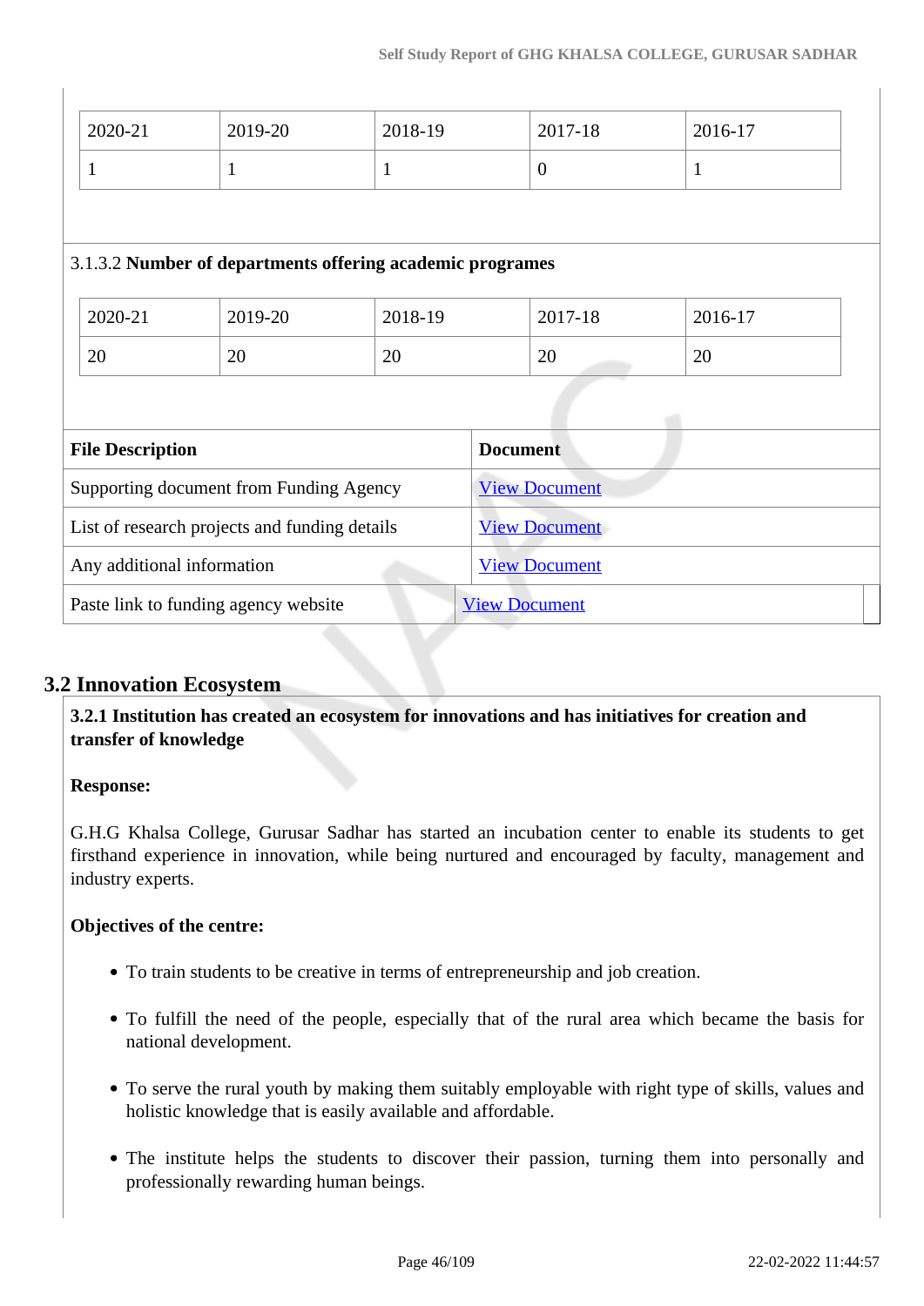| 2020-21 | 2019-20 | 2018-19 | 2017-18 | 2016-17 |
|---|---|---|---|---|
| 1 | 1 | 1 | 0 | 1 |

3.1.3.2 **Number of departments offering academic programes**

| 2020-21 | 2019-20 | 2018-19 | 2017-18 | 2016-17 |
|---|---|---|---|---|
| 20 | 20 | 20 | 20 | 20 |

| File Description | Document |
|---|---|
| Supporting document from Funding Agency | View Document |
| List of research projects and funding details | View Document |
| Any additional information | View Document |
| Paste link to funding agency website | View Document |

## 3.2 Innovation Ecosystem

**3.2.1 Institution has created an ecosystem for innovations and has initiatives for creation and transfer of knowledge**

**Response:**

G.H.G Khalsa College, Gurusar Sadhar has started an incubation center to enable its students to get firsthand experience in innovation, while being nurtured and encouraged by faculty, management and industry experts.

**Objectives of the centre:**

- To train students to be creative in terms of entrepreneurship and job creation.
- To fulfill the need of the people, especially that of the rural area which became the basis for national development.
- To serve the rural youth by making them suitably employable with right type of skills, values and holistic knowledge that is easily available and affordable.
- The institute helps the students to discover their passion, turning them into personally and professionally rewarding human beings.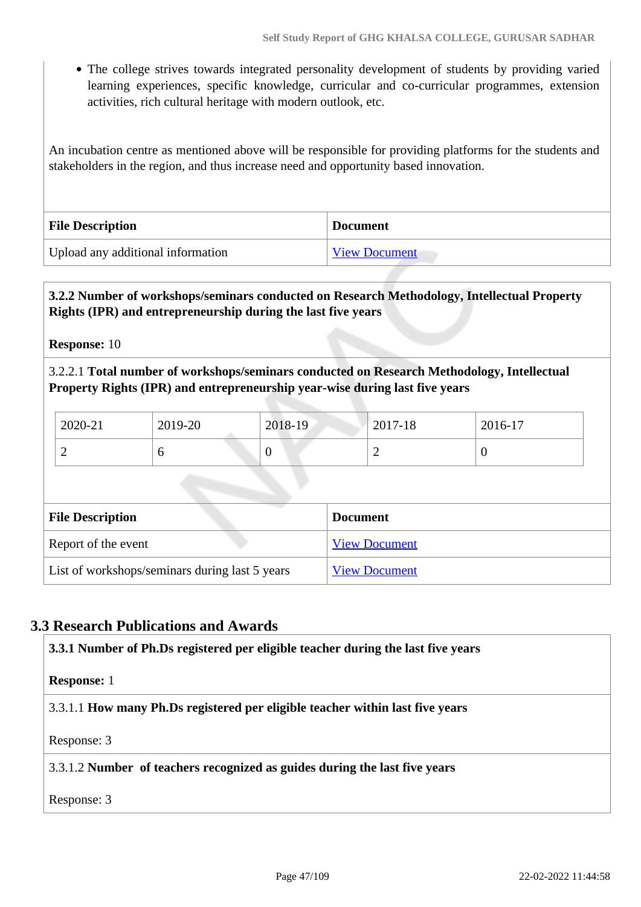- The college strives towards integrated personality development of students by providing varied learning experiences, specific knowledge, curricular and co-curricular programmes, extension activities, rich cultural heritage with modern outlook, etc.

An incubation centre as mentioned above will be responsible for providing platforms for the students and stakeholders in the region, and thus increase need and opportunity based innovation.

| File Description | Document |
|---|---|
| Upload any additional information | View Document |

**3.2.2 Number of workshops/seminars conducted on Research Methodology, Intellectual Property Rights (IPR) and entrepreneurship during the last five years**

**Response:** 10

3.2.2.1 **Total number of workshops/seminars conducted on Research Methodology, Intellectual Property Rights (IPR) and entrepreneurship year-wise during last five years**

| 2020-21 | 2019-20 | 2018-19 | 2017-18 | 2016-17 |
|---|---|---|---|---|
| 2 | 6 | 0 | 2 | 0 |

| File Description | Document |
|---|---|
| Report of the event | View Document |
| List of workshops/seminars during last 5 years | View Document |

## 3.3 Research Publications and Awards

**3.3.1 Number of Ph.Ds registered per eligible teacher during the last five years**

**Response:** 1

3.3.1.1 **How many Ph.Ds registered per eligible teacher within last five years**

Response: 3

3.3.1.2 **Number of teachers recognized as guides during the last five years**

Response: 3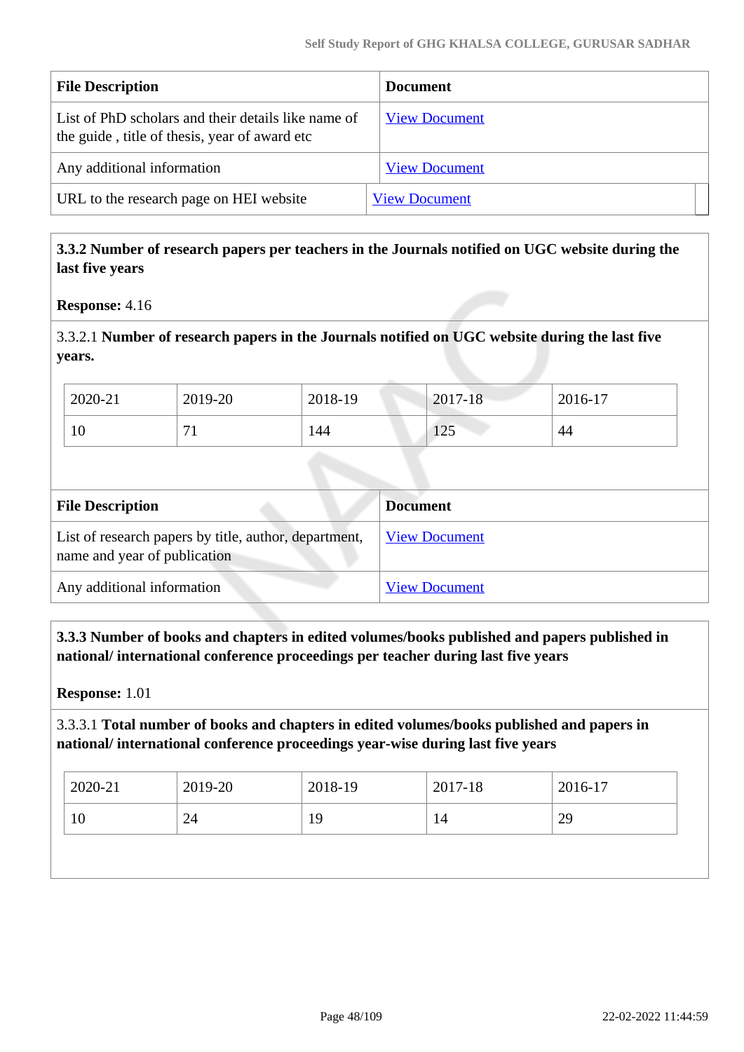| File Description | Document |
|---|---|
| List of PhD scholars and their details like name of the guide , title of thesis, year of award etc | View Document |
| Any additional information | View Document |
| URL to the research page on HEI website | View Document |

**3.3.2 Number of research papers per teachers in the Journals notified on UGC website during the last five years**

**Response:** 4.16

3.3.2.1 **Number of research papers in the Journals notified on UGC website during the last five years.**

| 2020-21 | 2019-20 | 2018-19 | 2017-18 | 2016-17 |
|---|---|---|---|---|
| 10 | 71 | 144 | 125 | 44 |

| File Description | Document |
|---|---|
| List of research papers by title, author, department, name and year of publication | View Document |
| Any additional information | View Document |

**3.3.3 Number of books and chapters in edited volumes/books published and papers published in national/ international conference proceedings per teacher during last five years**

**Response:** 1.01

3.3.3.1 **Total number of books and chapters in edited volumes/books published and papers in national/ international conference proceedings year-wise during last five years**

| 2020-21 | 2019-20 | 2018-19 | 2017-18 | 2016-17 |
|---|---|---|---|---|
| 10 | 24 | 19 | 14 | 29 |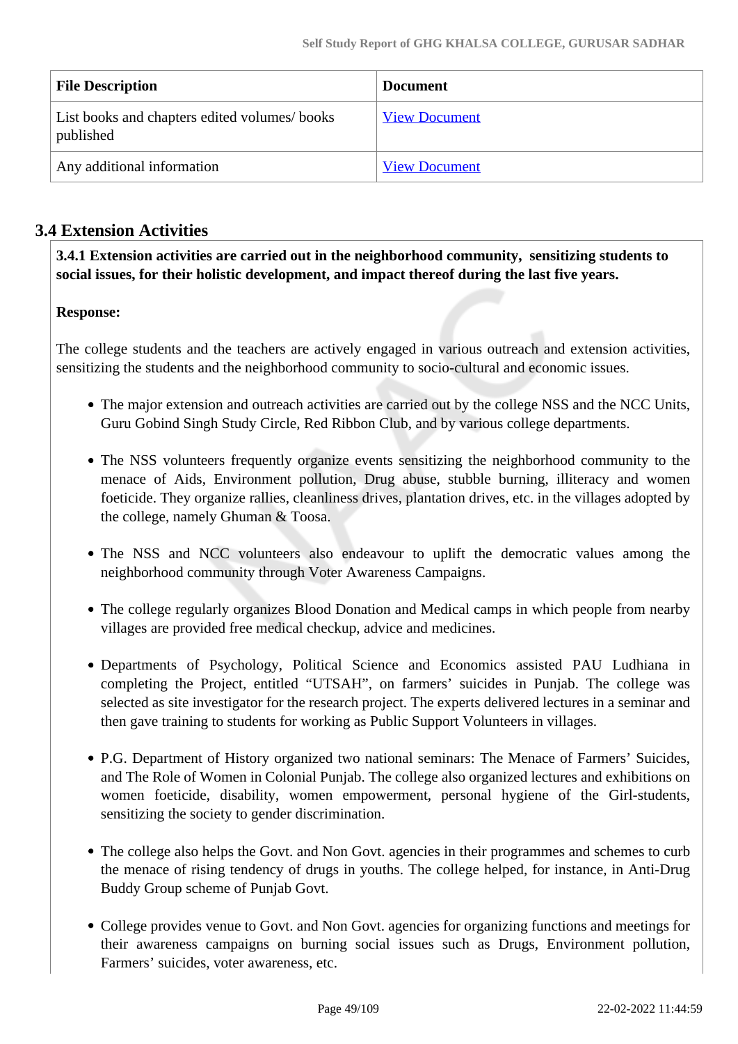| File Description | Document |
| --- | --- |
| List books and chapters edited volumes/ books published | View Document |
| Any additional information | View Document |

## 3.4 Extension Activities

**3.4.1 Extension activities are carried out in the neighborhood community, sensitizing students to social issues, for their holistic development, and impact thereof during the last five years.**

**Response:**

The college students and the teachers are actively engaged in various outreach and extension activities, sensitizing the students and the neighborhood community to socio-cultural and economic issues.

- The major extension and outreach activities are carried out by the college NSS and the NCC Units, Guru Gobind Singh Study Circle, Red Ribbon Club, and by various college departments.
- The NSS volunteers frequently organize events sensitizing the neighborhood community to the menace of Aids, Environment pollution, Drug abuse, stubble burning, illiteracy and women foeticide. They organize rallies, cleanliness drives, plantation drives, etc. in the villages adopted by the college, namely Ghuman & Toosa.
- The NSS and NCC volunteers also endeavour to uplift the democratic values among the neighborhood community through Voter Awareness Campaigns.
- The college regularly organizes Blood Donation and Medical camps in which people from nearby villages are provided free medical checkup, advice and medicines.
- Departments of Psychology, Political Science and Economics assisted PAU Ludhiana in completing the Project, entitled “UTSAH”, on farmers’ suicides in Punjab. The college was selected as site investigator for the research project. The experts delivered lectures in a seminar and then gave training to students for working as Public Support Volunteers in villages.
- P.G. Department of History organized two national seminars: The Menace of Farmers’ Suicides, and The Role of Women in Colonial Punjab. The college also organized lectures and exhibitions on women foeticide, disability, women empowerment, personal hygiene of the Girl-students, sensitizing the society to gender discrimination.
- The college also helps the Govt. and Non Govt. agencies in their programmes and schemes to curb the menace of rising tendency of drugs in youths. The college helped, for instance, in Anti-Drug Buddy Group scheme of Punjab Govt.
- College provides venue to Govt. and Non Govt. agencies for organizing functions and meetings for their awareness campaigns on burning social issues such as Drugs, Environment pollution, Farmers’ suicides, voter awareness, etc.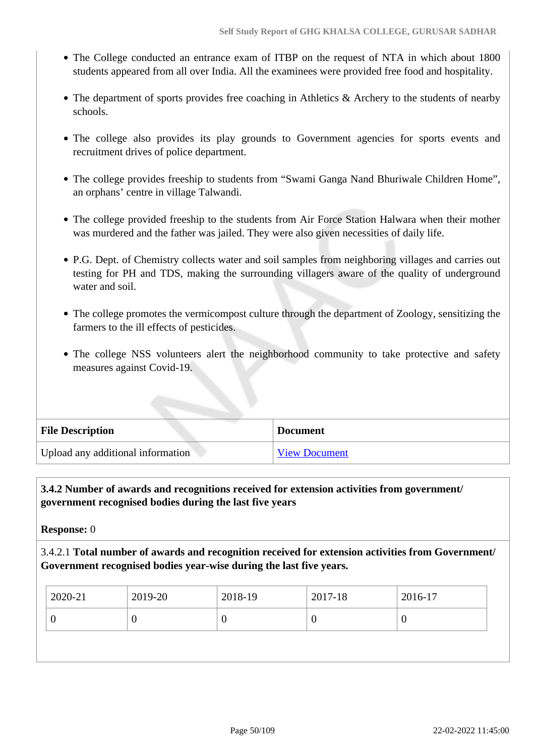- The College conducted an entrance exam of ITBP on the request of NTA in which about 1800 students appeared from all over India. All the examinees were provided free food and hospitality.
- The department of sports provides free coaching in Athletics & Archery to the students of nearby schools.
- The college also provides its play grounds to Government agencies for sports events and recruitment drives of police department.
- The college provides freeship to students from "Swami Ganga Nand Bhuriwale Children Home", an orphans' centre in village Talwandi.
- The college provided freeship to the students from Air Force Station Halwara when their mother was murdered and the father was jailed. They were also given necessities of daily life.
- P.G. Dept. of Chemistry collects water and soil samples from neighboring villages and carries out testing for PH and TDS, making the surrounding villagers aware of the quality of underground water and soil.
- The college promotes the vermicompost culture through the department of Zoology, sensitizing the farmers to the ill effects of pesticides.
- The college NSS volunteers alert the neighborhood community to take protective and safety measures against Covid-19.

| File Description | Document |
|---|---|
| Upload any additional information | View Document |

**3.4.2 Number of awards and recognitions received for extension activities from government/ government recognised bodies during the last five years**

**Response:** 0

3.4.2.1 **Total number of awards and recognition received for extension activities from Government/ Government recognised bodies year-wise during the last five years.**

| 2020-21 | 2019-20 | 2018-19 | 2017-18 | 2016-17 |
|---|---|---|---|---|
| 0 | 0 | 0 | 0 | 0 |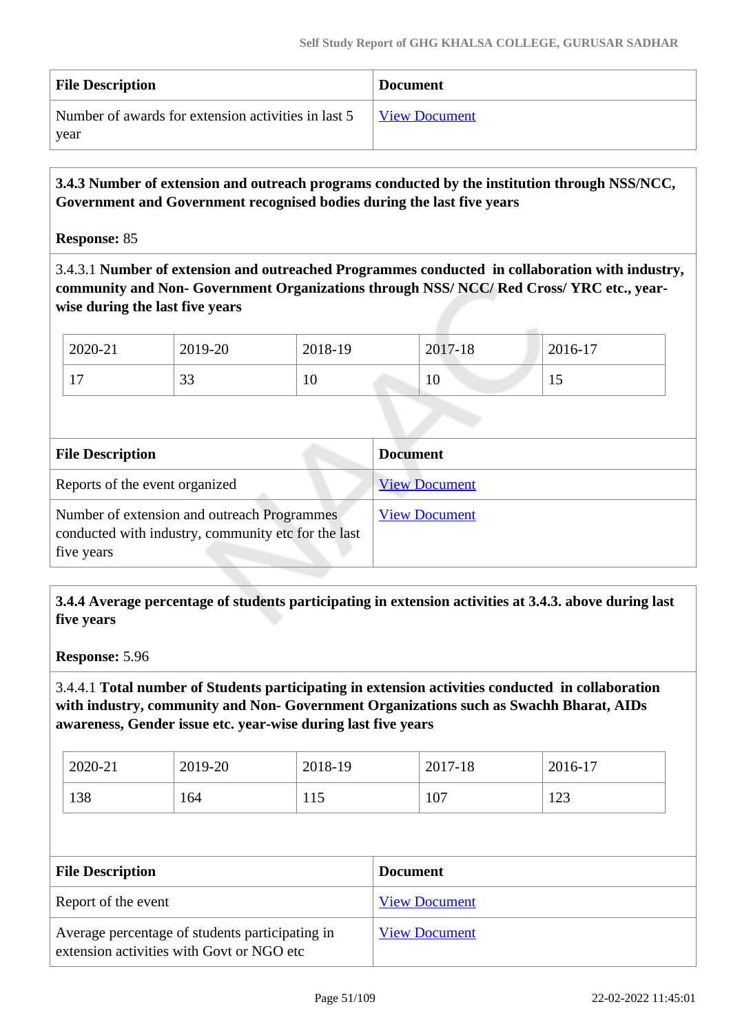| File Description | Document |
| --- | --- |
| Number of awards for extension activities in last 5 year | View Document |

**3.4.3 Number of extension and outreach programs conducted by the institution through NSS/NCC, Government and Government recognised bodies during the last five years**

**Response:** 85

3.4.3.1 **Number of extension and outreached Programmes conducted in collaboration with industry, community and Non- Government Organizations through NSS/ NCC/ Red Cross/ YRC etc., year-wise during the last five years**

| 2020-21 | 2019-20 | 2018-19 | 2017-18 | 2016-17 |
| --- | --- | --- | --- | --- |
| 17 | 33 | 10 | 10 | 15 |

| File Description | Document |
| --- | --- |
| Reports of the event organized | View Document |
| Number of extension and outreach Programmes conducted with industry, community etc for the last five years | View Document |

**3.4.4 Average percentage of students participating in extension activities at 3.4.3. above during last five years**

**Response:** 5.96

3.4.4.1 **Total number of Students participating in extension activities conducted in collaboration with industry, community and Non- Government Organizations such as Swachh Bharat, AIDs awareness, Gender issue etc. year-wise during last five years**

| 2020-21 | 2019-20 | 2018-19 | 2017-18 | 2016-17 |
| --- | --- | --- | --- | --- |
| 138 | 164 | 115 | 107 | 123 |

| File Description | Document |
| --- | --- |
| Report of the event | View Document |
| Average percentage of students participating in extension activities with Govt or NGO etc | View Document |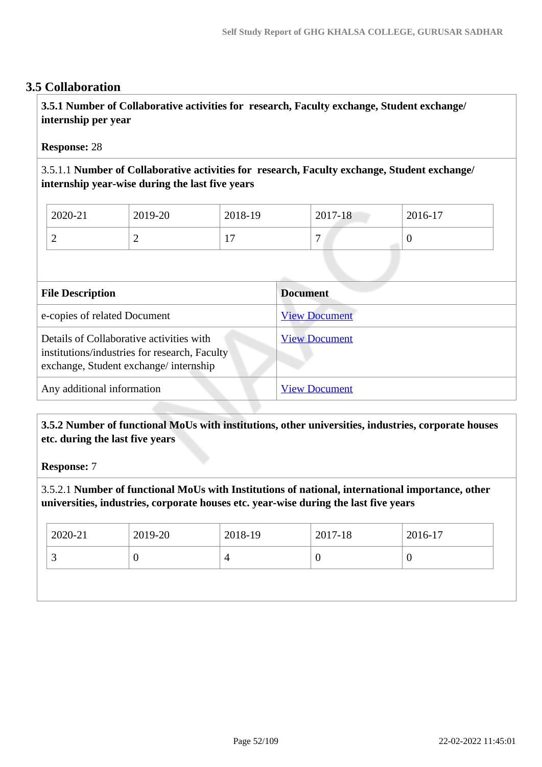## 3.5 Collaboration

**3.5.1 Number of Collaborative activities for research, Faculty exchange, Student exchange/ internship per year**

**Response:** 28

3.5.1.1 **Number of Collaborative activities for research, Faculty exchange, Student exchange/ internship year-wise during the last five years**

| 2020-21 | 2019-20 | 2018-19 | 2017-18 | 2016-17 |
|---|---|---|---|---|
| 2 | 2 | 17 | 7 | 0 |

| File Description | Document |
|---|---|
| e-copies of related Document | View Document |
| Details of Collaborative activities with institutions/industries for research, Faculty exchange, Student exchange/ internship | View Document |
| Any additional information | View Document |

**3.5.2 Number of functional MoUs with institutions, other universities, industries, corporate houses etc. during the last five years**

**Response:** 7

3.5.2.1 **Number of functional MoUs with Institutions of national, international importance, other universities, industries, corporate houses etc. year-wise during the last five years**

| 2020-21 | 2019-20 | 2018-19 | 2017-18 | 2016-17 |
|---|---|---|---|---|
| 3 | 0 | 4 | 0 | 0 |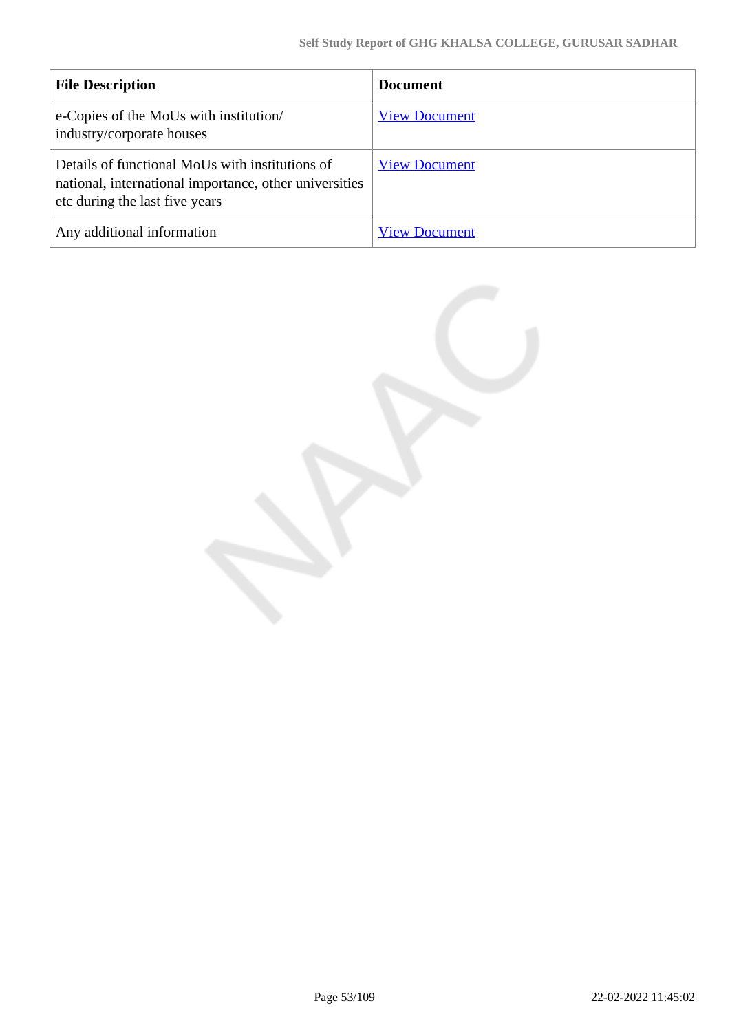| File Description | Document |
|---|---|
| e-Copies of the MoUs with institution/ industry/corporate houses | View Document |
| Details of functional MoUs with institutions of national, international importance, other universities etc during the last five years | View Document |
| Any additional information | View Document |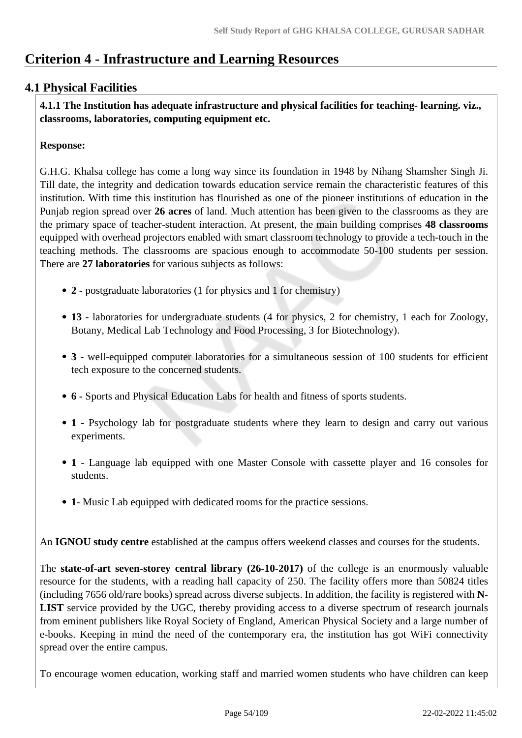# Criterion 4 - Infrastructure and Learning Resources

## 4.1 Physical Facilities

**4.1.1 The Institution has adequate infrastructure and physical facilities for teaching- learning. viz., classrooms, laboratories, computing equipment etc.**

**Response:**

G.H.G. Khalsa college has come a long way since its foundation in 1948 by Nihang Shamsher Singh Ji. Till date, the integrity and dedication towards education service remain the characteristic features of this institution. With time this institution has flourished as one of the pioneer institutions of education in the Punjab region spread over **26 acres** of land. Much attention has been given to the classrooms as they are the primary space of teacher-student interaction. At present, the main building comprises **48 classrooms** equipped with overhead projectors enabled with smart classroom technology to provide a tech-touch in the teaching methods. The classrooms are spacious enough to accommodate 50-100 students per session. There are **27 laboratories** for various subjects as follows:

- **2 -** postgraduate laboratories (1 for physics and 1 for chemistry)
- **13 -** laboratories for undergraduate students (4 for physics, 2 for chemistry, 1 each for Zoology, Botany, Medical Lab Technology and Food Processing, 3 for Biotechnology).
- **3 -** well-equipped computer laboratories for a simultaneous session of 100 students for efficient tech exposure to the concerned students.
- **6 -** Sports and Physical Education Labs for health and fitness of sports students.
- **1 -** Psychology lab for postgraduate students where they learn to design and carry out various experiments.
- **1** - Language lab equipped with one Master Console with cassette player and 16 consoles for students.
- **1**- Music Lab equipped with dedicated rooms for the practice sessions.

An **IGNOU study centre** established at the campus offers weekend classes and courses for the students.

The **state-of-art seven-storey central library (26-10-2017)** of the college is an enormously valuable resource for the students, with a reading hall capacity of 250. The facility offers more than 50824 titles (including 7656 old/rare books) spread across diverse subjects. In addition, the facility is registered with **N-LIST** service provided by the UGC, thereby providing access to a diverse spectrum of research journals from eminent publishers like Royal Society of England, American Physical Society and a large number of e-books. Keeping in mind the need of the contemporary era, the institution has got WiFi connectivity spread over the entire campus.

To encourage women education, working staff and married women students who have children can keep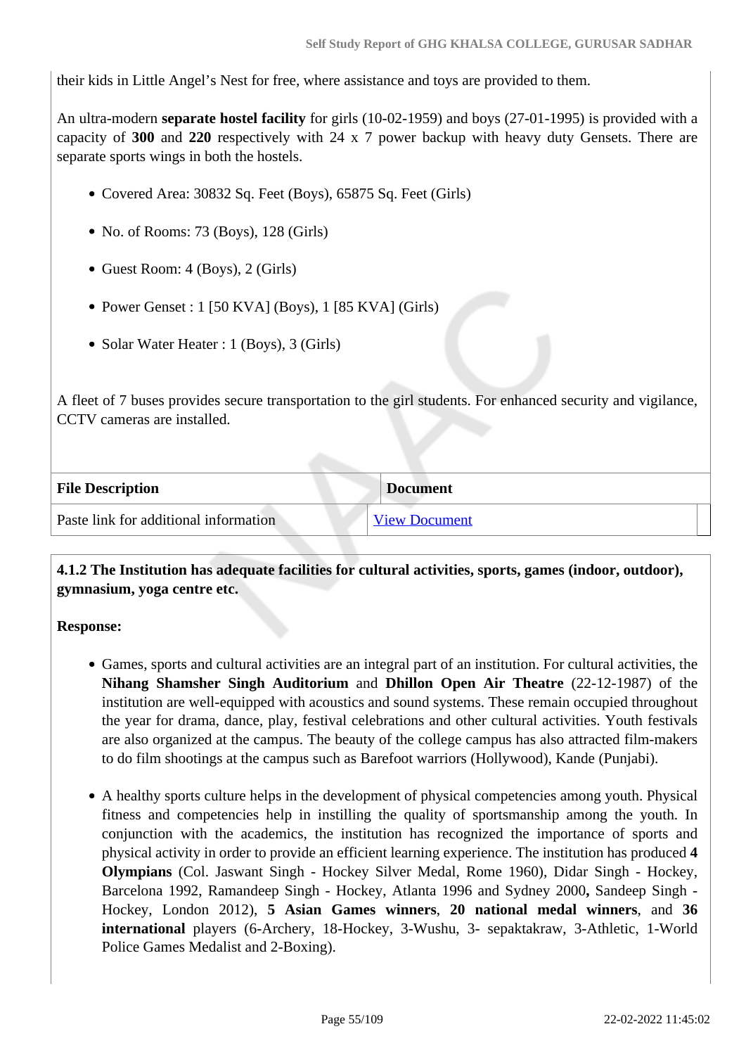their kids in Little Angel's Nest for free, where assistance and toys are provided to them.

An ultra-modern **separate hostel facility** for girls (10-02-1959) and boys (27-01-1995) is provided with a capacity of **300** and **220** respectively with 24 x 7 power backup with heavy duty Gensets. There are separate sports wings in both the hostels.

- Covered Area: 30832 Sq. Feet (Boys), 65875 Sq. Feet (Girls)
- No. of Rooms: 73 (Boys), 128 (Girls)
- Guest Room: 4 (Boys), 2 (Girls)
- Power Genset : 1 [50 KVA] (Boys), 1 [85 KVA] (Girls)
- Solar Water Heater : 1 (Boys), 3 (Girls)

A fleet of 7 buses provides secure transportation to the girl students. For enhanced security and vigilance, CCTV cameras are installed.

| File Description | Document |
|---|---|
| Paste link for additional information | View Document |

**4.1.2 The Institution has adequate facilities for cultural activities, sports, games (indoor, outdoor), gymnasium, yoga centre etc.**

**Response:**

- Games, sports and cultural activities are an integral part of an institution. For cultural activities, the **Nihang Shamsher Singh Auditorium** and **Dhillon Open Air Theatre** (22-12-1987) of the institution are well-equipped with acoustics and sound systems. These remain occupied throughout the year for drama, dance, play, festival celebrations and other cultural activities. Youth festivals are also organized at the campus. The beauty of the college campus has also attracted film-makers to do film shootings at the campus such as Barefoot warriors (Hollywood), Kande (Punjabi).
- A healthy sports culture helps in the development of physical competencies among youth. Physical fitness and competencies help in instilling the quality of sportsmanship among the youth. In conjunction with the academics, the institution has recognized the importance of sports and physical activity in order to provide an efficient learning experience. The institution has produced **4 Olympians** (Col. Jaswant Singh - Hockey Silver Medal, Rome 1960), Didar Singh - Hockey, Barcelona 1992, Ramandeep Singh - Hockey, Atlanta 1996 and Sydney 2000**,** Sandeep Singh - Hockey, London 2012), **5 Asian Games winners**, **20 national medal winners**, and **36 international** players (6-Archery, 18-Hockey, 3-Wushu, 3- sepaktakraw, 3-Athletic, 1-World Police Games Medalist and 2-Boxing).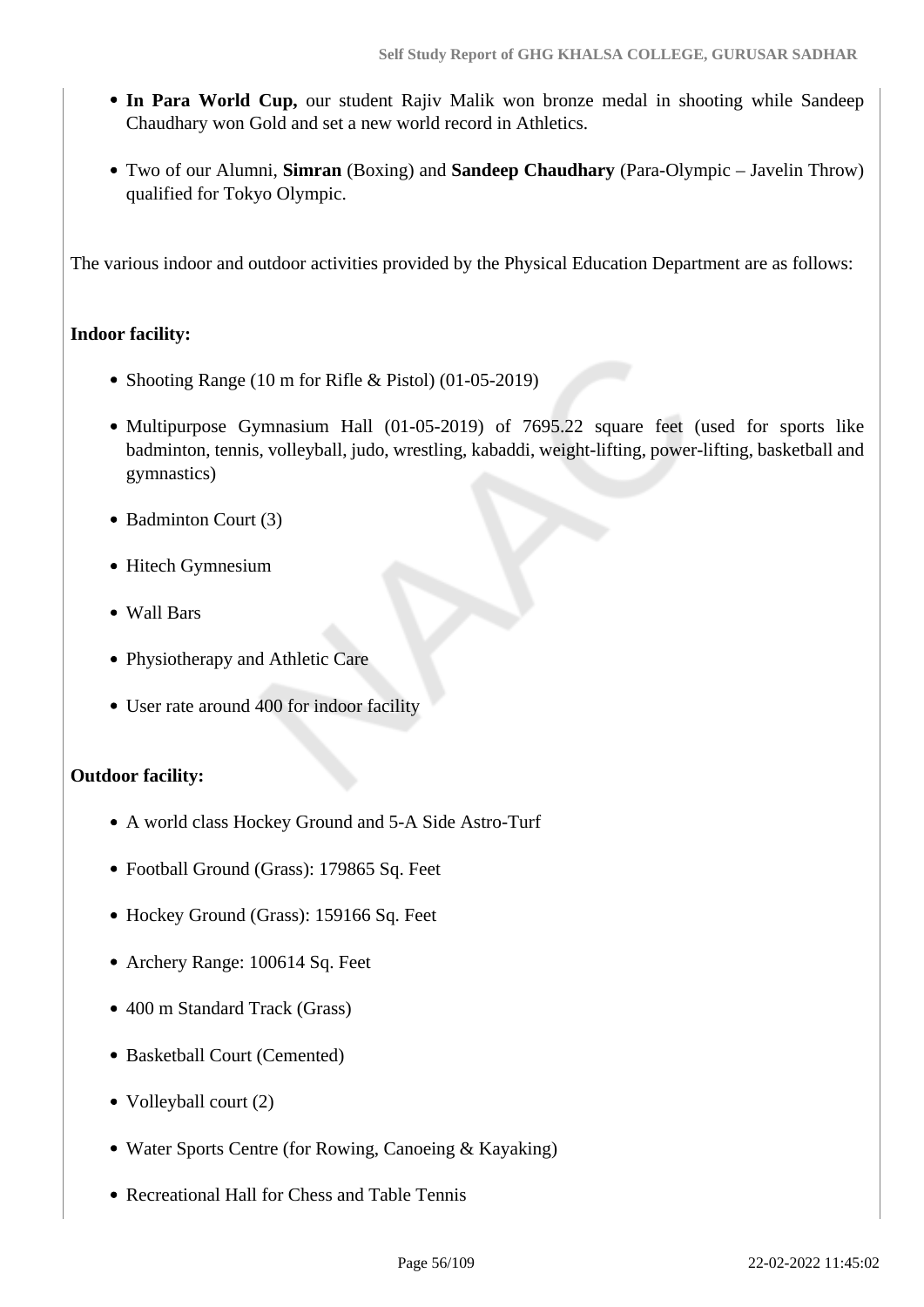- **In Para World Cup,** our student Rajiv Malik won bronze medal in shooting while Sandeep Chaudhary won Gold and set a new world record in Athletics.
- Two of our Alumni, **Simran** (Boxing) and **Sandeep Chaudhary** (Para-Olympic – Javelin Throw) qualified for Tokyo Olympic.

The various indoor and outdoor activities provided by the Physical Education Department are as follows:

**Indoor facility:**

- Shooting Range (10 m for Rifle & Pistol) (01-05-2019)
- Multipurpose Gymnasium Hall (01-05-2019) of 7695.22 square feet (used for sports like badminton, tennis, volleyball, judo, wrestling, kabaddi, weight-lifting, power-lifting, basketball and gymnastics)
- Badminton Court (3)
- Hitech Gymnesium
- Wall Bars
- Physiotherapy and Athletic Care
- User rate around 400 for indoor facility

**Outdoor facility:**

- A world class Hockey Ground and 5-A Side Astro-Turf
- Football Ground (Grass): 179865 Sq. Feet
- Hockey Ground (Grass): 159166 Sq. Feet
- Archery Range: 100614 Sq. Feet
- 400 m Standard Track (Grass)
- Basketball Court (Cemented)
- Volleyball court (2)
- Water Sports Centre (for Rowing, Canoeing & Kayaking)
- Recreational Hall for Chess and Table Tennis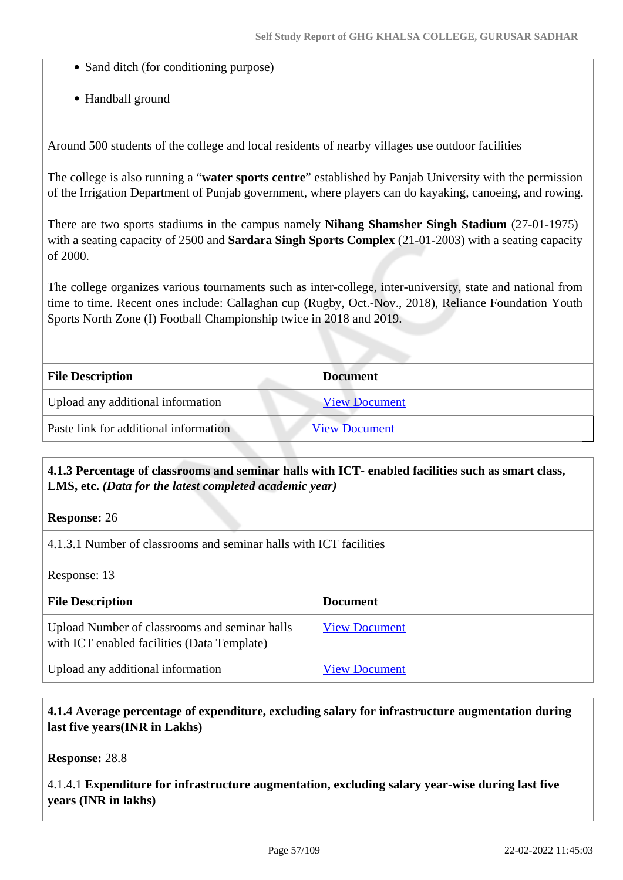- Sand ditch (for conditioning purpose)
- Handball ground

Around 500 students of the college and local residents of nearby villages use outdoor facilities

The college is also running a "**water sports centre**" established by Panjab University with the permission of the Irrigation Department of Punjab government, where players can do kayaking, canoeing, and rowing.

There are two sports stadiums in the campus namely **Nihang Shamsher Singh Stadium** (27-01-1975) with a seating capacity of 2500 and **Sardara Singh Sports Complex** (21-01-2003) with a seating capacity of 2000.

The college organizes various tournaments such as inter-college, inter-university, state and national from time to time. Recent ones include: Callaghan cup (Rugby, Oct.-Nov., 2018), Reliance Foundation Youth Sports North Zone (I) Football Championship twice in 2018 and 2019.

| File Description | Document |
| --- | --- |
| Upload any additional information | View Document |
| Paste link for additional information | View Document |

**4.1.3 Percentage of classrooms and seminar halls with ICT- enabled facilities such as smart class, LMS, etc.** ***(Data for the latest completed academic year)***

**Response:** 26

4.1.3.1 Number of classrooms and seminar halls with ICT facilities

Response: 13

| File Description | Document |
| --- | --- |
| Upload Number of classrooms and seminar halls with ICT enabled facilities (Data Template) | View Document |
| Upload any additional information | View Document |

**4.1.4 Average percentage of expenditure, excluding salary for infrastructure augmentation during last five years(INR in Lakhs)**

**Response:** 28.8

4.1.4.1 **Expenditure for infrastructure augmentation, excluding salary year-wise during last five years (INR in lakhs)**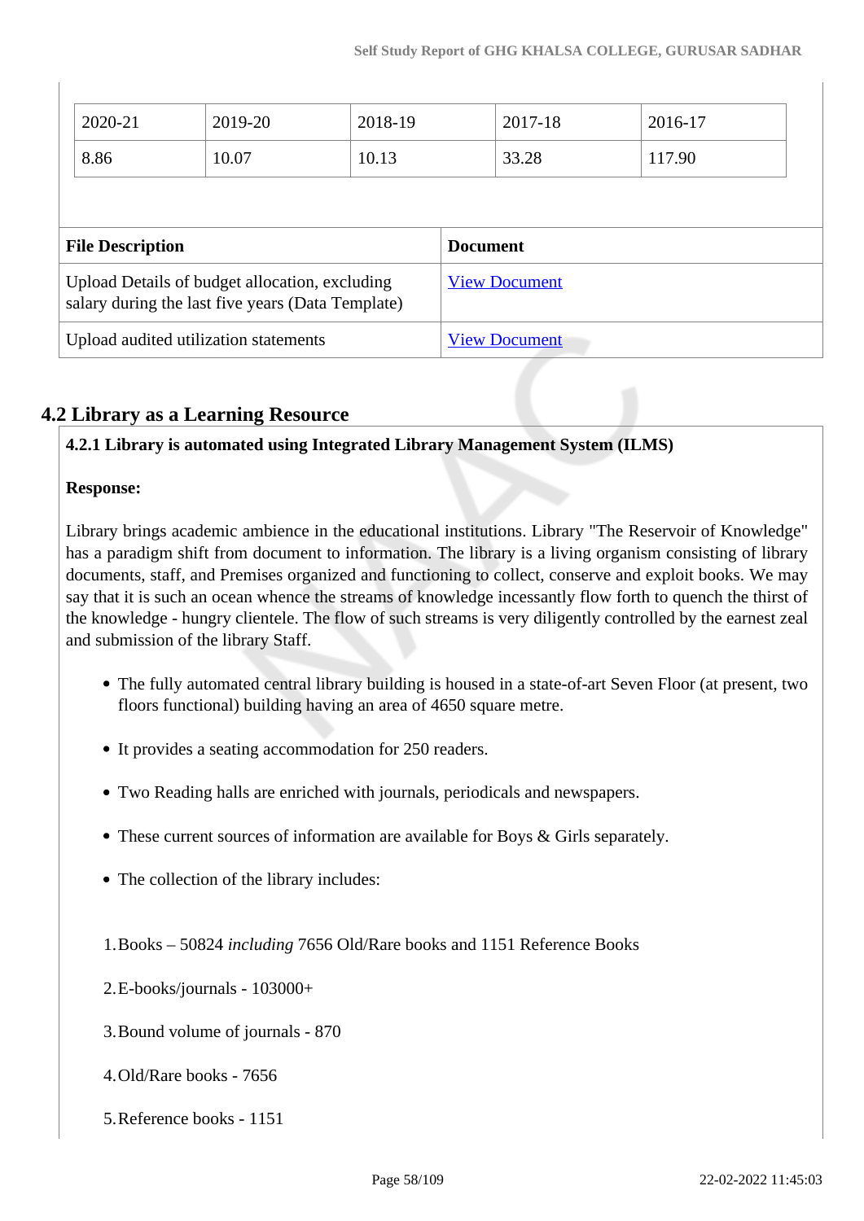| 2020-21 | 2019-20 | 2018-19 | 2017-18 | 2016-17 |
|---|---|---|---|---|
| 8.86 | 10.07 | 10.13 | 33.28 | 117.90 |

| File Description | Document |
|---|---|
| Upload Details of budget allocation, excluding salary during the last five years (Data Template) | View Document |
| Upload audited utilization statements | View Document |

## 4.2 Library as a Learning Resource

**4.2.1 Library is automated using Integrated Library Management System (ILMS)**

**Response:**

Library brings academic ambience in the educational institutions. Library "The Reservoir of Knowledge" has a paradigm shift from document to information. The library is a living organism consisting of library documents, staff, and Premises organized and functioning to collect, conserve and exploit books. We may say that it is such an ocean whence the streams of knowledge incessantly flow forth to quench the thirst of the knowledge - hungry clientele. The flow of such streams is very diligently controlled by the earnest zeal and submission of the library Staff.

- The fully automated central library building is housed in a state-of-art Seven Floor (at present, two floors functional) building having an area of 4650 square metre.
- It provides a seating accommodation for 250 readers.
- Two Reading halls are enriched with journals, periodicals and newspapers.
- These current sources of information are available for Boys & Girls separately.
- The collection of the library includes:

1. Books – 50824 *including* 7656 Old/Rare books and 1151 Reference Books
2. E-books/journals - 103000+
3. Bound volume of journals - 870
4. Old/Rare books - 7656
5. Reference books - 1151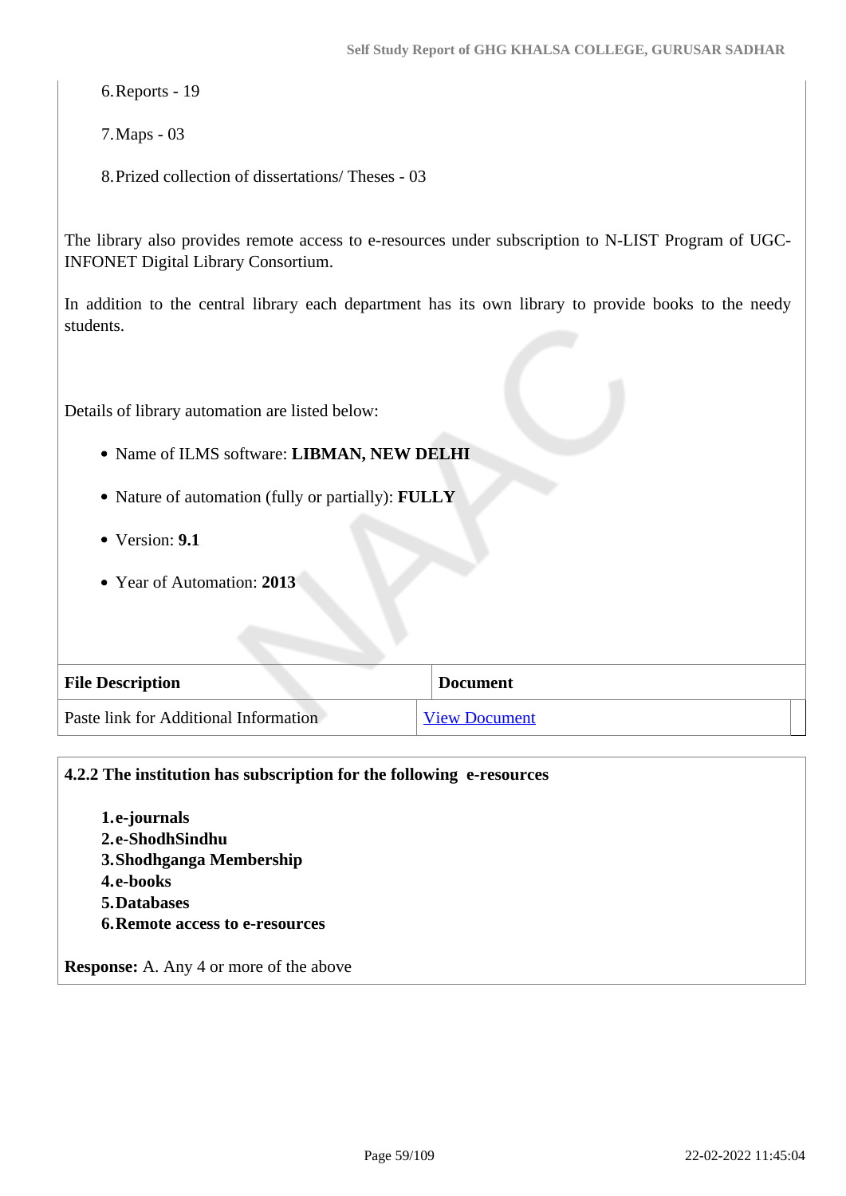6. Reports - 19

7. Maps - 03

8. Prized collection of dissertations/ Theses - 03

The library also provides remote access to e-resources under subscription to N-LIST Program of UGC-INFONET Digital Library Consortium.

In addition to the central library each department has its own library to provide books to the needy students.

Details of library automation are listed below:

- Name of ILMS software: **LIBMAN, NEW DELHI**
- Nature of automation (fully or partially): **FULLY**
- Version: **9.1**
- Year of Automation: **2013**

| File Description | Document |
|---|---|
| Paste link for Additional Information | View Document |

**4.2.2 The institution has subscription for the following e-resources**

1. **e-journals**
2. **e-ShodhSindhu**
3. **Shodhganga Membership**
4. **e-books**
5. **Databases**
6. **Remote access to e-resources**

**Response:** A. Any 4 or more of the above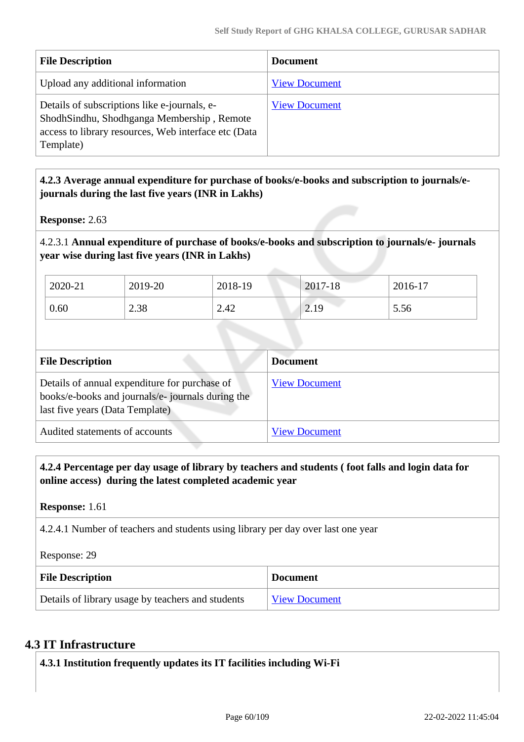| File Description | Document |
|---|---|
| Upload any additional information | View Document |
| Details of subscriptions like e-journals, e-ShodhSindhu, Shodhganga Membership , Remote access to library resources, Web interface etc (Data Template) | View Document |

**4.2.3 Average annual expenditure for purchase of books/e-books and subscription to journals/e-journals during the last five years (INR in Lakhs)**

**Response:** 2.63

4.2.3.1 **Annual expenditure of purchase of books/e-books and subscription to journals/e- journals year wise during last five years (INR in Lakhs)**

| 2020-21 | 2019-20 | 2018-19 | 2017-18 | 2016-17 |
|---|---|---|---|---|
| 0.60 | 2.38 | 2.42 | 2.19 | 5.56 |

| File Description | Document |
|---|---|
| Details of annual expenditure for purchase of books/e-books and journals/e- journals during the last five years (Data Template) | View Document |
| Audited statements of accounts | View Document |

**4.2.4 Percentage per day usage of library by teachers and students ( foot falls and login data for online access) during the latest completed academic year**

**Response:** 1.61

4.2.4.1 Number of teachers and students using library per day over last one year

Response: 29

| File Description | Document |
|---|---|
| Details of library usage by teachers and students | View Document |

## 4.3 IT Infrastructure

**4.3.1 Institution frequently updates its IT facilities including Wi-Fi**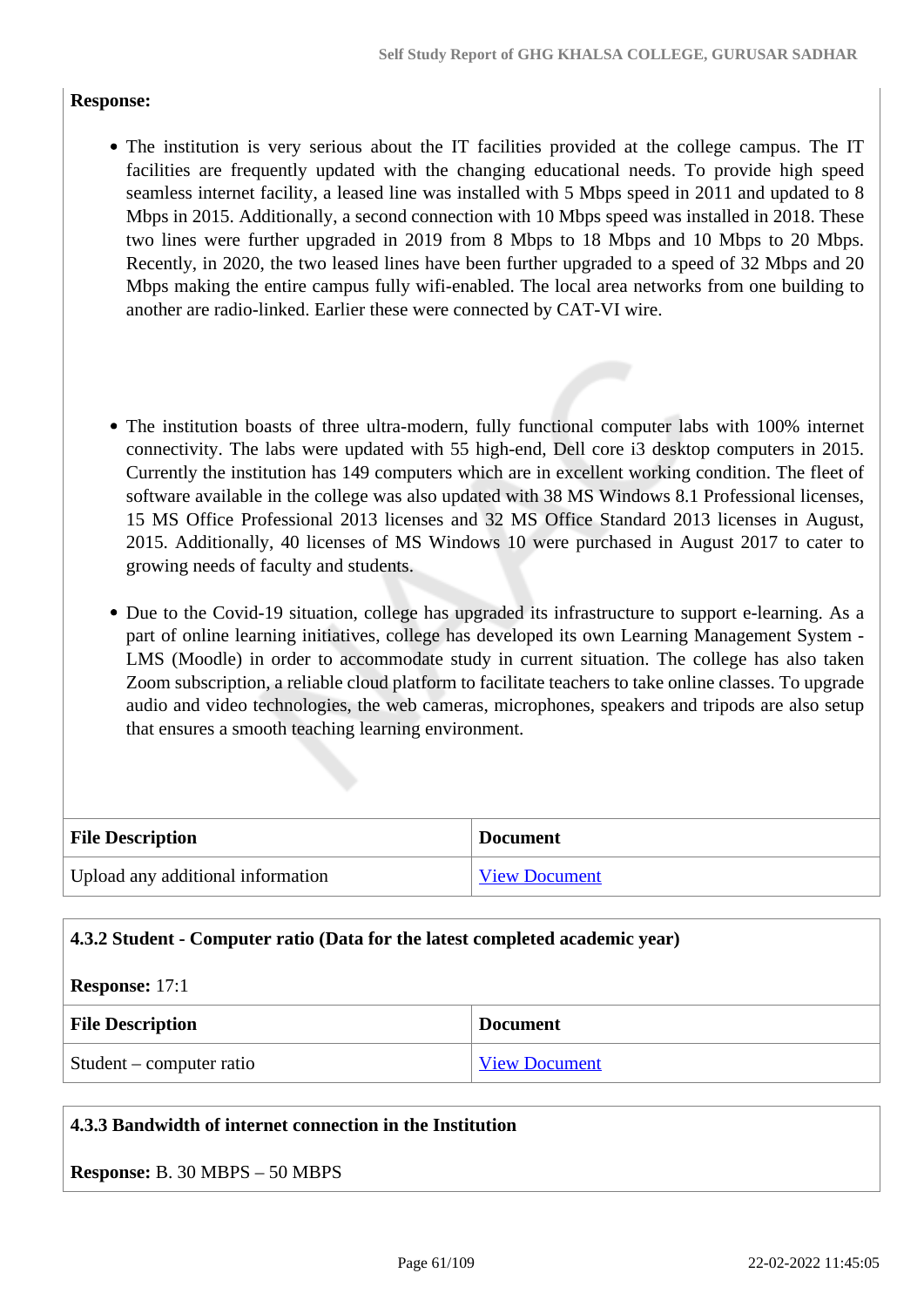**Response:**

- The institution is very serious about the IT facilities provided at the college campus. The IT facilities are frequently updated with the changing educational needs. To provide high speed seamless internet facility, a leased line was installed with 5 Mbps speed in 2011 and updated to 8 Mbps in 2015. Additionally, a second connection with 10 Mbps speed was installed in 2018. These two lines were further upgraded in 2019 from 8 Mbps to 18 Mbps and 10 Mbps to 20 Mbps. Recently, in 2020, the two leased lines have been further upgraded to a speed of 32 Mbps and 20 Mbps making the entire campus fully wifi-enabled. The local area networks from one building to another are radio-linked. Earlier these were connected by CAT-VI wire.

- The institution boasts of three ultra-modern, fully functional computer labs with 100% internet connectivity. The labs were updated with 55 high-end, Dell core i3 desktop computers in 2015. Currently the institution has 149 computers which are in excellent working condition. The fleet of software available in the college was also updated with 38 MS Windows 8.1 Professional licenses, 15 MS Office Professional 2013 licenses and 32 MS Office Standard 2013 licenses in August, 2015. Additionally, 40 licenses of MS Windows 10 were purchased in August 2017 to cater to growing needs of faculty and students.

- Due to the Covid-19 situation, college has upgraded its infrastructure to support e-learning. As a part of online learning initiatives, college has developed its own Learning Management System - LMS (Moodle) in order to accommodate study in current situation. The college has also taken Zoom subscription, a reliable cloud platform to facilitate teachers to take online classes. To upgrade audio and video technologies, the web cameras, microphones, speakers and tripods are also setup that ensures a smooth teaching learning environment.

| File Description | Document |
|---|---|
| Upload any additional information | View Document |

**4.3.2 Student - Computer ratio (Data for the latest completed academic year)**

**Response:** 17:1

| File Description | Document |
|---|---|
| Student – computer ratio | View Document |

**4.3.3 Bandwidth of internet connection in the Institution**

**Response:** B. 30 MBPS – 50 MBPS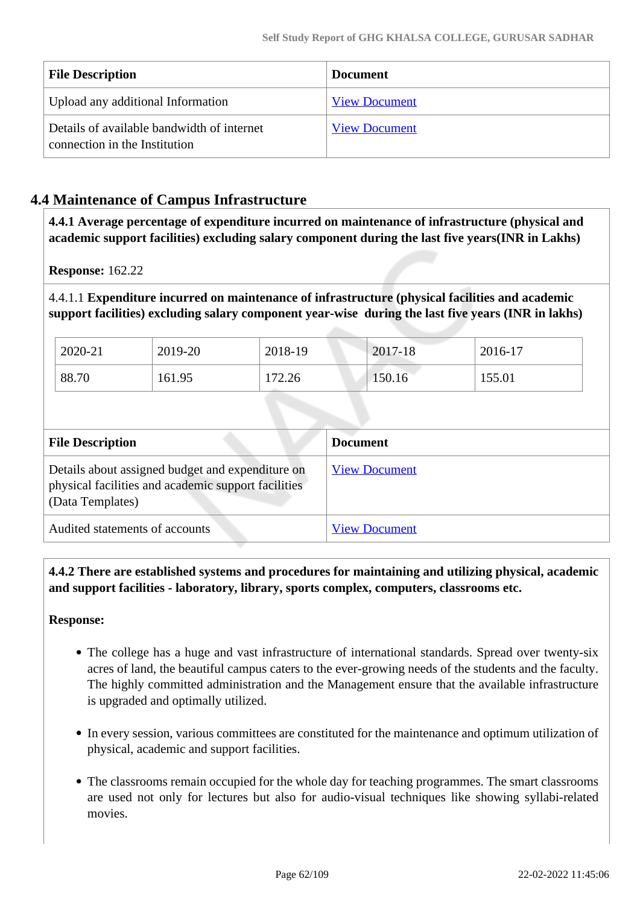| File Description | Document |
|---|---|
| Upload any additional Information | View Document |
| Details of available bandwidth of internet connection in the Institution | View Document |

## 4.4 Maintenance of Campus Infrastructure

**4.4.1 Average percentage of expenditure incurred on maintenance of infrastructure (physical and academic support facilities) excluding salary component during the last five years(INR in Lakhs)**

**Response:** 162.22

4.4.1.1 **Expenditure incurred on maintenance of infrastructure (physical facilities and academic support facilities) excluding salary component year-wise during the last five years (INR in lakhs)**

| 2020-21 | 2019-20 | 2018-19 | 2017-18 | 2016-17 |
|---|---|---|---|---|
| 88.70 | 161.95 | 172.26 | 150.16 | 155.01 |

| File Description | Document |
|---|---|
| Details about assigned budget and expenditure on physical facilities and academic support facilities (Data Templates) | View Document |
| Audited statements of accounts | View Document |

**4.4.2 There are established systems and procedures for maintaining and utilizing physical, academic and support facilities - laboratory, library, sports complex, computers, classrooms etc.**

**Response:**

- The college has a huge and vast infrastructure of international standards. Spread over twenty-six acres of land, the beautiful campus caters to the ever-growing needs of the students and the faculty. The highly committed administration and the Management ensure that the available infrastructure is upgraded and optimally utilized.

- In every session, various committees are constituted for the maintenance and optimum utilization of physical, academic and support facilities.

- The classrooms remain occupied for the whole day for teaching programmes. The smart classrooms are used not only for lectures but also for audio-visual techniques like showing syllabi-related movies.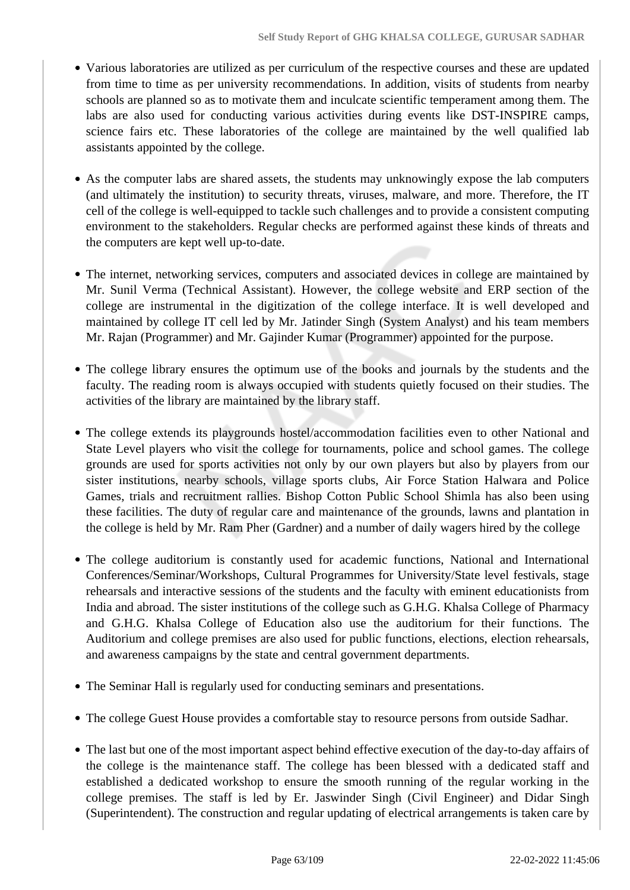- Various laboratories are utilized as per curriculum of the respective courses and these are updated from time to time as per university recommendations. In addition, visits of students from nearby schools are planned so as to motivate them and inculcate scientific temperament among them. The labs are also used for conducting various activities during events like DST-INSPIRE camps, science fairs etc. These laboratories of the college are maintained by the well qualified lab assistants appointed by the college.

- As the computer labs are shared assets, the students may unknowingly expose the lab computers (and ultimately the institution) to security threats, viruses, malware, and more. Therefore, the IT cell of the college is well-equipped to tackle such challenges and to provide a consistent computing environment to the stakeholders. Regular checks are performed against these kinds of threats and the computers are kept well up-to-date.

- The internet, networking services, computers and associated devices in college are maintained by Mr. Sunil Verma (Technical Assistant). However, the college website and ERP section of the college are instrumental in the digitization of the college interface. It is well developed and maintained by college IT cell led by Mr. Jatinder Singh (System Analyst) and his team members Mr. Rajan (Programmer) and Mr. Gajinder Kumar (Programmer) appointed for the purpose.

- The college library ensures the optimum use of the books and journals by the students and the faculty. The reading room is always occupied with students quietly focused on their studies. The activities of the library are maintained by the library staff.

- The college extends its playgrounds hostel/accommodation facilities even to other National and State Level players who visit the college for tournaments, police and school games. The college grounds are used for sports activities not only by our own players but also by players from our sister institutions, nearby schools, village sports clubs, Air Force Station Halwara and Police Games, trials and recruitment rallies. Bishop Cotton Public School Shimla has also been using these facilities. The duty of regular care and maintenance of the grounds, lawns and plantation in the college is held by Mr. Ram Pher (Gardner) and a number of daily wagers hired by the college

- The college auditorium is constantly used for academic functions, National and International Conferences/Seminar/Workshops, Cultural Programmes for University/State level festivals, stage rehearsals and interactive sessions of the students and the faculty with eminent educationists from India and abroad. The sister institutions of the college such as G.H.G. Khalsa College of Pharmacy and G.H.G. Khalsa College of Education also use the auditorium for their functions. The Auditorium and college premises are also used for public functions, elections, election rehearsals, and awareness campaigns by the state and central government departments.

- The Seminar Hall is regularly used for conducting seminars and presentations.

- The college Guest House provides a comfortable stay to resource persons from outside Sadhar.

- The last but one of the most important aspect behind effective execution of the day-to-day affairs of the college is the maintenance staff. The college has been blessed with a dedicated staff and established a dedicated workshop to ensure the smooth running of the regular working in the college premises. The staff is led by Er. Jaswinder Singh (Civil Engineer) and Didar Singh (Superintendent). The construction and regular updating of electrical arrangements is taken care by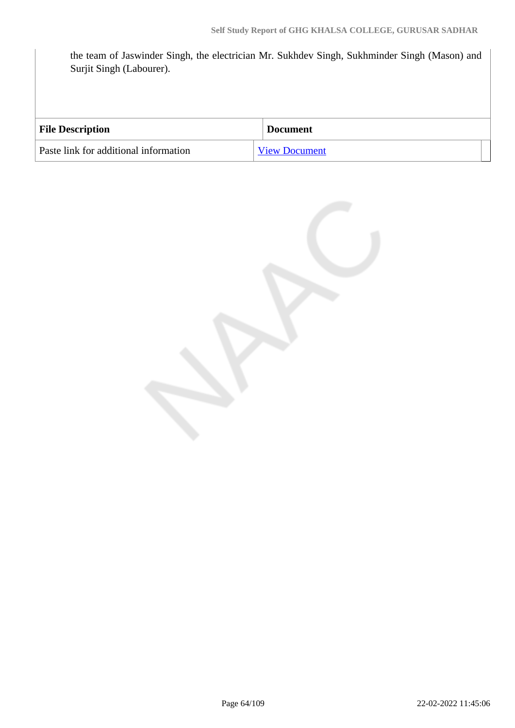the team of Jaswinder Singh, the electrician Mr. Sukhdev Singh, Sukhminder Singh (Mason) and Surjit Singh (Labourer).

| File Description | Document |
| --- | --- |
| Paste link for additional information | View Document |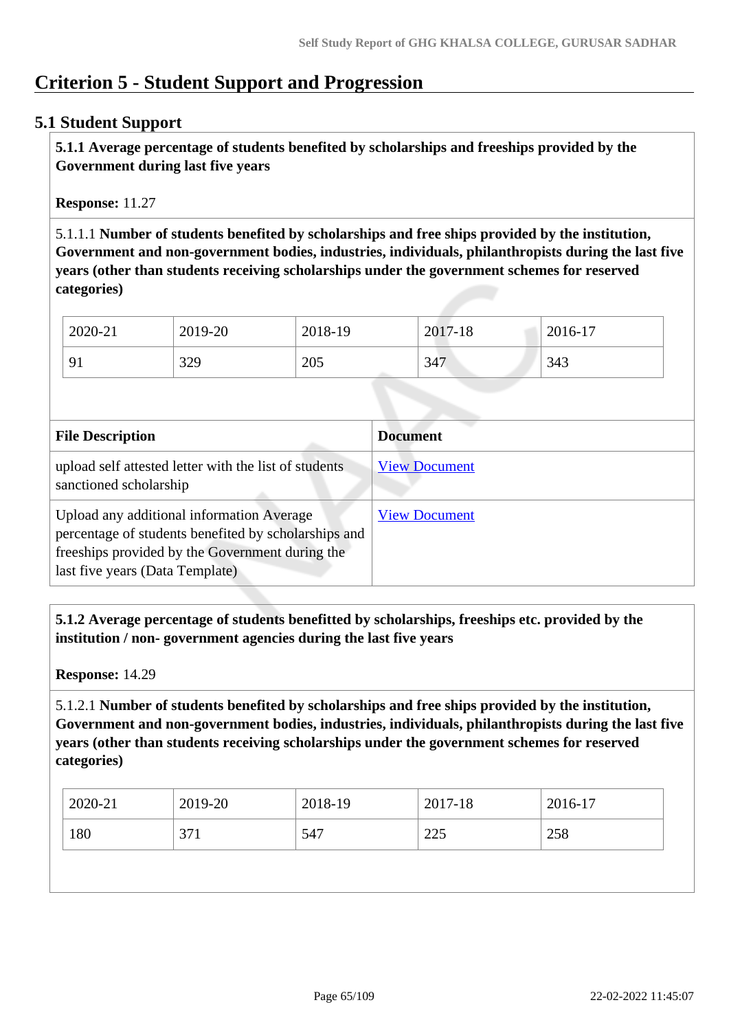# Criterion 5 - Student Support and Progression

## 5.1 Student Support

**5.1.1 Average percentage of students benefited by scholarships and freeships provided by the Government during last five years**

**Response:** 11.27

5.1.1.1 **Number of students benefited by scholarships and free ships provided by the institution, Government and non-government bodies, industries, individuals, philanthropists during the last five years (other than students receiving scholarships under the government schemes for reserved categories)**

| 2020-21 | 2019-20 | 2018-19 | 2017-18 | 2016-17 |
|---|---|---|---|---|
| 91 | 329 | 205 | 347 | 343 |

| File Description | Document |
|---|---|
| upload self attested letter with the list of students sanctioned scholarship | View Document |
| Upload any additional information Average percentage of students benefited by scholarships and freeships provided by the Government during the last five years (Data Template) | View Document |

**5.1.2 Average percentage of students benefitted by scholarships, freeships etc. provided by the institution / non- government agencies during the last five years**

**Response:** 14.29

5.1.2.1 **Number of students benefited by scholarships and free ships provided by the institution, Government and non-government bodies, industries, individuals, philanthropists during the last five years (other than students receiving scholarships under the government schemes for reserved categories)**

| 2020-21 | 2019-20 | 2018-19 | 2017-18 | 2016-17 |
|---|---|---|---|---|
| 180 | 371 | 547 | 225 | 258 |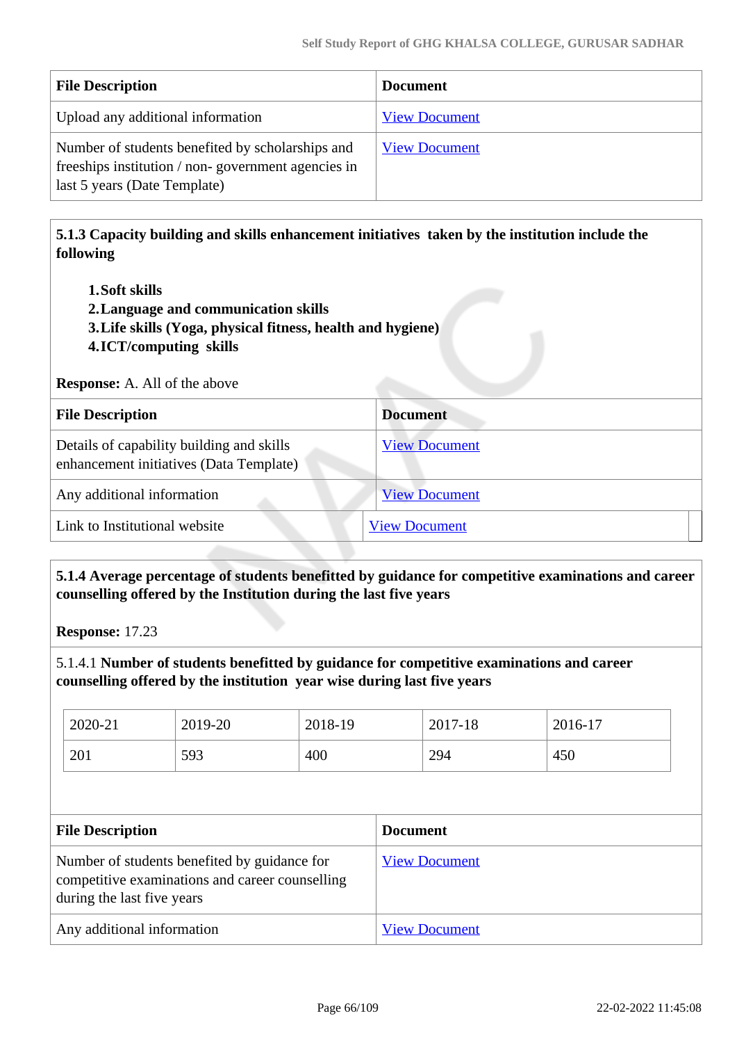| File Description | Document |
| --- | --- |
| Upload any additional information | View Document |
| Number of students benefited by scholarships and freeships institution / non- government agencies in last 5 years (Date Template) | View Document |

**5.1.3 Capacity building and skills enhancement initiatives taken by the institution include the following**

1. **Soft skills**
2. **Language and communication skills**
3. **Life skills (Yoga, physical fitness, health and hygiene)**
4. **ICT/computing skills**

**Response:** A. All of the above

| File Description | Document |
| --- | --- |
| Details of capability building and skills enhancement initiatives (Data Template) | View Document |
| Any additional information | View Document |
| Link to Institutional website | View Document |

**5.1.4 Average percentage of students benefitted by guidance for competitive examinations and career counselling offered by the Institution during the last five years**

**Response:** 17.23

5.1.4.1 **Number of students benefitted by guidance for competitive examinations and career counselling offered by the institution year wise during last five years**

| 2020-21 | 2019-20 | 2018-19 | 2017-18 | 2016-17 |
| --- | --- | --- | --- | --- |
| 201 | 593 | 400 | 294 | 450 |

| File Description | Document |
| --- | --- |
| Number of students benefited by guidance for competitive examinations and career counselling during the last five years | View Document |
| Any additional information | View Document |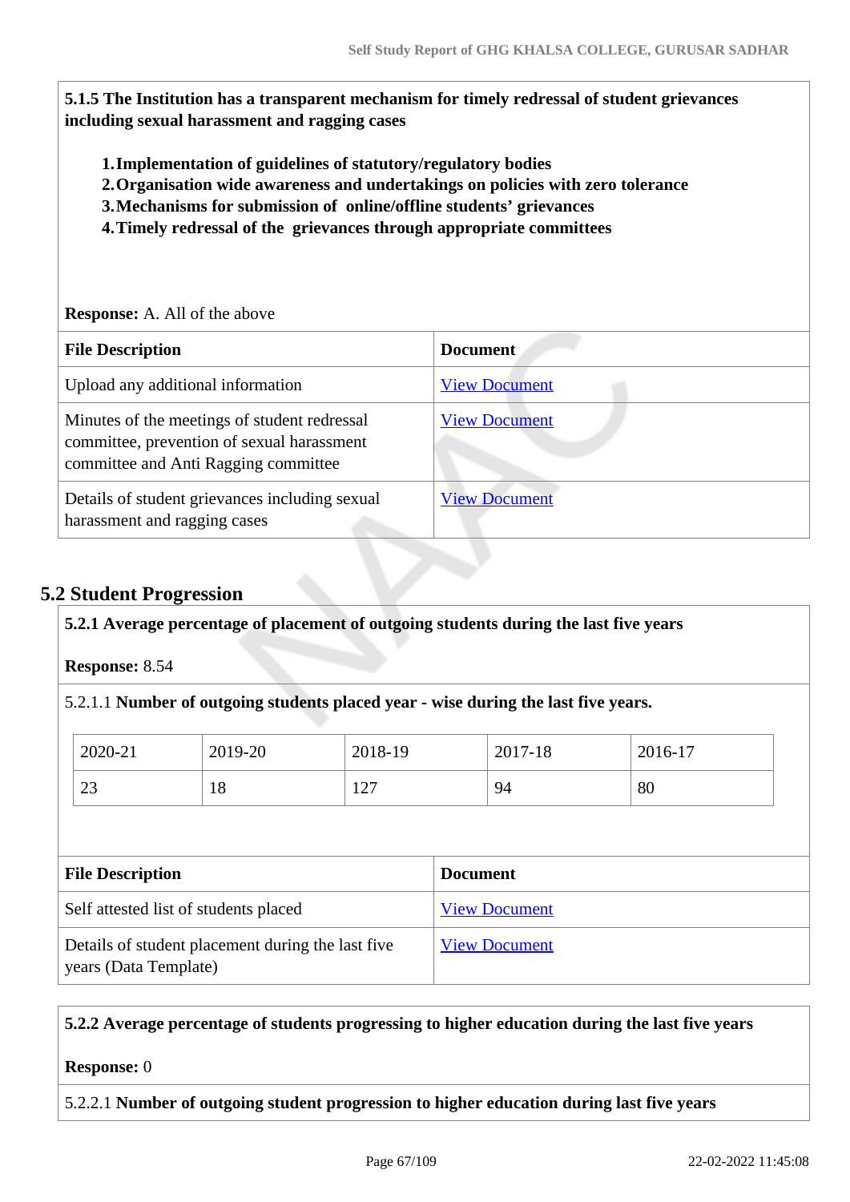**5.1.5 The Institution has a transparent mechanism for timely redressal of student grievances including sexual harassment and ragging cases**

1. **Implementation of guidelines of statutory/regulatory bodies**
2. **Organisation wide awareness and undertakings on policies with zero tolerance**
3. **Mechanisms for submission of online/offline students' grievances**
4. **Timely redressal of the grievances through appropriate committees**

**Response:** A. All of the above

| File Description | Document |
|---|---|
| Upload any additional information | View Document |
| Minutes of the meetings of student redressal committee, prevention of sexual harassment committee and Anti Ragging committee | View Document |
| Details of student grievances including sexual harassment and ragging cases | View Document |

## 5.2 Student Progression

**5.2.1 Average percentage of placement of outgoing students during the last five years**

**Response:** 8.54

5.2.1.1 **Number of outgoing students placed year - wise during the last five years.**

| 2020-21 | 2019-20 | 2018-19 | 2017-18 | 2016-17 |
|---|---|---|---|---|
| 23 | 18 | 127 | 94 | 80 |

| File Description | Document |
|---|---|
| Self attested list of students placed | View Document |
| Details of student placement during the last five years (Data Template) | View Document |

**5.2.2 Average percentage of students progressing to higher education during the last five years**

**Response:** 0

5.2.2.1 **Number of outgoing student progression to higher education during last five years**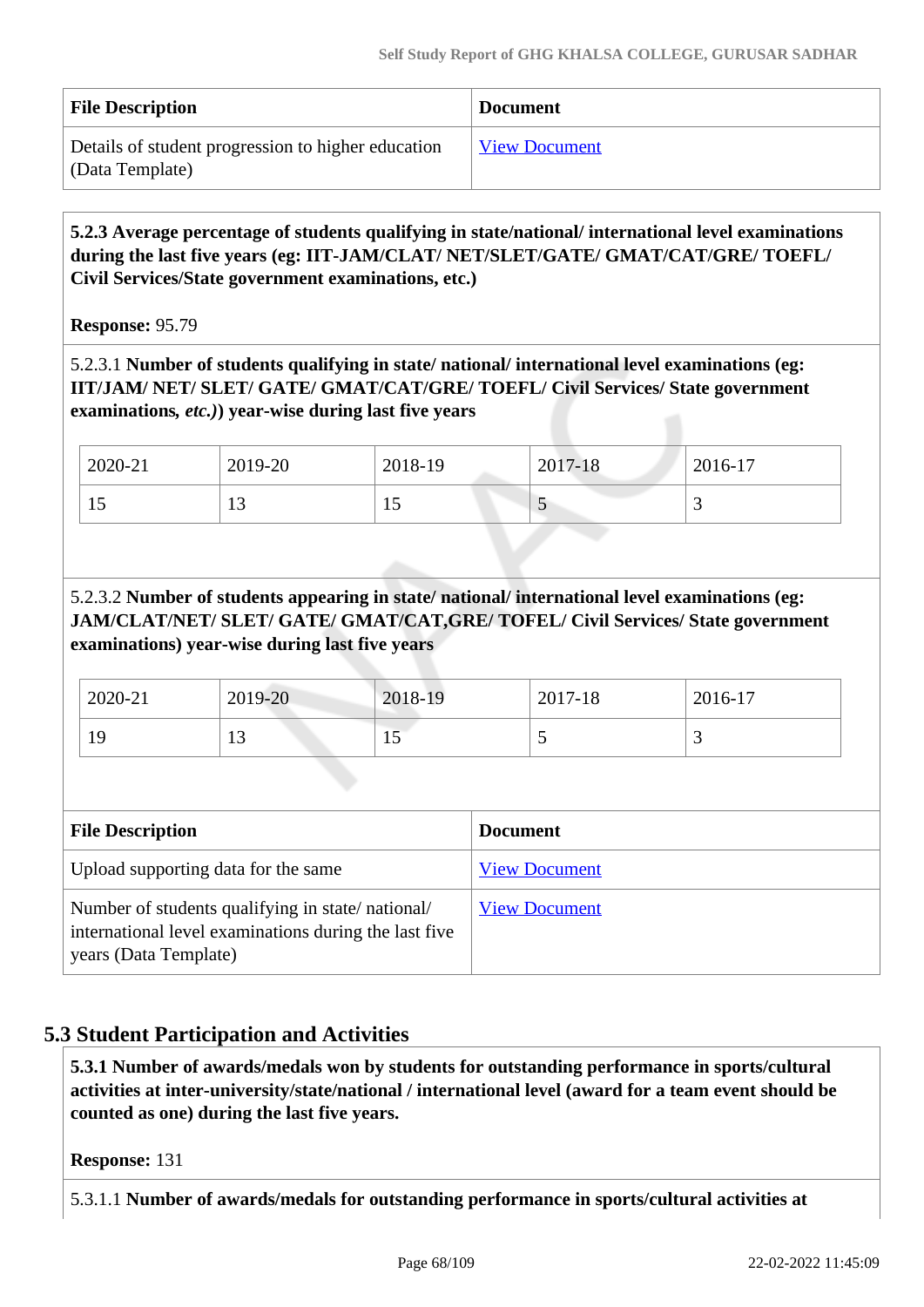| File Description | Document |
|---|---|
| Details of student progression to higher education (Data Template) | View Document |

**5.2.3 Average percentage of students qualifying in state/national/ international level examinations during the last five years (eg: IIT-JAM/CLAT/ NET/SLET/GATE/ GMAT/CAT/GRE/ TOEFL/ Civil Services/State government examinations, etc.)**

**Response:** 95.79

5.2.3.1 **Number of students qualifying in state/ national/ international level examinations (eg: IIT/JAM/ NET/ SLET/ GATE/ GMAT/CAT/GRE/ TOEFL/ Civil Services/ State government examinations,** ***etc.)*****) year-wise during last five years**

| 2020-21 | 2019-20 | 2018-19 | 2017-18 | 2016-17 |
|---|---|---|---|---|
| 15 | 13 | 15 | 5 | 3 |

5.2.3.2 **Number of students appearing in state/ national/ international level examinations (eg: JAM/CLAT/NET/ SLET/ GATE/ GMAT/CAT,GRE/ TOFEL/ Civil Services/ State government examinations) year-wise during last five years**

| 2020-21 | 2019-20 | 2018-19 | 2017-18 | 2016-17 |
|---|---|---|---|---|
| 19 | 13 | 15 | 5 | 3 |

| File Description | Document |
|---|---|
| Upload supporting data for the same | View Document |
| Number of students qualifying in state/ national/ international level examinations during the last five years (Data Template) | View Document |

## 5.3 Student Participation and Activities

**5.3.1 Number of awards/medals won by students for outstanding performance in sports/cultural activities at inter-university/state/national / international level (award for a team event should be counted as one) during the last five years.**

**Response:** 131

5.3.1.1 **Number of awards/medals for outstanding performance in sports/cultural activities at**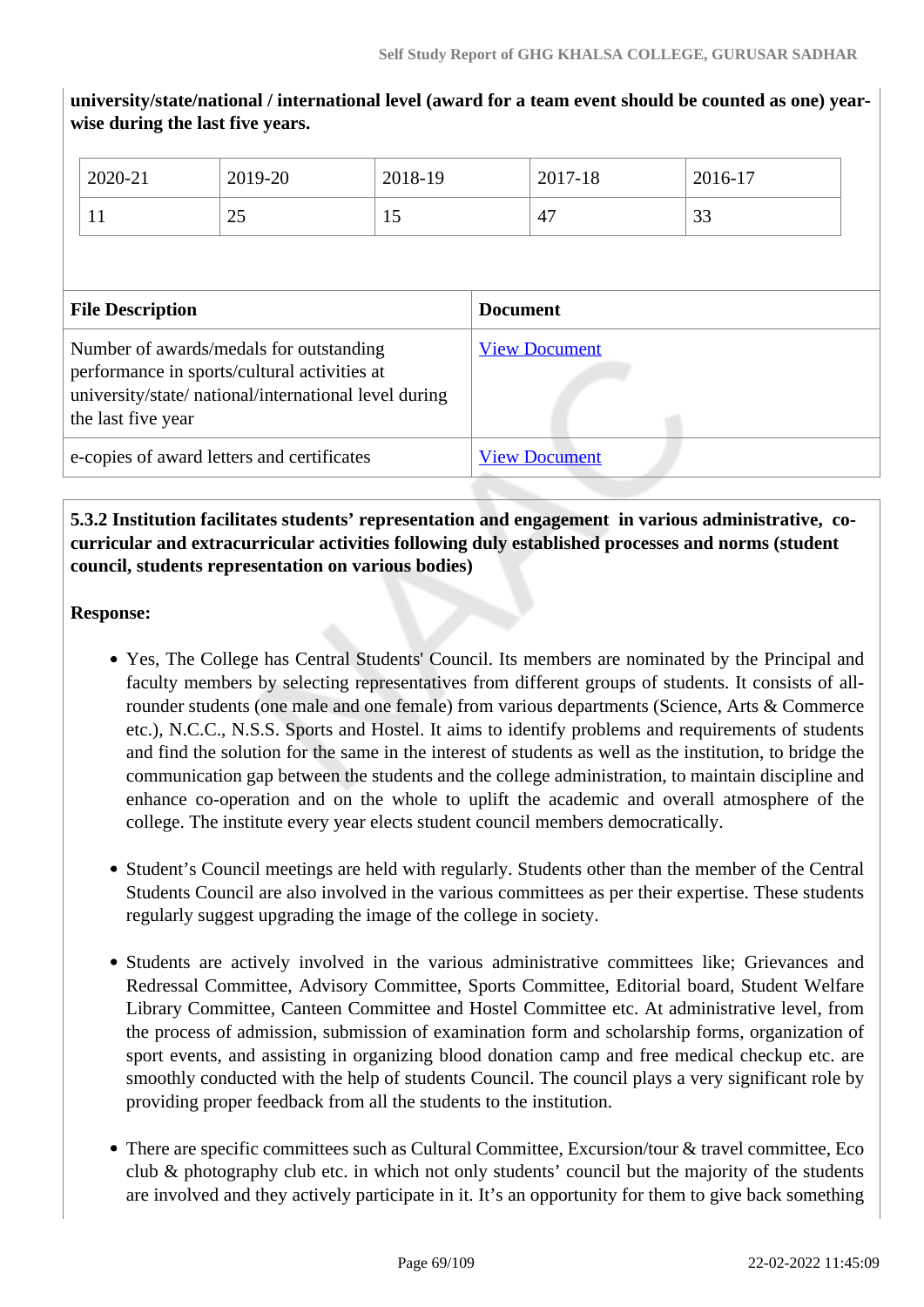**university/state/national / international level (award for a team event should be counted as one) year-wise during the last five years.**

| 2020-21 | 2019-20 | 2018-19 | 2017-18 | 2016-17 |
|---|---|---|---|---|
| 11 | 25 | 15 | 47 | 33 |

| File Description | Document |
|---|---|
| Number of awards/medals for outstanding performance in sports/cultural activities at university/state/ national/international level during the last five year | View Document |
| e-copies of award letters and certificates | View Document |

**5.3.2 Institution facilitates students' representation and engagement in various administrative, co-curricular and extracurricular activities following duly established processes and norms (student council, students representation on various bodies)**

**Response:**

- Yes, The College has Central Students' Council. Its members are nominated by the Principal and faculty members by selecting representatives from different groups of students. It consists of all-rounder students (one male and one female) from various departments (Science, Arts & Commerce etc.), N.C.C., N.S.S. Sports and Hostel. It aims to identify problems and requirements of students and find the solution for the same in the interest of students as well as the institution, to bridge the communication gap between the students and the college administration, to maintain discipline and enhance co-operation and on the whole to uplift the academic and overall atmosphere of the college. The institute every year elects student council members democratically.

- Student's Council meetings are held with regularly. Students other than the member of the Central Students Council are also involved in the various committees as per their expertise. These students regularly suggest upgrading the image of the college in society.

- Students are actively involved in the various administrative committees like; Grievances and Redressal Committee, Advisory Committee, Sports Committee, Editorial board, Student Welfare Library Committee, Canteen Committee and Hostel Committee etc. At administrative level, from the process of admission, submission of examination form and scholarship forms, organization of sport events, and assisting in organizing blood donation camp and free medical checkup etc. are smoothly conducted with the help of students Council. The council plays a very significant role by providing proper feedback from all the students to the institution.

- There are specific committees such as Cultural Committee, Excursion/tour & travel committee, Eco club & photography club etc. in which not only students' council but the majority of the students are involved and they actively participate in it. It's an opportunity for them to give back something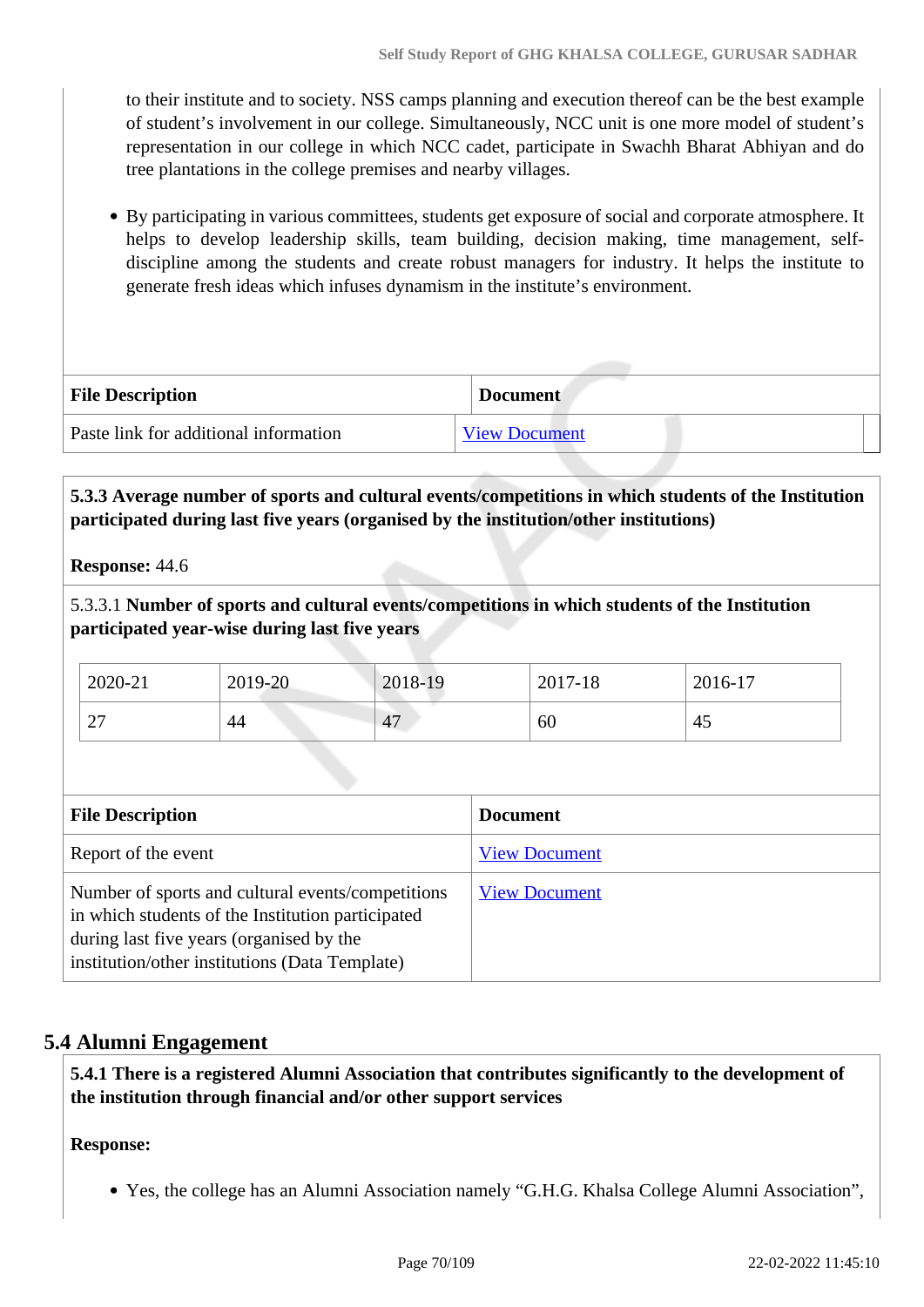to their institute and to society. NSS camps planning and execution thereof can be the best example of student's involvement in our college. Simultaneously, NCC unit is one more model of student's representation in our college in which NCC cadet, participate in Swachh Bharat Abhiyan and do tree plantations in the college premises and nearby villages.

- By participating in various committees, students get exposure of social and corporate atmosphere. It helps to develop leadership skills, team building, decision making, time management, self-discipline among the students and create robust managers for industry. It helps the institute to generate fresh ideas which infuses dynamism in the institute's environment.

| File Description | Document |
|---|---|
| Paste link for additional information | View Document |

**5.3.3 Average number of sports and cultural events/competitions in which students of the Institution participated during last five years (organised by the institution/other institutions)**

**Response:** 44.6

5.3.3.1 **Number of sports and cultural events/competitions in which students of the Institution participated year-wise during last five years**

| 2020-21 | 2019-20 | 2018-19 | 2017-18 | 2016-17 |
|---|---|---|---|---|
| 27 | 44 | 47 | 60 | 45 |

| File Description | Document |
|---|---|
| Report of the event | View Document |
| Number of sports and cultural events/competitions in which students of the Institution participated during last five years (organised by the institution/other institutions (Data Template) | View Document |

## 5.4 Alumni Engagement

**5.4.1 There is a registered Alumni Association that contributes significantly to the development of the institution through financial and/or other support services**

**Response:**

- Yes, the college has an Alumni Association namely "G.H.G. Khalsa College Alumni Association",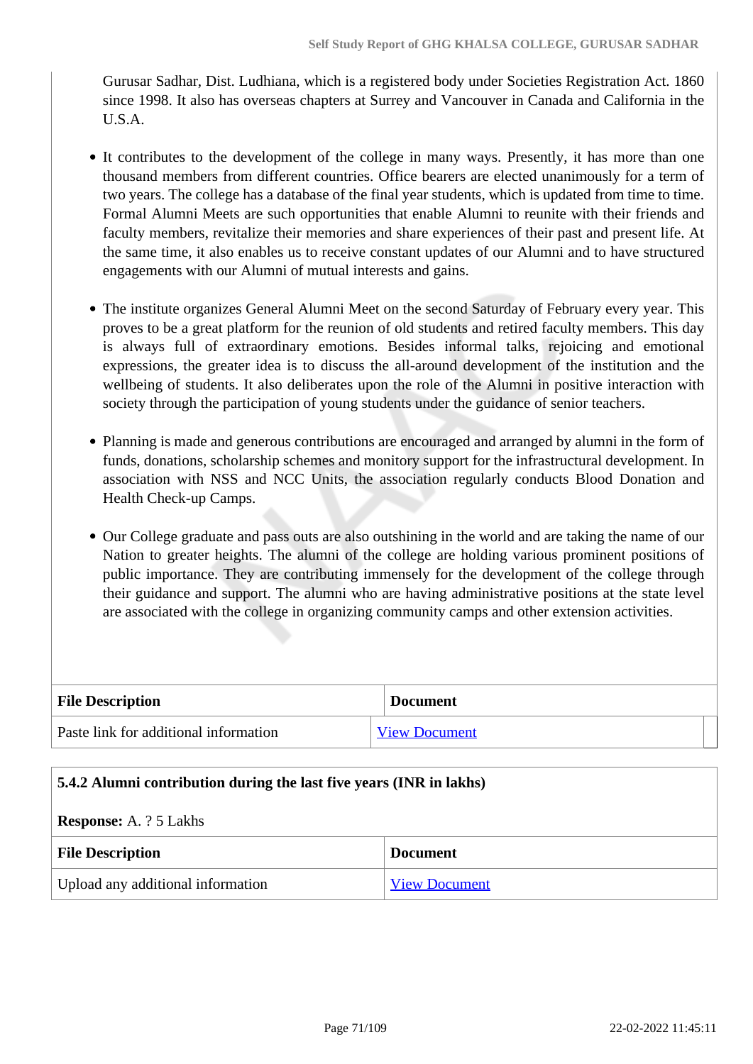Gurusar Sadhar, Dist. Ludhiana, which is a registered body under Societies Registration Act. 1860 since 1998. It also has overseas chapters at Surrey and Vancouver in Canada and California in the U.S.A.

- It contributes to the development of the college in many ways. Presently, it has more than one thousand members from different countries. Office bearers are elected unanimously for a term of two years. The college has a database of the final year students, which is updated from time to time. Formal Alumni Meets are such opportunities that enable Alumni to reunite with their friends and faculty members, revitalize their memories and share experiences of their past and present life. At the same time, it also enables us to receive constant updates of our Alumni and to have structured engagements with our Alumni of mutual interests and gains.

- The institute organizes General Alumni Meet on the second Saturday of February every year. This proves to be a great platform for the reunion of old students and retired faculty members. This day is always full of extraordinary emotions. Besides informal talks, rejoicing and emotional expressions, the greater idea is to discuss the all-around development of the institution and the wellbeing of students. It also deliberates upon the role of the Alumni in positive interaction with society through the participation of young students under the guidance of senior teachers.

- Planning is made and generous contributions are encouraged and arranged by alumni in the form of funds, donations, scholarship schemes and monitory support for the infrastructural development. In association with NSS and NCC Units, the association regularly conducts Blood Donation and Health Check-up Camps.

- Our College graduate and pass outs are also outshining in the world and are taking the name of our Nation to greater heights. The alumni of the college are holding various prominent positions of public importance. They are contributing immensely for the development of the college through their guidance and support. The alumni who are having administrative positions at the state level are associated with the college in organizing community camps and other extension activities.

| **File Description** | **Document** |
|---|---|
| Paste link for additional information | View Document |

**5.4.2 Alumni contribution during the last five years (INR in lakhs)**

**Response:** A. ? 5 Lakhs

| **File Description** | **Document** |
|---|---|
| Upload any additional information | View Document |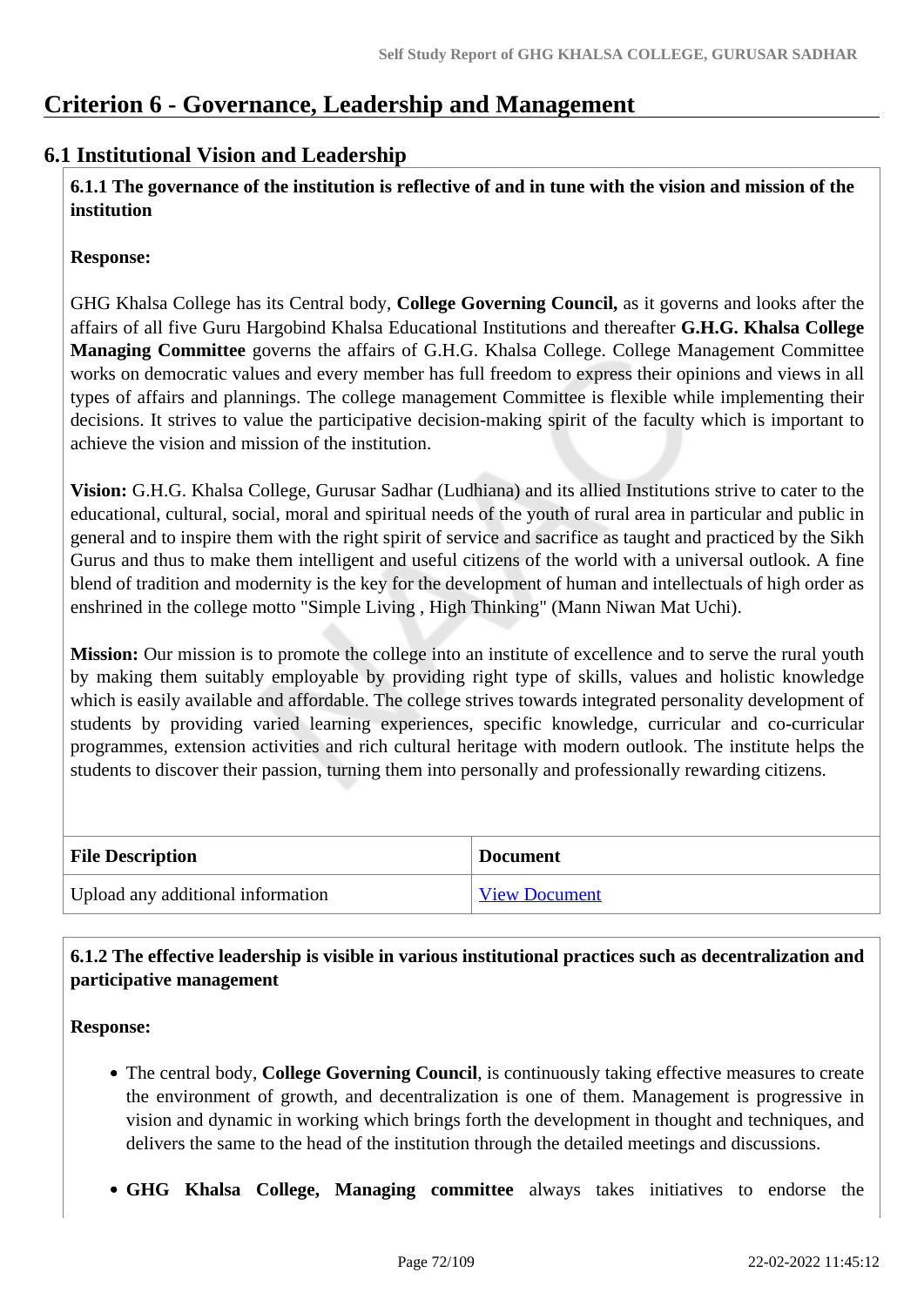# Criterion 6 - Governance, Leadership and Management

## 6.1 Institutional Vision and Leadership

**6.1.1 The governance of the institution is reflective of and in tune with the vision and mission of the institution**

**Response:**

GHG Khalsa College has its Central body, **College Governing Council,** as it governs and looks after the affairs of all five Guru Hargobind Khalsa Educational Institutions and thereafter **G.H.G. Khalsa College Managing Committee** governs the affairs of G.H.G. Khalsa College. College Management Committee works on democratic values and every member has full freedom to express their opinions and views in all types of affairs and plannings. The college management Committee is flexible while implementing their decisions. It strives to value the participative decision-making spirit of the faculty which is important to achieve the vision and mission of the institution.

**Vision:** G.H.G. Khalsa College, Gurusar Sadhar (Ludhiana) and its allied Institutions strive to cater to the educational, cultural, social, moral and spiritual needs of the youth of rural area in particular and public in general and to inspire them with the right spirit of service and sacrifice as taught and practiced by the Sikh Gurus and thus to make them intelligent and useful citizens of the world with a universal outlook. A fine blend of tradition and modernity is the key for the development of human and intellectuals of high order as enshrined in the college motto "Simple Living , High Thinking" (Mann Niwan Mat Uchi).

**Mission:** Our mission is to promote the college into an institute of excellence and to serve the rural youth by making them suitably employable by providing right type of skills, values and holistic knowledge which is easily available and affordable. The college strives towards integrated personality development of students by providing varied learning experiences, specific knowledge, curricular and co-curricular programmes, extension activities and rich cultural heritage with modern outlook. The institute helps the students to discover their passion, turning them into personally and professionally rewarding citizens.

| File Description | Document |
|---|---|
| Upload any additional information | View Document |

**6.1.2 The effective leadership is visible in various institutional practices such as decentralization and participative management**

**Response:**

- The central body, **College Governing Council**, is continuously taking effective measures to create the environment of growth, and decentralization is one of them. Management is progressive in vision and dynamic in working which brings forth the development in thought and techniques, and delivers the same to the head of the institution through the detailed meetings and discussions.
- **GHG Khalsa College, Managing committee** always takes initiatives to endorse the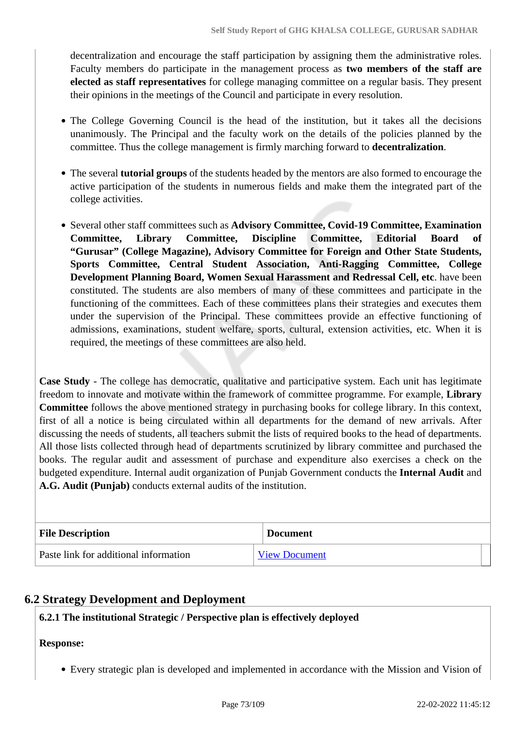decentralization and encourage the staff participation by assigning them the administrative roles. Faculty members do participate in the management process as **two members of the staff are elected as staff representatives** for college managing committee on a regular basis. They present their opinions in the meetings of the Council and participate in every resolution.

- The College Governing Council is the head of the institution, but it takes all the decisions unanimously. The Principal and the faculty work on the details of the policies planned by the committee. Thus the college management is firmly marching forward to **decentralization**.

- The several **tutorial groups** of the students headed by the mentors are also formed to encourage the active participation of the students in numerous fields and make them the integrated part of the college activities.

- Several other staff committees such as **Advisory Committee, Covid-19 Committee, Examination Committee, Library Committee, Discipline Committee, Editorial Board of "Gurusar" (College Magazine), Advisory Committee for Foreign and Other State Students, Sports Committee, Central Student Association, Anti-Ragging Committee, College Development Planning Board, Women Sexual Harassment and Redressal Cell, etc**. have been constituted. The students are also members of many of these committees and participate in the functioning of the committees. Each of these committees plans their strategies and executes them under the supervision of the Principal. These committees provide an effective functioning of admissions, examinations, student welfare, sports, cultural, extension activities, etc. When it is required, the meetings of these committees are also held.

**Case Study** - The college has democratic, qualitative and participative system. Each unit has legitimate freedom to innovate and motivate within the framework of committee programme. For example, **Library Committee** follows the above mentioned strategy in purchasing books for college library. In this context, first of all a notice is being circulated within all departments for the demand of new arrivals. After discussing the needs of students, all teachers submit the lists of required books to the head of departments. All those lists collected through head of departments scrutinized by library committee and purchased the books. The regular audit and assessment of purchase and expenditure also exercises a check on the budgeted expenditure. Internal audit organization of Punjab Government conducts the **Internal Audit** and **A.G. Audit (Punjab)** conducts external audits of the institution.

| File Description | Document |
|---|---|
| Paste link for additional information | View Document |

## 6.2 Strategy Development and Deployment

**6.2.1 The institutional Strategic / Perspective plan is effectively deployed**

**Response:**

- Every strategic plan is developed and implemented in accordance with the Mission and Vision of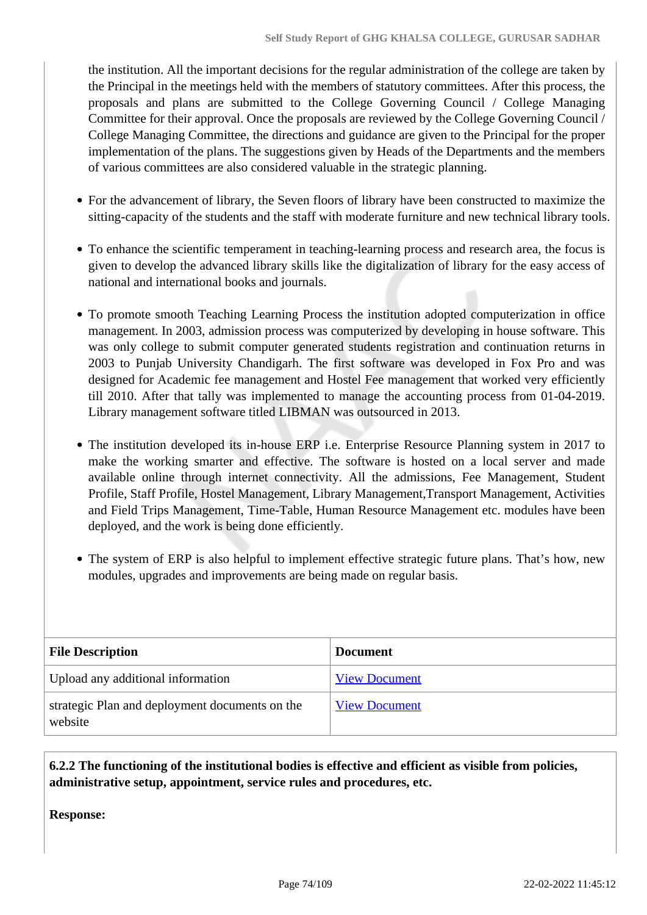the institution. All the important decisions for the regular administration of the college are taken by the Principal in the meetings held with the members of statutory committees. After this process, the proposals and plans are submitted to the College Governing Council / College Managing Committee for their approval. Once the proposals are reviewed by the College Governing Council / College Managing Committee, the directions and guidance are given to the Principal for the proper implementation of the plans. The suggestions given by Heads of the Departments and the members of various committees are also considered valuable in the strategic planning.

- For the advancement of library, the Seven floors of library have been constructed to maximize the sitting-capacity of the students and the staff with moderate furniture and new technical library tools.

- To enhance the scientific temperament in teaching-learning process and research area, the focus is given to develop the advanced library skills like the digitalization of library for the easy access of national and international books and journals.

- To promote smooth Teaching Learning Process the institution adopted computerization in office management. In 2003, admission process was computerized by developing in house software. This was only college to submit computer generated students registration and continuation returns in 2003 to Punjab University Chandigarh. The first software was developed in Fox Pro and was designed for Academic fee management and Hostel Fee management that worked very efficiently till 2010. After that tally was implemented to manage the accounting process from 01-04-2019. Library management software titled LIBMAN was outsourced in 2013.

- The institution developed its in-house ERP i.e. Enterprise Resource Planning system in 2017 to make the working smarter and effective. The software is hosted on a local server and made available online through internet connectivity. All the admissions, Fee Management, Student Profile, Staff Profile, Hostel Management, Library Management,Transport Management, Activities and Field Trips Management, Time-Table, Human Resource Management etc. modules have been deployed, and the work is being done efficiently.

- The system of ERP is also helpful to implement effective strategic future plans. That’s how, new modules, upgrades and improvements are being made on regular basis.

| File Description | Document |
|---|---|
| Upload any additional information | View Document |
| strategic Plan and deployment documents on the website | View Document |

**6.2.2 The functioning of the institutional bodies is effective and efficient as visible from policies, administrative setup, appointment, service rules and procedures, etc.**

**Response:**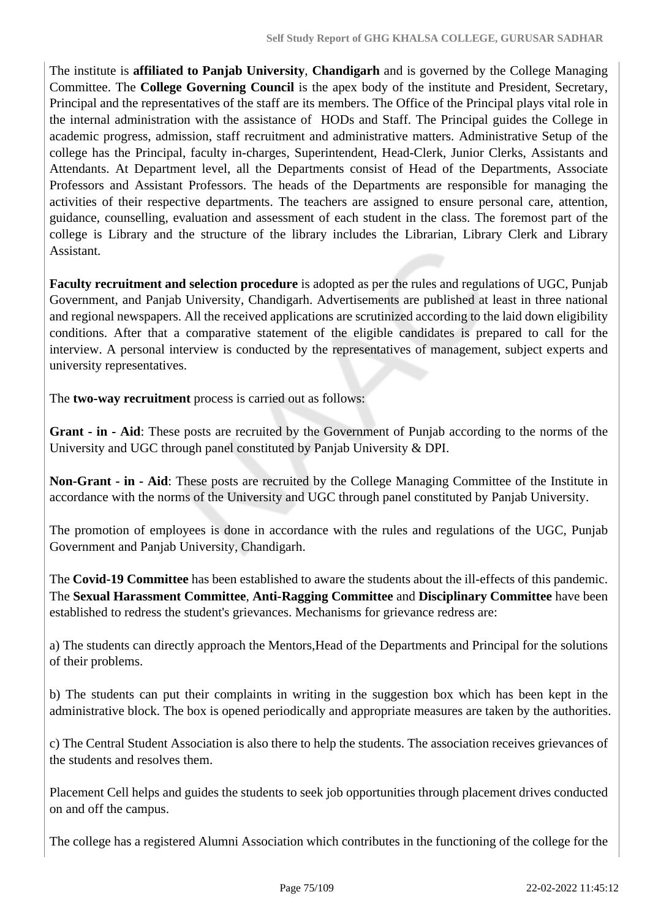The institute is **affiliated to Panjab University**, **Chandigarh** and is governed by the College Managing Committee. The **College Governing Council** is the apex body of the institute and President, Secretary, Principal and the representatives of the staff are its members. The Office of the Principal plays vital role in the internal administration with the assistance of HODs and Staff. The Principal guides the College in academic progress, admission, staff recruitment and administrative matters. Administrative Setup of the college has the Principal, faculty in-charges, Superintendent, Head-Clerk, Junior Clerks, Assistants and Attendants. At Department level, all the Departments consist of Head of the Departments, Associate Professors and Assistant Professors. The heads of the Departments are responsible for managing the activities of their respective departments. The teachers are assigned to ensure personal care, attention, guidance, counselling, evaluation and assessment of each student in the class. The foremost part of the college is Library and the structure of the library includes the Librarian, Library Clerk and Library Assistant.

**Faculty recruitment and selection procedure** is adopted as per the rules and regulations of UGC, Punjab Government, and Panjab University, Chandigarh. Advertisements are published at least in three national and regional newspapers. All the received applications are scrutinized according to the laid down eligibility conditions. After that a comparative statement of the eligible candidates is prepared to call for the interview. A personal interview is conducted by the representatives of management, subject experts and university representatives.

The **two-way recruitment** process is carried out as follows:

**Grant - in - Aid**: These posts are recruited by the Government of Punjab according to the norms of the University and UGC through panel constituted by Panjab University & DPI.

**Non-Grant - in - Aid**: These posts are recruited by the College Managing Committee of the Institute in accordance with the norms of the University and UGC through panel constituted by Panjab University.

The promotion of employees is done in accordance with the rules and regulations of the UGC, Punjab Government and Panjab University, Chandigarh.

The **Covid-19 Committee** has been established to aware the students about the ill-effects of this pandemic. The **Sexual Harassment Committee**, **Anti-Ragging Committee** and **Disciplinary Committee** have been established to redress the student's grievances. Mechanisms for grievance redress are:

a) The students can directly approach the Mentors,Head of the Departments and Principal for the solutions of their problems.

b) The students can put their complaints in writing in the suggestion box which has been kept in the administrative block. The box is opened periodically and appropriate measures are taken by the authorities.

c) The Central Student Association is also there to help the students. The association receives grievances of the students and resolves them.

Placement Cell helps and guides the students to seek job opportunities through placement drives conducted on and off the campus.

The college has a registered Alumni Association which contributes in the functioning of the college for the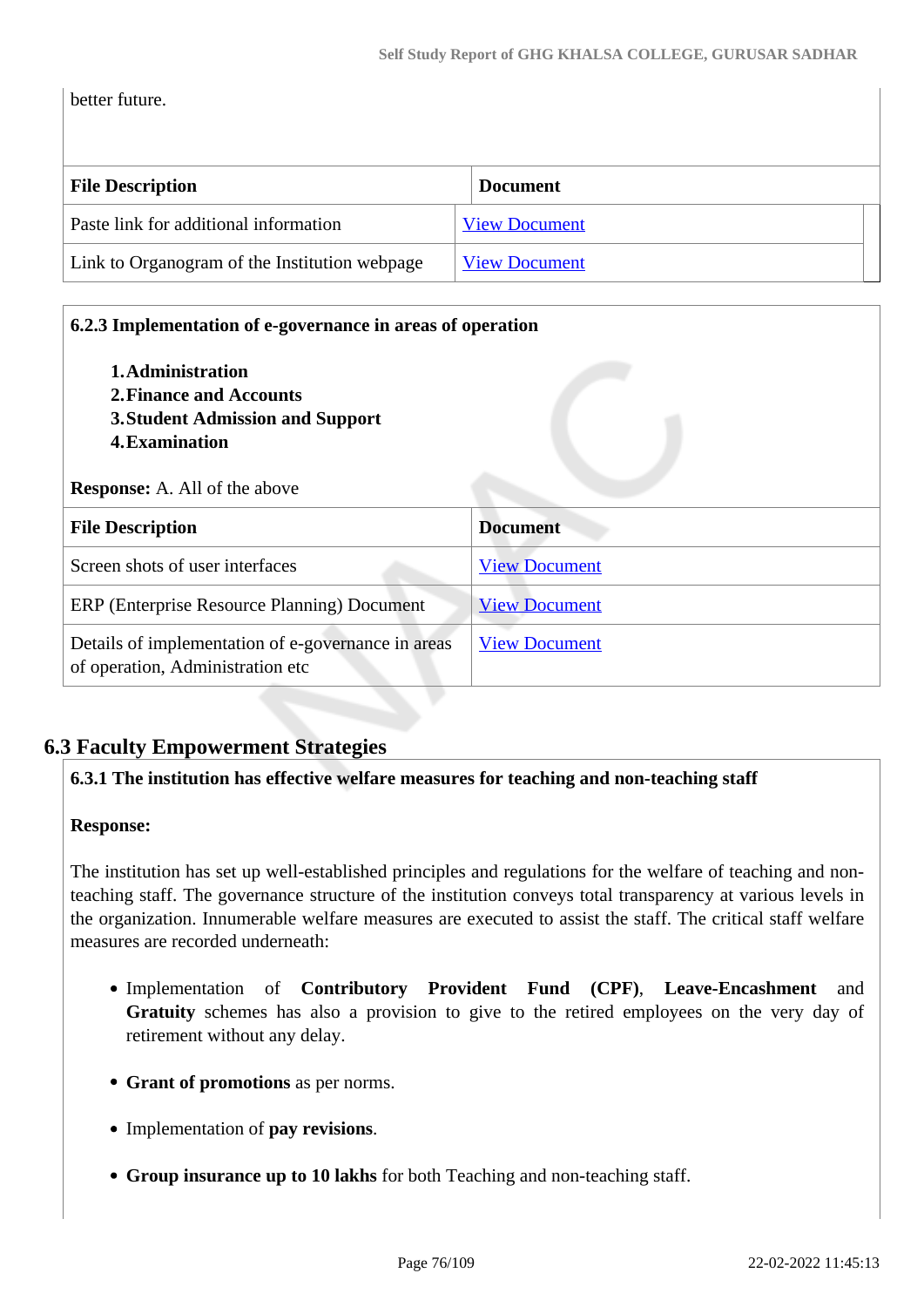better future.

| File Description | Document |
|---|---|
| Paste link for additional information | View Document |
| Link to Organogram of the Institution webpage | View Document |

**6.2.3 Implementation of e-governance in areas of operation**

1. **Administration**
2. **Finance and Accounts**
3. **Student Admission and Support**
4. **Examination**

**Response:** A. All of the above

| File Description | Document |
|---|---|
| Screen shots of user interfaces | View Document |
| ERP (Enterprise Resource Planning) Document | View Document |
| Details of implementation of e-governance in areas of operation, Administration etc | View Document |

## 6.3 Faculty Empowerment Strategies

**6.3.1 The institution has effective welfare measures for teaching and non-teaching staff**

**Response:**

The institution has set up well-established principles and regulations for the welfare of teaching and non-teaching staff. The governance structure of the institution conveys total transparency at various levels in the organization. Innumerable welfare measures are executed to assist the staff. The critical staff welfare measures are recorded underneath:

- Implementation of **Contributory Provident Fund (CPF)**, **Leave-Encashment** and **Gratuity** schemes has also a provision to give to the retired employees on the very day of retirement without any delay.
- **Grant of promotions** as per norms.
- Implementation of **pay revisions**.
- **Group insurance up to 10 lakhs** for both Teaching and non-teaching staff.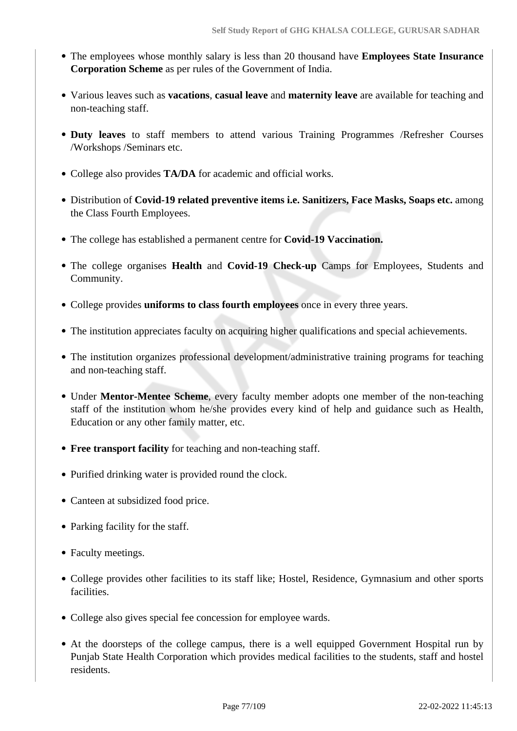- The employees whose monthly salary is less than 20 thousand have **Employees State Insurance Corporation Scheme** as per rules of the Government of India.
- Various leaves such as **vacations**, **casual leave** and **maternity leave** are available for teaching and non-teaching staff.
- **Duty leaves** to staff members to attend various Training Programmes /Refresher Courses /Workshops /Seminars etc.
- College also provides **TA/DA** for academic and official works.
- Distribution of **Covid-19 related preventive items i.e. Sanitizers, Face Masks, Soaps etc.** among the Class Fourth Employees.
- The college has established a permanent centre for **Covid-19 Vaccination.**
- The college organises **Health** and **Covid-19 Check-up** Camps for Employees, Students and Community.
- College provides **uniforms to class fourth employees** once in every three years.
- The institution appreciates faculty on acquiring higher qualifications and special achievements.
- The institution organizes professional development/administrative training programs for teaching and non-teaching staff.
- Under **Mentor-Mentee Scheme**, every faculty member adopts one member of the non-teaching staff of the institution whom he/she provides every kind of help and guidance such as Health, Education or any other family matter, etc.
- **Free transport facility** for teaching and non-teaching staff.
- Purified drinking water is provided round the clock.
- Canteen at subsidized food price.
- Parking facility for the staff.
- Faculty meetings.
- College provides other facilities to its staff like; Hostel, Residence, Gymnasium and other sports facilities.
- College also gives special fee concession for employee wards.
- At the doorsteps of the college campus, there is a well equipped Government Hospital run by Punjab State Health Corporation which provides medical facilities to the students, staff and hostel residents.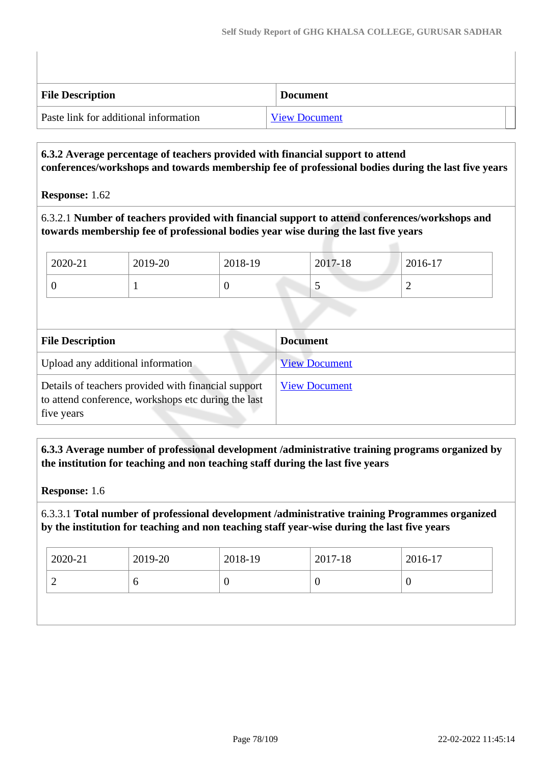| File Description | Document |
|---|---|
| Paste link for additional information | View Document |

**6.3.2 Average percentage of teachers provided with financial support to attend conferences/workshops and towards membership fee of professional bodies during the last five years**

**Response:** 1.62

6.3.2.1 **Number of teachers provided with financial support to attend conferences/workshops and towards membership fee of professional bodies year wise during the last five years**

| 2020-21 | 2019-20 | 2018-19 | 2017-18 | 2016-17 |
|---|---|---|---|---|
| 0 | 1 | 0 | 5 | 2 |

| File Description | Document |
|---|---|
| Upload any additional information | View Document |
| Details of teachers provided with financial support to attend conference, workshops etc during the last five years | View Document |

**6.3.3 Average number of professional development /administrative training programs organized by the institution for teaching and non teaching staff during the last five years**

**Response:** 1.6

6.3.3.1 **Total number of professional development /administrative training Programmes organized by the institution for teaching and non teaching staff year-wise during the last five years**

| 2020-21 | 2019-20 | 2018-19 | 2017-18 | 2016-17 |
|---|---|---|---|---|
| 2 | 6 | 0 | 0 | 0 |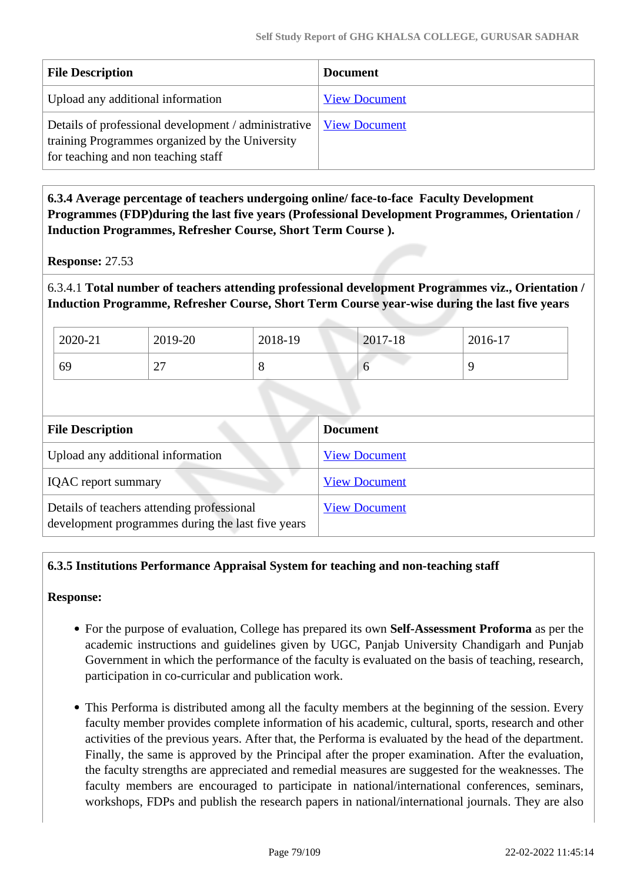| File Description | Document |
| --- | --- |
| Upload any additional information | View Document |
| Details of professional development / administrative training Programmes organized by the University for teaching and non teaching staff | View Document |

**6.3.4 Average percentage of teachers undergoing online/ face-to-face Faculty Development Programmes (FDP)during the last five years (Professional Development Programmes, Orientation / Induction Programmes, Refresher Course, Short Term Course ).**

**Response:** 27.53

6.3.4.1 **Total number of teachers attending professional development Programmes viz., Orientation / Induction Programme, Refresher Course, Short Term Course year-wise during the last five years**

| 2020-21 | 2019-20 | 2018-19 | 2017-18 | 2016-17 |
| --- | --- | --- | --- | --- |
| 69 | 27 | 8 | 6 | 9 |

| File Description | Document |
| --- | --- |
| Upload any additional information | View Document |
| IQAC report summary | View Document |
| Details of teachers attending professional development programmes during the last five years | View Document |

**6.3.5 Institutions Performance Appraisal System for teaching and non-teaching staff**

**Response:**

- For the purpose of evaluation, College has prepared its own **Self-Assessment Proforma** as per the academic instructions and guidelines given by UGC, Panjab University Chandigarh and Punjab Government in which the performance of the faculty is evaluated on the basis of teaching, research, participation in co-curricular and publication work.
- This Performa is distributed among all the faculty members at the beginning of the session. Every faculty member provides complete information of his academic, cultural, sports, research and other activities of the previous years. After that, the Performa is evaluated by the head of the department. Finally, the same is approved by the Principal after the proper examination. After the evaluation, the faculty strengths are appreciated and remedial measures are suggested for the weaknesses. The faculty members are encouraged to participate in national/international conferences, seminars, workshops, FDPs and publish the research papers in national/international journals. They are also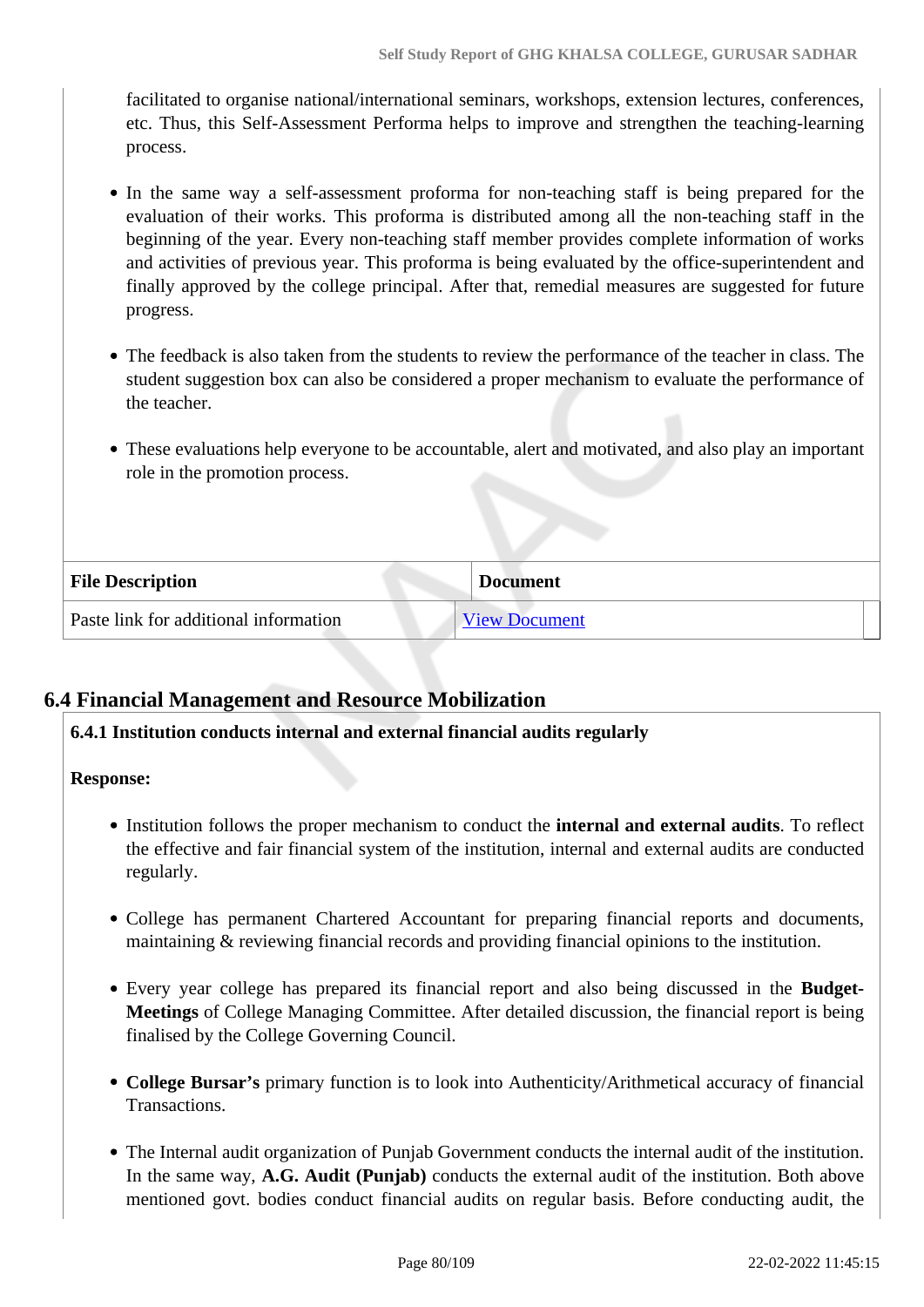facilitated to organise national/international seminars, workshops, extension lectures, conferences, etc. Thus, this Self-Assessment Performa helps to improve and strengthen the teaching-learning process.

- In the same way a self-assessment proforma for non-teaching staff is being prepared for the evaluation of their works. This proforma is distributed among all the non-teaching staff in the beginning of the year. Every non-teaching staff member provides complete information of works and activities of previous year. This proforma is being evaluated by the office-superintendent and finally approved by the college principal. After that, remedial measures are suggested for future progress.

- The feedback is also taken from the students to review the performance of the teacher in class. The student suggestion box can also be considered a proper mechanism to evaluate the performance of the teacher.

- These evaluations help everyone to be accountable, alert and motivated, and also play an important role in the promotion process.

| File Description | Document |
|---|---|
| Paste link for additional information | View Document |

## 6.4 Financial Management and Resource Mobilization

**6.4.1 Institution conducts internal and external financial audits regularly**

**Response:**

- Institution follows the proper mechanism to conduct the **internal and external audits**. To reflect the effective and fair financial system of the institution, internal and external audits are conducted regularly.

- College has permanent Chartered Accountant for preparing financial reports and documents, maintaining & reviewing financial records and providing financial opinions to the institution.

- Every year college has prepared its financial report and also being discussed in the **Budget-Meetings** of College Managing Committee. After detailed discussion, the financial report is being finalised by the College Governing Council.

- **College Bursar's** primary function is to look into Authenticity/Arithmetical accuracy of financial Transactions.

- The Internal audit organization of Punjab Government conducts the internal audit of the institution. In the same way, **A.G. Audit (Punjab)** conducts the external audit of the institution. Both above mentioned govt. bodies conduct financial audits on regular basis. Before conducting audit, the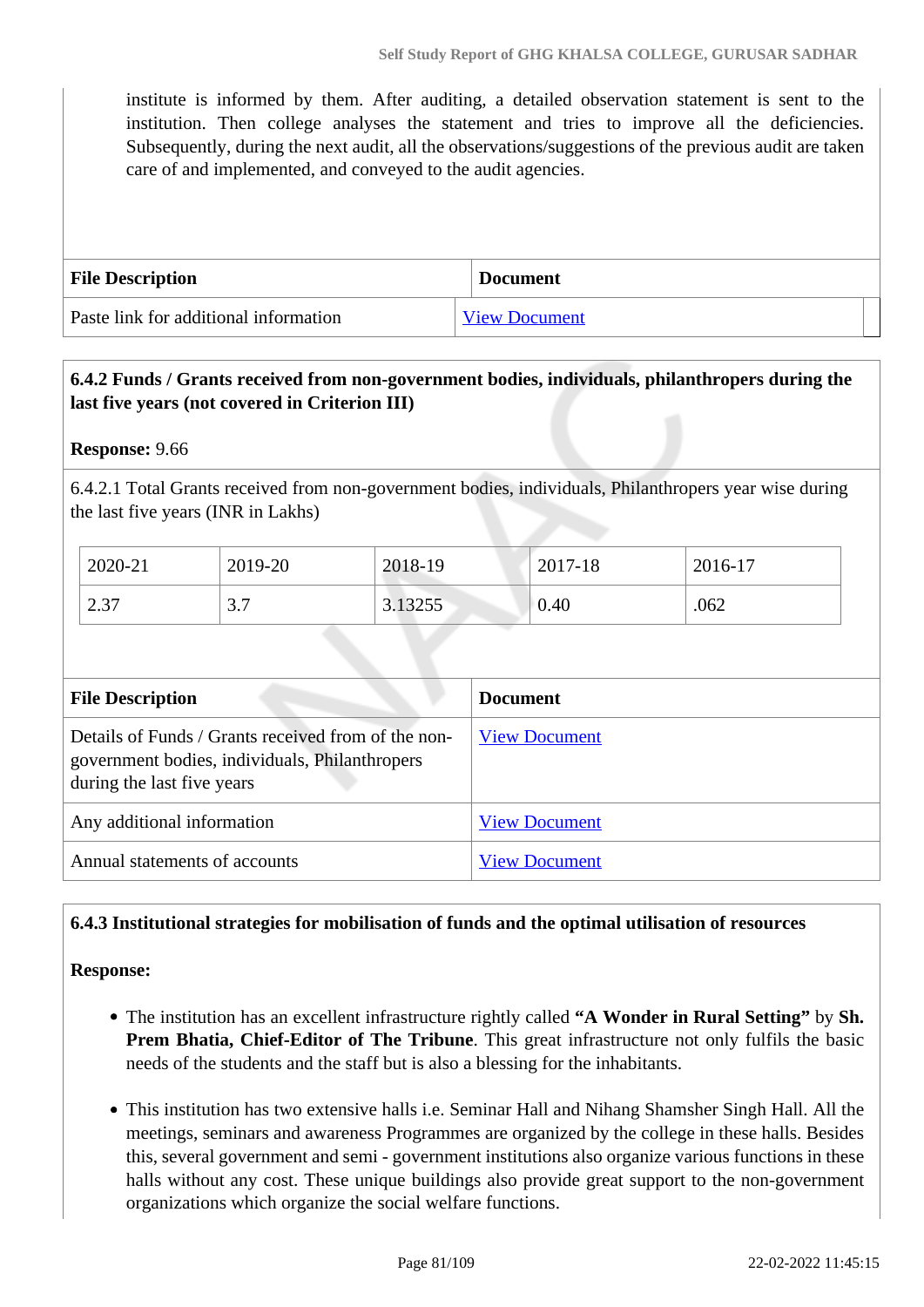institute is informed by them. After auditing, a detailed observation statement is sent to the institution. Then college analyses the statement and tries to improve all the deficiencies. Subsequently, during the next audit, all the observations/suggestions of the previous audit are taken care of and implemented, and conveyed to the audit agencies.

| File Description | Document |
|---|---|
| Paste link for additional information | View Document |

**6.4.2 Funds / Grants received from non-government bodies, individuals, philanthropers during the last five years (not covered in Criterion III)**

**Response:** 9.66

6.4.2.1 Total Grants received from non-government bodies, individuals, Philanthropers year wise during the last five years (INR in Lakhs)

| 2020-21 | 2019-20 | 2018-19 | 2017-18 | 2016-17 |
|---|---|---|---|---|
| 2.37 | 3.7 | 3.13255 | 0.40 | .062 |

| File Description | Document |
|---|---|
| Details of Funds / Grants received from of the non-government bodies, individuals, Philanthropers during the last five years | View Document |
| Any additional information | View Document |
| Annual statements of accounts | View Document |

**6.4.3 Institutional strategies for mobilisation of funds and the optimal utilisation of resources**

**Response:**

- The institution has an excellent infrastructure rightly called **"A Wonder in Rural Setting"** by **Sh. Prem Bhatia, Chief-Editor of The Tribune**. This great infrastructure not only fulfils the basic needs of the students and the staff but is also a blessing for the inhabitants.
- This institution has two extensive halls i.e. Seminar Hall and Nihang Shamsher Singh Hall. All the meetings, seminars and awareness Programmes are organized by the college in these halls. Besides this, several government and semi - government institutions also organize various functions in these halls without any cost. These unique buildings also provide great support to the non-government organizations which organize the social welfare functions.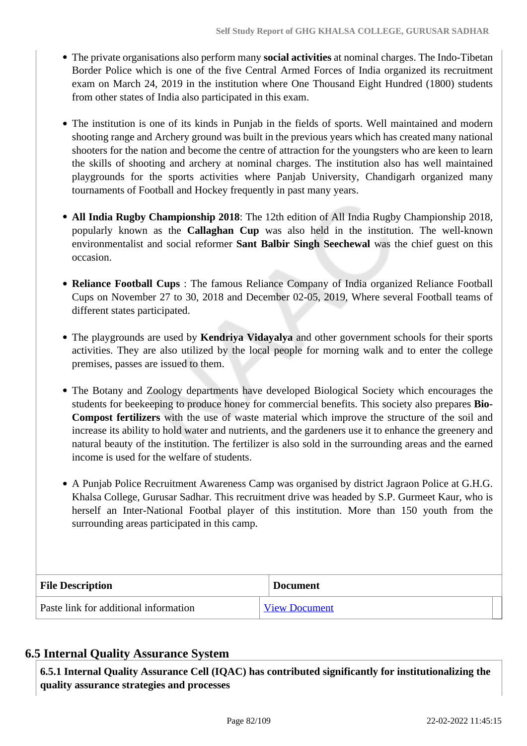- The private organisations also perform many **social activities** at nominal charges. The Indo-Tibetan Border Police which is one of the five Central Armed Forces of India organized its recruitment exam on March 24, 2019 in the institution where One Thousand Eight Hundred (1800) students from other states of India also participated in this exam.

- The institution is one of its kinds in Punjab in the fields of sports. Well maintained and modern shooting range and Archery ground was built in the previous years which has created many national shooters for the nation and become the centre of attraction for the youngsters who are keen to learn the skills of shooting and archery at nominal charges. The institution also has well maintained playgrounds for the sports activities where Panjab University, Chandigarh organized many tournaments of Football and Hockey frequently in past many years.

- **All India Rugby Championship 2018**: The 12th edition of All India Rugby Championship 2018, popularly known as the **Callaghan Cup** was also held in the institution. The well-known environmentalist and social reformer **Sant Balbir Singh Seechewal** was the chief guest on this occasion.

- **Reliance Football Cups** : The famous Reliance Company of India organized Reliance Football Cups on November 27 to 30, 2018 and December 02-05, 2019, Where several Football teams of different states participated.

- The playgrounds are used by **Kendriya Vidayalya** and other government schools for their sports activities. They are also utilized by the local people for morning walk and to enter the college premises, passes are issued to them.

- The Botany and Zoology departments have developed Biological Society which encourages the students for beekeeping to produce honey for commercial benefits. This society also prepares **Bio-Compost fertilizers** with the use of waste material which improve the structure of the soil and increase its ability to hold water and nutrients, and the gardeners use it to enhance the greenery and natural beauty of the institution. The fertilizer is also sold in the surrounding areas and the earned income is used for the welfare of students.

- A Punjab Police Recruitment Awareness Camp was organised by district Jagraon Police at G.H.G. Khalsa College, Gurusar Sadhar. This recruitment drive was headed by S.P. Gurmeet Kaur, who is herself an Inter-National Footbal player of this institution. More than 150 youth from the surrounding areas participated in this camp.

| File Description | Document |
|---|---|
| Paste link for additional information | View Document |

## 6.5 Internal Quality Assurance System

**6.5.1 Internal Quality Assurance Cell (IQAC) has contributed significantly for institutionalizing the quality assurance strategies and processes**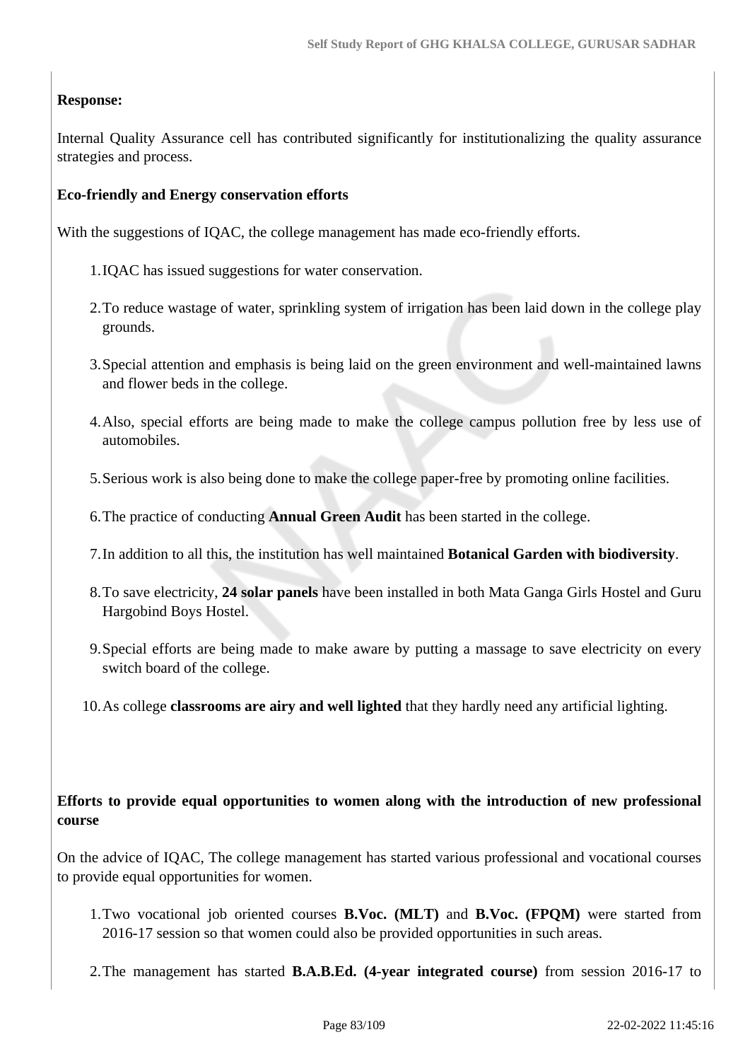**Response:**

Internal Quality Assurance cell has contributed significantly for institutionalizing the quality assurance strategies and process.

**Eco-friendly and Energy conservation efforts**

With the suggestions of IQAC, the college management has made eco-friendly efforts.

1. IQAC has issued suggestions for water conservation.
2. To reduce wastage of water, sprinkling system of irrigation has been laid down in the college play grounds.
3. Special attention and emphasis is being laid on the green environment and well-maintained lawns and flower beds in the college.
4. Also, special efforts are being made to make the college campus pollution free by less use of automobiles.
5. Serious work is also being done to make the college paper-free by promoting online facilities.
6. The practice of conducting **Annual Green Audit** has been started in the college.
7. In addition to all this, the institution has well maintained **Botanical Garden with biodiversity**.
8. To save electricity, **24 solar panels** have been installed in both Mata Ganga Girls Hostel and Guru Hargobind Boys Hostel.
9. Special efforts are being made to make aware by putting a massage to save electricity on every switch board of the college.
10. As college **classrooms are airy and well lighted** that they hardly need any artificial lighting.

**Efforts to provide equal opportunities to women along with the introduction of new professional course**

On the advice of IQAC, The college management has started various professional and vocational courses to provide equal opportunities for women.

1. Two vocational job oriented courses **B.Voc. (MLT)** and **B.Voc. (FPQM)** were started from 2016-17 session so that women could also be provided opportunities in such areas.
2. The management has started **B.A.B.Ed. (4-year integrated course)** from session 2016-17 to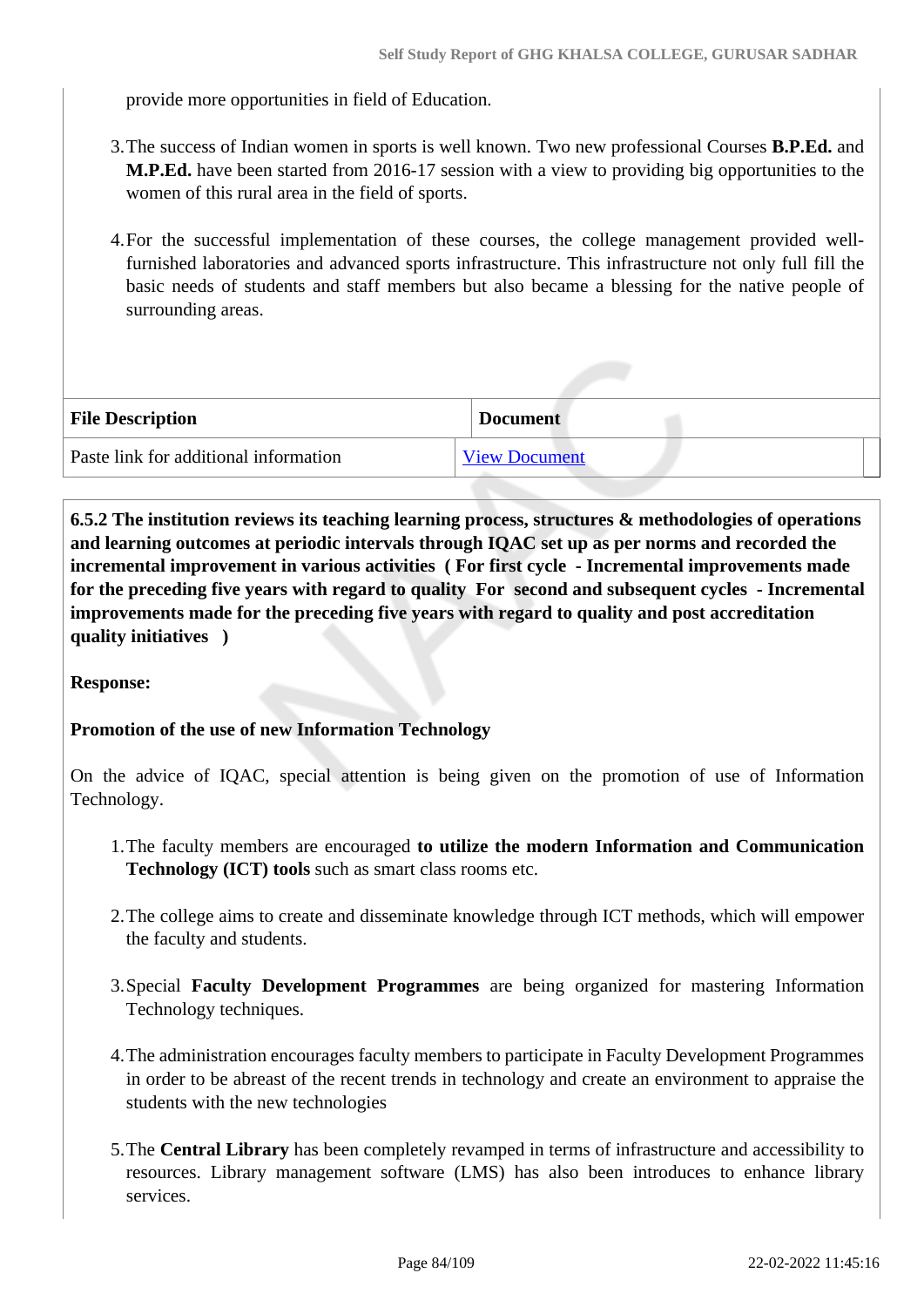provide more opportunities in field of Education.

3. The success of Indian women in sports is well known. Two new professional Courses **B.P.Ed.** and **M.P.Ed.** have been started from 2016-17 session with a view to providing big opportunities to the women of this rural area in the field of sports.

4. For the successful implementation of these courses, the college management provided well-furnished laboratories and advanced sports infrastructure. This infrastructure not only full fill the basic needs of students and staff members but also became a blessing for the native people of surrounding areas.

| File Description | Document |
|---|---|
| Paste link for additional information | View Document |

**6.5.2 The institution reviews its teaching learning process, structures & methodologies of operations and learning outcomes at periodic intervals through IQAC set up as per norms and recorded the incremental improvement in various activities ( For first cycle - Incremental improvements made for the preceding five years with regard to quality For second and subsequent cycles - Incremental improvements made for the preceding five years with regard to quality and post accreditation quality initiatives )**

**Response:**

**Promotion of the use of new Information Technology**

On the advice of IQAC, special attention is being given on the promotion of use of Information Technology.

1. The faculty members are encouraged **to utilize the modern Information and Communication Technology (ICT) tools** such as smart class rooms etc.

2. The college aims to create and disseminate knowledge through ICT methods, which will empower the faculty and students.

3. Special **Faculty Development Programmes** are being organized for mastering Information Technology techniques.

4. The administration encourages faculty members to participate in Faculty Development Programmes in order to be abreast of the recent trends in technology and create an environment to appraise the students with the new technologies

5. The **Central Library** has been completely revamped in terms of infrastructure and accessibility to resources. Library management software (LMS) has also been introduces to enhance library services.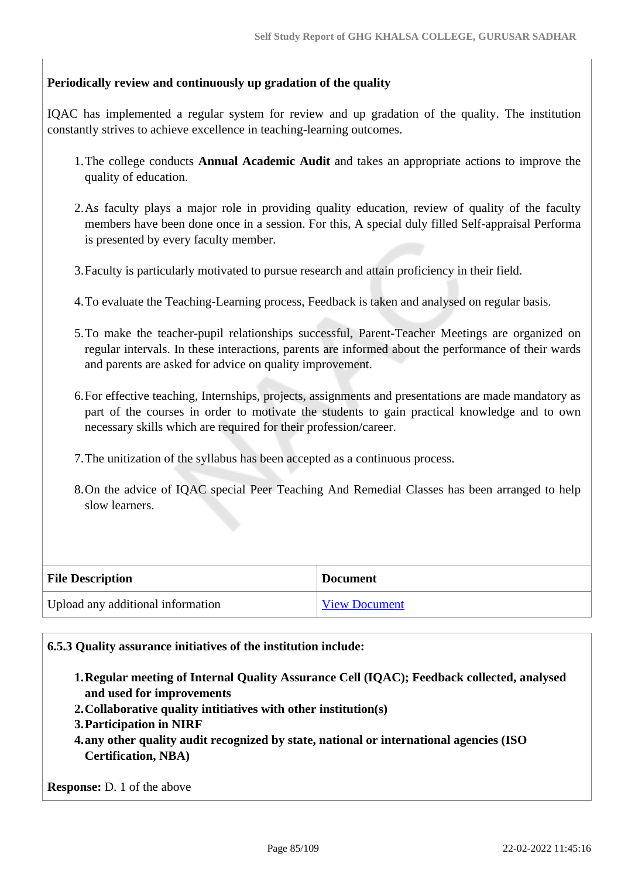**Periodically review and continuously up gradation of the quality**

IQAC has implemented a regular system for review and up gradation of the quality. The institution constantly strives to achieve excellence in teaching-learning outcomes.

1. The college conducts **Annual Academic Audit** and takes an appropriate actions to improve the quality of education.
2. As faculty plays a major role in providing quality education, review of quality of the faculty members have been done once in a session. For this, A special duly filled Self-appraisal Performa is presented by every faculty member.
3. Faculty is particularly motivated to pursue research and attain proficiency in their field.
4. To evaluate the Teaching-Learning process, Feedback is taken and analysed on regular basis.
5. To make the teacher-pupil relationships successful, Parent-Teacher Meetings are organized on regular intervals. In these interactions, parents are informed about the performance of their wards and parents are asked for advice on quality improvement.
6. For effective teaching, Internships, projects, assignments and presentations are made mandatory as part of the courses in order to motivate the students to gain practical knowledge and to own necessary skills which are required for their profession/career.
7. The unitization of the syllabus has been accepted as a continuous process.
8. On the advice of IQAC special Peer Teaching And Remedial Classes has been arranged to help slow learners.

| File Description | Document |
| --- | --- |
| Upload any additional information | View Document |

**6.5.3 Quality assurance initiatives of the institution include:**

1. **Regular meeting of Internal Quality Assurance Cell (IQAC); Feedback collected, analysed and used for improvements**
2. **Collaborative quality intitiatives with other institution(s)**
3. **Participation in NIRF**
4. **any other quality audit recognized by state, national or international agencies (ISO Certification, NBA)**

**Response:** D. 1 of the above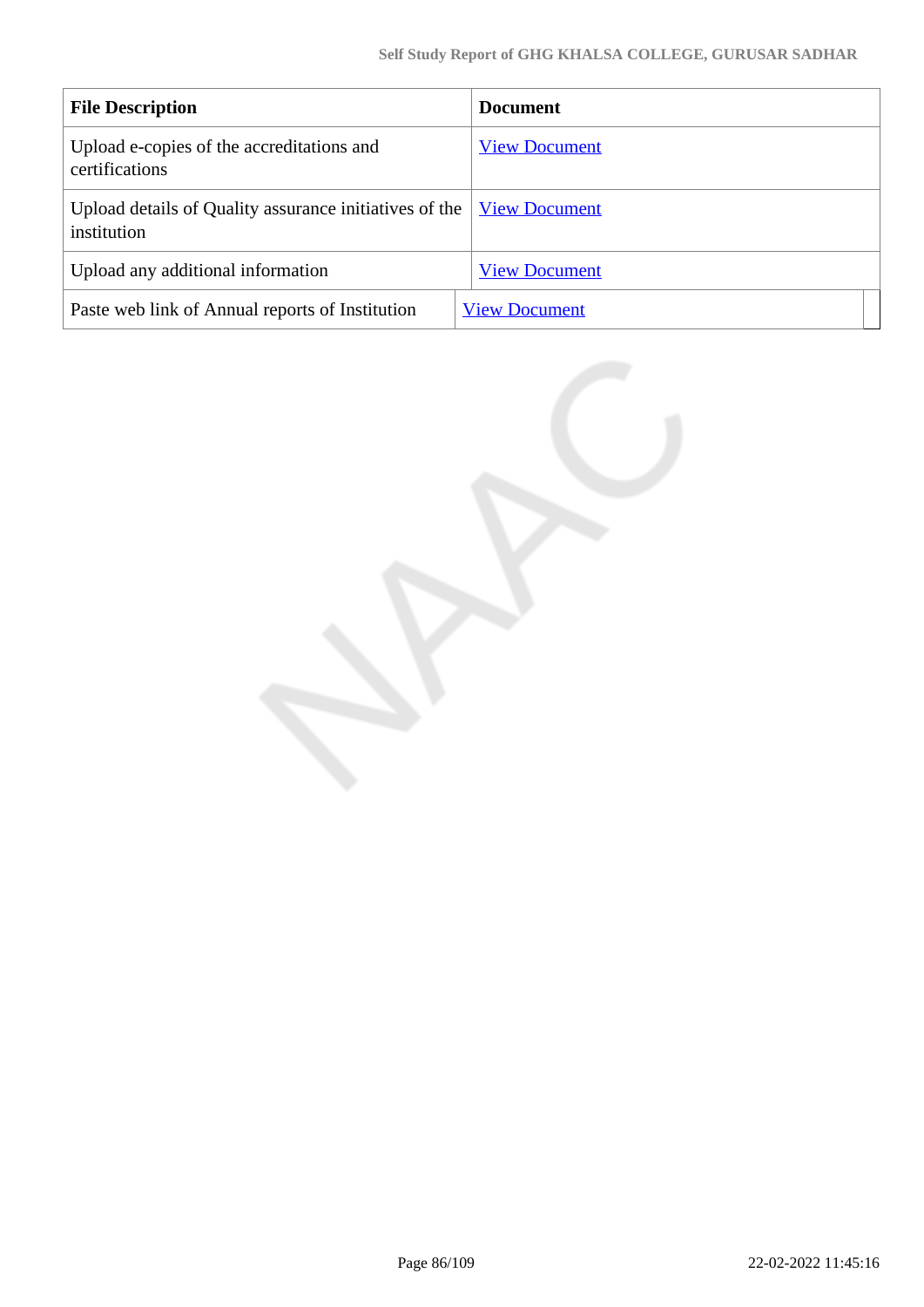| File Description | Document |
| --- | --- |
| Upload e-copies of the accreditations and certifications | View Document |
| Upload details of Quality assurance initiatives of the institution | View Document |
| Upload any additional information | View Document |
| Paste web link of Annual reports of Institution | View Document |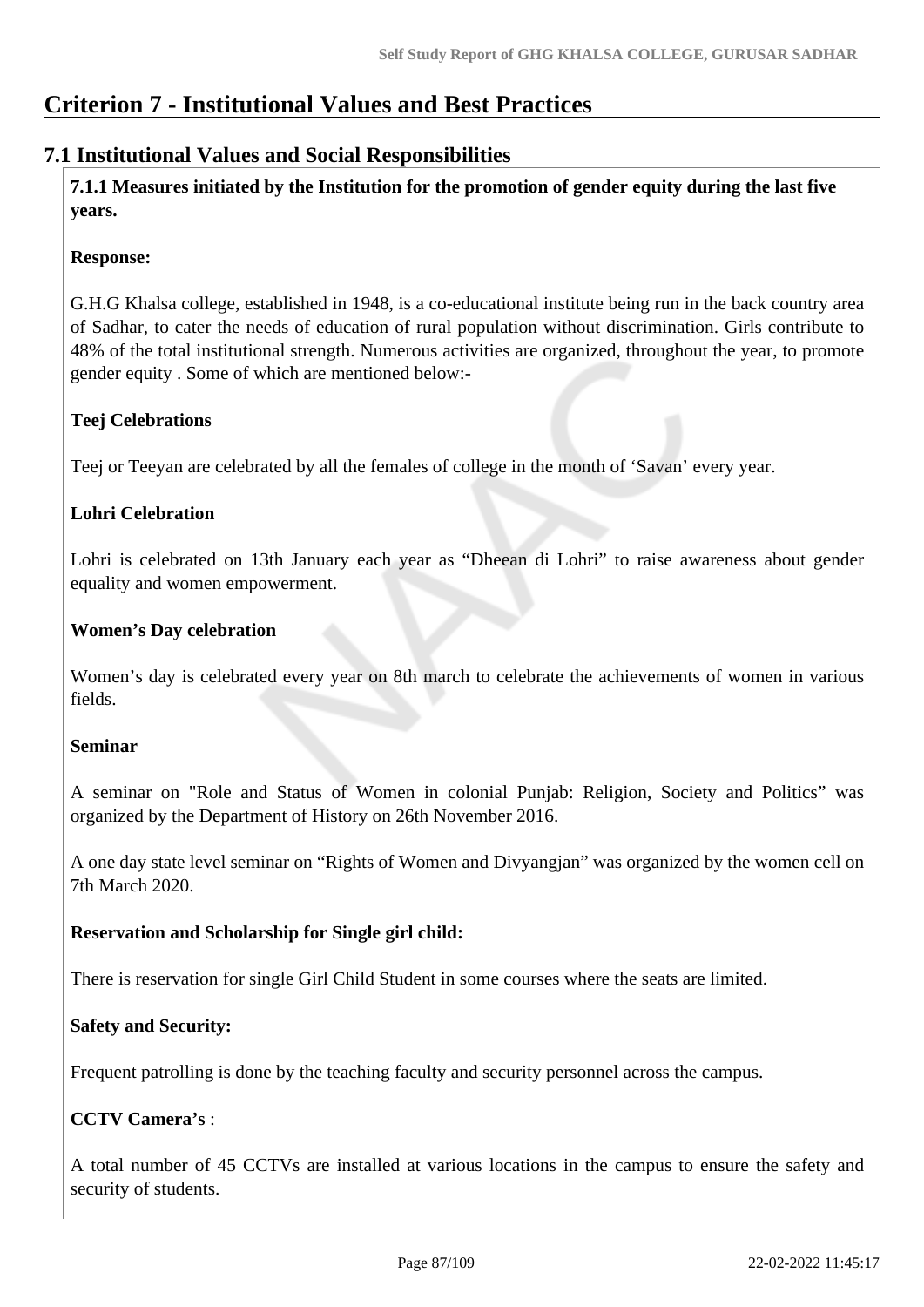# Criterion 7 - Institutional Values and Best Practices

## 7.1 Institutional Values and Social Responsibilities

**7.1.1 Measures initiated by the Institution for the promotion of gender equity during the last five years.**

**Response:**

G.H.G Khalsa college, established in 1948, is a co-educational institute being run in the back country area of Sadhar, to cater the needs of education of rural population without discrimination. Girls contribute to 48% of the total institutional strength. Numerous activities are organized, throughout the year, to promote gender equity . Some of which are mentioned below:-

**Teej Celebrations**

Teej or Teeyan are celebrated by all the females of college in the month of 'Savan' every year.

**Lohri Celebration**

Lohri is celebrated on 13th January each year as "Dheean di Lohri" to raise awareness about gender equality and women empowerment.

**Women's Day celebration**

Women's day is celebrated every year on 8th march to celebrate the achievements of women in various fields.

**Seminar**

A seminar on "Role and Status of Women in colonial Punjab: Religion, Society and Politics" was organized by the Department of History on 26th November 2016.

A one day state level seminar on "Rights of Women and Divyangjan" was organized by the women cell on 7th March 2020.

**Reservation and Scholarship for Single girl child:**

There is reservation for single Girl Child Student in some courses where the seats are limited.

**Safety and Security:**

Frequent patrolling is done by the teaching faculty and security personnel across the campus.

**CCTV Camera's** :

A total number of 45 CCTVs are installed at various locations in the campus to ensure the safety and security of students.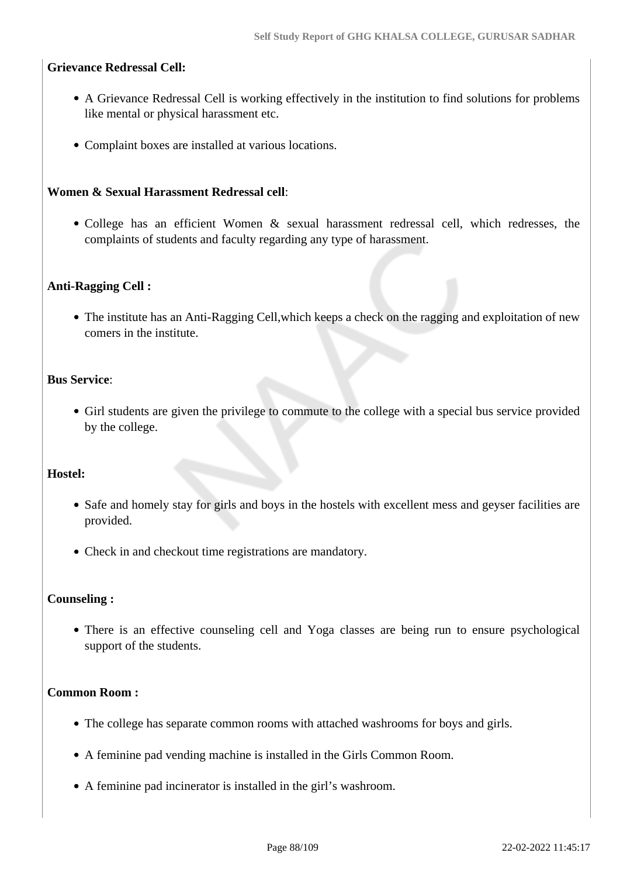**Grievance Redressal Cell:**

- A Grievance Redressal Cell is working effectively in the institution to find solutions for problems like mental or physical harassment etc.
- Complaint boxes are installed at various locations.

**Women & Sexual Harassment Redressal cell**:

- College has an efficient Women & sexual harassment redressal cell, which redresses, the complaints of students and faculty regarding any type of harassment.

**Anti-Ragging Cell :**

- The institute has an Anti-Ragging Cell,which keeps a check on the ragging and exploitation of new comers in the institute.

**Bus Service**:

- Girl students are given the privilege to commute to the college with a special bus service provided by the college.

**Hostel:**

- Safe and homely stay for girls and boys in the hostels with excellent mess and geyser facilities are provided.
- Check in and checkout time registrations are mandatory.

**Counseling :**

- There is an effective counseling cell and Yoga classes are being run to ensure psychological support of the students.

**Common Room :**

- The college has separate common rooms with attached washrooms for boys and girls.
- A feminine pad vending machine is installed in the Girls Common Room.
- A feminine pad incinerator is installed in the girl's washroom.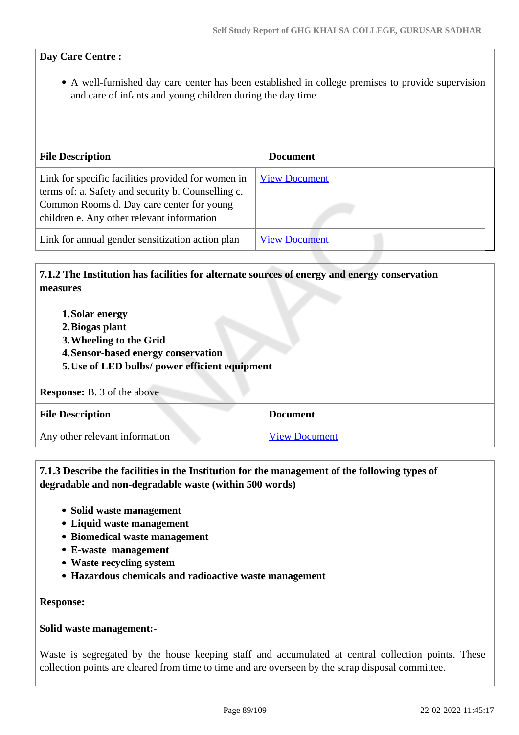**Day Care Centre :**

- A well-furnished day care center has been established in college premises to provide supervision and care of infants and young children during the day time.

| File Description | Document |
|---|---|
| Link for specific facilities provided for women in terms of: a. Safety and security b. Counselling c. Common Rooms d. Day care center for young children e. Any other relevant information | View Document |
| Link for annual gender sensitization action plan | View Document |

**7.1.2 The Institution has facilities for alternate sources of energy and energy conservation measures**

1. **Solar energy**
2. **Biogas plant**
3. **Wheeling to the Grid**
4. **Sensor-based energy conservation**
5. **Use of LED bulbs/ power efficient equipment**

**Response:** B. 3 of the above

| File Description | Document |
|---|---|
| Any other relevant information | View Document |

**7.1.3 Describe the facilities in the Institution for the management of the following types of degradable and non-degradable waste (within 500 words)**

- **Solid waste management**
- **Liquid waste management**
- **Biomedical waste management**
- **E-waste management**
- **Waste recycling system**
- **Hazardous chemicals and radioactive waste management**

**Response:**

**Solid waste management:-**

Waste is segregated by the house keeping staff and accumulated at central collection points. These collection points are cleared from time to time and are overseen by the scrap disposal committee.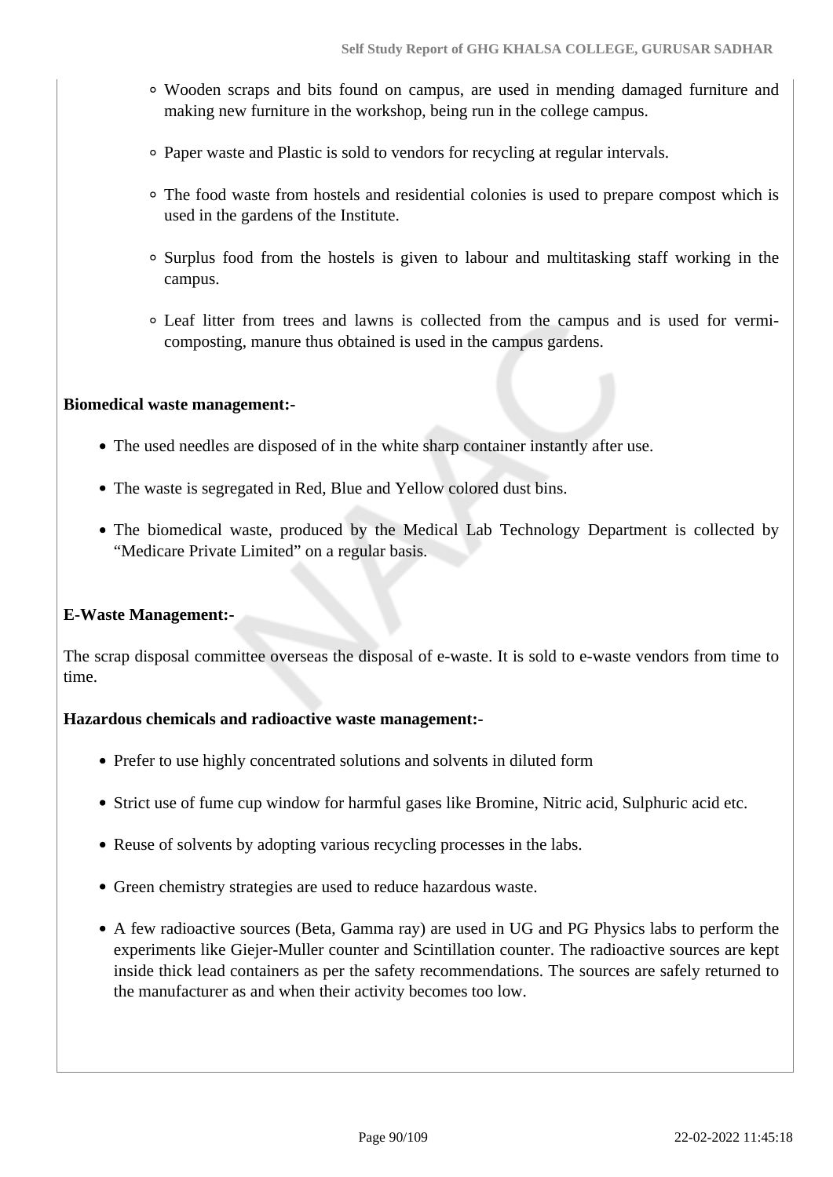- Wooden scraps and bits found on campus, are used in mending damaged furniture and making new furniture in the workshop, being run in the college campus.
- Paper waste and Plastic is sold to vendors for recycling at regular intervals.
- The food waste from hostels and residential colonies is used to prepare compost which is used in the gardens of the Institute.
- Surplus food from the hostels is given to labour and multitasking staff working in the campus.
- Leaf litter from trees and lawns is collected from the campus and is used for vermi-composting, manure thus obtained is used in the campus gardens.

**Biomedical waste management:-**

- The used needles are disposed of in the white sharp container instantly after use.
- The waste is segregated in Red, Blue and Yellow colored dust bins.
- The biomedical waste, produced by the Medical Lab Technology Department is collected by “Medicare Private Limited” on a regular basis.

**E-Waste Management:-**

The scrap disposal committee overseas the disposal of e-waste. It is sold to e-waste vendors from time to time.

**Hazardous chemicals and radioactive waste management:-**

- Prefer to use highly concentrated solutions and solvents in diluted form
- Strict use of fume cup window for harmful gases like Bromine, Nitric acid, Sulphuric acid etc.
- Reuse of solvents by adopting various recycling processes in the labs.
- Green chemistry strategies are used to reduce hazardous waste.
- A few radioactive sources (Beta, Gamma ray) are used in UG and PG Physics labs to perform the experiments like Giejer-Muller counter and Scintillation counter. The radioactive sources are kept inside thick lead containers as per the safety recommendations. The sources are safely returned to the manufacturer as and when their activity becomes too low.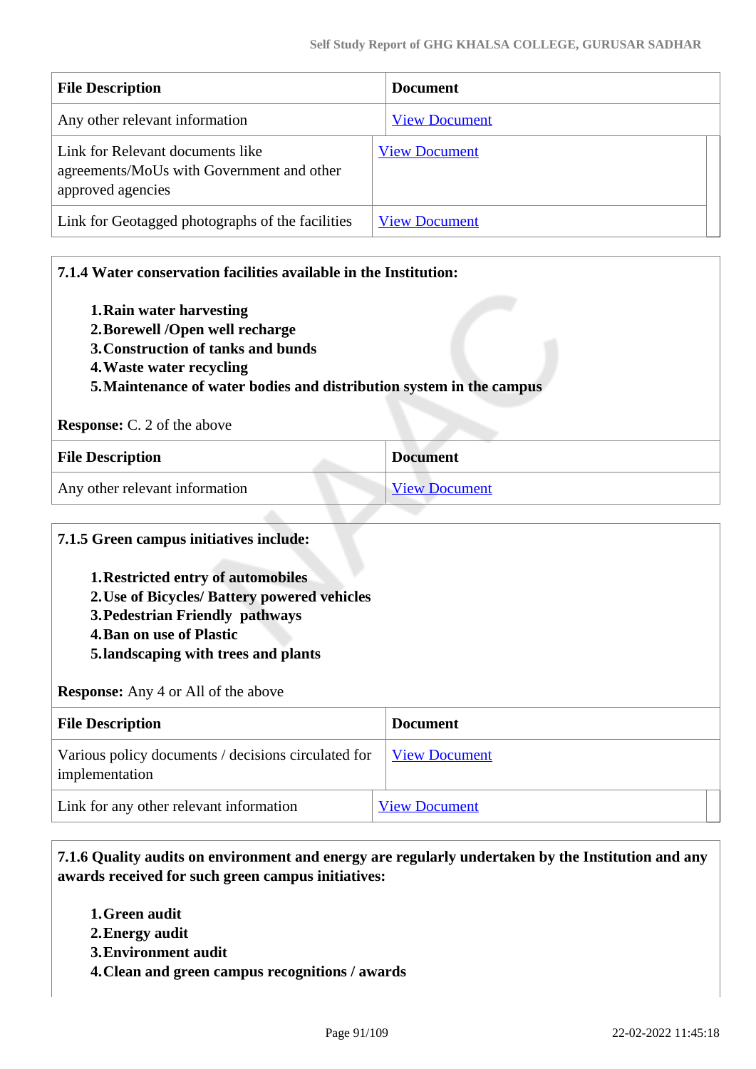| File Description | Document |
|---|---|
| Any other relevant information | View Document |
| Link for Relevant documents like agreements/MoUs with Government and other approved agencies | View Document |
| Link for Geotagged photographs of the facilities | View Document |

**7.1.4 Water conservation facilities available in the Institution:**

1. **Rain water harvesting**
2. **Borewell /Open well recharge**
3. **Construction of tanks and bunds**
4. **Waste water recycling**
5. **Maintenance of water bodies and distribution system in the campus**

**Response:** C. 2 of the above

| File Description | Document |
|---|---|
| Any other relevant information | View Document |

**7.1.5 Green campus initiatives include:**

1. **Restricted entry of automobiles**
2. **Use of Bicycles/ Battery powered vehicles**
3. **Pedestrian Friendly pathways**
4. **Ban on use of Plastic**
5. **landscaping with trees and plants**

**Response:** Any 4 or All of the above

| File Description | Document |
|---|---|
| Various policy documents / decisions circulated for implementation | View Document |
| Link for any other relevant information | View Document |

**7.1.6 Quality audits on environment and energy are regularly undertaken by the Institution and any awards received for such green campus initiatives:**

1. **Green audit**
2. **Energy audit**
3. **Environment audit**
4. **Clean and green campus recognitions / awards**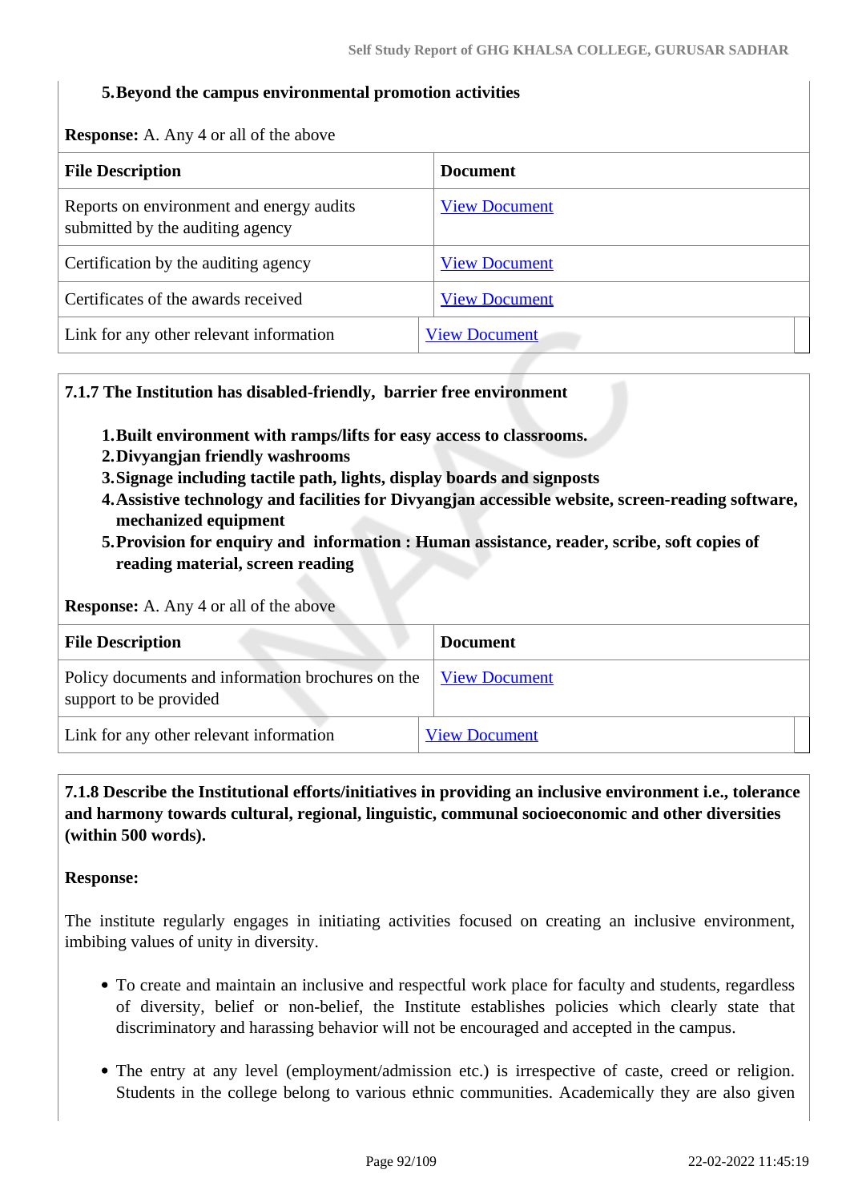5. **Beyond the campus environmental promotion activities**

**Response:** A. Any 4 or all of the above

| File Description | Document |
|---|---|
| Reports on environment and energy audits submitted by the auditing agency | View Document |
| Certification by the auditing agency | View Document |
| Certificates of the awards received | View Document |
| Link for any other relevant information | View Document |

**7.1.7 The Institution has disabled-friendly, barrier free environment**

1. **Built environment with ramps/lifts for easy access to classrooms.**
2. **Divyangjan friendly washrooms**
3. **Signage including tactile path, lights, display boards and signposts**
4. **Assistive technology and facilities for Divyangjan accessible website, screen-reading software, mechanized equipment**
5. **Provision for enquiry and information : Human assistance, reader, scribe, soft copies of reading material, screen reading**

**Response:** A. Any 4 or all of the above

| File Description | Document |
|---|---|
| Policy documents and information brochures on the support to be provided | View Document |
| Link for any other relevant information | View Document |

**7.1.8 Describe the Institutional efforts/initiatives in providing an inclusive environment i.e., tolerance and harmony towards cultural, regional, linguistic, communal socioeconomic and other diversities (within 500 words).**

**Response:**

The institute regularly engages in initiating activities focused on creating an inclusive environment, imbibing values of unity in diversity.

- To create and maintain an inclusive and respectful work place for faculty and students, regardless of diversity, belief or non-belief, the Institute establishes policies which clearly state that discriminatory and harassing behavior will not be encouraged and accepted in the campus.
- The entry at any level (employment/admission etc.) is irrespective of caste, creed or religion. Students in the college belong to various ethnic communities. Academically they are also given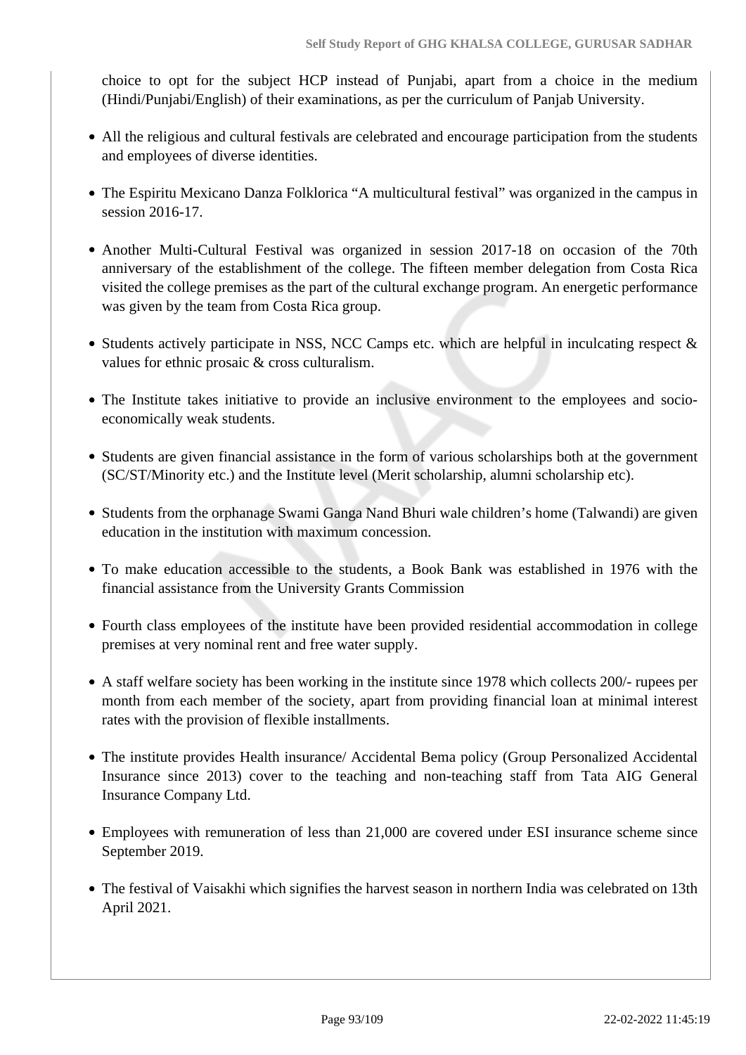choice to opt for the subject HCP instead of Punjabi, apart from a choice in the medium (Hindi/Punjabi/English) of their examinations, as per the curriculum of Panjab University.

- All the religious and cultural festivals are celebrated and encourage participation from the students and employees of diverse identities.
- The Espiritu Mexicano Danza Folklorica "A multicultural festival" was organized in the campus in session 2016-17.
- Another Multi-Cultural Festival was organized in session 2017-18 on occasion of the 70th anniversary of the establishment of the college. The fifteen member delegation from Costa Rica visited the college premises as the part of the cultural exchange program. An energetic performance was given by the team from Costa Rica group.
- Students actively participate in NSS, NCC Camps etc. which are helpful in inculcating respect & values for ethnic prosaic & cross culturalism.
- The Institute takes initiative to provide an inclusive environment to the employees and socio-economically weak students.
- Students are given financial assistance in the form of various scholarships both at the government (SC/ST/Minority etc.) and the Institute level (Merit scholarship, alumni scholarship etc).
- Students from the orphanage Swami Ganga Nand Bhuri wale children's home (Talwandi) are given education in the institution with maximum concession.
- To make education accessible to the students, a Book Bank was established in 1976 with the financial assistance from the University Grants Commission
- Fourth class employees of the institute have been provided residential accommodation in college premises at very nominal rent and free water supply.
- A staff welfare society has been working in the institute since 1978 which collects 200/- rupees per month from each member of the society, apart from providing financial loan at minimal interest rates with the provision of flexible installments.
- The institute provides Health insurance/ Accidental Bema policy (Group Personalized Accidental Insurance since 2013) cover to the teaching and non-teaching staff from Tata AIG General Insurance Company Ltd.
- Employees with remuneration of less than 21,000 are covered under ESI insurance scheme since September 2019.
- The festival of Vaisakhi which signifies the harvest season in northern India was celebrated on 13th April 2021.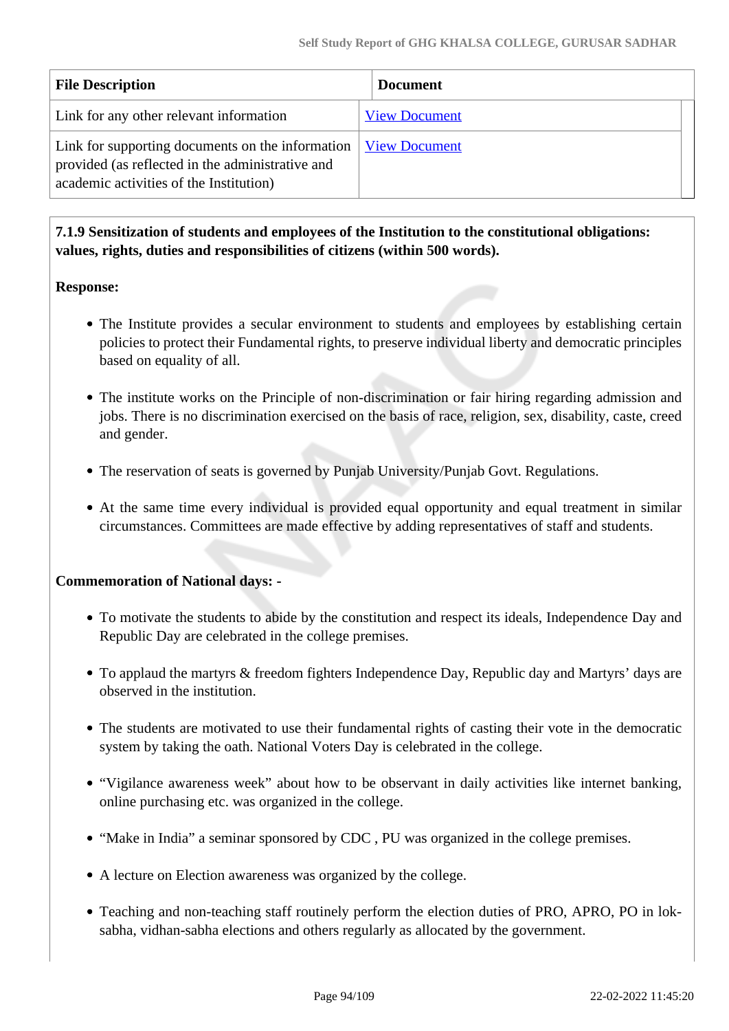| File Description | Document |
| --- | --- |
| Link for any other relevant information | View Document |
| Link for supporting documents on the information provided (as reflected in the administrative and academic activities of the Institution) | View Document |

**7.1.9 Sensitization of students and employees of the Institution to the constitutional obligations: values, rights, duties and responsibilities of citizens (within 500 words).**

**Response:**

- The Institute provides a secular environment to students and employees by establishing certain policies to protect their Fundamental rights, to preserve individual liberty and democratic principles based on equality of all.
- The institute works on the Principle of non-discrimination or fair hiring regarding admission and jobs. There is no discrimination exercised on the basis of race, religion, sex, disability, caste, creed and gender.
- The reservation of seats is governed by Punjab University/Punjab Govt. Regulations.
- At the same time every individual is provided equal opportunity and equal treatment in similar circumstances. Committees are made effective by adding representatives of staff and students.

**Commemoration of National days: -**

- To motivate the students to abide by the constitution and respect its ideals, Independence Day and Republic Day are celebrated in the college premises.
- To applaud the martyrs & freedom fighters Independence Day, Republic day and Martyrs' days are observed in the institution.
- The students are motivated to use their fundamental rights of casting their vote in the democratic system by taking the oath. National Voters Day is celebrated in the college.
- "Vigilance awareness week" about how to be observant in daily activities like internet banking, online purchasing etc. was organized in the college.
- "Make in India" a seminar sponsored by CDC , PU was organized in the college premises.
- A lecture on Election awareness was organized by the college.
- Teaching and non-teaching staff routinely perform the election duties of PRO, APRO, PO in lok-sabha, vidhan-sabha elections and others regularly as allocated by the government.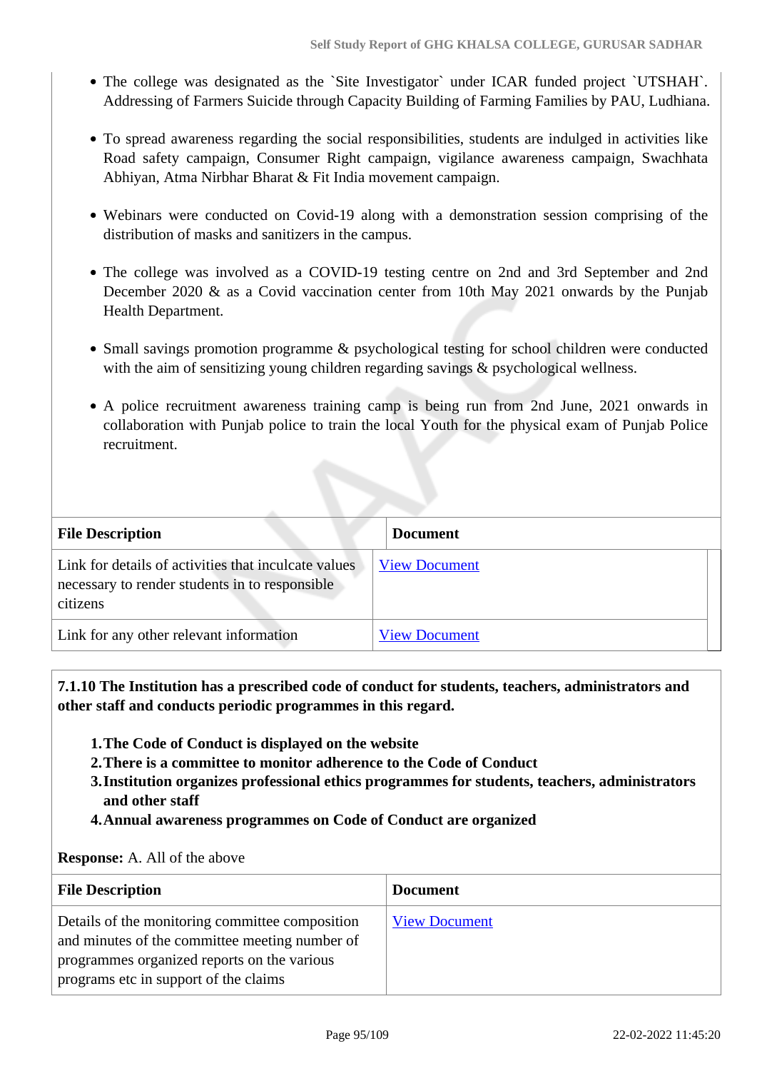- The college was designated as the `Site Investigator` under ICAR funded project `UTSHAH`. Addressing of Farmers Suicide through Capacity Building of Farming Families by PAU, Ludhiana.
- To spread awareness regarding the social responsibilities, students are indulged in activities like Road safety campaign, Consumer Right campaign, vigilance awareness campaign, Swachhata Abhiyan, Atma Nirbhar Bharat & Fit India movement campaign.
- Webinars were conducted on Covid-19 along with a demonstration session comprising of the distribution of masks and sanitizers in the campus.
- The college was involved as a COVID-19 testing centre on 2nd and 3rd September and 2nd December 2020 & as a Covid vaccination center from 10th May 2021 onwards by the Punjab Health Department.
- Small savings promotion programme & psychological testing for school children were conducted with the aim of sensitizing young children regarding savings & psychological wellness.
- A police recruitment awareness training camp is being run from 2nd June, 2021 onwards in collaboration with Punjab police to train the local Youth for the physical exam of Punjab Police recruitment.

| File Description | Document |
|---|---|
| Link for details of activities that inculcate values necessary to render students in to responsible citizens | View Document |
| Link for any other relevant information | View Document |

**7.1.10 The Institution has a prescribed code of conduct for students, teachers, administrators and other staff and conducts periodic programmes in this regard.**

1. **The Code of Conduct is displayed on the website**
2. **There is a committee to monitor adherence to the Code of Conduct**
3. **Institution organizes professional ethics programmes for students, teachers, administrators and other staff**
4. **Annual awareness programmes on Code of Conduct are organized**

**Response:** A. All of the above

| File Description | Document |
|---|---|
| Details of the monitoring committee composition and minutes of the committee meeting number of programmes organized reports on the various programs etc in support of the claims | View Document |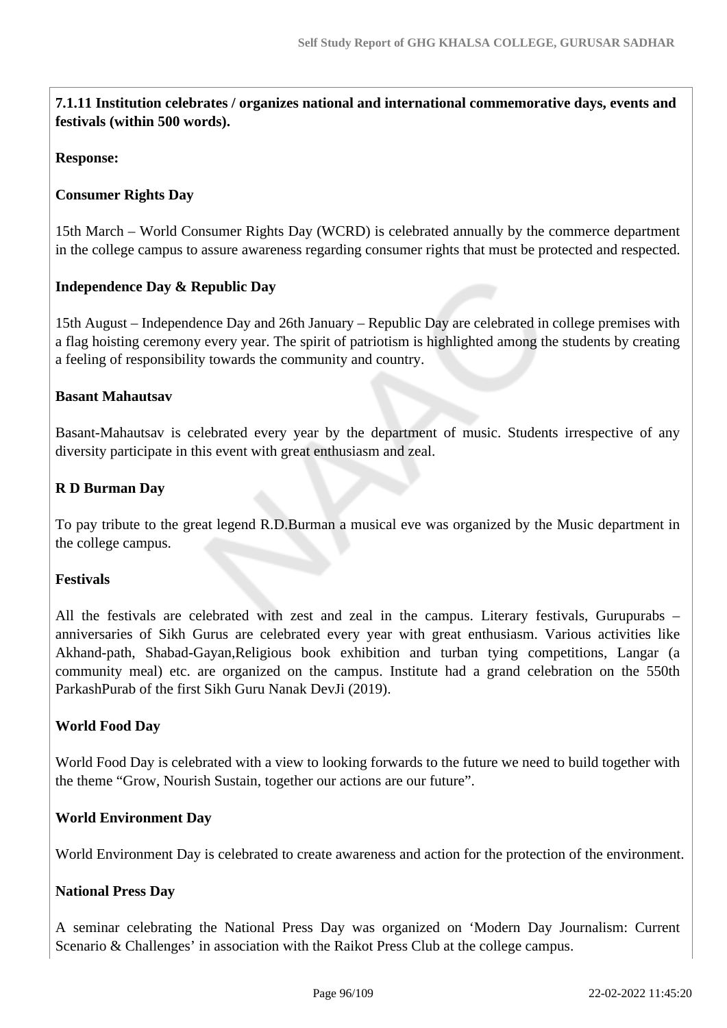**7.1.11 Institution celebrates / organizes national and international commemorative days, events and festivals (within 500 words).**

**Response:**

**Consumer Rights Day**

15th March – World Consumer Rights Day (WCRD) is celebrated annually by the commerce department in the college campus to assure awareness regarding consumer rights that must be protected and respected.

**Independence Day & Republic Day**

15th August – Independence Day and 26th January – Republic Day are celebrated in college premises with a flag hoisting ceremony every year. The spirit of patriotism is highlighted among the students by creating a feeling of responsibility towards the community and country.

**Basant Mahautsav**

Basant-Mahautsav is celebrated every year by the department of music. Students irrespective of any diversity participate in this event with great enthusiasm and zeal.

**R D Burman Day**

To pay tribute to the great legend R.D.Burman a musical eve was organized by the Music department in the college campus.

**Festivals**

All the festivals are celebrated with zest and zeal in the campus. Literary festivals, Gurupurabs – anniversaries of Sikh Gurus are celebrated every year with great enthusiasm. Various activities like Akhand-path, Shabad-Gayan,Religious book exhibition and turban tying competitions, Langar (a community meal) etc. are organized on the campus. Institute had a grand celebration on the 550th ParkashPurab of the first Sikh Guru Nanak DevJi (2019).

**World Food Day**

World Food Day is celebrated with a view to looking forwards to the future we need to build together with the theme "Grow, Nourish Sustain, together our actions are our future".

**World Environment Day**

World Environment Day is celebrated to create awareness and action for the protection of the environment.

**National Press Day**

A seminar celebrating the National Press Day was organized on 'Modern Day Journalism: Current Scenario & Challenges' in association with the Raikot Press Club at the college campus.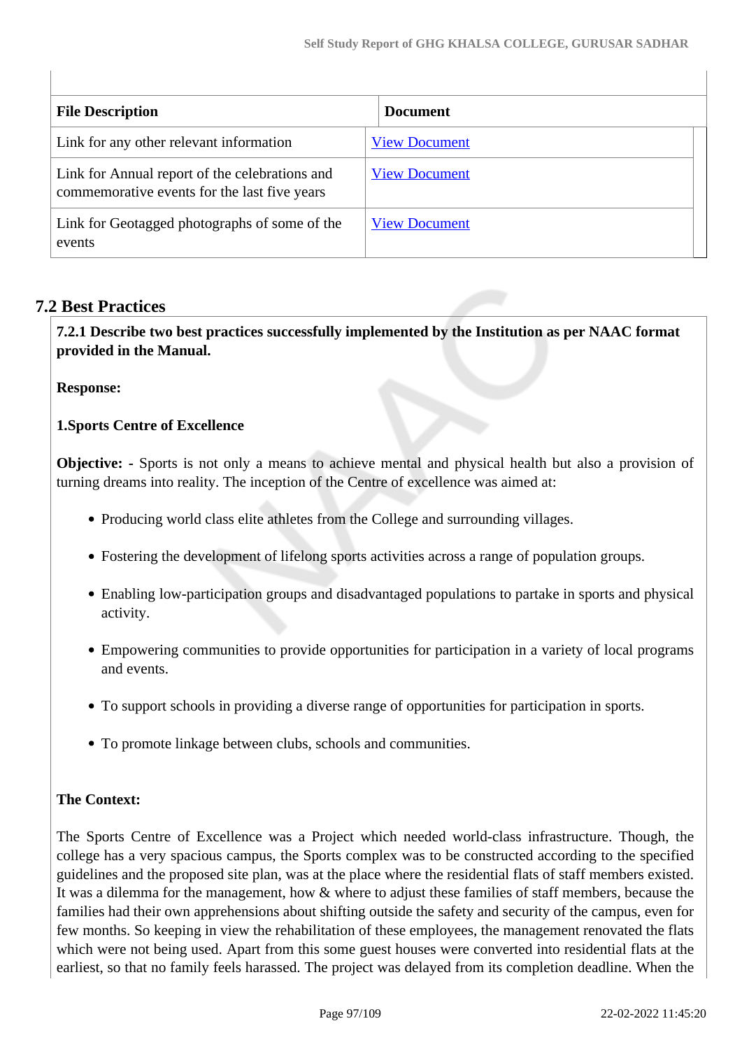| File Description | Document |
| --- | --- |
| Link for any other relevant information | View Document |
| Link for Annual report of the celebrations and commemorative events for the last five years | View Document |
| Link for Geotagged photographs of some of the events | View Document |

## 7.2 Best Practices

**7.2.1 Describe two best practices successfully implemented by the Institution as per NAAC format provided in the Manual.**

**Response:**

**1.Sports Centre of Excellence**

**Objective: -** Sports is not only a means to achieve mental and physical health but also a provision of turning dreams into reality. The inception of the Centre of excellence was aimed at:

- Producing world class elite athletes from the College and surrounding villages.
- Fostering the development of lifelong sports activities across a range of population groups.
- Enabling low-participation groups and disadvantaged populations to partake in sports and physical activity.
- Empowering communities to provide opportunities for participation in a variety of local programs and events.
- To support schools in providing a diverse range of opportunities for participation in sports.
- To promote linkage between clubs, schools and communities.

**The Context:**

The Sports Centre of Excellence was a Project which needed world-class infrastructure. Though, the college has a very spacious campus, the Sports complex was to be constructed according to the specified guidelines and the proposed site plan, was at the place where the residential flats of staff members existed. It was a dilemma for the management, how & where to adjust these families of staff members, because the families had their own apprehensions about shifting outside the safety and security of the campus, even for few months. So keeping in view the rehabilitation of these employees, the management renovated the flats which were not being used. Apart from this some guest houses were converted into residential flats at the earliest, so that no family feels harassed. The project was delayed from its completion deadline. When the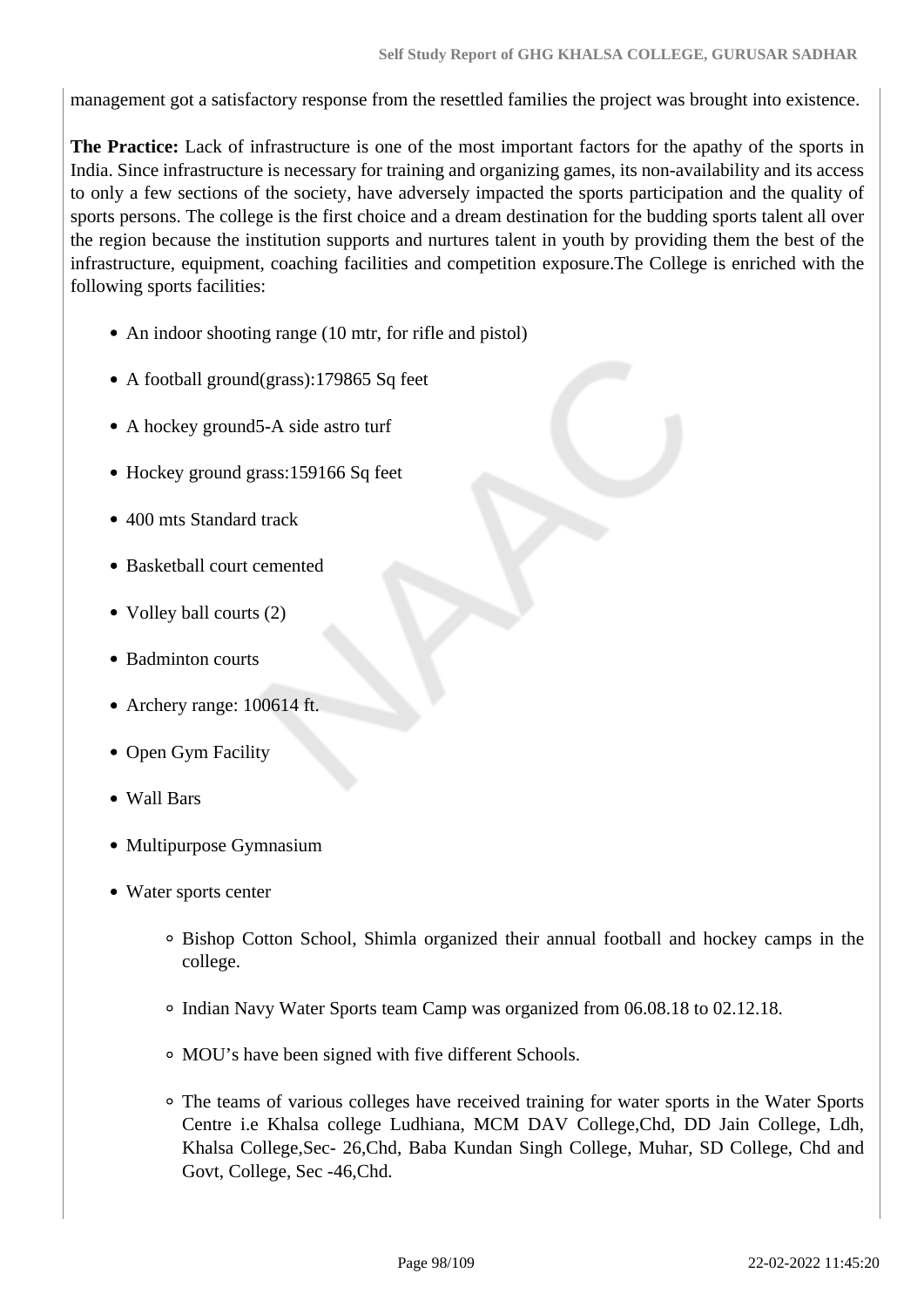management got a satisfactory response from the resettled families the project was brought into existence.

**The Practice:** Lack of infrastructure is one of the most important factors for the apathy of the sports in India. Since infrastructure is necessary for training and organizing games, its non-availability and its access to only a few sections of the society, have adversely impacted the sports participation and the quality of sports persons. The college is the first choice and a dream destination for the budding sports talent all over the region because the institution supports and nurtures talent in youth by providing them the best of the infrastructure, equipment, coaching facilities and competition exposure.The College is enriched with the following sports facilities:

- An indoor shooting range (10 mtr, for rifle and pistol)
- A football ground(grass):179865 Sq feet
- A hockey ground5-A side astro turf
- Hockey ground grass:159166 Sq feet
- 400 mts Standard track
- Basketball court cemented
- Volley ball courts (2)
- Badminton courts
- Archery range: 100614 ft.
- Open Gym Facility
- Wall Bars
- Multipurpose Gymnasium
- Water sports center
    - Bishop Cotton School, Shimla organized their annual football and hockey camps in the college.
    - Indian Navy Water Sports team Camp was organized from 06.08.18 to 02.12.18.
    - MOU's have been signed with five different Schools.
    - The teams of various colleges have received training for water sports in the Water Sports Centre i.e Khalsa college Ludhiana, MCM DAV College,Chd, DD Jain College, Ldh, Khalsa College,Sec- 26,Chd, Baba Kundan Singh College, Muhar, SD College, Chd and Govt, College, Sec -46,Chd.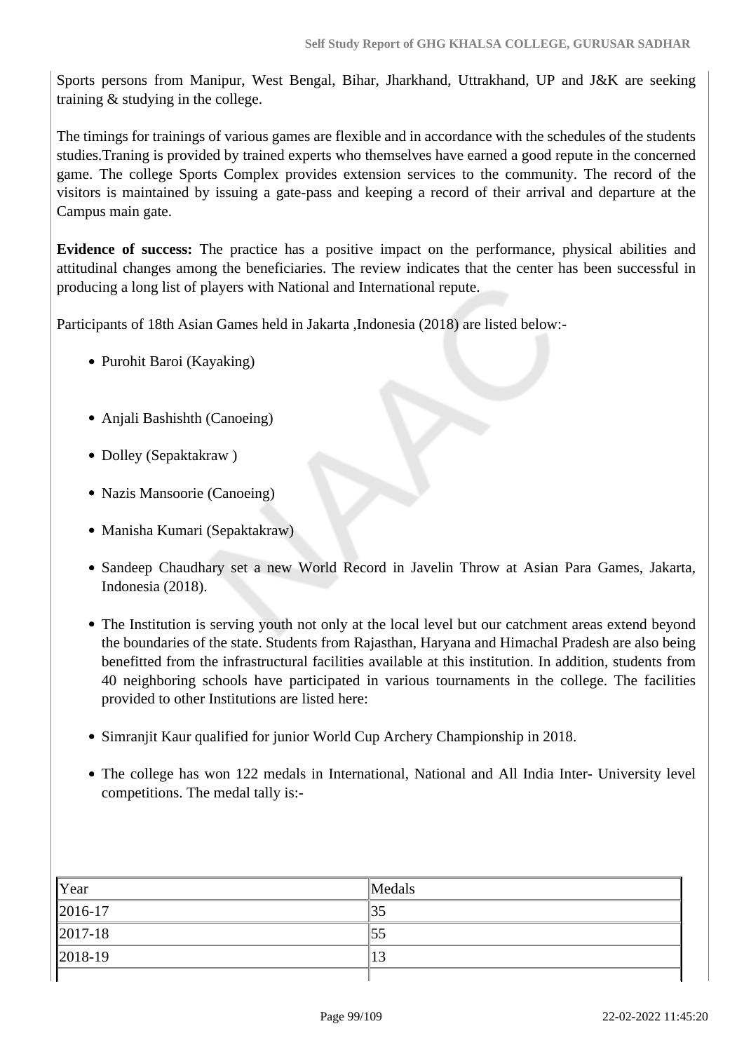Sports persons from Manipur, West Bengal, Bihar, Jharkhand, Uttrakhand, UP and J&K are seeking training & studying in the college.

The timings for trainings of various games are flexible and in accordance with the schedules of the students studies.Traning is provided by trained experts who themselves have earned a good repute in the concerned game. The college Sports Complex provides extension services to the community. The record of the visitors is maintained by issuing a gate-pass and keeping a record of their arrival and departure at the Campus main gate.

**Evidence of success:** The practice has a positive impact on the performance, physical abilities and attitudinal changes among the beneficiaries. The review indicates that the center has been successful in producing a long list of players with National and International repute.

Participants of 18th Asian Games held in Jakarta ,Indonesia (2018) are listed below:-

- Purohit Baroi (Kayaking)
- Anjali Bashishth (Canoeing)
- Dolley (Sepaktakraw )
- Nazis Mansoorie (Canoeing)
- Manisha Kumari (Sepaktakraw)
- Sandeep Chaudhary set a new World Record in Javelin Throw at Asian Para Games, Jakarta, Indonesia (2018).
- The Institution is serving youth not only at the local level but our catchment areas extend beyond the boundaries of the state. Students from Rajasthan, Haryana and Himachal Pradesh are also being benefitted from the infrastructural facilities available at this institution. In addition, students from 40 neighboring schools have participated in various tournaments in the college. The facilities provided to other Institutions are listed here:
- Simranjit Kaur qualified for junior World Cup Archery Championship in 2018.
- The college has won 122 medals in International, National and All India Inter- University level competitions. The medal tally is:-

| Year | Medals |
|---|---|
| 2016-17 | 35 |
| 2017-18 | 55 |
| 2018-19 | 13 |
| | |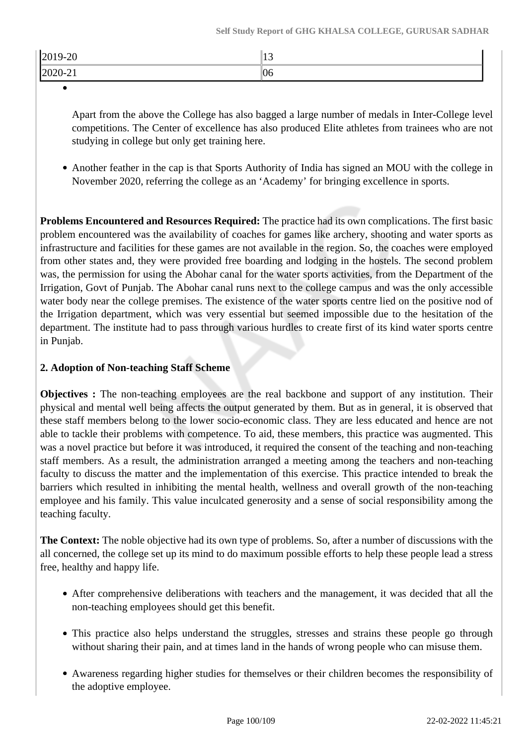| 2019-20 | 13 |
|---|---|
| 2020-21 | 06 |

- Apart from the above the College has also bagged a large number of medals in Inter-College level competitions. The Center of excellence has also produced Elite athletes from trainees who are not studying in college but only get training here.

- Another feather in the cap is that Sports Authority of India has signed an MOU with the college in November 2020, referring the college as an 'Academy' for bringing excellence in sports.

**Problems Encountered and Resources Required:** The practice had its own complications. The first basic problem encountered was the availability of coaches for games like archery, shooting and water sports as infrastructure and facilities for these games are not available in the region. So, the coaches were employed from other states and, they were provided free boarding and lodging in the hostels. The second problem was, the permission for using the Abohar canal for the water sports activities, from the Department of the Irrigation, Govt of Punjab. The Abohar canal runs next to the college campus and was the only accessible water body near the college premises. The existence of the water sports centre lied on the positive nod of the Irrigation department, which was very essential but seemed impossible due to the hesitation of the department. The institute had to pass through various hurdles to create first of its kind water sports centre in Punjab.

**2. Adoption of Non-teaching Staff Scheme**

**Objectives :** The non-teaching employees are the real backbone and support of any institution. Their physical and mental well being affects the output generated by them. But as in general, it is observed that these staff members belong to the lower socio-economic class. They are less educated and hence are not able to tackle their problems with competence. To aid, these members, this practice was augmented. This was a novel practice but before it was introduced, it required the consent of the teaching and non-teaching staff members. As a result, the administration arranged a meeting among the teachers and non-teaching faculty to discuss the matter and the implementation of this exercise. This practice intended to break the barriers which resulted in inhibiting the mental health, wellness and overall growth of the non-teaching employee and his family. This value inculcated generosity and a sense of social responsibility among the teaching faculty.

**The Context:** The noble objective had its own type of problems. So, after a number of discussions with the all concerned, the college set up its mind to do maximum possible efforts to help these people lead a stress free, healthy and happy life.

- After comprehensive deliberations with teachers and the management, it was decided that all the non-teaching employees should get this benefit.

- This practice also helps understand the struggles, stresses and strains these people go through without sharing their pain, and at times land in the hands of wrong people who can misuse them.

- Awareness regarding higher studies for themselves or their children becomes the responsibility of the adoptive employee.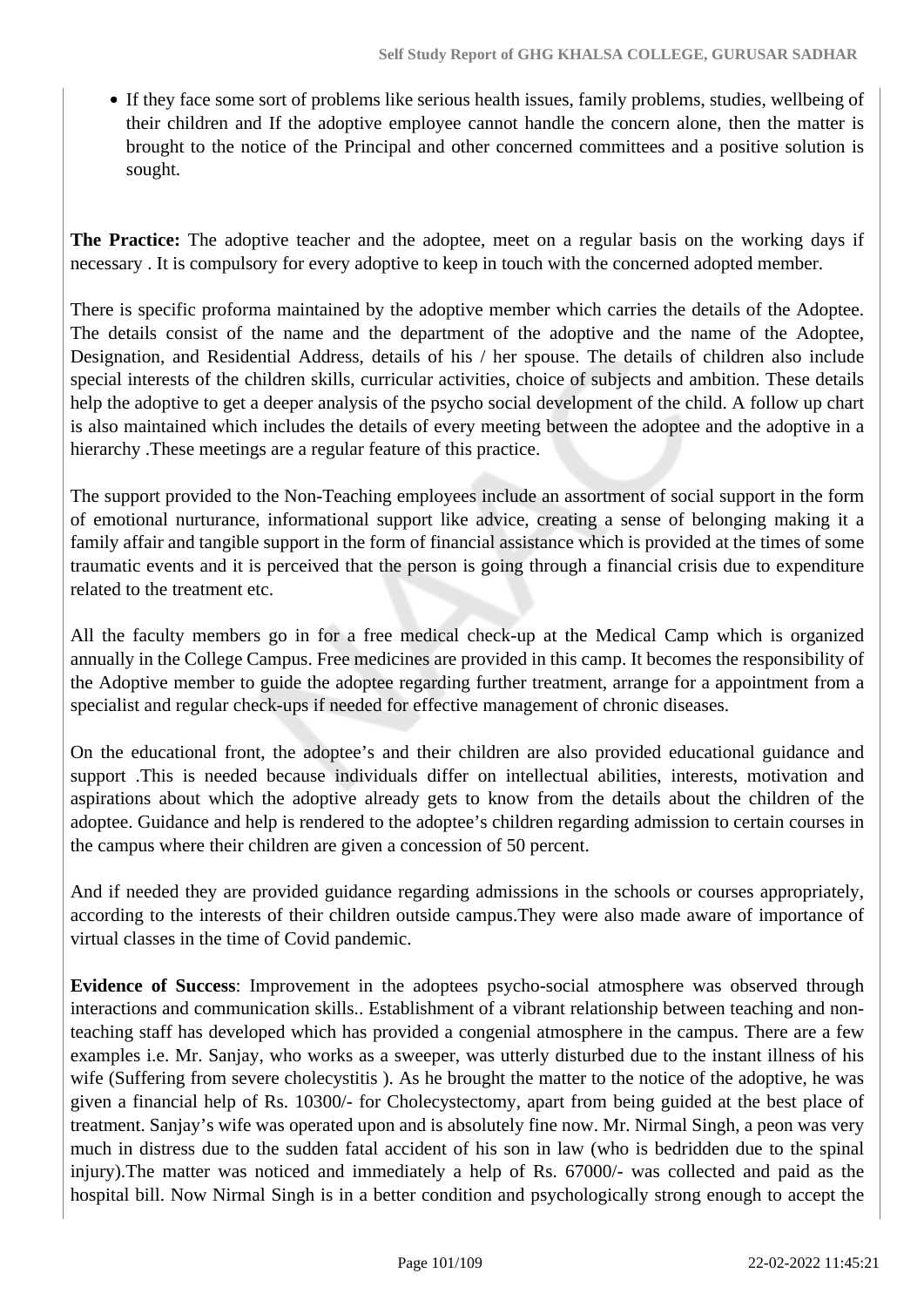- If they face some sort of problems like serious health issues, family problems, studies, wellbeing of their children and If the adoptive employee cannot handle the concern alone, then the matter is brought to the notice of the Principal and other concerned committees and a positive solution is sought.

**The Practice:** The adoptive teacher and the adoptee, meet on a regular basis on the working days if necessary . It is compulsory for every adoptive to keep in touch with the concerned adopted member.

There is specific proforma maintained by the adoptive member which carries the details of the Adoptee. The details consist of the name and the department of the adoptive and the name of the Adoptee, Designation, and Residential Address, details of his / her spouse. The details of children also include special interests of the children skills, curricular activities, choice of subjects and ambition. These details help the adoptive to get a deeper analysis of the psycho social development of the child. A follow up chart is also maintained which includes the details of every meeting between the adoptee and the adoptive in a hierarchy .These meetings are a regular feature of this practice.

The support provided to the Non-Teaching employees include an assortment of social support in the form of emotional nurturance, informational support like advice, creating a sense of belonging making it a family affair and tangible support in the form of financial assistance which is provided at the times of some traumatic events and it is perceived that the person is going through a financial crisis due to expenditure related to the treatment etc.

All the faculty members go in for a free medical check-up at the Medical Camp which is organized annually in the College Campus. Free medicines are provided in this camp. It becomes the responsibility of the Adoptive member to guide the adoptee regarding further treatment, arrange for a appointment from a specialist and regular check-ups if needed for effective management of chronic diseases.

On the educational front, the adoptee's and their children are also provided educational guidance and support .This is needed because individuals differ on intellectual abilities, interests, motivation and aspirations about which the adoptive already gets to know from the details about the children of the adoptee. Guidance and help is rendered to the adoptee's children regarding admission to certain courses in the campus where their children are given a concession of 50 percent.

And if needed they are provided guidance regarding admissions in the schools or courses appropriately, according to the interests of their children outside campus.They were also made aware of importance of virtual classes in the time of Covid pandemic.

**Evidence of Success**: Improvement in the adoptees psycho-social atmosphere was observed through interactions and communication skills.. Establishment of a vibrant relationship between teaching and non-teaching staff has developed which has provided a congenial atmosphere in the campus. There are a few examples i.e. Mr. Sanjay, who works as a sweeper, was utterly disturbed due to the instant illness of his wife (Suffering from severe cholecystitis ). As he brought the matter to the notice of the adoptive, he was given a financial help of Rs. 10300/- for Cholecystectomy, apart from being guided at the best place of treatment. Sanjay's wife was operated upon and is absolutely fine now. Mr. Nirmal Singh, a peon was very much in distress due to the sudden fatal accident of his son in law (who is bedridden due to the spinal injury).The matter was noticed and immediately a help of Rs. 67000/- was collected and paid as the hospital bill. Now Nirmal Singh is in a better condition and psychologically strong enough to accept the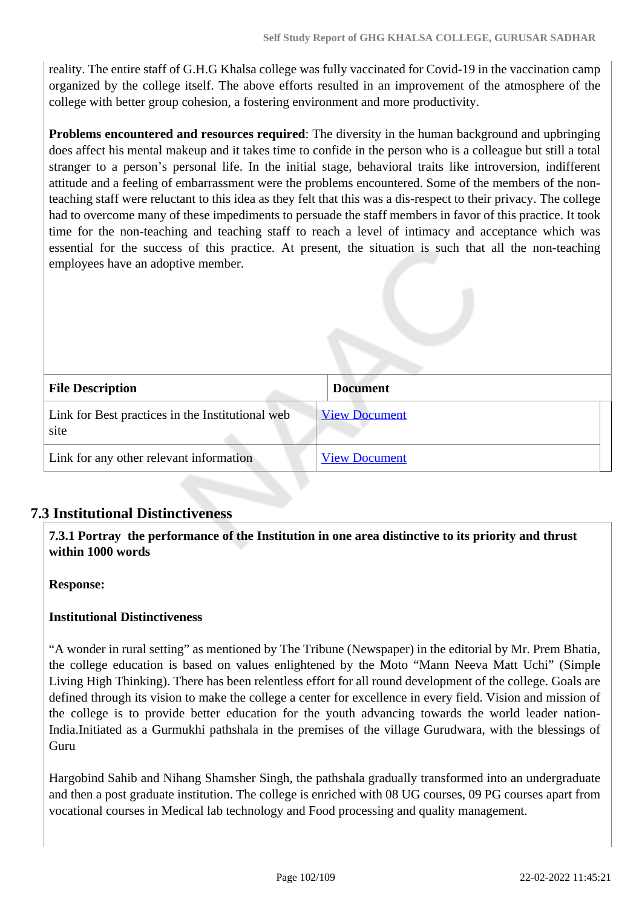reality. The entire staff of G.H.G Khalsa college was fully vaccinated for Covid-19 in the vaccination camp organized by the college itself. The above efforts resulted in an improvement of the atmosphere of the college with better group cohesion, a fostering environment and more productivity.

**Problems encountered and resources required**: The diversity in the human background and upbringing does affect his mental makeup and it takes time to confide in the person who is a colleague but still a total stranger to a person's personal life. In the initial stage, behavioral traits like introversion, indifferent attitude and a feeling of embarrassment were the problems encountered. Some of the members of the non-teaching staff were reluctant to this idea as they felt that this was a dis-respect to their privacy. The college had to overcome many of these impediments to persuade the staff members in favor of this practice. It took time for the non-teaching and teaching staff to reach a level of intimacy and acceptance which was essential for the success of this practice. At present, the situation is such that all the non-teaching employees have an adoptive member.

| File Description | Document |
|---|---|
| Link for Best practices in the Institutional web site | View Document |
| Link for any other relevant information | View Document |

## 7.3 Institutional Distinctiveness

**7.3.1 Portray the performance of the Institution in one area distinctive to its priority and thrust within 1000 words**

**Response:**

**Institutional Distinctiveness**

"A wonder in rural setting" as mentioned by The Tribune (Newspaper) in the editorial by Mr. Prem Bhatia, the college education is based on values enlightened by the Moto "Mann Neeva Matt Uchi" (Simple Living High Thinking). There has been relentless effort for all round development of the college. Goals are defined through its vision to make the college a center for excellence in every field. Vision and mission of the college is to provide better education for the youth advancing towards the world leader nation-India.Initiated as a Gurmukhi pathshala in the premises of the village Gurudwara, with the blessings of Guru

Hargobind Sahib and Nihang Shamsher Singh, the pathshala gradually transformed into an undergraduate and then a post graduate institution. The college is enriched with 08 UG courses, 09 PG courses apart from vocational courses in Medical lab technology and Food processing and quality management.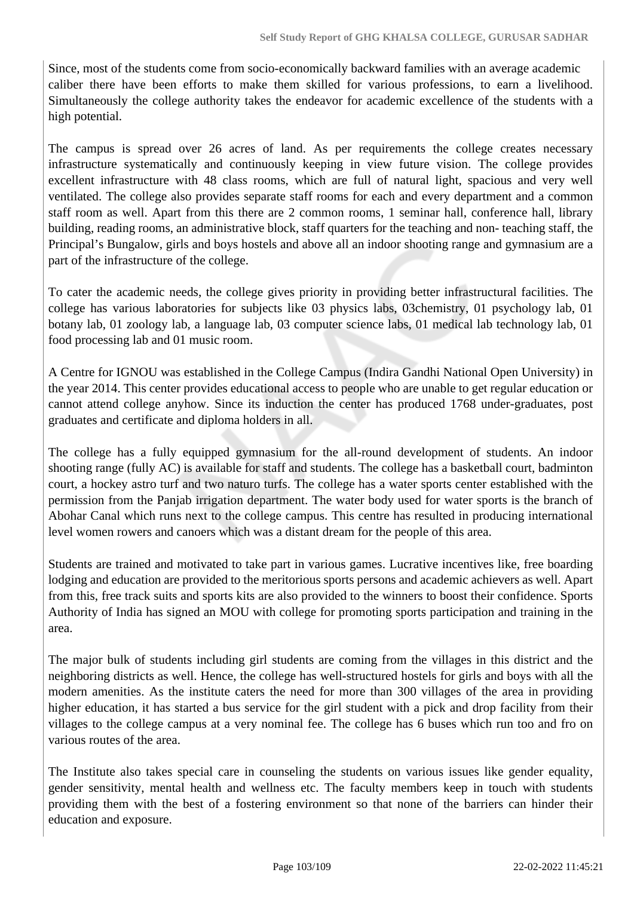Since, most of the students come from socio-economically backward families with an average academic caliber there have been efforts to make them skilled for various professions, to earn a livelihood. Simultaneously the college authority takes the endeavor for academic excellence of the students with a high potential.

The campus is spread over 26 acres of land. As per requirements the college creates necessary infrastructure systematically and continuously keeping in view future vision. The college provides excellent infrastructure with 48 class rooms, which are full of natural light, spacious and very well ventilated. The college also provides separate staff rooms for each and every department and a common staff room as well. Apart from this there are 2 common rooms, 1 seminar hall, conference hall, library building, reading rooms, an administrative block, staff quarters for the teaching and non- teaching staff, the Principal's Bungalow, girls and boys hostels and above all an indoor shooting range and gymnasium are a part of the infrastructure of the college.

To cater the academic needs, the college gives priority in providing better infrastructural facilities. The college has various laboratories for subjects like 03 physics labs, 03chemistry, 01 psychology lab, 01 botany lab, 01 zoology lab, a language lab, 03 computer science labs, 01 medical lab technology lab, 01 food processing lab and 01 music room.

A Centre for IGNOU was established in the College Campus (Indira Gandhi National Open University) in the year 2014. This center provides educational access to people who are unable to get regular education or cannot attend college anyhow. Since its induction the center has produced 1768 under-graduates, post graduates and certificate and diploma holders in all.

The college has a fully equipped gymnasium for the all-round development of students. An indoor shooting range (fully AC) is available for staff and students. The college has a basketball court, badminton court, a hockey astro turf and two naturo turfs. The college has a water sports center established with the permission from the Panjab irrigation department. The water body used for water sports is the branch of Abohar Canal which runs next to the college campus. This centre has resulted in producing international level women rowers and canoers which was a distant dream for the people of this area.

Students are trained and motivated to take part in various games. Lucrative incentives like, free boarding lodging and education are provided to the meritorious sports persons and academic achievers as well. Apart from this, free track suits and sports kits are also provided to the winners to boost their confidence. Sports Authority of India has signed an MOU with college for promoting sports participation and training in the area.

The major bulk of students including girl students are coming from the villages in this district and the neighboring districts as well. Hence, the college has well-structured hostels for girls and boys with all the modern amenities. As the institute caters the need for more than 300 villages of the area in providing higher education, it has started a bus service for the girl student with a pick and drop facility from their villages to the college campus at a very nominal fee. The college has 6 buses which run too and fro on various routes of the area.

The Institute also takes special care in counseling the students on various issues like gender equality, gender sensitivity, mental health and wellness etc. The faculty members keep in touch with students providing them with the best of a fostering environment so that none of the barriers can hinder their education and exposure.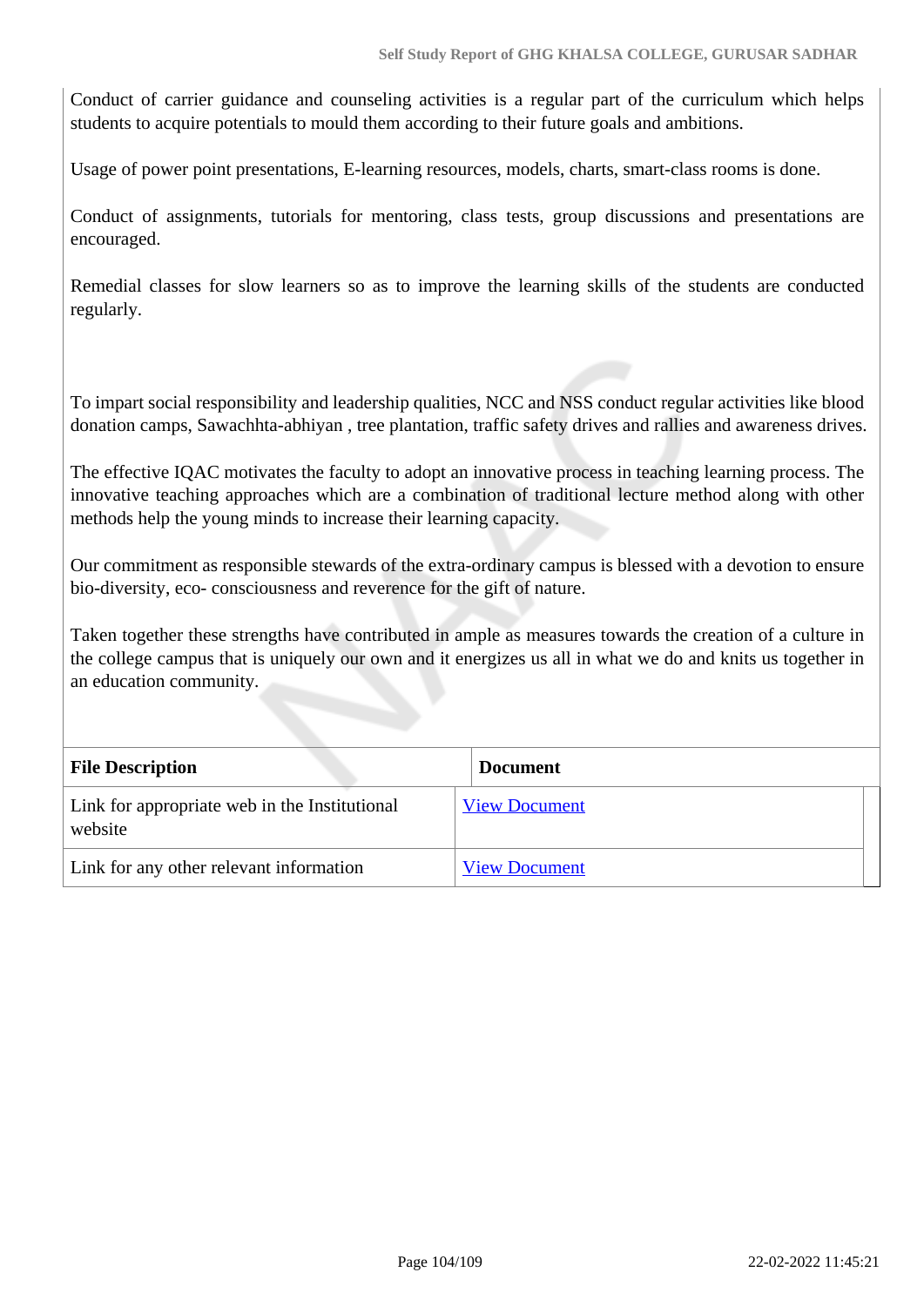Conduct of carrier guidance and counseling activities is a regular part of the curriculum which helps students to acquire potentials to mould them according to their future goals and ambitions.

Usage of power point presentations, E-learning resources, models, charts, smart-class rooms is done.

Conduct of assignments, tutorials for mentoring, class tests, group discussions and presentations are encouraged.

Remedial classes for slow learners so as to improve the learning skills of the students are conducted regularly.

To impart social responsibility and leadership qualities, NCC and NSS conduct regular activities like blood donation camps, Sawachhta-abhiyan , tree plantation, traffic safety drives and rallies and awareness drives.

The effective IQAC motivates the faculty to adopt an innovative process in teaching learning process. The innovative teaching approaches which are a combination of traditional lecture method along with other methods help the young minds to increase their learning capacity.

Our commitment as responsible stewards of the extra-ordinary campus is blessed with a devotion to ensure bio-diversity, eco- consciousness and reverence for the gift of nature.

Taken together these strengths have contributed in ample as measures towards the creation of a culture in the college campus that is uniquely our own and it energizes us all in what we do and knits us together in an education community.

| File Description | Document |
|---|---|
| Link for appropriate web in the Institutional website | View Document |
| Link for any other relevant information | View Document |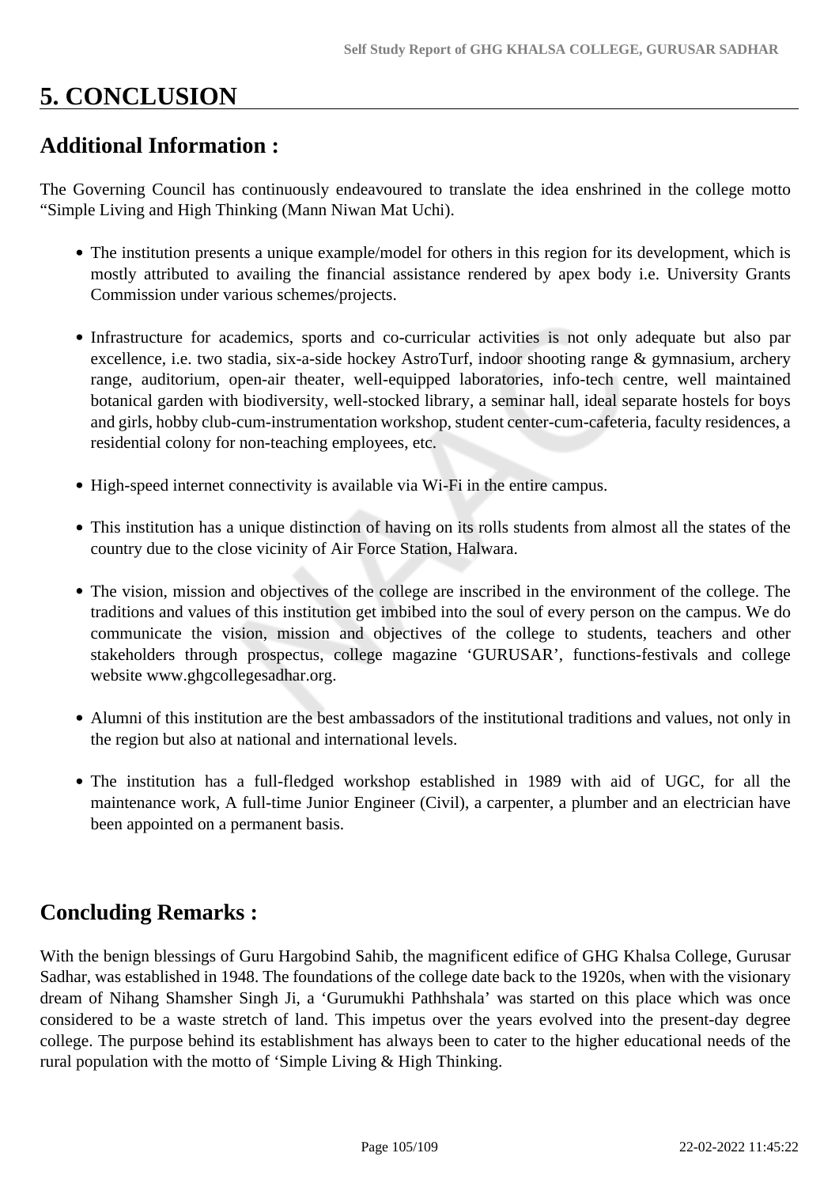# 5. CONCLUSION

## Additional Information :

The Governing Council has continuously endeavoured to translate the idea enshrined in the college motto "Simple Living and High Thinking (Mann Niwan Mat Uchi).

- The institution presents a unique example/model for others in this region for its development, which is mostly attributed to availing the financial assistance rendered by apex body i.e. University Grants Commission under various schemes/projects.
- Infrastructure for academics, sports and co-curricular activities is not only adequate but also par excellence, i.e. two stadia, six-a-side hockey AstroTurf, indoor shooting range & gymnasium, archery range, auditorium, open-air theater, well-equipped laboratories, info-tech centre, well maintained botanical garden with biodiversity, well-stocked library, a seminar hall, ideal separate hostels for boys and girls, hobby club-cum-instrumentation workshop, student center-cum-cafeteria, faculty residences, a residential colony for non-teaching employees, etc.
- High-speed internet connectivity is available via Wi-Fi in the entire campus.
- This institution has a unique distinction of having on its rolls students from almost all the states of the country due to the close vicinity of Air Force Station, Halwara.
- The vision, mission and objectives of the college are inscribed in the environment of the college. The traditions and values of this institution get imbibed into the soul of every person on the campus. We do communicate the vision, mission and objectives of the college to students, teachers and other stakeholders through prospectus, college magazine 'GURUSAR', functions-festivals and college website www.ghgcollegesadhar.org.
- Alumni of this institution are the best ambassadors of the institutional traditions and values, not only in the region but also at national and international levels.
- The institution has a full-fledged workshop established in 1989 with aid of UGC, for all the maintenance work, A full-time Junior Engineer (Civil), a carpenter, a plumber and an electrician have been appointed on a permanent basis.

## Concluding Remarks :

With the benign blessings of Guru Hargobind Sahib, the magnificent edifice of GHG Khalsa College, Gurusar Sadhar, was established in 1948. The foundations of the college date back to the 1920s, when with the visionary dream of Nihang Shamsher Singh Ji, a 'Gurumukhi Pathhshala' was started on this place which was once considered to be a waste stretch of land. This impetus over the years evolved into the present-day degree college. The purpose behind its establishment has always been to cater to the higher educational needs of the rural population with the motto of 'Simple Living & High Thinking.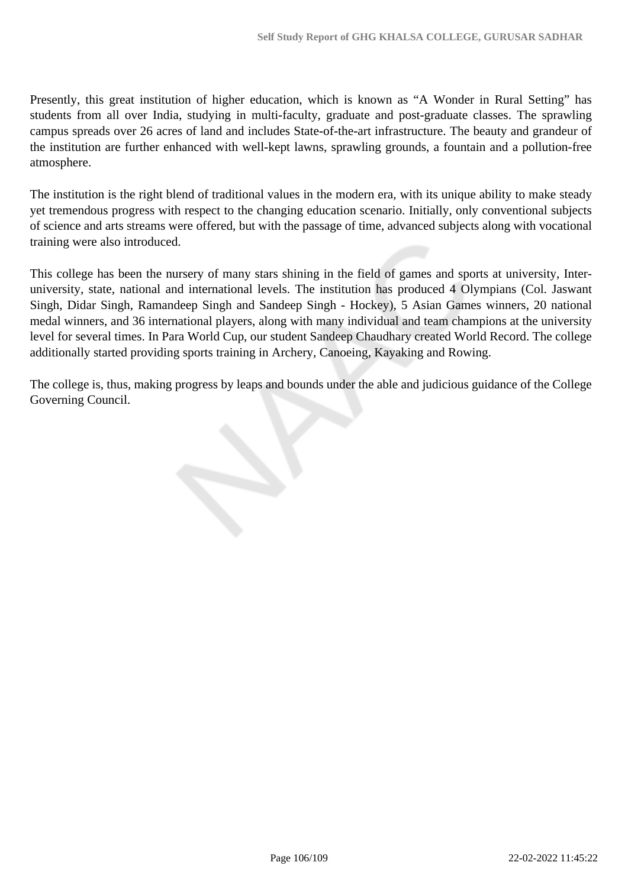Presently, this great institution of higher education, which is known as "A Wonder in Rural Setting" has students from all over India, studying in multi-faculty, graduate and post-graduate classes. The sprawling campus spreads over 26 acres of land and includes State-of-the-art infrastructure. The beauty and grandeur of the institution are further enhanced with well-kept lawns, sprawling grounds, a fountain and a pollution-free atmosphere.

The institution is the right blend of traditional values in the modern era, with its unique ability to make steady yet tremendous progress with respect to the changing education scenario. Initially, only conventional subjects of science and arts streams were offered, but with the passage of time, advanced subjects along with vocational training were also introduced.

This college has been the nursery of many stars shining in the field of games and sports at university, Inter-university, state, national and international levels. The institution has produced 4 Olympians (Col. Jaswant Singh, Didar Singh, Ramandeep Singh and Sandeep Singh - Hockey), 5 Asian Games winners, 20 national medal winners, and 36 international players, along with many individual and team champions at the university level for several times. In Para World Cup, our student Sandeep Chaudhary created World Record. The college additionally started providing sports training in Archery, Canoeing, Kayaking and Rowing.

The college is, thus, making progress by leaps and bounds under the able and judicious guidance of the College Governing Council.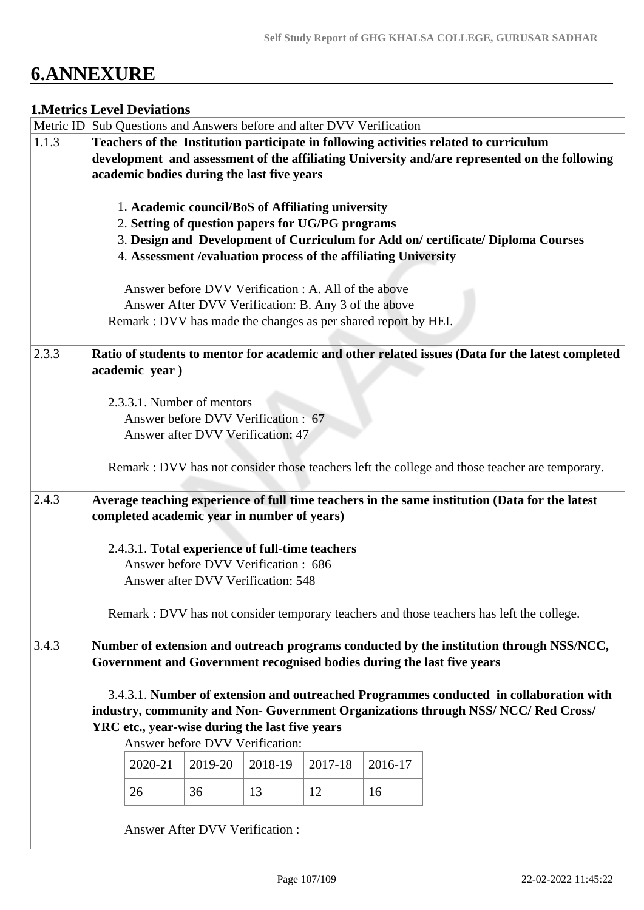# 6.ANNEXURE

## 1.Metrics Level Deviations

| Metric ID | Sub Questions and Answers before and after DVV Verification |
|---|---|
| 1.1.3 | **Teachers of the Institution participate in following activities related to curriculum development and assessment of the affiliating University and/are represented on the following academic bodies during the last five years**<br><br>1. **Academic council/BoS of Affiliating university**<br>2. **Setting of question papers for UG/PG programs**<br>3. **Design and Development of Curriculum for Add on/ certificate/ Diploma Courses**<br>4. **Assessment /evaluation process of the affiliating University**<br><br>Answer before DVV Verification : A. All of the above<br>Answer After DVV Verification: B. Any 3 of the above<br>Remark : DVV has made the changes as per shared report by HEI. |
| 2.3.3 | **Ratio of students to mentor for academic and other related issues (Data for the latest completed academic year )**<br><br>2.3.3.1. Number of mentors<br>Answer before DVV Verification : 67<br>Answer after DVV Verification: 47<br><br>Remark : DVV has not consider those teachers left the college and those teacher are temporary. |
| 2.4.3 | **Average teaching experience of full time teachers in the same institution (Data for the latest completed academic year in number of years)**<br><br>2.4.3.1. **Total experience of full-time teachers**<br>Answer before DVV Verification : 686<br>Answer after DVV Verification: 548<br><br>Remark : DVV has not consider temporary teachers and those teachers has left the college. |
| 3.4.3 | **Number of extension and outreach programs conducted by the institution through NSS/NCC, Government and Government recognised bodies during the last five years**<br><br>3.4.3.1. **Number of extension and outreached Programmes conducted in collaboration with industry, community and Non- Government Organizations through NSS/ NCC/ Red Cross/ YRC etc., year-wise during the last five years**<br>Answer before DVV Verification:<br>2020-21: 26, 2019-20: 36, 2018-19: 13, 2017-18: 12, 2016-17: 16<br><br>Answer After DVV Verification : |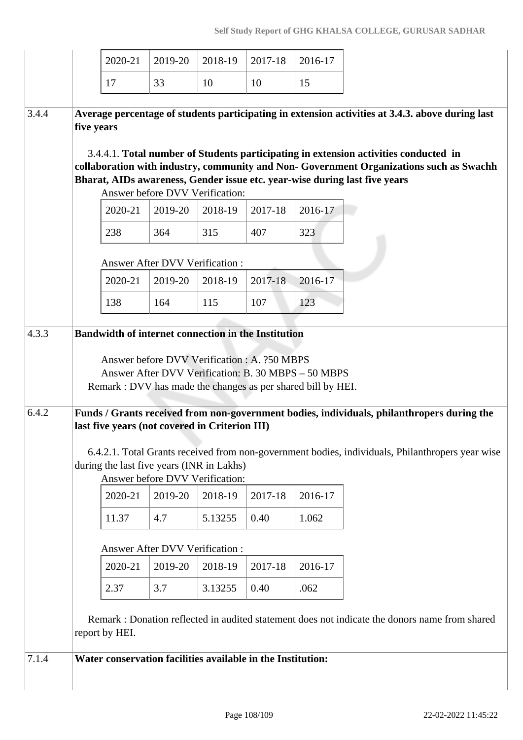| 2020-21 | 2019-20 | 2018-19 | 2017-18 | 2016-17 |
|---|---|---|---|---|
| 17 | 33 | 10 | 10 | 15 |

**3.4.4 Average percentage of students participating in extension activities at 3.4.3. above during last five years**

3.4.4.1. **Total number of Students participating in extension activities conducted in collaboration with industry, community and Non- Government Organizations such as Swachh Bharat, AIDs awareness, Gender issue etc. year-wise during last five years**

Answer before DVV Verification:

| 2020-21 | 2019-20 | 2018-19 | 2017-18 | 2016-17 |
|---|---|---|---|---|
| 238 | 364 | 315 | 407 | 323 |

Answer After DVV Verification :

| 2020-21 | 2019-20 | 2018-19 | 2017-18 | 2016-17 |
|---|---|---|---|---|
| 138 | 164 | 115 | 107 | 123 |

**4.3.3 Bandwidth of internet connection in the Institution**

Answer before DVV Verification : A. ?50 MBPS
Answer After DVV Verification: B. 30 MBPS – 50 MBPS
Remark : DVV has made the changes as per shared bill by HEI.

**6.4.2 Funds / Grants received from non-government bodies, individuals, philanthropers during the last five years (not covered in Criterion III)**

6.4.2.1. Total Grants received from non-government bodies, individuals, Philanthropers year wise during the last five years (INR in Lakhs)

Answer before DVV Verification:

| 2020-21 | 2019-20 | 2018-19 | 2017-18 | 2016-17 |
|---|---|---|---|---|
| 11.37 | 4.7 | 5.13255 | 0.40 | 1.062 |

Answer After DVV Verification :

| 2020-21 | 2019-20 | 2018-19 | 2017-18 | 2016-17 |
|---|---|---|---|---|
| 2.37 | 3.7 | 3.13255 | 0.40 | .062 |

Remark : Donation reflected in audited statement does not indicate the donors name from shared report by HEI.

**7.1.4 Water conservation facilities available in the Institution:**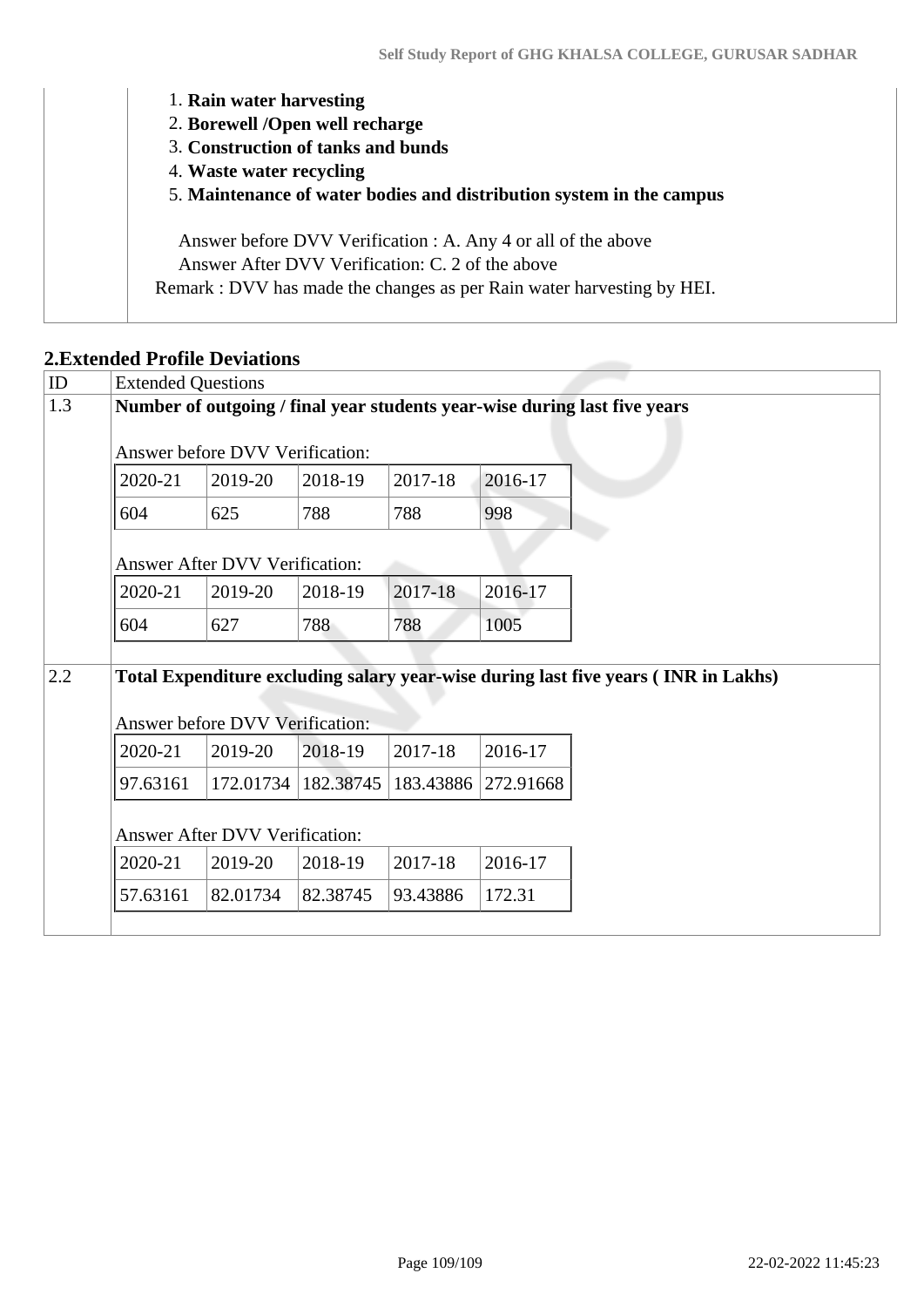1. **Rain water harvesting**
2. **Borewell /Open well recharge**
3. **Construction of tanks and bunds**
4. **Waste water recycling**
5. **Maintenance of water bodies and distribution system in the campus**

Answer before DVV Verification : A. Any 4 or all of the above
Answer After DVV Verification: C. 2 of the above
Remark : DVV has made the changes as per Rain water harvesting by HEI.

## 2.Extended Profile Deviations

| ID | Extended Questions |
|---|---|
| 1.3 | **Number of outgoing / final year students year-wise during last five years** |

Answer before DVV Verification:

| 2020-21 | 2019-20 | 2018-19 | 2017-18 | 2016-17 |
|---|---|---|---|---|
| 604 | 625 | 788 | 788 | 998 |

Answer After DVV Verification:

| 2020-21 | 2019-20 | 2018-19 | 2017-18 | 2016-17 |
|---|---|---|---|---|
| 604 | 627 | 788 | 788 | 1005 |

| ID | Extended Questions |
|---|---|
| 2.2 | **Total Expenditure excluding salary year-wise during last five years ( INR in Lakhs)** |

Answer before DVV Verification:

| 2020-21 | 2019-20 | 2018-19 | 2017-18 | 2016-17 |
|---|---|---|---|---|
| 97.63161 | 172.01734 | 182.38745 | 183.43886 | 272.91668 |

Answer After DVV Verification:

| 2020-21 | 2019-20 | 2018-19 | 2017-18 | 2016-17 |
|---|---|---|---|---|
| 57.63161 | 82.01734 | 82.38745 | 93.43886 | 172.31 |